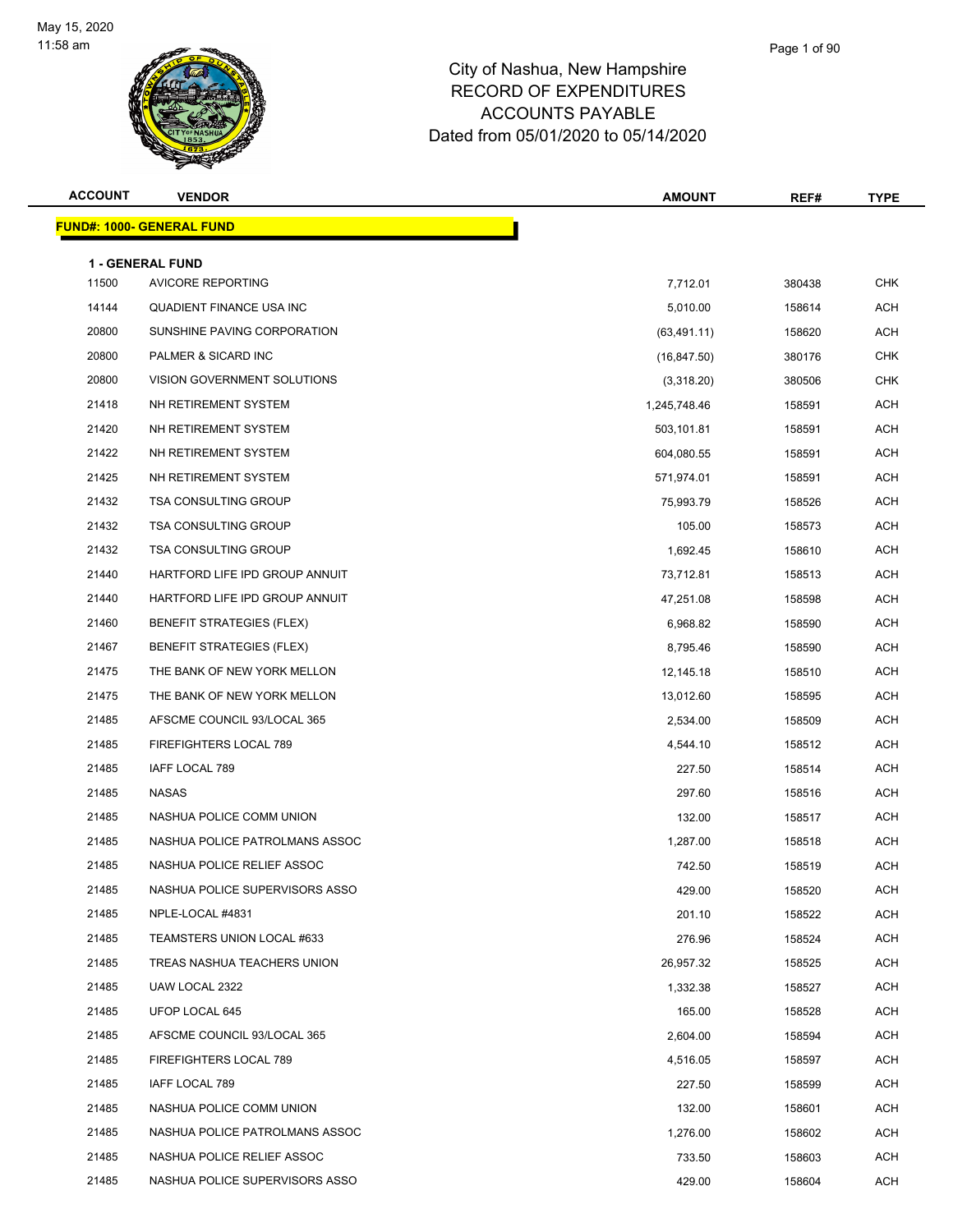May 15, 2020
11:58 am

# City of Nashua, New Hampshire
## RECORD OF EXPENDITURES
## ACCOUNTS PAYABLE
## Dated from 05/01/2020 to 05/14/2020

| ACCOUNT | VENDOR | AMOUNT | REF# | TYPE |
|---|---|---|---|---|
| **FUND#: 1000- GENERAL FUND** | | | | |
| **1 - GENERAL FUND** | | | | |
| 11500 | AVICORE REPORTING | 7,712.01 | 380438 | CHK |
| 14144 | QUADIENT FINANCE USA INC | 5,010.00 | 158614 | ACH |
| 20800 | SUNSHINE PAVING CORPORATION | (63,491.11) | 158620 | ACH |
| 20800 | PALMER & SICARD INC | (16,847.50) | 380176 | CHK |
| 20800 | VISION GOVERNMENT SOLUTIONS | (3,318.20) | 380506 | CHK |
| 21418 | NH RETIREMENT SYSTEM | 1,245,748.46 | 158591 | ACH |
| 21420 | NH RETIREMENT SYSTEM | 503,101.81 | 158591 | ACH |
| 21422 | NH RETIREMENT SYSTEM | 604,080.55 | 158591 | ACH |
| 21425 | NH RETIREMENT SYSTEM | 571,974.01 | 158591 | ACH |
| 21432 | TSA CONSULTING GROUP | 75,993.79 | 158526 | ACH |
| 21432 | TSA CONSULTING GROUP | 105.00 | 158573 | ACH |
| 21432 | TSA CONSULTING GROUP | 1,692.45 | 158610 | ACH |
| 21440 | HARTFORD LIFE IPD GROUP ANNUIT | 73,712.81 | 158513 | ACH |
| 21440 | HARTFORD LIFE IPD GROUP ANNUIT | 47,251.08 | 158598 | ACH |
| 21460 | BENEFIT STRATEGIES (FLEX) | 6,968.82 | 158590 | ACH |
| 21467 | BENEFIT STRATEGIES (FLEX) | 8,795.46 | 158590 | ACH |
| 21475 | THE BANK OF NEW YORK MELLON | 12,145.18 | 158510 | ACH |
| 21475 | THE BANK OF NEW YORK MELLON | 13,012.60 | 158595 | ACH |
| 21485 | AFSCME COUNCIL 93/LOCAL 365 | 2,534.00 | 158509 | ACH |
| 21485 | FIREFIGHTERS LOCAL 789 | 4,544.10 | 158512 | ACH |
| 21485 | IAFF LOCAL 789 | 227.50 | 158514 | ACH |
| 21485 | NASAS | 297.60 | 158516 | ACH |
| 21485 | NASHUA POLICE COMM UNION | 132.00 | 158517 | ACH |
| 21485 | NASHUA POLICE PATROLMANS ASSOC | 1,287.00 | 158518 | ACH |
| 21485 | NASHUA POLICE RELIEF ASSOC | 742.50 | 158519 | ACH |
| 21485 | NASHUA POLICE SUPERVISORS ASSO | 429.00 | 158520 | ACH |
| 21485 | NPLE-LOCAL #4831 | 201.10 | 158522 | ACH |
| 21485 | TEAMSTERS UNION LOCAL #633 | 276.96 | 158524 | ACH |
| 21485 | TREAS NASHUA TEACHERS UNION | 26,957.32 | 158525 | ACH |
| 21485 | UAW LOCAL 2322 | 1,332.38 | 158527 | ACH |
| 21485 | UFOP LOCAL 645 | 165.00 | 158528 | ACH |
| 21485 | AFSCME COUNCIL 93/LOCAL 365 | 2,604.00 | 158594 | ACH |
| 21485 | FIREFIGHTERS LOCAL 789 | 4,516.05 | 158597 | ACH |
| 21485 | IAFF LOCAL 789 | 227.50 | 158599 | ACH |
| 21485 | NASHUA POLICE COMM UNION | 132.00 | 158601 | ACH |
| 21485 | NASHUA POLICE PATROLMANS ASSOC | 1,276.00 | 158602 | ACH |
| 21485 | NASHUA POLICE RELIEF ASSOC | 733.50 | 158603 | ACH |
| 21485 | NASHUA POLICE SUPERVISORS ASSO | 429.00 | 158604 | ACH |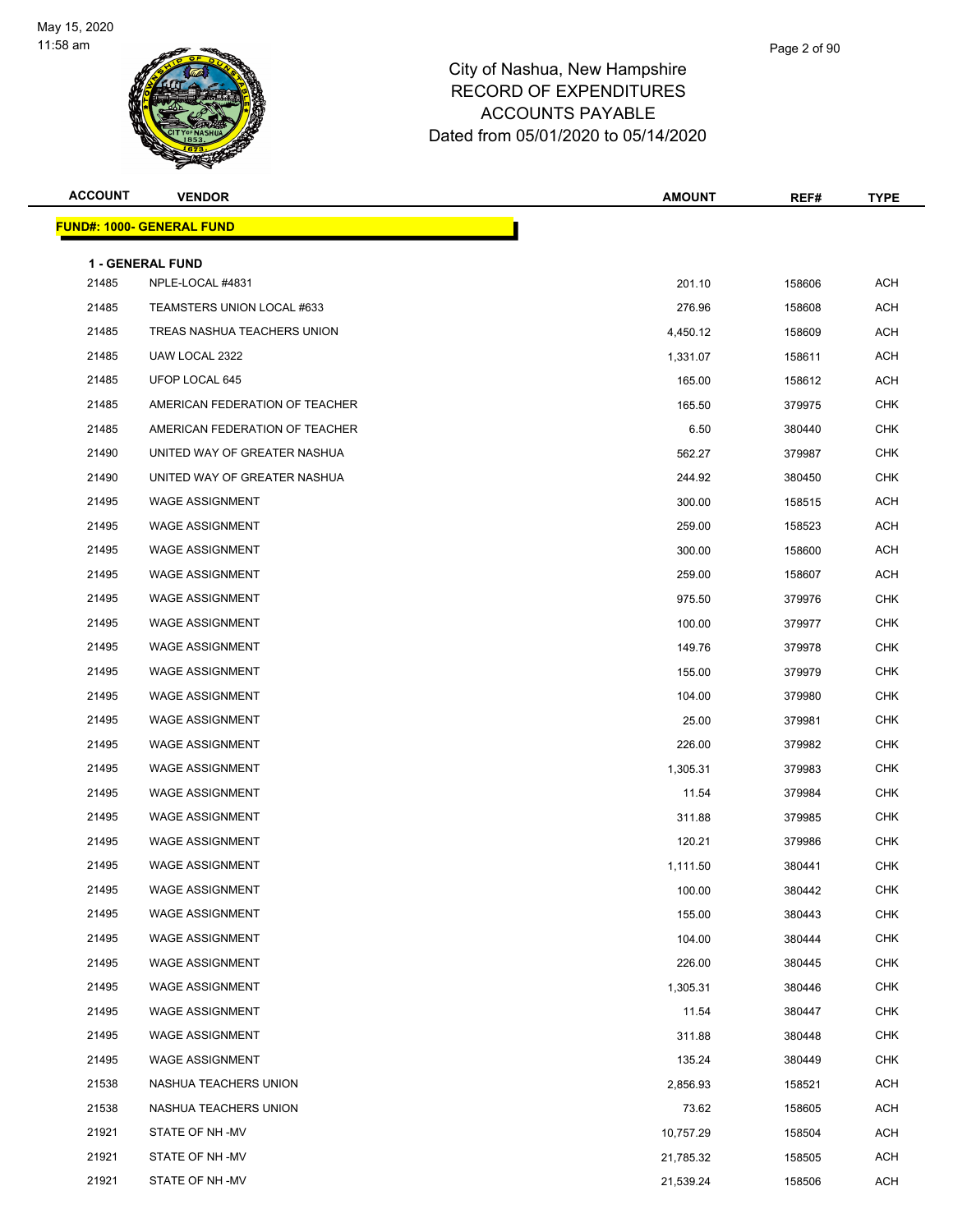City of Nashua, New Hampshire
RECORD OF EXPENDITURES
ACCOUNTS PAYABLE
Dated from 05/01/2020 to 05/14/2020

| ACCOUNT | VENDOR | AMOUNT | REF# | TYPE |
|---|---|---|---|---|
| **FUND#: 1000- GENERAL FUND** | | | | |
| **1 - GENERAL FUND** | | | | |
| 21485 | NPLE-LOCAL #4831 | 201.10 | 158606 | ACH |
| 21485 | TEAMSTERS UNION LOCAL #633 | 276.96 | 158608 | ACH |
| 21485 | TREAS NASHUA TEACHERS UNION | 4,450.12 | 158609 | ACH |
| 21485 | UAW LOCAL 2322 | 1,331.07 | 158611 | ACH |
| 21485 | UFOP LOCAL 645 | 165.00 | 158612 | ACH |
| 21485 | AMERICAN FEDERATION OF TEACHER | 165.50 | 379975 | CHK |
| 21485 | AMERICAN FEDERATION OF TEACHER | 6.50 | 380440 | CHK |
| 21490 | UNITED WAY OF GREATER NASHUA | 562.27 | 379987 | CHK |
| 21490 | UNITED WAY OF GREATER NASHUA | 244.92 | 380450 | CHK |
| 21495 | WAGE ASSIGNMENT | 300.00 | 158515 | ACH |
| 21495 | WAGE ASSIGNMENT | 259.00 | 158523 | ACH |
| 21495 | WAGE ASSIGNMENT | 300.00 | 158600 | ACH |
| 21495 | WAGE ASSIGNMENT | 259.00 | 158607 | ACH |
| 21495 | WAGE ASSIGNMENT | 975.50 | 379976 | CHK |
| 21495 | WAGE ASSIGNMENT | 100.00 | 379977 | CHK |
| 21495 | WAGE ASSIGNMENT | 149.76 | 379978 | CHK |
| 21495 | WAGE ASSIGNMENT | 155.00 | 379979 | CHK |
| 21495 | WAGE ASSIGNMENT | 104.00 | 379980 | CHK |
| 21495 | WAGE ASSIGNMENT | 25.00 | 379981 | CHK |
| 21495 | WAGE ASSIGNMENT | 226.00 | 379982 | CHK |
| 21495 | WAGE ASSIGNMENT | 1,305.31 | 379983 | CHK |
| 21495 | WAGE ASSIGNMENT | 11.54 | 379984 | CHK |
| 21495 | WAGE ASSIGNMENT | 311.88 | 379985 | CHK |
| 21495 | WAGE ASSIGNMENT | 120.21 | 379986 | CHK |
| 21495 | WAGE ASSIGNMENT | 1,111.50 | 380441 | CHK |
| 21495 | WAGE ASSIGNMENT | 100.00 | 380442 | CHK |
| 21495 | WAGE ASSIGNMENT | 155.00 | 380443 | CHK |
| 21495 | WAGE ASSIGNMENT | 104.00 | 380444 | CHK |
| 21495 | WAGE ASSIGNMENT | 226.00 | 380445 | CHK |
| 21495 | WAGE ASSIGNMENT | 1,305.31 | 380446 | CHK |
| 21495 | WAGE ASSIGNMENT | 11.54 | 380447 | CHK |
| 21495 | WAGE ASSIGNMENT | 311.88 | 380448 | CHK |
| 21495 | WAGE ASSIGNMENT | 135.24 | 380449 | CHK |
| 21538 | NASHUA TEACHERS UNION | 2,856.93 | 158521 | ACH |
| 21538 | NASHUA TEACHERS UNION | 73.62 | 158605 | ACH |
| 21921 | STATE OF NH -MV | 10,757.29 | 158504 | ACH |
| 21921 | STATE OF NH -MV | 21,785.32 | 158505 | ACH |
| 21921 | STATE OF NH -MV | 21,539.24 | 158506 | ACH |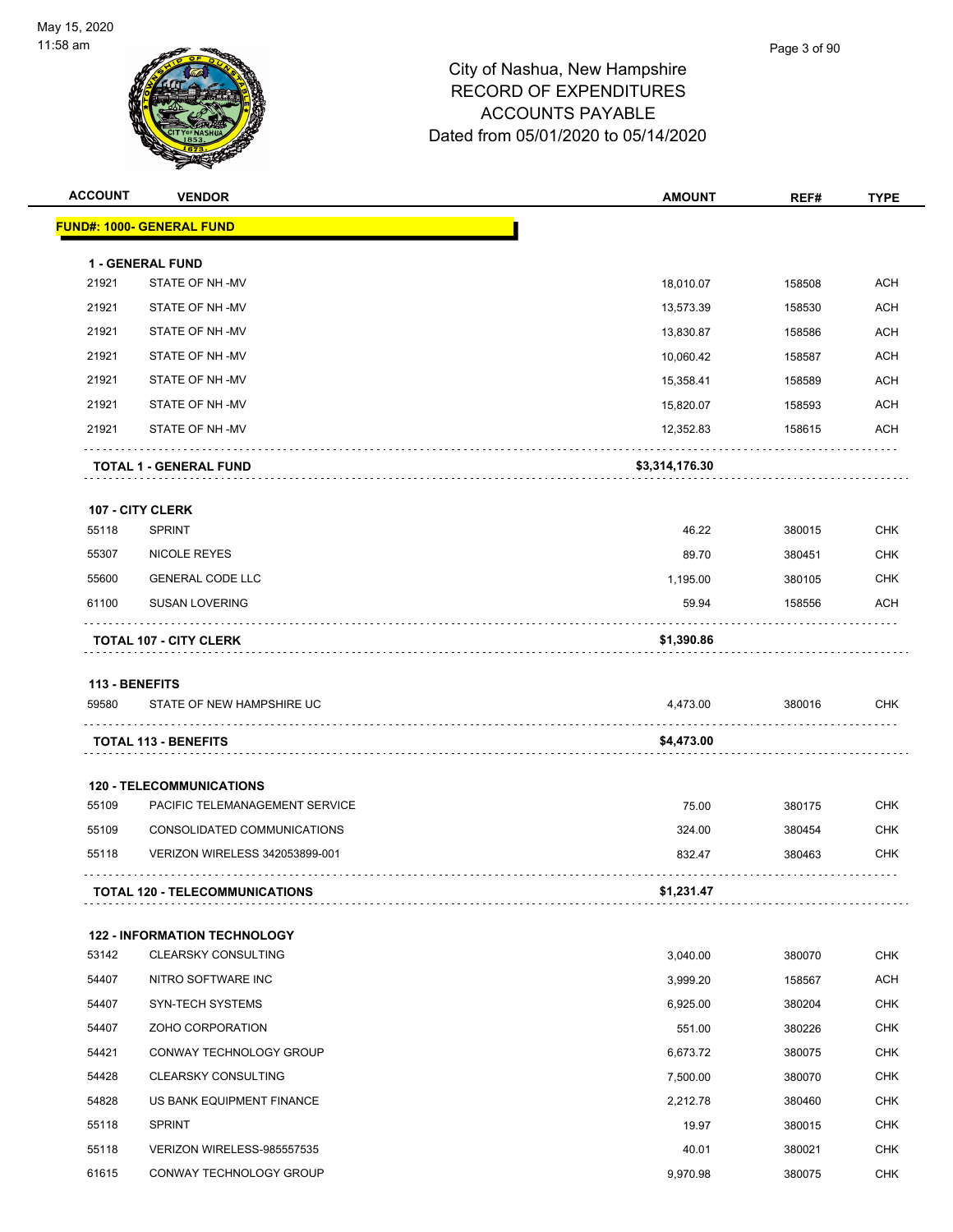City of Nashua, New Hampshire
RECORD OF EXPENDITURES
ACCOUNTS PAYABLE
Dated from 05/01/2020 to 05/14/2020

| ACCOUNT | VENDOR | AMOUNT | REF# | TYPE |
|---|---|---|---|---|
| **FUND#: 1000- GENERAL FUND** | | | | |
| **1 - GENERAL FUND** | | | | |
| 21921 | STATE OF NH -MV | 18,010.07 | 158508 | ACH |
| 21921 | STATE OF NH -MV | 13,573.39 | 158530 | ACH |
| 21921 | STATE OF NH -MV | 13,830.87 | 158586 | ACH |
| 21921 | STATE OF NH -MV | 10,060.42 | 158587 | ACH |
| 21921 | STATE OF NH -MV | 15,358.41 | 158589 | ACH |
| 21921 | STATE OF NH -MV | 15,820.07 | 158593 | ACH |
| 21921 | STATE OF NH -MV | 12,352.83 | 158615 | ACH |
| | **TOTAL 1 - GENERAL FUND** | **$3,314,176.30** | | |
| **107 - CITY CLERK** | | | | |
| 55118 | SPRINT | 46.22 | 380015 | CHK |
| 55307 | NICOLE REYES | 89.70 | 380451 | CHK |
| 55600 | GENERAL CODE LLC | 1,195.00 | 380105 | CHK |
| 61100 | SUSAN LOVERING | 59.94 | 158556 | ACH |
| | **TOTAL 107 - CITY CLERK** | **$1,390.86** | | |
| **113 - BENEFITS** | | | | |
| 59580 | STATE OF NEW HAMPSHIRE UC | 4,473.00 | 380016 | CHK |
| | **TOTAL 113 - BENEFITS** | **$4,473.00** | | |
| **120 - TELECOMMUNICATIONS** | | | | |
| 55109 | PACIFIC TELEMANAGEMENT SERVICE | 75.00 | 380175 | CHK |
| 55109 | CONSOLIDATED COMMUNICATIONS | 324.00 | 380454 | CHK |
| 55118 | VERIZON WIRELESS 342053899-001 | 832.47 | 380463 | CHK |
| | **TOTAL 120 - TELECOMMUNICATIONS** | **$1,231.47** | | |
| **122 - INFORMATION TECHNOLOGY** | | | | |
| 53142 | CLEARSKY CONSULTING | 3,040.00 | 380070 | CHK |
| 54407 | NITRO SOFTWARE INC | 3,999.20 | 158567 | ACH |
| 54407 | SYN-TECH SYSTEMS | 6,925.00 | 380204 | CHK |
| 54407 | ZOHO CORPORATION | 551.00 | 380226 | CHK |
| 54421 | CONWAY TECHNOLOGY GROUP | 6,673.72 | 380075 | CHK |
| 54428 | CLEARSKY CONSULTING | 7,500.00 | 380070 | CHK |
| 54828 | US BANK EQUIPMENT FINANCE | 2,212.78 | 380460 | CHK |
| 55118 | SPRINT | 19.97 | 380015 | CHK |
| 55118 | VERIZON WIRELESS-985557535 | 40.01 | 380021 | CHK |
| 61615 | CONWAY TECHNOLOGY GROUP | 9,970.98 | 380075 | CHK |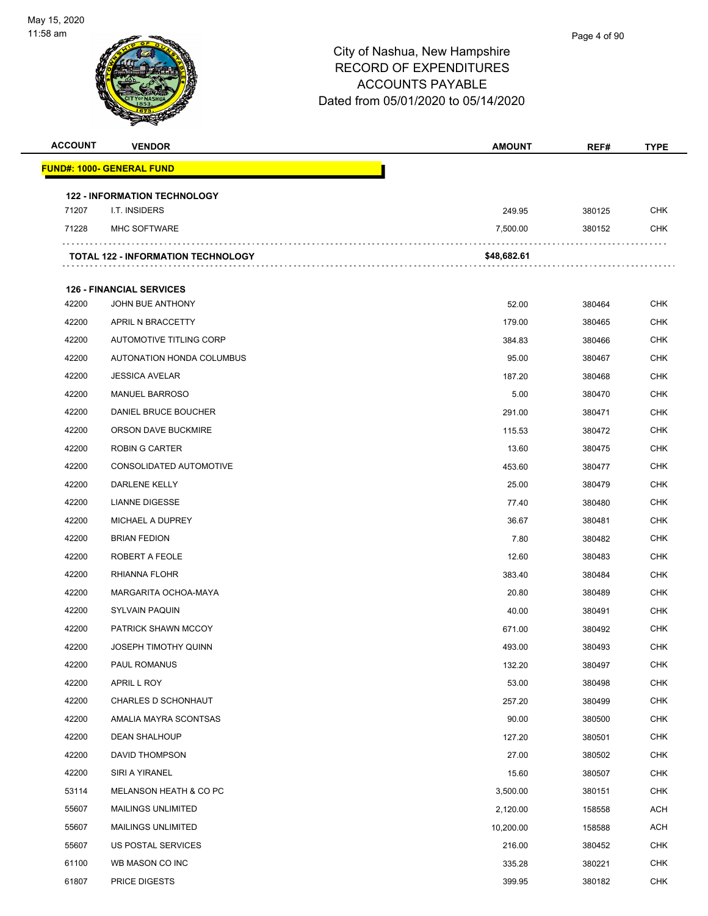City of Nashua, New Hampshire
RECORD OF EXPENDITURES
ACCOUNTS PAYABLE
Dated from 05/01/2020 to 05/14/2020

| ACCOUNT | VENDOR | AMOUNT | REF# | TYPE |
|---|---|---|---|---|
| **FUND#: 1000- GENERAL FUND** | | | | |
| **122 - INFORMATION TECHNOLOGY** | | | | |
| 71207 | I.T. INSIDERS | 249.95 | 380125 | CHK |
| 71228 | MHC SOFTWARE | 7,500.00 | 380152 | CHK |
| | **TOTAL 122 - INFORMATION TECHNOLOGY** | **$48,682.61** | | |
| **126 - FINANCIAL SERVICES** | | | | |
| 42200 | JOHN BUE ANTHONY | 52.00 | 380464 | CHK |
| 42200 | APRIL N BRACCETTY | 179.00 | 380465 | CHK |
| 42200 | AUTOMOTIVE TITLING CORP | 384.83 | 380466 | CHK |
| 42200 | AUTONATION HONDA COLUMBUS | 95.00 | 380467 | CHK |
| 42200 | JESSICA AVELAR | 187.20 | 380468 | CHK |
| 42200 | MANUEL BARROSO | 5.00 | 380470 | CHK |
| 42200 | DANIEL BRUCE BOUCHER | 291.00 | 380471 | CHK |
| 42200 | ORSON DAVE BUCKMIRE | 115.53 | 380472 | CHK |
| 42200 | ROBIN G CARTER | 13.60 | 380475 | CHK |
| 42200 | CONSOLIDATED AUTOMOTIVE | 453.60 | 380477 | CHK |
| 42200 | DARLENE KELLY | 25.00 | 380479 | CHK |
| 42200 | LIANNE DIGESSE | 77.40 | 380480 | CHK |
| 42200 | MICHAEL A DUPREY | 36.67 | 380481 | CHK |
| 42200 | BRIAN FEDION | 7.80 | 380482 | CHK |
| 42200 | ROBERT A FEOLE | 12.60 | 380483 | CHK |
| 42200 | RHIANNA FLOHR | 383.40 | 380484 | CHK |
| 42200 | MARGARITA OCHOA-MAYA | 20.80 | 380489 | CHK |
| 42200 | SYLVAIN PAQUIN | 40.00 | 380491 | CHK |
| 42200 | PATRICK SHAWN MCCOY | 671.00 | 380492 | CHK |
| 42200 | JOSEPH TIMOTHY QUINN | 493.00 | 380493 | CHK |
| 42200 | PAUL ROMANUS | 132.20 | 380497 | CHK |
| 42200 | APRIL L ROY | 53.00 | 380498 | CHK |
| 42200 | CHARLES D SCHONHAUT | 257.20 | 380499 | CHK |
| 42200 | AMALIA MAYRA SCONTSAS | 90.00 | 380500 | CHK |
| 42200 | DEAN SHALHOUP | 127.20 | 380501 | CHK |
| 42200 | DAVID THOMPSON | 27.00 | 380502 | CHK |
| 42200 | SIRI A YIRANEL | 15.60 | 380507 | CHK |
| 53114 | MELANSON HEATH & CO PC | 3,500.00 | 380151 | CHK |
| 55607 | MAILINGS UNLIMITED | 2,120.00 | 158558 | ACH |
| 55607 | MAILINGS UNLIMITED | 10,200.00 | 158588 | ACH |
| 55607 | US POSTAL SERVICES | 216.00 | 380452 | CHK |
| 61100 | WB MASON CO INC | 335.28 | 380221 | CHK |
| 61807 | PRICE DIGESTS | 399.95 | 380182 | CHK |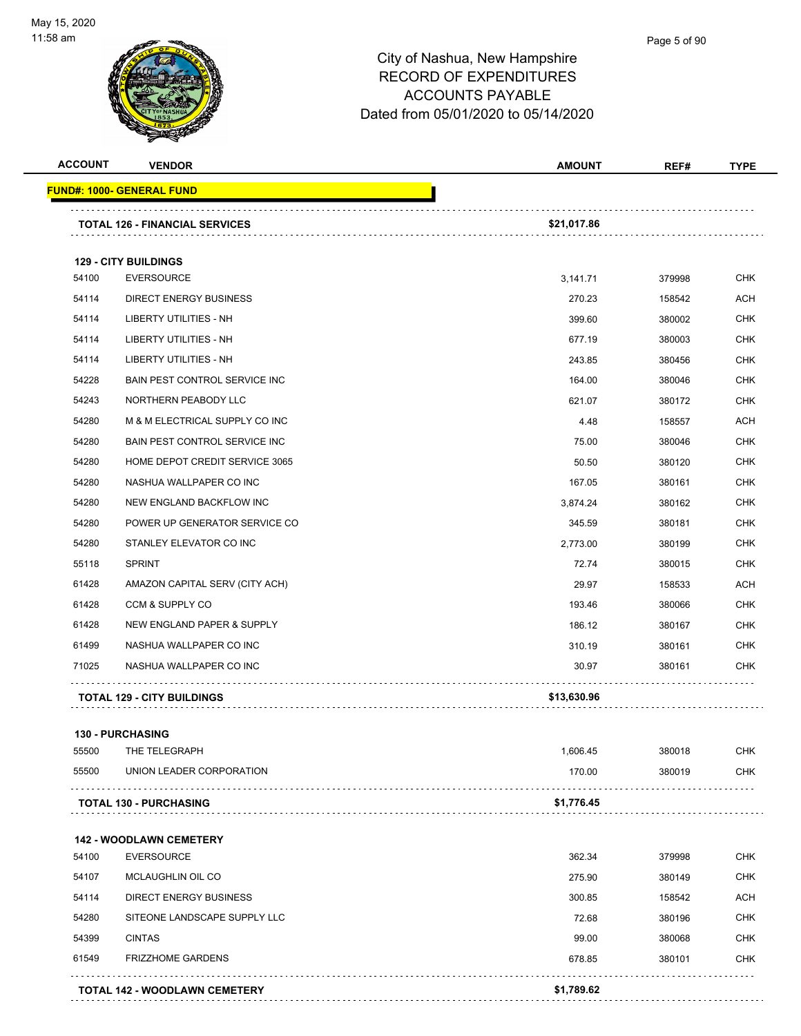City of Nashua, New Hampshire
RECORD OF EXPENDITURES
ACCOUNTS PAYABLE
Dated from 05/01/2020 to 05/14/2020

| ACCOUNT | VENDOR | AMOUNT | REF# | TYPE |
|---|---|---|---|---|
| **FUND#: 1000- GENERAL FUND** | | | | |
| | **TOTAL 126 - FINANCIAL SERVICES** | **$21,017.86** | | |
| | **129 - CITY BUILDINGS** | | | |
| 54100 | EVERSOURCE | 3,141.71 | 379998 | CHK |
| 54114 | DIRECT ENERGY BUSINESS | 270.23 | 158542 | ACH |
| 54114 | LIBERTY UTILITIES - NH | 399.60 | 380002 | CHK |
| 54114 | LIBERTY UTILITIES - NH | 677.19 | 380003 | CHK |
| 54114 | LIBERTY UTILITIES - NH | 243.85 | 380456 | CHK |
| 54228 | BAIN PEST CONTROL SERVICE INC | 164.00 | 380046 | CHK |
| 54243 | NORTHERN PEABODY LLC | 621.07 | 380172 | CHK |
| 54280 | M & M ELECTRICAL SUPPLY CO INC | 4.48 | 158557 | ACH |
| 54280 | BAIN PEST CONTROL SERVICE INC | 75.00 | 380046 | CHK |
| 54280 | HOME DEPOT CREDIT SERVICE 3065 | 50.50 | 380120 | CHK |
| 54280 | NASHUA WALLPAPER CO INC | 167.05 | 380161 | CHK |
| 54280 | NEW ENGLAND BACKFLOW INC | 3,874.24 | 380162 | CHK |
| 54280 | POWER UP GENERATOR SERVICE CO | 345.59 | 380181 | CHK |
| 54280 | STANLEY ELEVATOR CO INC | 2,773.00 | 380199 | CHK |
| 55118 | SPRINT | 72.74 | 380015 | CHK |
| 61428 | AMAZON CAPITAL SERV (CITY ACH) | 29.97 | 158533 | ACH |
| 61428 | CCM & SUPPLY CO | 193.46 | 380066 | CHK |
| 61428 | NEW ENGLAND PAPER & SUPPLY | 186.12 | 380167 | CHK |
| 61499 | NASHUA WALLPAPER CO INC | 310.19 | 380161 | CHK |
| 71025 | NASHUA WALLPAPER CO INC | 30.97 | 380161 | CHK |
| | **TOTAL 129 - CITY BUILDINGS** | **$13,630.96** | | |
| | **130 - PURCHASING** | | | |
| 55500 | THE TELEGRAPH | 1,606.45 | 380018 | CHK |
| 55500 | UNION LEADER CORPORATION | 170.00 | 380019 | CHK |
| | **TOTAL 130 - PURCHASING** | **$1,776.45** | | |
| | **142 - WOODLAWN CEMETERY** | | | |
| 54100 | EVERSOURCE | 362.34 | 379998 | CHK |
| 54107 | MCLAUGHLIN OIL CO | 275.90 | 380149 | CHK |
| 54114 | DIRECT ENERGY BUSINESS | 300.85 | 158542 | ACH |
| 54280 | SITEONE LANDSCAPE SUPPLY LLC | 72.68 | 380196 | CHK |
| 54399 | CINTAS | 99.00 | 380068 | CHK |
| 61549 | FRIZZHOME GARDENS | 678.85 | 380101 | CHK |
| | **TOTAL 142 - WOODLAWN CEMETERY** | **$1,789.62** | | |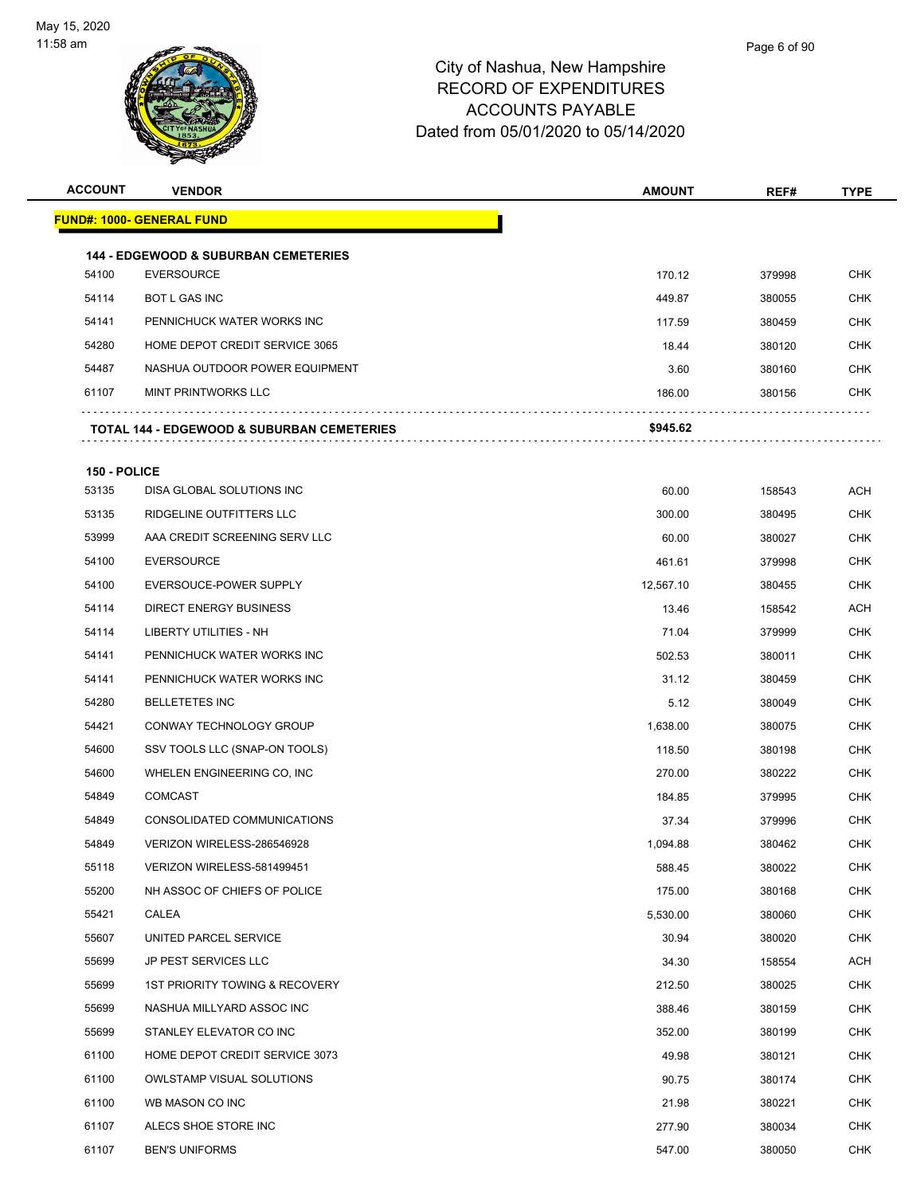City of Nashua, New Hampshire
RECORD OF EXPENDITURES
ACCOUNTS PAYABLE
Dated from 05/01/2020 to 05/14/2020

| ACCOUNT | VENDOR | AMOUNT | REF# | TYPE |
|---|---|---|---|---|
| **FUND#: 1000- GENERAL FUND** | | | | |
| **144 - EDGEWOOD & SUBURBAN CEMETERIES** | | | | |
| 54100 | EVERSOURCE | 170.12 | 379998 | CHK |
| 54114 | BOT L GAS INC | 449.87 | 380055 | CHK |
| 54141 | PENNICHUCK WATER WORKS INC | 117.59 | 380459 | CHK |
| 54280 | HOME DEPOT CREDIT SERVICE 3065 | 18.44 | 380120 | CHK |
| 54487 | NASHUA OUTDOOR POWER EQUIPMENT | 3.60 | 380160 | CHK |
| 61107 | MINT PRINTWORKS LLC | 186.00 | 380156 | CHK |
| **TOTAL 144 - EDGEWOOD & SUBURBAN CEMETERIES** | | **$945.62** | | |
| **150 - POLICE** | | | | |
| 53135 | DISA GLOBAL SOLUTIONS INC | 60.00 | 158543 | ACH |
| 53135 | RIDGELINE OUTFITTERS LLC | 300.00 | 380495 | CHK |
| 53999 | AAA CREDIT SCREENING SERV LLC | 60.00 | 380027 | CHK |
| 54100 | EVERSOURCE | 461.61 | 379998 | CHK |
| 54100 | EVERSOUCE-POWER SUPPLY | 12,567.10 | 380455 | CHK |
| 54114 | DIRECT ENERGY BUSINESS | 13.46 | 158542 | ACH |
| 54114 | LIBERTY UTILITIES - NH | 71.04 | 379999 | CHK |
| 54141 | PENNICHUCK WATER WORKS INC | 502.53 | 380011 | CHK |
| 54141 | PENNICHUCK WATER WORKS INC | 31.12 | 380459 | CHK |
| 54280 | BELLETETES INC | 5.12 | 380049 | CHK |
| 54421 | CONWAY TECHNOLOGY GROUP | 1,638.00 | 380075 | CHK |
| 54600 | SSV TOOLS LLC (SNAP-ON TOOLS) | 118.50 | 380198 | CHK |
| 54600 | WHELEN ENGINEERING CO, INC | 270.00 | 380222 | CHK |
| 54849 | COMCAST | 184.85 | 379995 | CHK |
| 54849 | CONSOLIDATED COMMUNICATIONS | 37.34 | 379996 | CHK |
| 54849 | VERIZON WIRELESS-286546928 | 1,094.88 | 380462 | CHK |
| 55118 | VERIZON WIRELESS-581499451 | 588.45 | 380022 | CHK |
| 55200 | NH ASSOC OF CHIEFS OF POLICE | 175.00 | 380168 | CHK |
| 55421 | CALEA | 5,530.00 | 380060 | CHK |
| 55607 | UNITED PARCEL SERVICE | 30.94 | 380020 | CHK |
| 55699 | JP PEST SERVICES LLC | 34.30 | 158554 | ACH |
| 55699 | 1ST PRIORITY TOWING & RECOVERY | 212.50 | 380025 | CHK |
| 55699 | NASHUA MILLYARD ASSOC INC | 388.46 | 380159 | CHK |
| 55699 | STANLEY ELEVATOR CO INC | 352.00 | 380199 | CHK |
| 61100 | HOME DEPOT CREDIT SERVICE 3073 | 49.98 | 380121 | CHK |
| 61100 | OWLSTAMP VISUAL SOLUTIONS | 90.75 | 380174 | CHK |
| 61100 | WB MASON CO INC | 21.98 | 380221 | CHK |
| 61107 | ALECS SHOE STORE INC | 277.90 | 380034 | CHK |
| 61107 | BEN'S UNIFORMS | 547.00 | 380050 | CHK |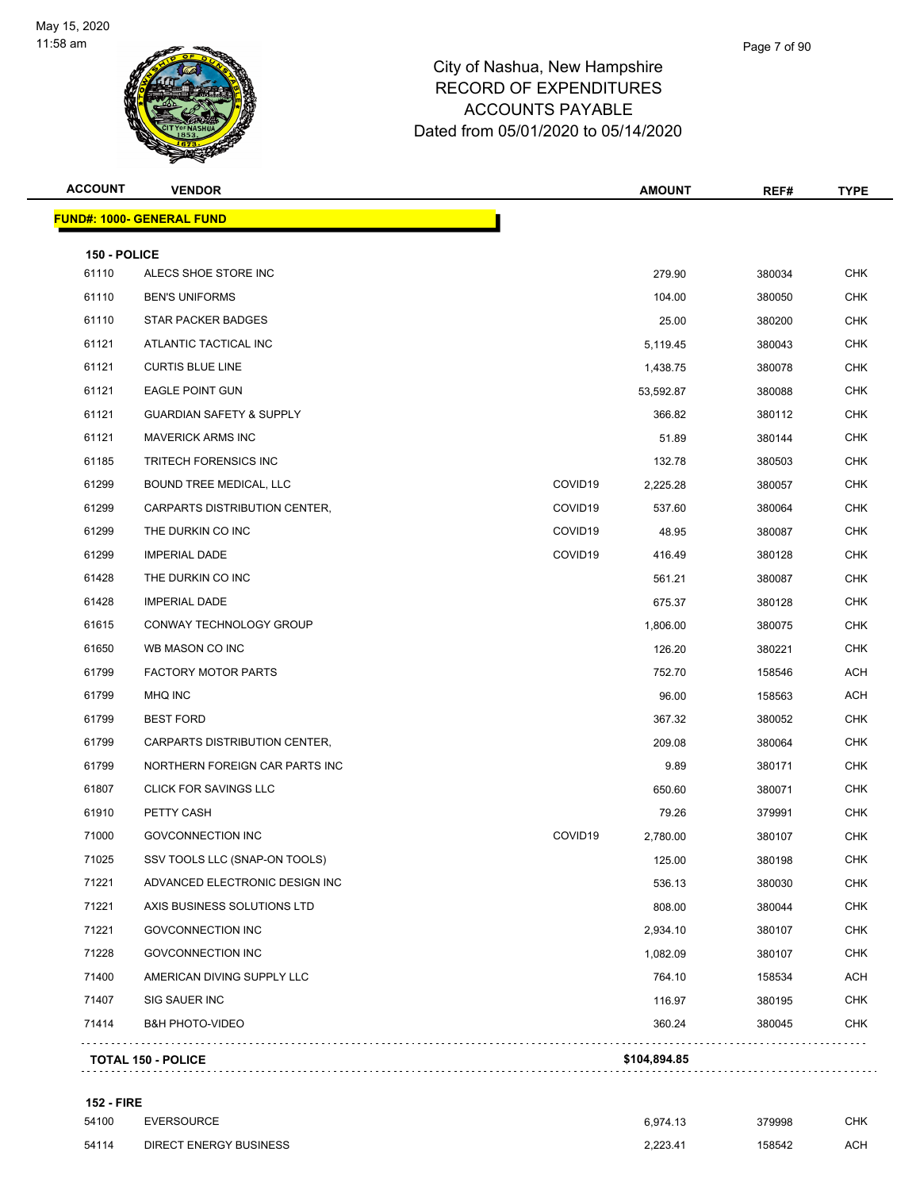# City of Nashua, New Hampshire
## RECORD OF EXPENDITURES
## ACCOUNTS PAYABLE
## Dated from 05/01/2020 to 05/14/2020

May 15, 2020
11:58 am

| ACCOUNT | VENDOR | | AMOUNT | REF# | TYPE |
|---|---|---|---|---|---|
| **FUND#: 1000- GENERAL FUND** | | | | | |
| **150 - POLICE** | | | | | |
| 61110 | ALECS SHOE STORE INC | | 279.90 | 380034 | CHK |
| 61110 | BEN'S UNIFORMS | | 104.00 | 380050 | CHK |
| 61110 | STAR PACKER BADGES | | 25.00 | 380200 | CHK |
| 61121 | ATLANTIC TACTICAL INC | | 5,119.45 | 380043 | CHK |
| 61121 | CURTIS BLUE LINE | | 1,438.75 | 380078 | CHK |
| 61121 | EAGLE POINT GUN | | 53,592.87 | 380088 | CHK |
| 61121 | GUARDIAN SAFETY & SUPPLY | | 366.82 | 380112 | CHK |
| 61121 | MAVERICK ARMS INC | | 51.89 | 380144 | CHK |
| 61185 | TRITECH FORENSICS INC | | 132.78 | 380503 | CHK |
| 61299 | BOUND TREE MEDICAL, LLC | COVID19 | 2,225.28 | 380057 | CHK |
| 61299 | CARPARTS DISTRIBUTION CENTER, | COVID19 | 537.60 | 380064 | CHK |
| 61299 | THE DURKIN CO INC | COVID19 | 48.95 | 380087 | CHK |
| 61299 | IMPERIAL DADE | COVID19 | 416.49 | 380128 | CHK |
| 61428 | THE DURKIN CO INC | | 561.21 | 380087 | CHK |
| 61428 | IMPERIAL DADE | | 675.37 | 380128 | CHK |
| 61615 | CONWAY TECHNOLOGY GROUP | | 1,806.00 | 380075 | CHK |
| 61650 | WB MASON CO INC | | 126.20 | 380221 | CHK |
| 61799 | FACTORY MOTOR PARTS | | 752.70 | 158546 | ACH |
| 61799 | MHQ INC | | 96.00 | 158563 | ACH |
| 61799 | BEST FORD | | 367.32 | 380052 | CHK |
| 61799 | CARPARTS DISTRIBUTION CENTER, | | 209.08 | 380064 | CHK |
| 61799 | NORTHERN FOREIGN CAR PARTS INC | | 9.89 | 380171 | CHK |
| 61807 | CLICK FOR SAVINGS LLC | | 650.60 | 380071 | CHK |
| 61910 | PETTY CASH | | 79.26 | 379991 | CHK |
| 71000 | GOVCONNECTION INC | COVID19 | 2,780.00 | 380107 | CHK |
| 71025 | SSV TOOLS LLC (SNAP-ON TOOLS) | | 125.00 | 380198 | CHK |
| 71221 | ADVANCED ELECTRONIC DESIGN INC | | 536.13 | 380030 | CHK |
| 71221 | AXIS BUSINESS SOLUTIONS LTD | | 808.00 | 380044 | CHK |
| 71221 | GOVCONNECTION INC | | 2,934.10 | 380107 | CHK |
| 71228 | GOVCONNECTION INC | | 1,082.09 | 380107 | CHK |
| 71400 | AMERICAN DIVING SUPPLY LLC | | 764.10 | 158534 | ACH |
| 71407 | SIG SAUER INC | | 116.97 | 380195 | CHK |
| 71414 | B&H PHOTO-VIDEO | | 360.24 | 380045 | CHK |
| **TOTAL 150 - POLICE** | | | **$104,894.85** | | |
| **152 - FIRE** | | | | | |
| 54100 | EVERSOURCE | | 6,974.13 | 379998 | CHK |
| 54114 | DIRECT ENERGY BUSINESS | | 2,223.41 | 158542 | ACH |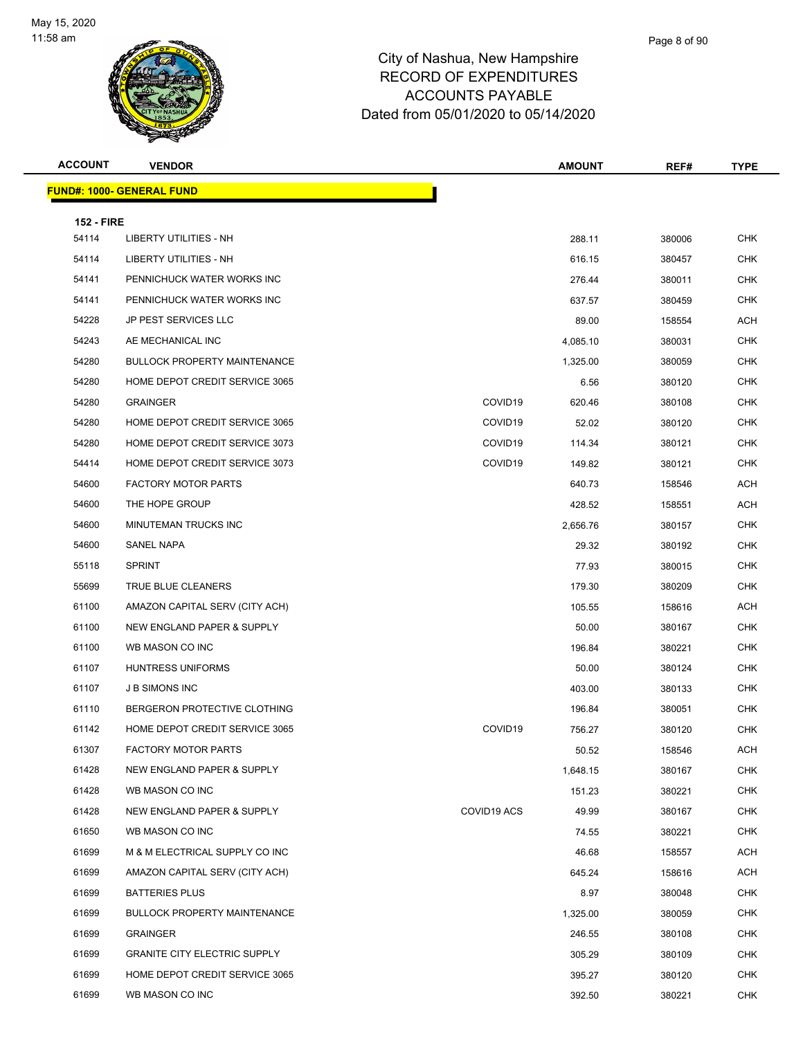City of Nashua, New Hampshire
RECORD OF EXPENDITURES
ACCOUNTS PAYABLE
Dated from 05/01/2020 to 05/14/2020

| ACCOUNT | VENDOR | | AMOUNT | REF# | TYPE |
|---|---|---|---|---|---|
| **FUND#: 1000- GENERAL FUND** | | | | | |
| **152 - FIRE** | | | | | |
| 54114 | LIBERTY UTILITIES - NH | | 288.11 | 380006 | CHK |
| 54114 | LIBERTY UTILITIES - NH | | 616.15 | 380457 | CHK |
| 54141 | PENNICHUCK WATER WORKS INC | | 276.44 | 380011 | CHK |
| 54141 | PENNICHUCK WATER WORKS INC | | 637.57 | 380459 | CHK |
| 54228 | JP PEST SERVICES LLC | | 89.00 | 158554 | ACH |
| 54243 | AE MECHANICAL INC | | 4,085.10 | 380031 | CHK |
| 54280 | BULLOCK PROPERTY MAINTENANCE | | 1,325.00 | 380059 | CHK |
| 54280 | HOME DEPOT CREDIT SERVICE 3065 | | 6.56 | 380120 | CHK |
| 54280 | GRAINGER | COVID19 | 620.46 | 380108 | CHK |
| 54280 | HOME DEPOT CREDIT SERVICE 3065 | COVID19 | 52.02 | 380120 | CHK |
| 54280 | HOME DEPOT CREDIT SERVICE 3073 | COVID19 | 114.34 | 380121 | CHK |
| 54414 | HOME DEPOT CREDIT SERVICE 3073 | COVID19 | 149.82 | 380121 | CHK |
| 54600 | FACTORY MOTOR PARTS | | 640.73 | 158546 | ACH |
| 54600 | THE HOPE GROUP | | 428.52 | 158551 | ACH |
| 54600 | MINUTEMAN TRUCKS INC | | 2,656.76 | 380157 | CHK |
| 54600 | SANEL NAPA | | 29.32 | 380192 | CHK |
| 55118 | SPRINT | | 77.93 | 380015 | CHK |
| 55699 | TRUE BLUE CLEANERS | | 179.30 | 380209 | CHK |
| 61100 | AMAZON CAPITAL SERV (CITY ACH) | | 105.55 | 158616 | ACH |
| 61100 | NEW ENGLAND PAPER & SUPPLY | | 50.00 | 380167 | CHK |
| 61100 | WB MASON CO INC | | 196.84 | 380221 | CHK |
| 61107 | HUNTRESS UNIFORMS | | 50.00 | 380124 | CHK |
| 61107 | J B SIMONS INC | | 403.00 | 380133 | CHK |
| 61110 | BERGERON PROTECTIVE CLOTHING | | 196.84 | 380051 | CHK |
| 61142 | HOME DEPOT CREDIT SERVICE 3065 | COVID19 | 756.27 | 380120 | CHK |
| 61307 | FACTORY MOTOR PARTS | | 50.52 | 158546 | ACH |
| 61428 | NEW ENGLAND PAPER & SUPPLY | | 1,648.15 | 380167 | CHK |
| 61428 | WB MASON CO INC | | 151.23 | 380221 | CHK |
| 61428 | NEW ENGLAND PAPER & SUPPLY | COVID19 ACS | 49.99 | 380167 | CHK |
| 61650 | WB MASON CO INC | | 74.55 | 380221 | CHK |
| 61699 | M & M ELECTRICAL SUPPLY CO INC | | 46.68 | 158557 | ACH |
| 61699 | AMAZON CAPITAL SERV (CITY ACH) | | 645.24 | 158616 | ACH |
| 61699 | BATTERIES PLUS | | 8.97 | 380048 | CHK |
| 61699 | BULLOCK PROPERTY MAINTENANCE | | 1,325.00 | 380059 | CHK |
| 61699 | GRAINGER | | 246.55 | 380108 | CHK |
| 61699 | GRANITE CITY ELECTRIC SUPPLY | | 305.29 | 380109 | CHK |
| 61699 | HOME DEPOT CREDIT SERVICE 3065 | | 395.27 | 380120 | CHK |
| 61699 | WB MASON CO INC | | 392.50 | 380221 | CHK |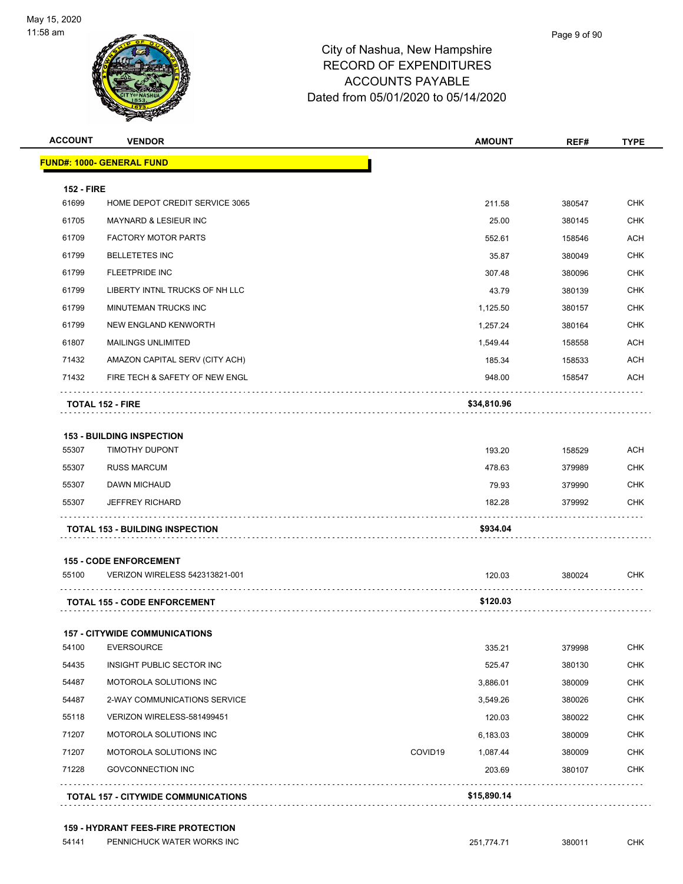# City of Nashua, New Hampshire
## RECORD OF EXPENDITURES
## ACCOUNTS PAYABLE
## Dated from 05/01/2020 to 05/14/2020

| ACCOUNT | VENDOR | | AMOUNT | REF# | TYPE |
|---|---|---|---|---|---|
| **FUND#: 1000- GENERAL FUND** | | | | | |
| **152 - FIRE** | | | | | |
| 61699 | HOME DEPOT CREDIT SERVICE 3065 | | 211.58 | 380547 | CHK |
| 61705 | MAYNARD & LESIEUR INC | | 25.00 | 380145 | CHK |
| 61709 | FACTORY MOTOR PARTS | | 552.61 | 158546 | ACH |
| 61799 | BELLETETES INC | | 35.87 | 380049 | CHK |
| 61799 | FLEETPRIDE INC | | 307.48 | 380096 | CHK |
| 61799 | LIBERTY INTNL TRUCKS OF NH LLC | | 43.79 | 380139 | CHK |
| 61799 | MINUTEMAN TRUCKS INC | | 1,125.50 | 380157 | CHK |
| 61799 | NEW ENGLAND KENWORTH | | 1,257.24 | 380164 | CHK |
| 61807 | MAILINGS UNLIMITED | | 1,549.44 | 158558 | ACH |
| 71432 | AMAZON CAPITAL SERV (CITY ACH) | | 185.34 | 158533 | ACH |
| 71432 | FIRE TECH & SAFETY OF NEW ENGL | | 948.00 | 158547 | ACH |
| **TOTAL 152 - FIRE** | | | **$34,810.96** | | |
| **153 - BUILDING INSPECTION** | | | | | |
| 55307 | TIMOTHY DUPONT | | 193.20 | 158529 | ACH |
| 55307 | RUSS MARCUM | | 478.63 | 379989 | CHK |
| 55307 | DAWN MICHAUD | | 79.93 | 379990 | CHK |
| 55307 | JEFFREY RICHARD | | 182.28 | 379992 | CHK |
| **TOTAL 153 - BUILDING INSPECTION** | | | **$934.04** | | |
| **155 - CODE ENFORCEMENT** | | | | | |
| 55100 | VERIZON WIRELESS 542313821-001 | | 120.03 | 380024 | CHK |
| **TOTAL 155 - CODE ENFORCEMENT** | | | **$120.03** | | |
| **157 - CITYWIDE COMMUNICATIONS** | | | | | |
| 54100 | EVERSOURCE | | 335.21 | 379998 | CHK |
| 54435 | INSIGHT PUBLIC SECTOR INC | | 525.47 | 380130 | CHK |
| 54487 | MOTOROLA SOLUTIONS INC | | 3,886.01 | 380009 | CHK |
| 54487 | 2-WAY COMMUNICATIONS SERVICE | | 3,549.26 | 380026 | CHK |
| 55118 | VERIZON WIRELESS-581499451 | | 120.03 | 380022 | CHK |
| 71207 | MOTOROLA SOLUTIONS INC | | 6,183.03 | 380009 | CHK |
| 71207 | MOTOROLA SOLUTIONS INC | COVID19 | 1,087.44 | 380009 | CHK |
| 71228 | GOVCONNECTION INC | | 203.69 | 380107 | CHK |
| **TOTAL 157 - CITYWIDE COMMUNICATIONS** | | | **$15,890.14** | | |
| **159 - HYDRANT FEES-FIRE PROTECTION** | | | | | |
| 54141 | PENNICHUCK WATER WORKS INC | | 251,774.71 | 380011 | CHK |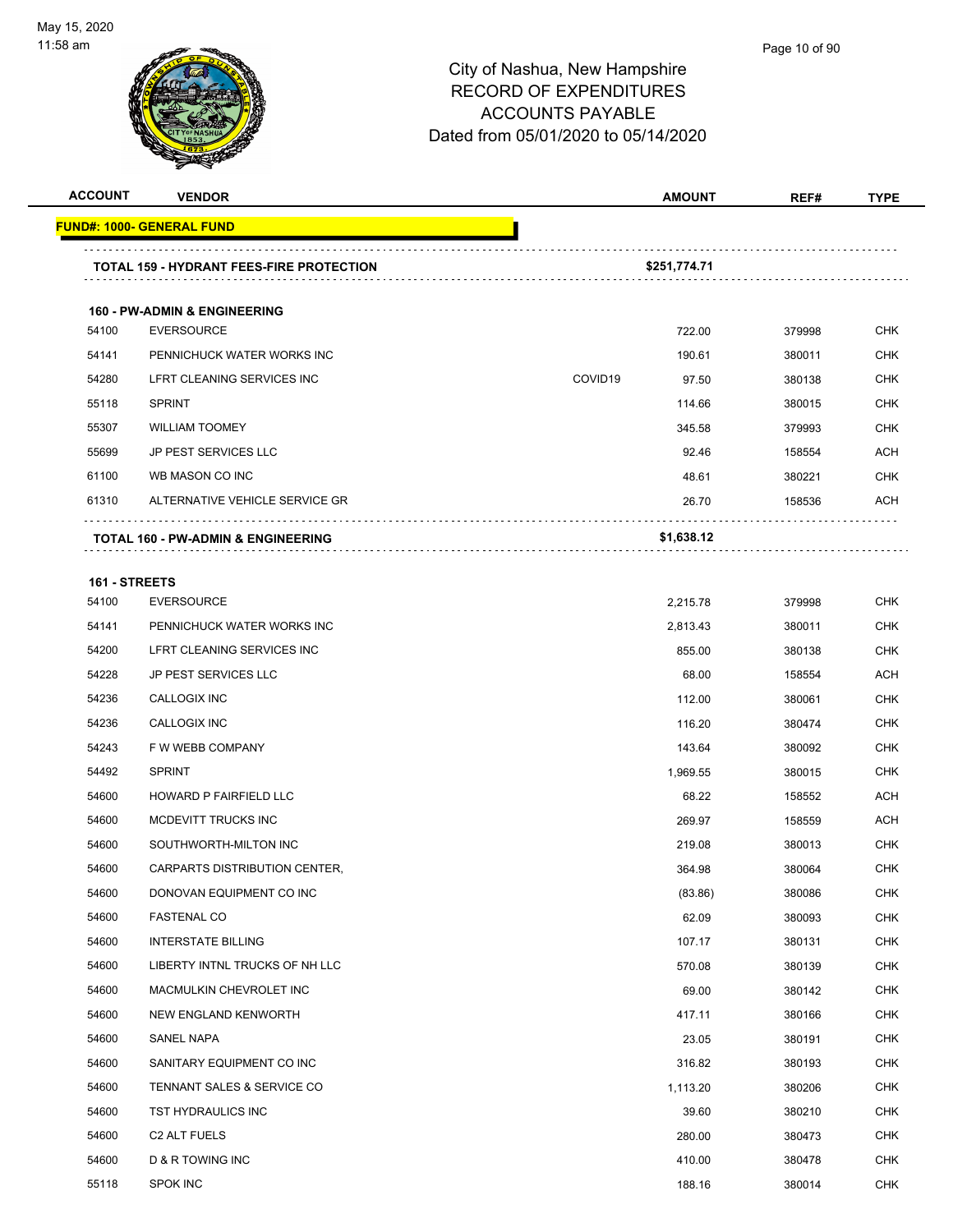City of Nashua, New Hampshire
RECORD OF EXPENDITURES
ACCOUNTS PAYABLE
Dated from 05/01/2020 to 05/14/2020

| ACCOUNT | VENDOR | | AMOUNT | REF# | TYPE |
|---|---|---|---|---|---|
| **FUND#: 1000- GENERAL FUND** | | | | | |
| **TOTAL 159 - HYDRANT FEES-FIRE PROTECTION** | | | **$251,774.71** | | |
| **160 - PW-ADMIN & ENGINEERING** | | | | | |
| 54100 | EVERSOURCE | | 722.00 | 379998 | CHK |
| 54141 | PENNICHUCK WATER WORKS INC | | 190.61 | 380011 | CHK |
| 54280 | LFRT CLEANING SERVICES INC | COVID19 | 97.50 | 380138 | CHK |
| 55118 | SPRINT | | 114.66 | 380015 | CHK |
| 55307 | WILLIAM TOOMEY | | 345.58 | 379993 | CHK |
| 55699 | JP PEST SERVICES LLC | | 92.46 | 158554 | ACH |
| 61100 | WB MASON CO INC | | 48.61 | 380221 | CHK |
| 61310 | ALTERNATIVE VEHICLE SERVICE GR | | 26.70 | 158536 | ACH |
| **TOTAL 160 - PW-ADMIN & ENGINEERING** | | | **$1,638.12** | | |
| **161 - STREETS** | | | | | |
| 54100 | EVERSOURCE | | 2,215.78 | 379998 | CHK |
| 54141 | PENNICHUCK WATER WORKS INC | | 2,813.43 | 380011 | CHK |
| 54200 | LFRT CLEANING SERVICES INC | | 855.00 | 380138 | CHK |
| 54228 | JP PEST SERVICES LLC | | 68.00 | 158554 | ACH |
| 54236 | CALLOGIX INC | | 112.00 | 380061 | CHK |
| 54236 | CALLOGIX INC | | 116.20 | 380474 | CHK |
| 54243 | F W WEBB COMPANY | | 143.64 | 380092 | CHK |
| 54492 | SPRINT | | 1,969.55 | 380015 | CHK |
| 54600 | HOWARD P FAIRFIELD LLC | | 68.22 | 158552 | ACH |
| 54600 | MCDEVITT TRUCKS INC | | 269.97 | 158559 | ACH |
| 54600 | SOUTHWORTH-MILTON INC | | 219.08 | 380013 | CHK |
| 54600 | CARPARTS DISTRIBUTION CENTER, | | 364.98 | 380064 | CHK |
| 54600 | DONOVAN EQUIPMENT CO INC | | (83.86) | 380086 | CHK |
| 54600 | FASTENAL CO | | 62.09 | 380093 | CHK |
| 54600 | INTERSTATE BILLING | | 107.17 | 380131 | CHK |
| 54600 | LIBERTY INTNL TRUCKS OF NH LLC | | 570.08 | 380139 | CHK |
| 54600 | MACMULKIN CHEVROLET INC | | 69.00 | 380142 | CHK |
| 54600 | NEW ENGLAND KENWORTH | | 417.11 | 380166 | CHK |
| 54600 | SANEL NAPA | | 23.05 | 380191 | CHK |
| 54600 | SANITARY EQUIPMENT CO INC | | 316.82 | 380193 | CHK |
| 54600 | TENNANT SALES & SERVICE CO | | 1,113.20 | 380206 | CHK |
| 54600 | TST HYDRAULICS INC | | 39.60 | 380210 | CHK |
| 54600 | C2 ALT FUELS | | 280.00 | 380473 | CHK |
| 54600 | D & R TOWING INC | | 410.00 | 380478 | CHK |
| 55118 | SPOK INC | | 188.16 | 380014 | CHK |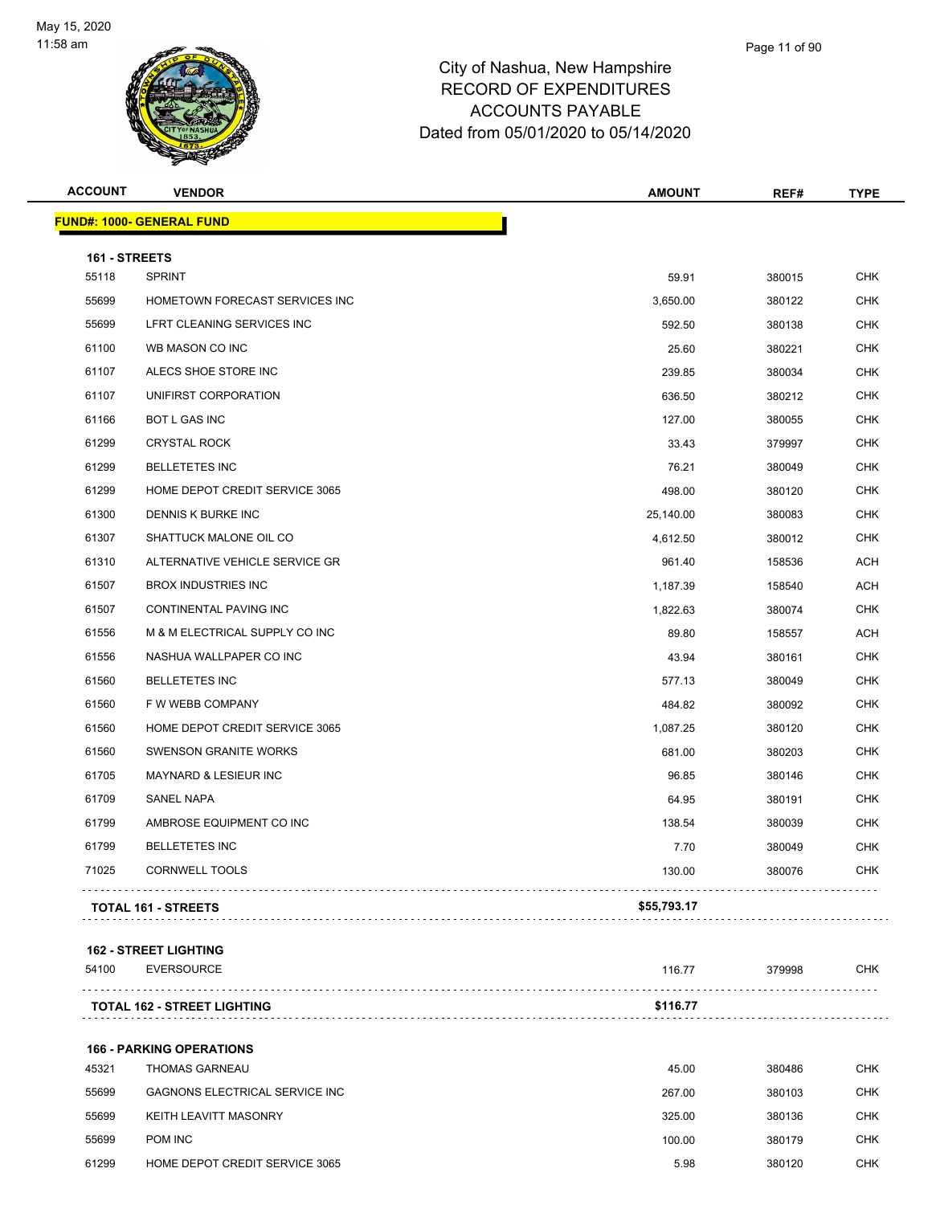City of Nashua, New Hampshire
RECORD OF EXPENDITURES
ACCOUNTS PAYABLE
Dated from 05/01/2020 to 05/14/2020

| ACCOUNT | VENDOR | AMOUNT | REF# | TYPE |
|---|---|---|---|---|
| **FUND#: 1000- GENERAL FUND** | | | | |
| **161 - STREETS** | | | | |
| 55118 | SPRINT | 59.91 | 380015 | CHK |
| 55699 | HOMETOWN FORECAST SERVICES INC | 3,650.00 | 380122 | CHK |
| 55699 | LFRT CLEANING SERVICES INC | 592.50 | 380138 | CHK |
| 61100 | WB MASON CO INC | 25.60 | 380221 | CHK |
| 61107 | ALECS SHOE STORE INC | 239.85 | 380034 | CHK |
| 61107 | UNIFIRST CORPORATION | 636.50 | 380212 | CHK |
| 61166 | BOT L GAS INC | 127.00 | 380055 | CHK |
| 61299 | CRYSTAL ROCK | 33.43 | 379997 | CHK |
| 61299 | BELLETETES INC | 76.21 | 380049 | CHK |
| 61299 | HOME DEPOT CREDIT SERVICE 3065 | 498.00 | 380120 | CHK |
| 61300 | DENNIS K BURKE INC | 25,140.00 | 380083 | CHK |
| 61307 | SHATTUCK MALONE OIL CO | 4,612.50 | 380012 | CHK |
| 61310 | ALTERNATIVE VEHICLE SERVICE GR | 961.40 | 158536 | ACH |
| 61507 | BROX INDUSTRIES INC | 1,187.39 | 158540 | ACH |
| 61507 | CONTINENTAL PAVING INC | 1,822.63 | 380074 | CHK |
| 61556 | M & M ELECTRICAL SUPPLY CO INC | 89.80 | 158557 | ACH |
| 61556 | NASHUA WALLPAPER CO INC | 43.94 | 380161 | CHK |
| 61560 | BELLETETES INC | 577.13 | 380049 | CHK |
| 61560 | F W WEBB COMPANY | 484.82 | 380092 | CHK |
| 61560 | HOME DEPOT CREDIT SERVICE 3065 | 1,087.25 | 380120 | CHK |
| 61560 | SWENSON GRANITE WORKS | 681.00 | 380203 | CHK |
| 61705 | MAYNARD & LESIEUR INC | 96.85 | 380146 | CHK |
| 61709 | SANEL NAPA | 64.95 | 380191 | CHK |
| 61799 | AMBROSE EQUIPMENT CO INC | 138.54 | 380039 | CHK |
| 61799 | BELLETETES INC | 7.70 | 380049 | CHK |
| 71025 | CORNWELL TOOLS | 130.00 | 380076 | CHK |
| **TOTAL 161 - STREETS** | | **$55,793.17** | | |
| **162 - STREET LIGHTING** | | | | |
| 54100 | EVERSOURCE | 116.77 | 379998 | CHK |
| **TOTAL 162 - STREET LIGHTING** | | **$116.77** | | |
| **166 - PARKING OPERATIONS** | | | | |
| 45321 | THOMAS GARNEAU | 45.00 | 380486 | CHK |
| 55699 | GAGNONS ELECTRICAL SERVICE INC | 267.00 | 380103 | CHK |
| 55699 | KEITH LEAVITT MASONRY | 325.00 | 380136 | CHK |
| 55699 | POM INC | 100.00 | 380179 | CHK |
| 61299 | HOME DEPOT CREDIT SERVICE 3065 | 5.98 | 380120 | CHK |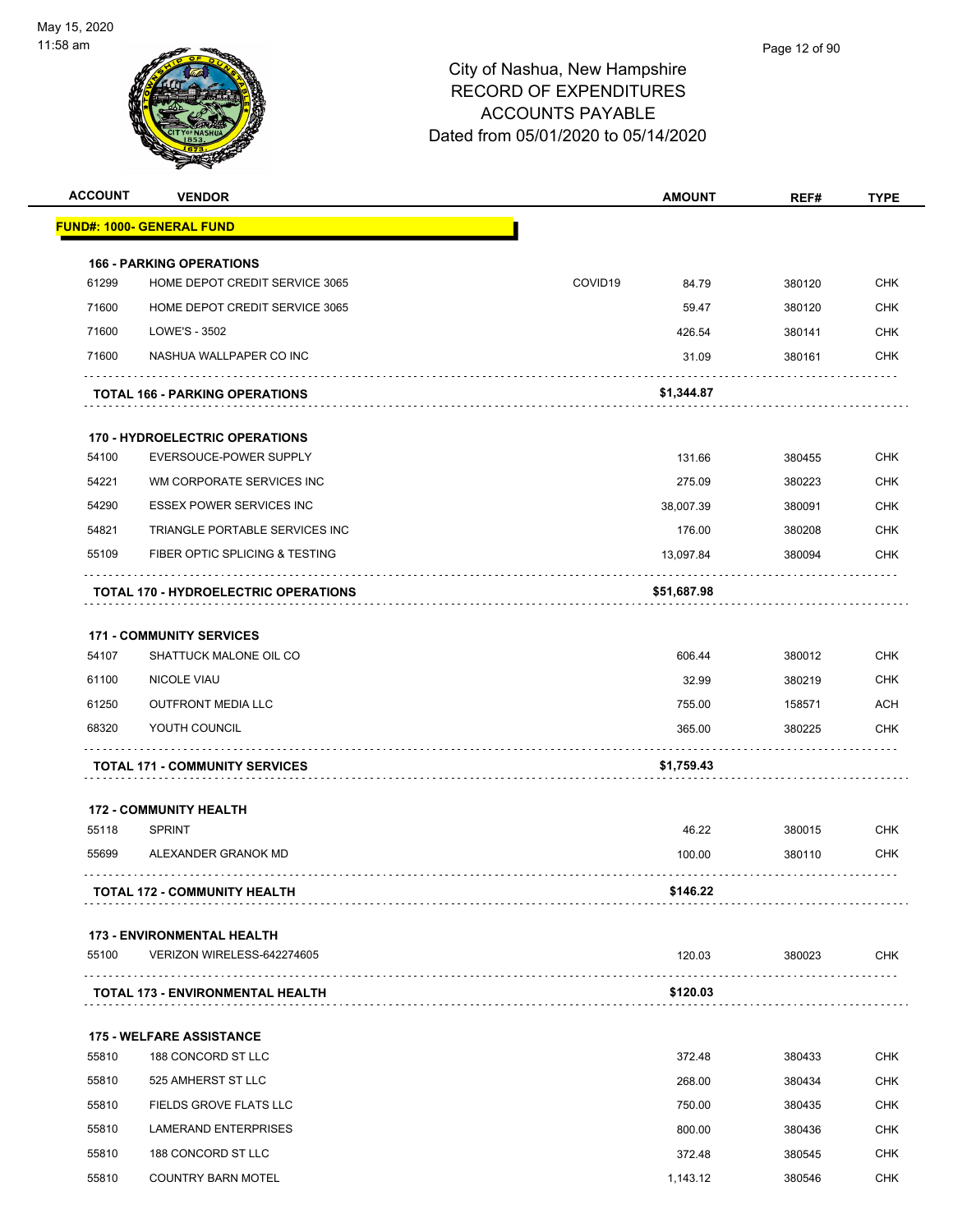# City of Nashua, New Hampshire
## RECORD OF EXPENDITURES
## ACCOUNTS PAYABLE
## Dated from 05/01/2020 to 05/14/2020

| ACCOUNT | VENDOR | | AMOUNT | REF# | TYPE |
|---|---|---|---|---|---|
| **FUND#: 1000- GENERAL FUND** | | | | | |
| **166 - PARKING OPERATIONS** | | | | | |
| 61299 | HOME DEPOT CREDIT SERVICE 3065 | COVID19 | 84.79 | 380120 | CHK |
| 71600 | HOME DEPOT CREDIT SERVICE 3065 | | 59.47 | 380120 | CHK |
| 71600 | LOWE'S - 3502 | | 426.54 | 380141 | CHK |
| 71600 | NASHUA WALLPAPER CO INC | | 31.09 | 380161 | CHK |
| | **TOTAL 166 - PARKING OPERATIONS** | | **$1,344.87** | | |
| **170 - HYDROELECTRIC OPERATIONS** | | | | | |
| 54100 | EVERSOUCE-POWER SUPPLY | | 131.66 | 380455 | CHK |
| 54221 | WM CORPORATE SERVICES INC | | 275.09 | 380223 | CHK |
| 54290 | ESSEX POWER SERVICES INC | | 38,007.39 | 380091 | CHK |
| 54821 | TRIANGLE PORTABLE SERVICES INC | | 176.00 | 380208 | CHK |
| 55109 | FIBER OPTIC SPLICING & TESTING | | 13,097.84 | 380094 | CHK |
| | **TOTAL 170 - HYDROELECTRIC OPERATIONS** | | **$51,687.98** | | |
| **171 - COMMUNITY SERVICES** | | | | | |
| 54107 | SHATTUCK MALONE OIL CO | | 606.44 | 380012 | CHK |
| 61100 | NICOLE VIAU | | 32.99 | 380219 | CHK |
| 61250 | OUTFRONT MEDIA LLC | | 755.00 | 158571 | ACH |
| 68320 | YOUTH COUNCIL | | 365.00 | 380225 | CHK |
| | **TOTAL 171 - COMMUNITY SERVICES** | | **$1,759.43** | | |
| **172 - COMMUNITY HEALTH** | | | | | |
| 55118 | SPRINT | | 46.22 | 380015 | CHK |
| 55699 | ALEXANDER GRANOK MD | | 100.00 | 380110 | CHK |
| | **TOTAL 172 - COMMUNITY HEALTH** | | **$146.22** | | |
| **173 - ENVIRONMENTAL HEALTH** | | | | | |
| 55100 | VERIZON WIRELESS-642274605 | | 120.03 | 380023 | CHK |
| | **TOTAL 173 - ENVIRONMENTAL HEALTH** | | **$120.03** | | |
| **175 - WELFARE ASSISTANCE** | | | | | |
| 55810 | 188 CONCORD ST LLC | | 372.48 | 380433 | CHK |
| 55810 | 525 AMHERST ST LLC | | 268.00 | 380434 | CHK |
| 55810 | FIELDS GROVE FLATS LLC | | 750.00 | 380435 | CHK |
| 55810 | LAMERAND ENTERPRISES | | 800.00 | 380436 | CHK |
| 55810 | 188 CONCORD ST LLC | | 372.48 | 380545 | CHK |
| 55810 | COUNTRY BARN MOTEL | | 1,143.12 | 380546 | CHK |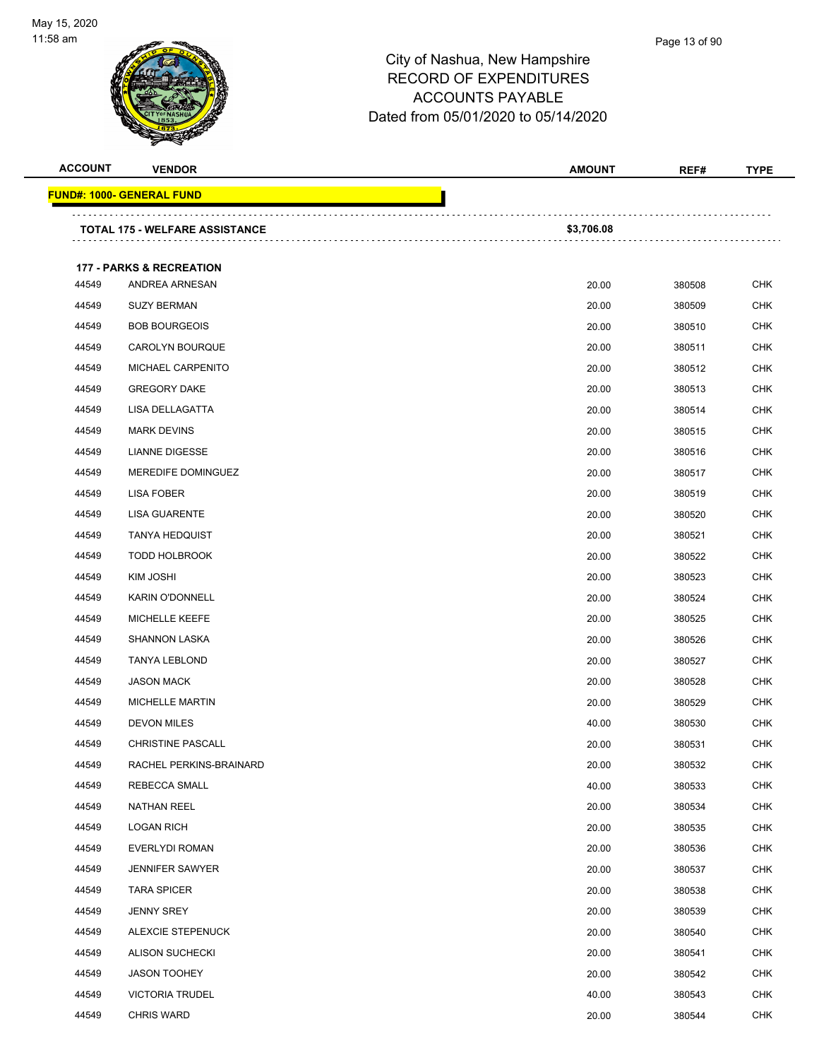City of Nashua, New Hampshire
RECORD OF EXPENDITURES
ACCOUNTS PAYABLE
Dated from 05/01/2020 to 05/14/2020

| ACCOUNT | VENDOR | AMOUNT | REF# | TYPE |
|---|---|---|---|---|
| **FUND#: 1000- GENERAL FUND** | | | | |
| | **TOTAL 175 - WELFARE ASSISTANCE** | **$3,706.08** | | |
| | **177 - PARKS & RECREATION** | | | |
| 44549 | ANDREA ARNESAN | 20.00 | 380508 | CHK |
| 44549 | SUZY BERMAN | 20.00 | 380509 | CHK |
| 44549 | BOB BOURGEOIS | 20.00 | 380510 | CHK |
| 44549 | CAROLYN BOURQUE | 20.00 | 380511 | CHK |
| 44549 | MICHAEL CARPENITO | 20.00 | 380512 | CHK |
| 44549 | GREGORY DAKE | 20.00 | 380513 | CHK |
| 44549 | LISA DELLAGATTA | 20.00 | 380514 | CHK |
| 44549 | MARK DEVINS | 20.00 | 380515 | CHK |
| 44549 | LIANNE DIGESSE | 20.00 | 380516 | CHK |
| 44549 | MEREDIFE DOMINGUEZ | 20.00 | 380517 | CHK |
| 44549 | LISA FOBER | 20.00 | 380519 | CHK |
| 44549 | LISA GUARENTE | 20.00 | 380520 | CHK |
| 44549 | TANYA HEDQUIST | 20.00 | 380521 | CHK |
| 44549 | TODD HOLBROOK | 20.00 | 380522 | CHK |
| 44549 | KIM JOSHI | 20.00 | 380523 | CHK |
| 44549 | KARIN O'DONNELL | 20.00 | 380524 | CHK |
| 44549 | MICHELLE KEEFE | 20.00 | 380525 | CHK |
| 44549 | SHANNON LASKA | 20.00 | 380526 | CHK |
| 44549 | TANYA LEBLOND | 20.00 | 380527 | CHK |
| 44549 | JASON MACK | 20.00 | 380528 | CHK |
| 44549 | MICHELLE MARTIN | 20.00 | 380529 | CHK |
| 44549 | DEVON MILES | 40.00 | 380530 | CHK |
| 44549 | CHRISTINE PASCALL | 20.00 | 380531 | CHK |
| 44549 | RACHEL PERKINS-BRAINARD | 20.00 | 380532 | CHK |
| 44549 | REBECCA SMALL | 40.00 | 380533 | CHK |
| 44549 | NATHAN REEL | 20.00 | 380534 | CHK |
| 44549 | LOGAN RICH | 20.00 | 380535 | CHK |
| 44549 | EVERLYDI ROMAN | 20.00 | 380536 | CHK |
| 44549 | JENNIFER SAWYER | 20.00 | 380537 | CHK |
| 44549 | TARA SPICER | 20.00 | 380538 | CHK |
| 44549 | JENNY SREY | 20.00 | 380539 | CHK |
| 44549 | ALEXCIE STEPENUCK | 20.00 | 380540 | CHK |
| 44549 | ALISON SUCHECKI | 20.00 | 380541 | CHK |
| 44549 | JASON TOOHEY | 20.00 | 380542 | CHK |
| 44549 | VICTORIA TRUDEL | 40.00 | 380543 | CHK |
| 44549 | CHRIS WARD | 20.00 | 380544 | CHK |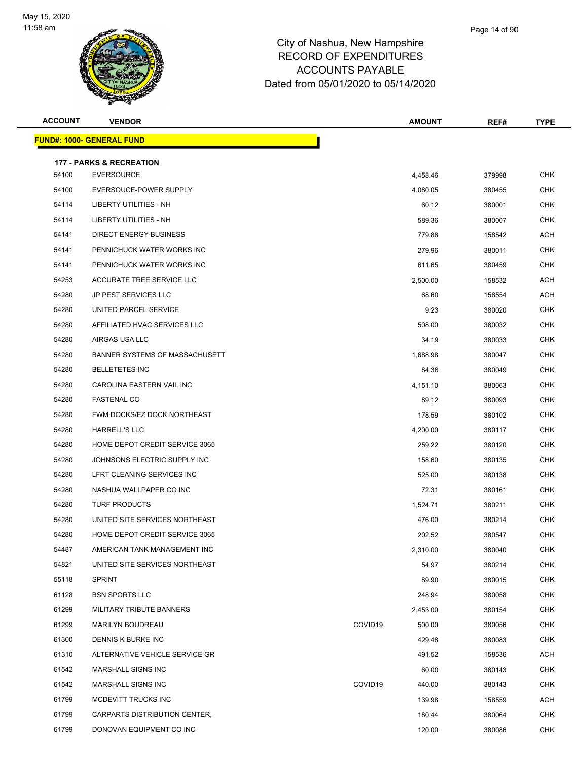City of Nashua, New Hampshire
RECORD OF EXPENDITURES
ACCOUNTS PAYABLE
Dated from 05/01/2020 to 05/14/2020

| ACCOUNT | VENDOR | | AMOUNT | REF# | TYPE |
|---|---|---|---|---|---|
| **FUND#: 1000- GENERAL FUND** | | | | | |
| **177 - PARKS & RECREATION** | | | | | |
| 54100 | EVERSOURCE | | 4,458.46 | 379998 | CHK |
| 54100 | EVERSOUCE-POWER SUPPLY | | 4,080.05 | 380455 | CHK |
| 54114 | LIBERTY UTILITIES - NH | | 60.12 | 380001 | CHK |
| 54114 | LIBERTY UTILITIES - NH | | 589.36 | 380007 | CHK |
| 54141 | DIRECT ENERGY BUSINESS | | 779.86 | 158542 | ACH |
| 54141 | PENNICHUCK WATER WORKS INC | | 279.96 | 380011 | CHK |
| 54141 | PENNICHUCK WATER WORKS INC | | 611.65 | 380459 | CHK |
| 54253 | ACCURATE TREE SERVICE LLC | | 2,500.00 | 158532 | ACH |
| 54280 | JP PEST SERVICES LLC | | 68.60 | 158554 | ACH |
| 54280 | UNITED PARCEL SERVICE | | 9.23 | 380020 | CHK |
| 54280 | AFFILIATED HVAC SERVICES LLC | | 508.00 | 380032 | CHK |
| 54280 | AIRGAS USA LLC | | 34.19 | 380033 | CHK |
| 54280 | BANNER SYSTEMS OF MASSACHUSETT | | 1,688.98 | 380047 | CHK |
| 54280 | BELLETETES INC | | 84.36 | 380049 | CHK |
| 54280 | CAROLINA EASTERN VAIL INC | | 4,151.10 | 380063 | CHK |
| 54280 | FASTENAL CO | | 89.12 | 380093 | CHK |
| 54280 | FWM DOCKS/EZ DOCK NORTHEAST | | 178.59 | 380102 | CHK |
| 54280 | HARRELL'S LLC | | 4,200.00 | 380117 | CHK |
| 54280 | HOME DEPOT CREDIT SERVICE 3065 | | 259.22 | 380120 | CHK |
| 54280 | JOHNSONS ELECTRIC SUPPLY INC | | 158.60 | 380135 | CHK |
| 54280 | LFRT CLEANING SERVICES INC | | 525.00 | 380138 | CHK |
| 54280 | NASHUA WALLPAPER CO INC | | 72.31 | 380161 | CHK |
| 54280 | TURF PRODUCTS | | 1,524.71 | 380211 | CHK |
| 54280 | UNITED SITE SERVICES NORTHEAST | | 476.00 | 380214 | CHK |
| 54280 | HOME DEPOT CREDIT SERVICE 3065 | | 202.52 | 380547 | CHK |
| 54487 | AMERICAN TANK MANAGEMENT INC | | 2,310.00 | 380040 | CHK |
| 54821 | UNITED SITE SERVICES NORTHEAST | | 54.97 | 380214 | CHK |
| 55118 | SPRINT | | 89.90 | 380015 | CHK |
| 61128 | BSN SPORTS LLC | | 248.94 | 380058 | CHK |
| 61299 | MILITARY TRIBUTE BANNERS | | 2,453.00 | 380154 | CHK |
| 61299 | MARILYN BOUDREAU | COVID19 | 500.00 | 380056 | CHK |
| 61300 | DENNIS K BURKE INC | | 429.48 | 380083 | CHK |
| 61310 | ALTERNATIVE VEHICLE SERVICE GR | | 491.52 | 158536 | ACH |
| 61542 | MARSHALL SIGNS INC | | 60.00 | 380143 | CHK |
| 61542 | MARSHALL SIGNS INC | COVID19 | 440.00 | 380143 | CHK |
| 61799 | MCDEVITT TRUCKS INC | | 139.98 | 158559 | ACH |
| 61799 | CARPARTS DISTRIBUTION CENTER, | | 180.44 | 380064 | CHK |
| 61799 | DONOVAN EQUIPMENT CO INC | | 120.00 | 380086 | CHK |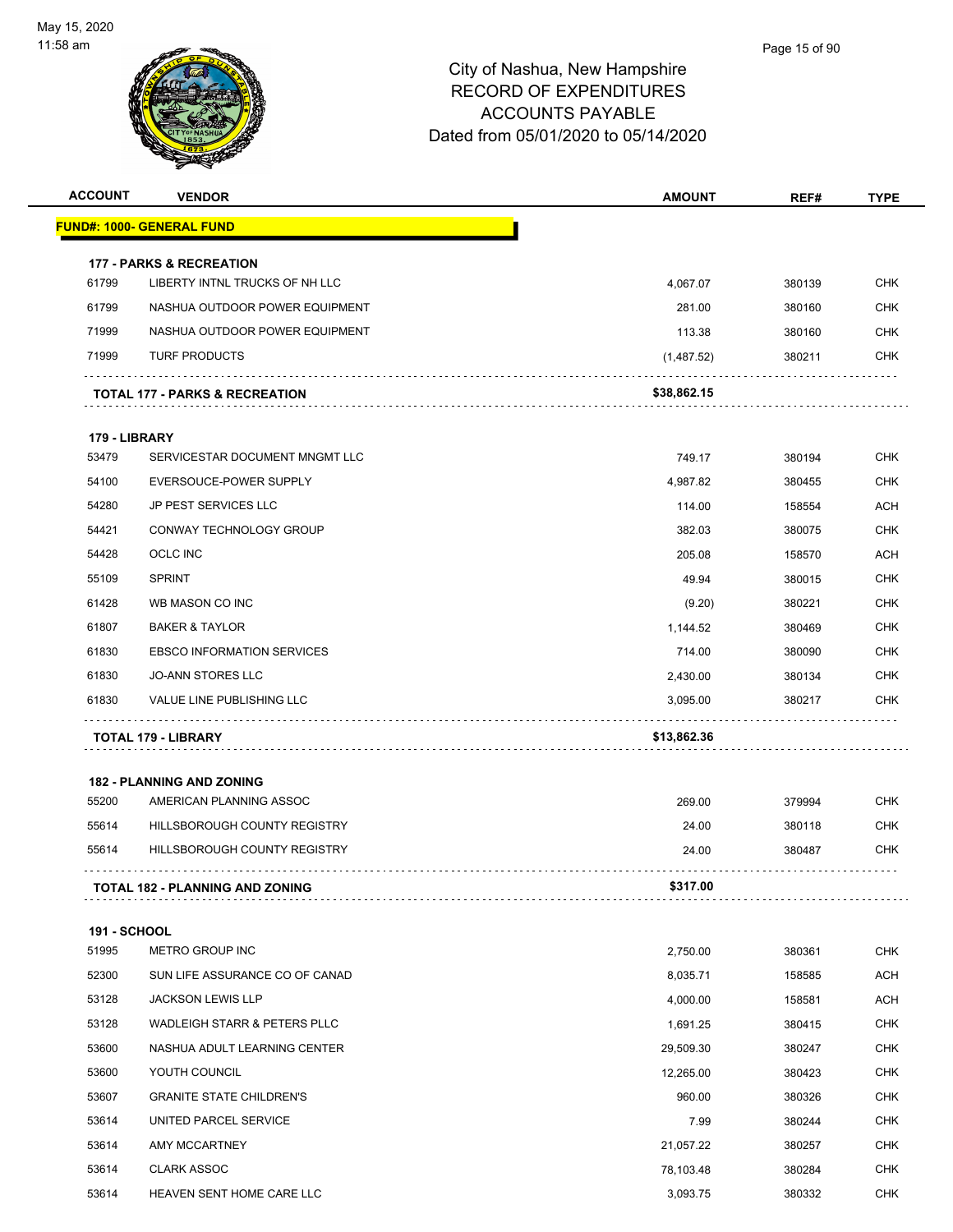City of Nashua, New Hampshire
RECORD OF EXPENDITURES
ACCOUNTS PAYABLE
Dated from 05/01/2020 to 05/14/2020

| ACCOUNT | VENDOR | AMOUNT | REF# | TYPE |
|---|---|---|---|---|
| **FUND#: 1000- GENERAL FUND** | | | | |
| **177 - PARKS & RECREATION** | | | | |
| 61799 | LIBERTY INTNL TRUCKS OF NH LLC | 4,067.07 | 380139 | CHK |
| 61799 | NASHUA OUTDOOR POWER EQUIPMENT | 281.00 | 380160 | CHK |
| 71999 | NASHUA OUTDOOR POWER EQUIPMENT | 113.38 | 380160 | CHK |
| 71999 | TURF PRODUCTS | (1,487.52) | 380211 | CHK |
| | **TOTAL 177 - PARKS & RECREATION** | **$38,862.15** | | |
| **179 - LIBRARY** | | | | |
| 53479 | SERVICESTAR DOCUMENT MNGMT LLC | 749.17 | 380194 | CHK |
| 54100 | EVERSOUCE-POWER SUPPLY | 4,987.82 | 380455 | CHK |
| 54280 | JP PEST SERVICES LLC | 114.00 | 158554 | ACH |
| 54421 | CONWAY TECHNOLOGY GROUP | 382.03 | 380075 | CHK |
| 54428 | OCLC INC | 205.08 | 158570 | ACH |
| 55109 | SPRINT | 49.94 | 380015 | CHK |
| 61428 | WB MASON CO INC | (9.20) | 380221 | CHK |
| 61807 | BAKER & TAYLOR | 1,144.52 | 380469 | CHK |
| 61830 | EBSCO INFORMATION SERVICES | 714.00 | 380090 | CHK |
| 61830 | JO-ANN STORES LLC | 2,430.00 | 380134 | CHK |
| 61830 | VALUE LINE PUBLISHING LLC | 3,095.00 | 380217 | CHK |
| | **TOTAL 179 - LIBRARY** | **$13,862.36** | | |
| **182 - PLANNING AND ZONING** | | | | |
| 55200 | AMERICAN PLANNING ASSOC | 269.00 | 379994 | CHK |
| 55614 | HILLSBOROUGH COUNTY REGISTRY | 24.00 | 380118 | CHK |
| 55614 | HILLSBOROUGH COUNTY REGISTRY | 24.00 | 380487 | CHK |
| | **TOTAL 182 - PLANNING AND ZONING** | **$317.00** | | |
| **191 - SCHOOL** | | | | |
| 51995 | METRO GROUP INC | 2,750.00 | 380361 | CHK |
| 52300 | SUN LIFE ASSURANCE CO OF CANAD | 8,035.71 | 158585 | ACH |
| 53128 | JACKSON LEWIS LLP | 4,000.00 | 158581 | ACH |
| 53128 | WADLEIGH STARR & PETERS PLLC | 1,691.25 | 380415 | CHK |
| 53600 | NASHUA ADULT LEARNING CENTER | 29,509.30 | 380247 | CHK |
| 53600 | YOUTH COUNCIL | 12,265.00 | 380423 | CHK |
| 53607 | GRANITE STATE CHILDREN'S | 960.00 | 380326 | CHK |
| 53614 | UNITED PARCEL SERVICE | 7.99 | 380244 | CHK |
| 53614 | AMY MCCARTNEY | 21,057.22 | 380257 | CHK |
| 53614 | CLARK ASSOC | 78,103.48 | 380284 | CHK |
| 53614 | HEAVEN SENT HOME CARE LLC | 3,093.75 | 380332 | CHK |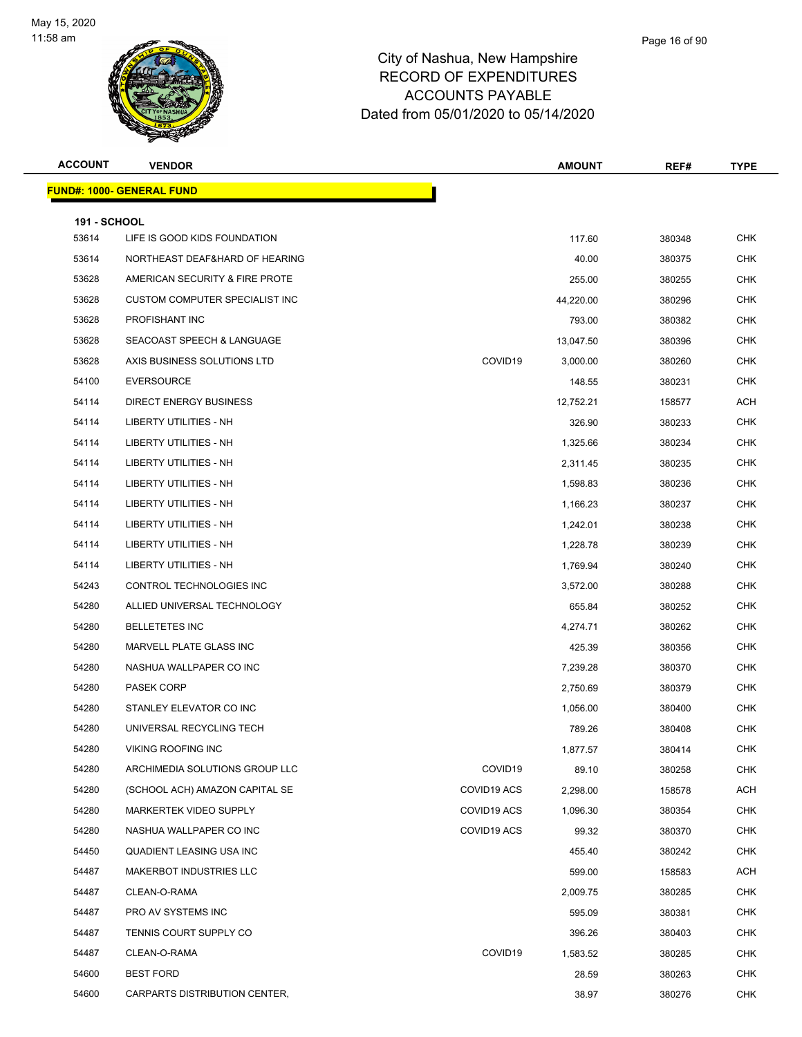# City of Nashua, New Hampshire
# RECORD OF EXPENDITURES
# ACCOUNTS PAYABLE
# Dated from 05/01/2020 to 05/14/2020

May 15, 2020
11:58 am

| ACCOUNT | VENDOR | | AMOUNT | REF# | TYPE |
|---|---|---|---|---|---|
| **FUND#: 1000- GENERAL FUND** | | | | | |
| **191 - SCHOOL** | | | | | |
| 53614 | LIFE IS GOOD KIDS FOUNDATION | | 117.60 | 380348 | CHK |
| 53614 | NORTHEAST DEAF&HARD OF HEARING | | 40.00 | 380375 | CHK |
| 53628 | AMERICAN SECURITY & FIRE PROTE | | 255.00 | 380255 | CHK |
| 53628 | CUSTOM COMPUTER SPECIALIST INC | | 44,220.00 | 380296 | CHK |
| 53628 | PROFISHANT INC | | 793.00 | 380382 | CHK |
| 53628 | SEACOAST SPEECH & LANGUAGE | | 13,047.50 | 380396 | CHK |
| 53628 | AXIS BUSINESS SOLUTIONS LTD | COVID19 | 3,000.00 | 380260 | CHK |
| 54100 | EVERSOURCE | | 148.55 | 380231 | CHK |
| 54114 | DIRECT ENERGY BUSINESS | | 12,752.21 | 158577 | ACH |
| 54114 | LIBERTY UTILITIES - NH | | 326.90 | 380233 | CHK |
| 54114 | LIBERTY UTILITIES - NH | | 1,325.66 | 380234 | CHK |
| 54114 | LIBERTY UTILITIES - NH | | 2,311.45 | 380235 | CHK |
| 54114 | LIBERTY UTILITIES - NH | | 1,598.83 | 380236 | CHK |
| 54114 | LIBERTY UTILITIES - NH | | 1,166.23 | 380237 | CHK |
| 54114 | LIBERTY UTILITIES - NH | | 1,242.01 | 380238 | CHK |
| 54114 | LIBERTY UTILITIES - NH | | 1,228.78 | 380239 | CHK |
| 54114 | LIBERTY UTILITIES - NH | | 1,769.94 | 380240 | CHK |
| 54243 | CONTROL TECHNOLOGIES INC | | 3,572.00 | 380288 | CHK |
| 54280 | ALLIED UNIVERSAL TECHNOLOGY | | 655.84 | 380252 | CHK |
| 54280 | BELLETETES INC | | 4,274.71 | 380262 | CHK |
| 54280 | MARVELL PLATE GLASS INC | | 425.39 | 380356 | CHK |
| 54280 | NASHUA WALLPAPER CO INC | | 7,239.28 | 380370 | CHK |
| 54280 | PASEK CORP | | 2,750.69 | 380379 | CHK |
| 54280 | STANLEY ELEVATOR CO INC | | 1,056.00 | 380400 | CHK |
| 54280 | UNIVERSAL RECYCLING TECH | | 789.26 | 380408 | CHK |
| 54280 | VIKING ROOFING INC | | 1,877.57 | 380414 | CHK |
| 54280 | ARCHIMEDIA SOLUTIONS GROUP LLC | COVID19 | 89.10 | 380258 | CHK |
| 54280 | (SCHOOL ACH) AMAZON CAPITAL SE | COVID19 ACS | 2,298.00 | 158578 | ACH |
| 54280 | MARKERTEK VIDEO SUPPLY | COVID19 ACS | 1,096.30 | 380354 | CHK |
| 54280 | NASHUA WALLPAPER CO INC | COVID19 ACS | 99.32 | 380370 | CHK |
| 54450 | QUADIENT LEASING USA INC | | 455.40 | 380242 | CHK |
| 54487 | MAKERBOT INDUSTRIES LLC | | 599.00 | 158583 | ACH |
| 54487 | CLEAN-O-RAMA | | 2,009.75 | 380285 | CHK |
| 54487 | PRO AV SYSTEMS INC | | 595.09 | 380381 | CHK |
| 54487 | TENNIS COURT SUPPLY CO | | 396.26 | 380403 | CHK |
| 54487 | CLEAN-O-RAMA | COVID19 | 1,583.52 | 380285 | CHK |
| 54600 | BEST FORD | | 28.59 | 380263 | CHK |
| 54600 | CARPARTS DISTRIBUTION CENTER, | | 38.97 | 380276 | CHK |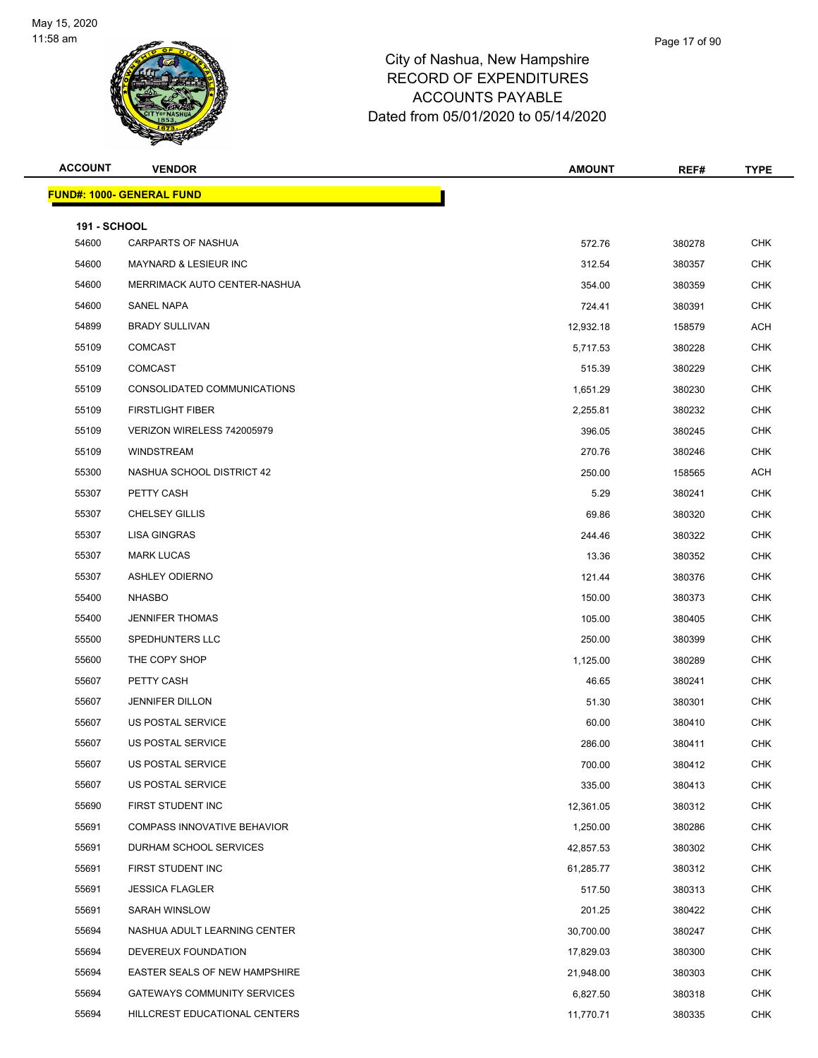City of Nashua, New Hampshire
RECORD OF EXPENDITURES
ACCOUNTS PAYABLE
Dated from 05/01/2020 to 05/14/2020

| ACCOUNT | VENDOR | AMOUNT | REF# | TYPE |
|---|---|---|---|---|
| **FUND#: 1000- GENERAL FUND** | | | | |
| **191 - SCHOOL** | | | | |
| 54600 | CARPARTS OF NASHUA | 572.76 | 380278 | CHK |
| 54600 | MAYNARD & LESIEUR INC | 312.54 | 380357 | CHK |
| 54600 | MERRIMACK AUTO CENTER-NASHUA | 354.00 | 380359 | CHK |
| 54600 | SANEL NAPA | 724.41 | 380391 | CHK |
| 54899 | BRADY SULLIVAN | 12,932.18 | 158579 | ACH |
| 55109 | COMCAST | 5,717.53 | 380228 | CHK |
| 55109 | COMCAST | 515.39 | 380229 | CHK |
| 55109 | CONSOLIDATED COMMUNICATIONS | 1,651.29 | 380230 | CHK |
| 55109 | FIRSTLIGHT FIBER | 2,255.81 | 380232 | CHK |
| 55109 | VERIZON WIRELESS 742005979 | 396.05 | 380245 | CHK |
| 55109 | WINDSTREAM | 270.76 | 380246 | CHK |
| 55300 | NASHUA SCHOOL DISTRICT 42 | 250.00 | 158565 | ACH |
| 55307 | PETTY CASH | 5.29 | 380241 | CHK |
| 55307 | CHELSEY GILLIS | 69.86 | 380320 | CHK |
| 55307 | LISA GINGRAS | 244.46 | 380322 | CHK |
| 55307 | MARK LUCAS | 13.36 | 380352 | CHK |
| 55307 | ASHLEY ODIERNO | 121.44 | 380376 | CHK |
| 55400 | NHASBO | 150.00 | 380373 | CHK |
| 55400 | JENNIFER THOMAS | 105.00 | 380405 | CHK |
| 55500 | SPEDHUNTERS LLC | 250.00 | 380399 | CHK |
| 55600 | THE COPY SHOP | 1,125.00 | 380289 | CHK |
| 55607 | PETTY CASH | 46.65 | 380241 | CHK |
| 55607 | JENNIFER DILLON | 51.30 | 380301 | CHK |
| 55607 | US POSTAL SERVICE | 60.00 | 380410 | CHK |
| 55607 | US POSTAL SERVICE | 286.00 | 380411 | CHK |
| 55607 | US POSTAL SERVICE | 700.00 | 380412 | CHK |
| 55607 | US POSTAL SERVICE | 335.00 | 380413 | CHK |
| 55690 | FIRST STUDENT INC | 12,361.05 | 380312 | CHK |
| 55691 | COMPASS INNOVATIVE BEHAVIOR | 1,250.00 | 380286 | CHK |
| 55691 | DURHAM SCHOOL SERVICES | 42,857.53 | 380302 | CHK |
| 55691 | FIRST STUDENT INC | 61,285.77 | 380312 | CHK |
| 55691 | JESSICA FLAGLER | 517.50 | 380313 | CHK |
| 55691 | SARAH WINSLOW | 201.25 | 380422 | CHK |
| 55694 | NASHUA ADULT LEARNING CENTER | 30,700.00 | 380247 | CHK |
| 55694 | DEVEREUX FOUNDATION | 17,829.03 | 380300 | CHK |
| 55694 | EASTER SEALS OF NEW HAMPSHIRE | 21,948.00 | 380303 | CHK |
| 55694 | GATEWAYS COMMUNITY SERVICES | 6,827.50 | 380318 | CHK |
| 55694 | HILLCREST EDUCATIONAL CENTERS | 11,770.71 | 380335 | CHK |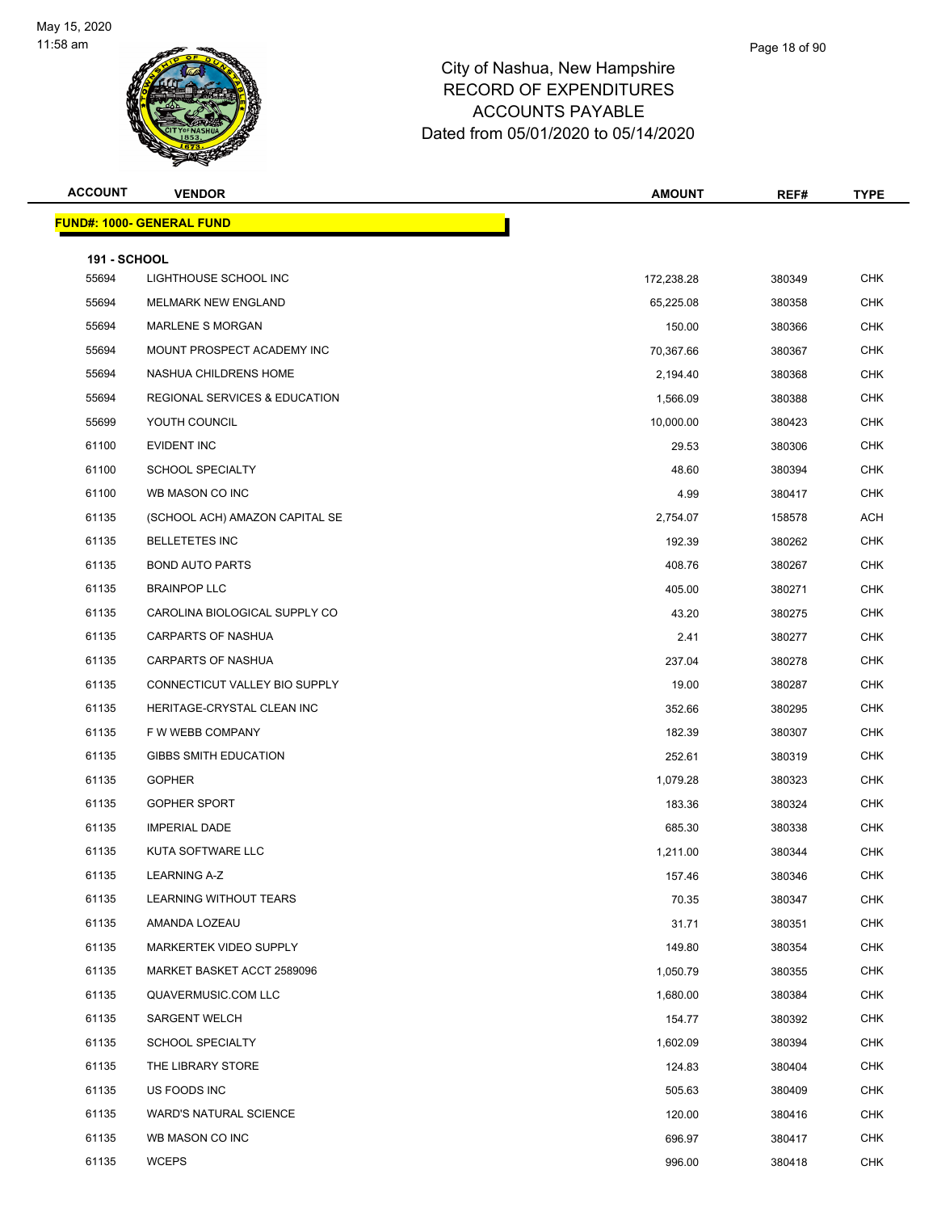# City of Nashua, New Hampshire
## RECORD OF EXPENDITURES
## ACCOUNTS PAYABLE
### Dated from 05/01/2020 to 05/14/2020

May 15, 2020
11:58 am

| ACCOUNT | VENDOR | AMOUNT | REF# | TYPE |
|---|---|---|---|---|
| **FUND#: 1000- GENERAL FUND** | | | | |
| **191 - SCHOOL** | | | | |
| 55694 | LIGHTHOUSE SCHOOL INC | 172,238.28 | 380349 | CHK |
| 55694 | MELMARK NEW ENGLAND | 65,225.08 | 380358 | CHK |
| 55694 | MARLENE S MORGAN | 150.00 | 380366 | CHK |
| 55694 | MOUNT PROSPECT ACADEMY INC | 70,367.66 | 380367 | CHK |
| 55694 | NASHUA CHILDRENS HOME | 2,194.40 | 380368 | CHK |
| 55694 | REGIONAL SERVICES & EDUCATION | 1,566.09 | 380388 | CHK |
| 55699 | YOUTH COUNCIL | 10,000.00 | 380423 | CHK |
| 61100 | EVIDENT INC | 29.53 | 380306 | CHK |
| 61100 | SCHOOL SPECIALTY | 48.60 | 380394 | CHK |
| 61100 | WB MASON CO INC | 4.99 | 380417 | CHK |
| 61135 | (SCHOOL ACH) AMAZON CAPITAL SE | 2,754.07 | 158578 | ACH |
| 61135 | BELLETETES INC | 192.39 | 380262 | CHK |
| 61135 | BOND AUTO PARTS | 408.76 | 380267 | CHK |
| 61135 | BRAINPOP LLC | 405.00 | 380271 | CHK |
| 61135 | CAROLINA BIOLOGICAL SUPPLY CO | 43.20 | 380275 | CHK |
| 61135 | CARPARTS OF NASHUA | 2.41 | 380277 | CHK |
| 61135 | CARPARTS OF NASHUA | 237.04 | 380278 | CHK |
| 61135 | CONNECTICUT VALLEY BIO SUPPLY | 19.00 | 380287 | CHK |
| 61135 | HERITAGE-CRYSTAL CLEAN INC | 352.66 | 380295 | CHK |
| 61135 | F W WEBB COMPANY | 182.39 | 380307 | CHK |
| 61135 | GIBBS SMITH EDUCATION | 252.61 | 380319 | CHK |
| 61135 | GOPHER | 1,079.28 | 380323 | CHK |
| 61135 | GOPHER SPORT | 183.36 | 380324 | CHK |
| 61135 | IMPERIAL DADE | 685.30 | 380338 | CHK |
| 61135 | KUTA SOFTWARE LLC | 1,211.00 | 380344 | CHK |
| 61135 | LEARNING A-Z | 157.46 | 380346 | CHK |
| 61135 | LEARNING WITHOUT TEARS | 70.35 | 380347 | CHK |
| 61135 | AMANDA LOZEAU | 31.71 | 380351 | CHK |
| 61135 | MARKERTEK VIDEO SUPPLY | 149.80 | 380354 | CHK |
| 61135 | MARKET BASKET ACCT 2589096 | 1,050.79 | 380355 | CHK |
| 61135 | QUAVERMUSIC.COM LLC | 1,680.00 | 380384 | CHK |
| 61135 | SARGENT WELCH | 154.77 | 380392 | CHK |
| 61135 | SCHOOL SPECIALTY | 1,602.09 | 380394 | CHK |
| 61135 | THE LIBRARY STORE | 124.83 | 380404 | CHK |
| 61135 | US FOODS INC | 505.63 | 380409 | CHK |
| 61135 | WARD'S NATURAL SCIENCE | 120.00 | 380416 | CHK |
| 61135 | WB MASON CO INC | 696.97 | 380417 | CHK |
| 61135 | WCEPS | 996.00 | 380418 | CHK |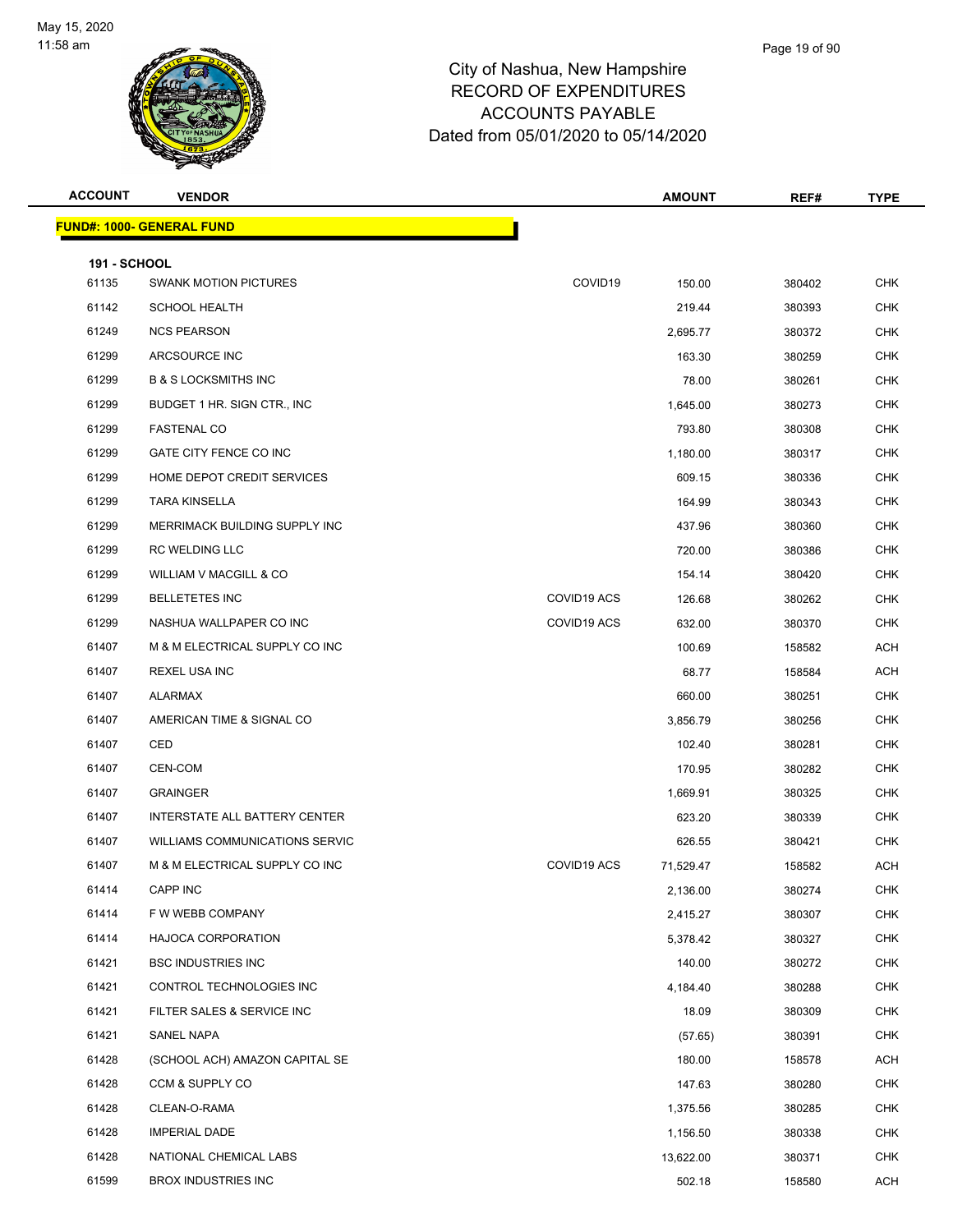# City of Nashua, New Hampshire
# RECORD OF EXPENDITURES
# ACCOUNTS PAYABLE
# Dated from 05/01/2020 to 05/14/2020

**FUND#: 1000- GENERAL FUND**

**191 - SCHOOL**

| ACCOUNT | VENDOR | | AMOUNT | REF# | TYPE |
|---|---|---|---|---|---|
| 61135 | SWANK MOTION PICTURES | COVID19 | 150.00 | 380402 | CHK |
| 61142 | SCHOOL HEALTH | | 219.44 | 380393 | CHK |
| 61249 | NCS PEARSON | | 2,695.77 | 380372 | CHK |
| 61299 | ARCSOURCE INC | | 163.30 | 380259 | CHK |
| 61299 | B & S LOCKSMITHS INC | | 78.00 | 380261 | CHK |
| 61299 | BUDGET 1 HR. SIGN CTR., INC | | 1,645.00 | 380273 | CHK |
| 61299 | FASTENAL CO | | 793.80 | 380308 | CHK |
| 61299 | GATE CITY FENCE CO INC | | 1,180.00 | 380317 | CHK |
| 61299 | HOME DEPOT CREDIT SERVICES | | 609.15 | 380336 | CHK |
| 61299 | TARA KINSELLA | | 164.99 | 380343 | CHK |
| 61299 | MERRIMACK BUILDING SUPPLY INC | | 437.96 | 380360 | CHK |
| 61299 | RC WELDING LLC | | 720.00 | 380386 | CHK |
| 61299 | WILLIAM V MACGILL & CO | | 154.14 | 380420 | CHK |
| 61299 | BELLETETES INC | COVID19 ACS | 126.68 | 380262 | CHK |
| 61299 | NASHUA WALLPAPER CO INC | COVID19 ACS | 632.00 | 380370 | CHK |
| 61407 | M & M ELECTRICAL SUPPLY CO INC | | 100.69 | 158582 | ACH |
| 61407 | REXEL USA INC | | 68.77 | 158584 | ACH |
| 61407 | ALARMAX | | 660.00 | 380251 | CHK |
| 61407 | AMERICAN TIME & SIGNAL CO | | 3,856.79 | 380256 | CHK |
| 61407 | CED | | 102.40 | 380281 | CHK |
| 61407 | CEN-COM | | 170.95 | 380282 | CHK |
| 61407 | GRAINGER | | 1,669.91 | 380325 | CHK |
| 61407 | INTERSTATE ALL BATTERY CENTER | | 623.20 | 380339 | CHK |
| 61407 | WILLIAMS COMMUNICATIONS SERVIC | | 626.55 | 380421 | CHK |
| 61407 | M & M ELECTRICAL SUPPLY CO INC | COVID19 ACS | 71,529.47 | 158582 | ACH |
| 61414 | CAPP INC | | 2,136.00 | 380274 | CHK |
| 61414 | F W WEBB COMPANY | | 2,415.27 | 380307 | CHK |
| 61414 | HAJOCA CORPORATION | | 5,378.42 | 380327 | CHK |
| 61421 | BSC INDUSTRIES INC | | 140.00 | 380272 | CHK |
| 61421 | CONTROL TECHNOLOGIES INC | | 4,184.40 | 380288 | CHK |
| 61421 | FILTER SALES & SERVICE INC | | 18.09 | 380309 | CHK |
| 61421 | SANEL NAPA | | (57.65) | 380391 | CHK |
| 61428 | (SCHOOL ACH) AMAZON CAPITAL SE | | 180.00 | 158578 | ACH |
| 61428 | CCM & SUPPLY CO | | 147.63 | 380280 | CHK |
| 61428 | CLEAN-O-RAMA | | 1,375.56 | 380285 | CHK |
| 61428 | IMPERIAL DADE | | 1,156.50 | 380338 | CHK |
| 61428 | NATIONAL CHEMICAL LABS | | 13,622.00 | 380371 | CHK |
| 61599 | BROX INDUSTRIES INC | | 502.18 | 158580 | ACH |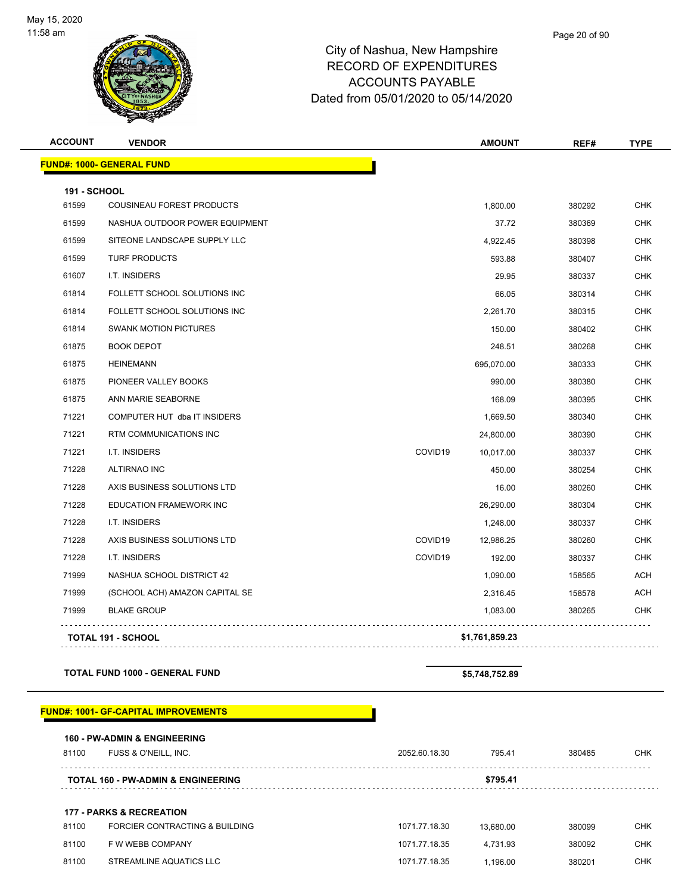# City of Nashua, New Hampshire
## RECORD OF EXPENDITURES
## ACCOUNTS PAYABLE
### Dated from 05/01/2020 to 05/14/2020

| ACCOUNT | VENDOR | | AMOUNT | REF# | TYPE |
|---|---|---|---|---|---|
| **FUND#: 1000- GENERAL FUND** | | | | | |
| **191 - SCHOOL** | | | | | |
| 61599 | COUSINEAU FOREST PRODUCTS | | 1,800.00 | 380292 | CHK |
| 61599 | NASHUA OUTDOOR POWER EQUIPMENT | | 37.72 | 380369 | CHK |
| 61599 | SITEONE LANDSCAPE SUPPLY LLC | | 4,922.45 | 380398 | CHK |
| 61599 | TURF PRODUCTS | | 593.88 | 380407 | CHK |
| 61607 | I.T. INSIDERS | | 29.95 | 380337 | CHK |
| 61814 | FOLLETT SCHOOL SOLUTIONS INC | | 66.05 | 380314 | CHK |
| 61814 | FOLLETT SCHOOL SOLUTIONS INC | | 2,261.70 | 380315 | CHK |
| 61814 | SWANK MOTION PICTURES | | 150.00 | 380402 | CHK |
| 61875 | BOOK DEPOT | | 248.51 | 380268 | CHK |
| 61875 | HEINEMANN | | 695,070.00 | 380333 | CHK |
| 61875 | PIONEER VALLEY BOOKS | | 990.00 | 380380 | CHK |
| 61875 | ANN MARIE SEABORNE | | 168.09 | 380395 | CHK |
| 71221 | COMPUTER HUT dba IT INSIDERS | | 1,669.50 | 380340 | CHK |
| 71221 | RTM COMMUNICATIONS INC | | 24,800.00 | 380390 | CHK |
| 71221 | I.T. INSIDERS | COVID19 | 10,017.00 | 380337 | CHK |
| 71228 | ALTIRNAO INC | | 450.00 | 380254 | CHK |
| 71228 | AXIS BUSINESS SOLUTIONS LTD | | 16.00 | 380260 | CHK |
| 71228 | EDUCATION FRAMEWORK INC | | 26,290.00 | 380304 | CHK |
| 71228 | I.T. INSIDERS | | 1,248.00 | 380337 | CHK |
| 71228 | AXIS BUSINESS SOLUTIONS LTD | COVID19 | 12,986.25 | 380260 | CHK |
| 71228 | I.T. INSIDERS | COVID19 | 192.00 | 380337 | CHK |
| 71999 | NASHUA SCHOOL DISTRICT 42 | | 1,090.00 | 158565 | ACH |
| 71999 | (SCHOOL ACH) AMAZON CAPITAL SE | | 2,316.45 | 158578 | ACH |
| 71999 | BLAKE GROUP | | 1,083.00 | 380265 | CHK |
| **TOTAL 191 - SCHOOL** | | | **$1,761,859.23** | | |
| **TOTAL FUND 1000 - GENERAL FUND** | | | **$5,748,752.89** | | |
| **FUND#: 1001- GF-CAPITAL IMPROVEMENTS** | | | | | |
| **160 - PW-ADMIN & ENGINEERING** | | | | | |
| 81100 | FUSS & O'NEILL, INC. | 2052.60.18.30 | 795.41 | 380485 | CHK |
| **TOTAL 160 - PW-ADMIN & ENGINEERING** | | | **$795.41** | | |
| **177 - PARKS & RECREATION** | | | | | |
| 81100 | FORCIER CONTRACTING & BUILDING | 1071.77.18.30 | 13,680.00 | 380099 | CHK |
| 81100 | F W WEBB COMPANY | 1071.77.18.35 | 4,731.93 | 380092 | CHK |
| 81100 | STREAMLINE AQUATICS LLC | 1071.77.18.35 | 1,196.00 | 380201 | CHK |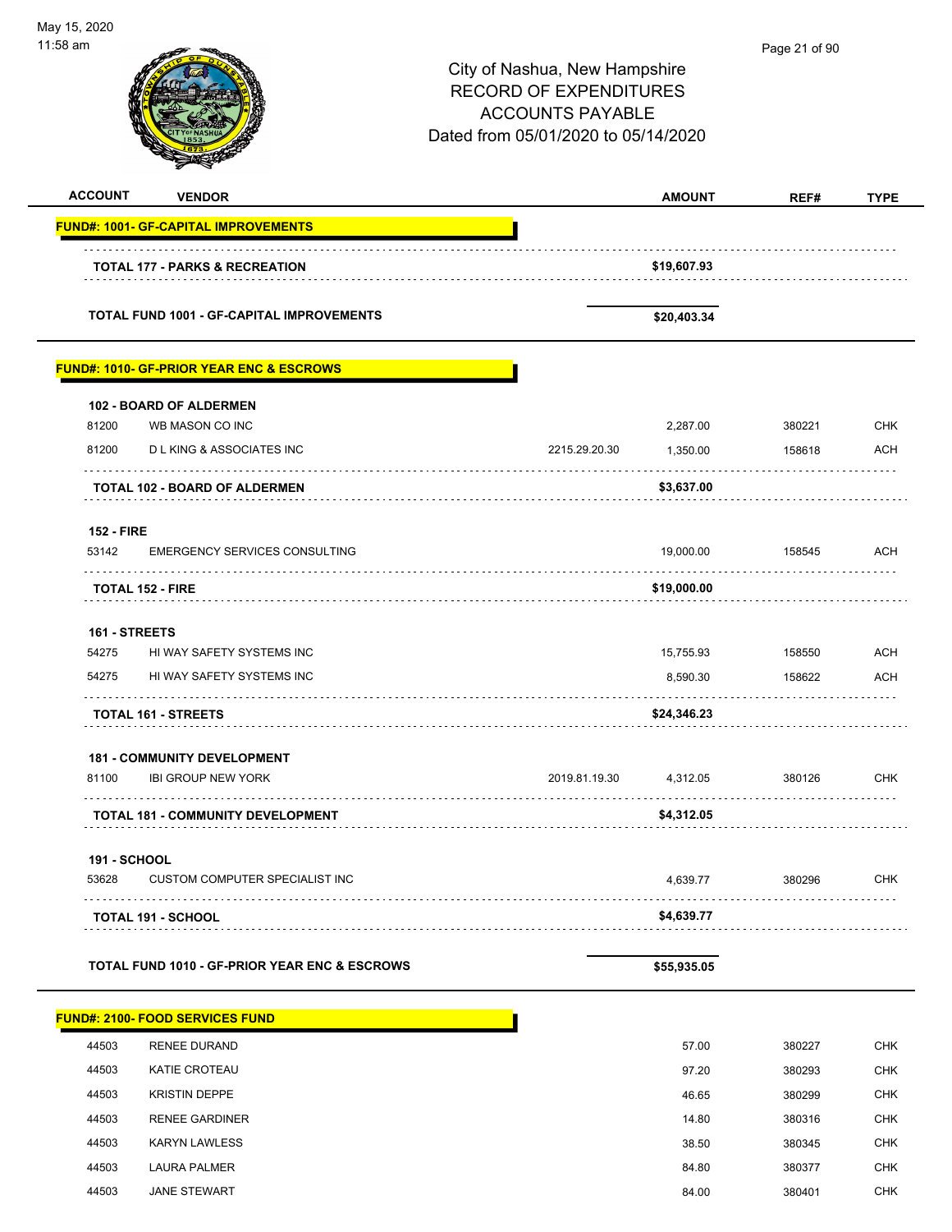City of Nashua, New Hampshire
RECORD OF EXPENDITURES
ACCOUNTS PAYABLE
Dated from 05/01/2020 to 05/14/2020

| ACCOUNT | VENDOR | | AMOUNT | REF# | TYPE |
|---|---|---|---|---|---|
| **FUND#: 1001- GF-CAPITAL IMPROVEMENTS** | | | | | |
| | **TOTAL 177 - PARKS & RECREATION** | | **$19,607.93** | | |
| | **TOTAL FUND 1001 - GF-CAPITAL IMPROVEMENTS** | | **$20,403.34** | | |
| **FUND#: 1010- GF-PRIOR YEAR ENC & ESCROWS** | | | | | |
| **102 - BOARD OF ALDERMEN** | | | | | |
| 81200 | WB MASON CO INC | | 2,287.00 | 380221 | CHK |
| 81200 | D L KING & ASSOCIATES INC | 2215.29.20.30 | 1,350.00 | 158618 | ACH |
| | **TOTAL 102 - BOARD OF ALDERMEN** | | **$3,637.00** | | |
| **152 - FIRE** | | | | | |
| 53142 | EMERGENCY SERVICES CONSULTING | | 19,000.00 | 158545 | ACH |
| | **TOTAL 152 - FIRE** | | **$19,000.00** | | |
| **161 - STREETS** | | | | | |
| 54275 | HI WAY SAFETY SYSTEMS INC | | 15,755.93 | 158550 | ACH |
| 54275 | HI WAY SAFETY SYSTEMS INC | | 8,590.30 | 158622 | ACH |
| | **TOTAL 161 - STREETS** | | **$24,346.23** | | |
| **181 - COMMUNITY DEVELOPMENT** | | | | | |
| 81100 | IBI GROUP NEW YORK | 2019.81.19.30 | 4,312.05 | 380126 | CHK |
| | **TOTAL 181 - COMMUNITY DEVELOPMENT** | | **$4,312.05** | | |
| **191 - SCHOOL** | | | | | |
| 53628 | CUSTOM COMPUTER SPECIALIST INC | | 4,639.77 | 380296 | CHK |
| | **TOTAL 191 - SCHOOL** | | **$4,639.77** | | |
| | **TOTAL FUND 1010 - GF-PRIOR YEAR ENC & ESCROWS** | | **$55,935.05** | | |
| **FUND#: 2100- FOOD SERVICES FUND** | | | | | |
| 44503 | RENEE DURAND | | 57.00 | 380227 | CHK |
| 44503 | KATIE CROTEAU | | 97.20 | 380293 | CHK |
| 44503 | KRISTIN DEPPE | | 46.65 | 380299 | CHK |
| 44503 | RENEE GARDINER | | 14.80 | 380316 | CHK |
| 44503 | KARYN LAWLESS | | 38.50 | 380345 | CHK |
| 44503 | LAURA PALMER | | 84.80 | 380377 | CHK |
| 44503 | JANE STEWART | | 84.00 | 380401 | CHK |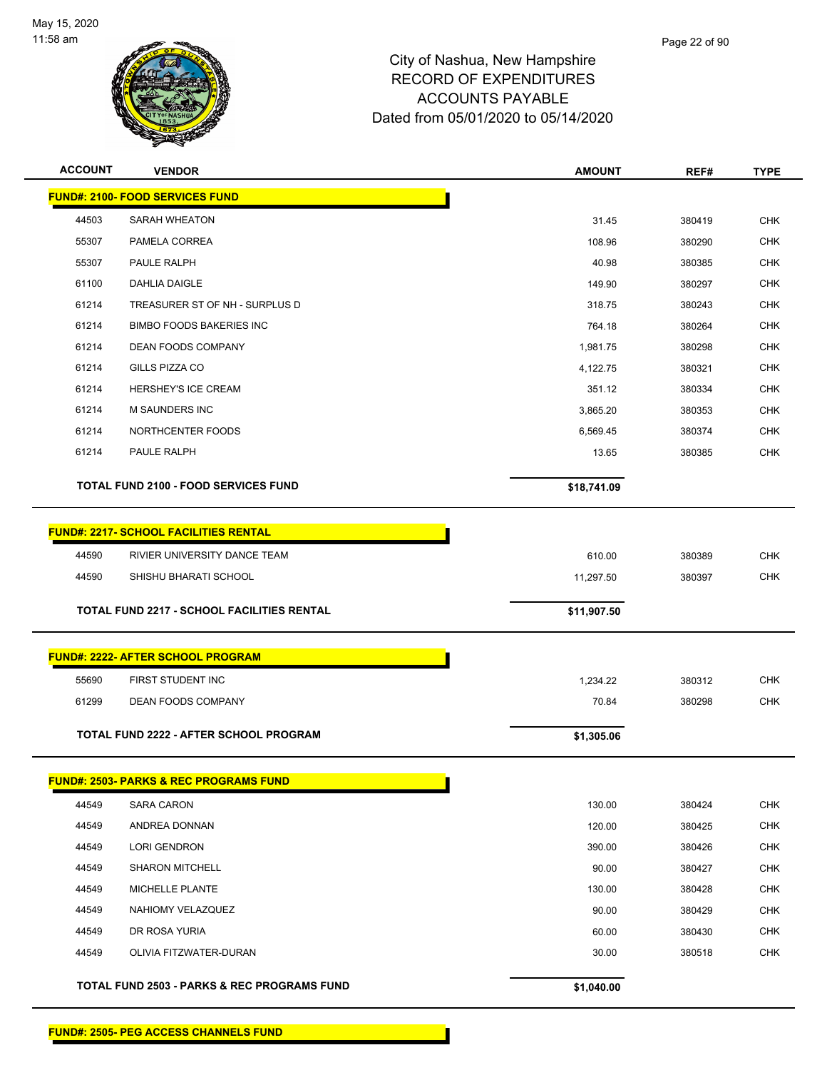City of Nashua, New Hampshire
RECORD OF EXPENDITURES
ACCOUNTS PAYABLE
Dated from 05/01/2020 to 05/14/2020

| ACCOUNT | VENDOR | AMOUNT | REF# | TYPE |
|---|---|---|---|---|
| **FUND#: 2100- FOOD SERVICES FUND** | | | | |
| 44503 | SARAH WHEATON | 31.45 | 380419 | CHK |
| 55307 | PAMELA CORREA | 108.96 | 380290 | CHK |
| 55307 | PAULE RALPH | 40.98 | 380385 | CHK |
| 61100 | DAHLIA DAIGLE | 149.90 | 380297 | CHK |
| 61214 | TREASURER ST OF NH - SURPLUS D | 318.75 | 380243 | CHK |
| 61214 | BIMBO FOODS BAKERIES INC | 764.18 | 380264 | CHK |
| 61214 | DEAN FOODS COMPANY | 1,981.75 | 380298 | CHK |
| 61214 | GILLS PIZZA CO | 4,122.75 | 380321 | CHK |
| 61214 | HERSHEY'S ICE CREAM | 351.12 | 380334 | CHK |
| 61214 | M SAUNDERS INC | 3,865.20 | 380353 | CHK |
| 61214 | NORTHCENTER FOODS | 6,569.45 | 380374 | CHK |
| 61214 | PAULE RALPH | 13.65 | 380385 | CHK |
| | **TOTAL FUND 2100 - FOOD SERVICES FUND** | **$18,741.09** | | |
| **FUND#: 2217- SCHOOL FACILITIES RENTAL** | | | | |
| 44590 | RIVIER UNIVERSITY DANCE TEAM | 610.00 | 380389 | CHK |
| 44590 | SHISHU BHARATI SCHOOL | 11,297.50 | 380397 | CHK |
| | **TOTAL FUND 2217 - SCHOOL FACILITIES RENTAL** | **$11,907.50** | | |
| **FUND#: 2222- AFTER SCHOOL PROGRAM** | | | | |
| 55690 | FIRST STUDENT INC | 1,234.22 | 380312 | CHK |
| 61299 | DEAN FOODS COMPANY | 70.84 | 380298 | CHK |
| | **TOTAL FUND 2222 - AFTER SCHOOL PROGRAM** | **$1,305.06** | | |
| **FUND#: 2503- PARKS & REC PROGRAMS FUND** | | | | |
| 44549 | SARA CARON | 130.00 | 380424 | CHK |
| 44549 | ANDREA DONNAN | 120.00 | 380425 | CHK |
| 44549 | LORI GENDRON | 390.00 | 380426 | CHK |
| 44549 | SHARON MITCHELL | 90.00 | 380427 | CHK |
| 44549 | MICHELLE PLANTE | 130.00 | 380428 | CHK |
| 44549 | NAHIOMY VELAZQUEZ | 90.00 | 380429 | CHK |
| 44549 | DR ROSA YURIA | 60.00 | 380430 | CHK |
| 44549 | OLIVIA FITZWATER-DURAN | 30.00 | 380518 | CHK |
| | **TOTAL FUND 2503 - PARKS & REC PROGRAMS FUND** | **$1,040.00** | | |
| **FUND#: 2505- PEG ACCESS CHANNELS FUND** | | | | |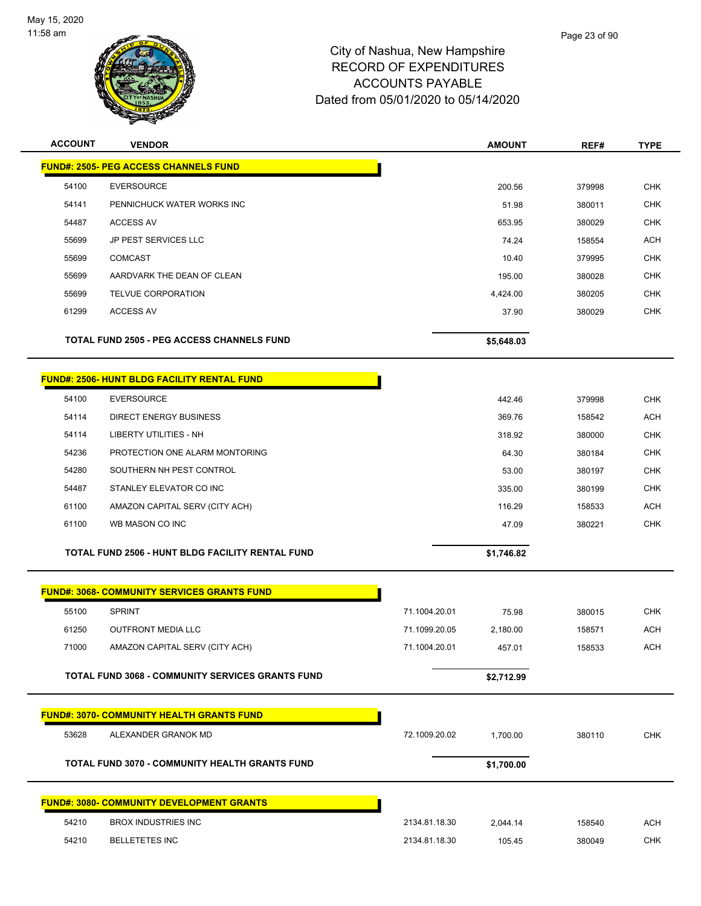# City of Nashua, New Hampshire
## RECORD OF EXPENDITURES
## ACCOUNTS PAYABLE
## Dated from 05/01/2020 to 05/14/2020

| ACCOUNT | VENDOR | | AMOUNT | REF# | TYPE |
|---|---|---|---|---|---|
| **FUND#: 2505- PEG ACCESS CHANNELS FUND** | | | | | |
| 54100 | EVERSOURCE | | 200.56 | 379998 | CHK |
| 54141 | PENNICHUCK WATER WORKS INC | | 51.98 | 380011 | CHK |
| 54487 | ACCESS AV | | 653.95 | 380029 | CHK |
| 55699 | JP PEST SERVICES LLC | | 74.24 | 158554 | ACH |
| 55699 | COMCAST | | 10.40 | 379995 | CHK |
| 55699 | AARDVARK THE DEAN OF CLEAN | | 195.00 | 380028 | CHK |
| 55699 | TELVUE CORPORATION | | 4,424.00 | 380205 | CHK |
| 61299 | ACCESS AV | | 37.90 | 380029 | CHK |
| **TOTAL FUND 2505 - PEG ACCESS CHANNELS FUND** | | | **$5,648.03** | | |
| **FUND#: 2506- HUNT BLDG FACILITY RENTAL FUND** | | | | | |
| 54100 | EVERSOURCE | | 442.46 | 379998 | CHK |
| 54114 | DIRECT ENERGY BUSINESS | | 369.76 | 158542 | ACH |
| 54114 | LIBERTY UTILITIES - NH | | 318.92 | 380000 | CHK |
| 54236 | PROTECTION ONE ALARM MONTORING | | 64.30 | 380184 | CHK |
| 54280 | SOUTHERN NH PEST CONTROL | | 53.00 | 380197 | CHK |
| 54487 | STANLEY ELEVATOR CO INC | | 335.00 | 380199 | CHK |
| 61100 | AMAZON CAPITAL SERV (CITY ACH) | | 116.29 | 158533 | ACH |
| 61100 | WB MASON CO INC | | 47.09 | 380221 | CHK |
| **TOTAL FUND 2506 - HUNT BLDG FACILITY RENTAL FUND** | | | **$1,746.82** | | |
| **FUND#: 3068- COMMUNITY SERVICES GRANTS FUND** | | | | | |
| 55100 | SPRINT | 71.1004.20.01 | 75.98 | 380015 | CHK |
| 61250 | OUTFRONT MEDIA LLC | 71.1099.20.05 | 2,180.00 | 158571 | ACH |
| 71000 | AMAZON CAPITAL SERV (CITY ACH) | 71.1004.20.01 | 457.01 | 158533 | ACH |
| **TOTAL FUND 3068 - COMMUNITY SERVICES GRANTS FUND** | | | **$2,712.99** | | |
| **FUND#: 3070- COMMUNITY HEALTH GRANTS FUND** | | | | | |
| 53628 | ALEXANDER GRANOK MD | 72.1009.20.02 | 1,700.00 | 380110 | CHK |
| **TOTAL FUND 3070 - COMMUNITY HEALTH GRANTS FUND** | | | **$1,700.00** | | |
| **FUND#: 3080- COMMUNITY DEVELOPMENT GRANTS** | | | | | |
| 54210 | BROX INDUSTRIES INC | 2134.81.18.30 | 2,044.14 | 158540 | ACH |
| 54210 | BELLETETES INC | 2134.81.18.30 | 105.45 | 380049 | CHK |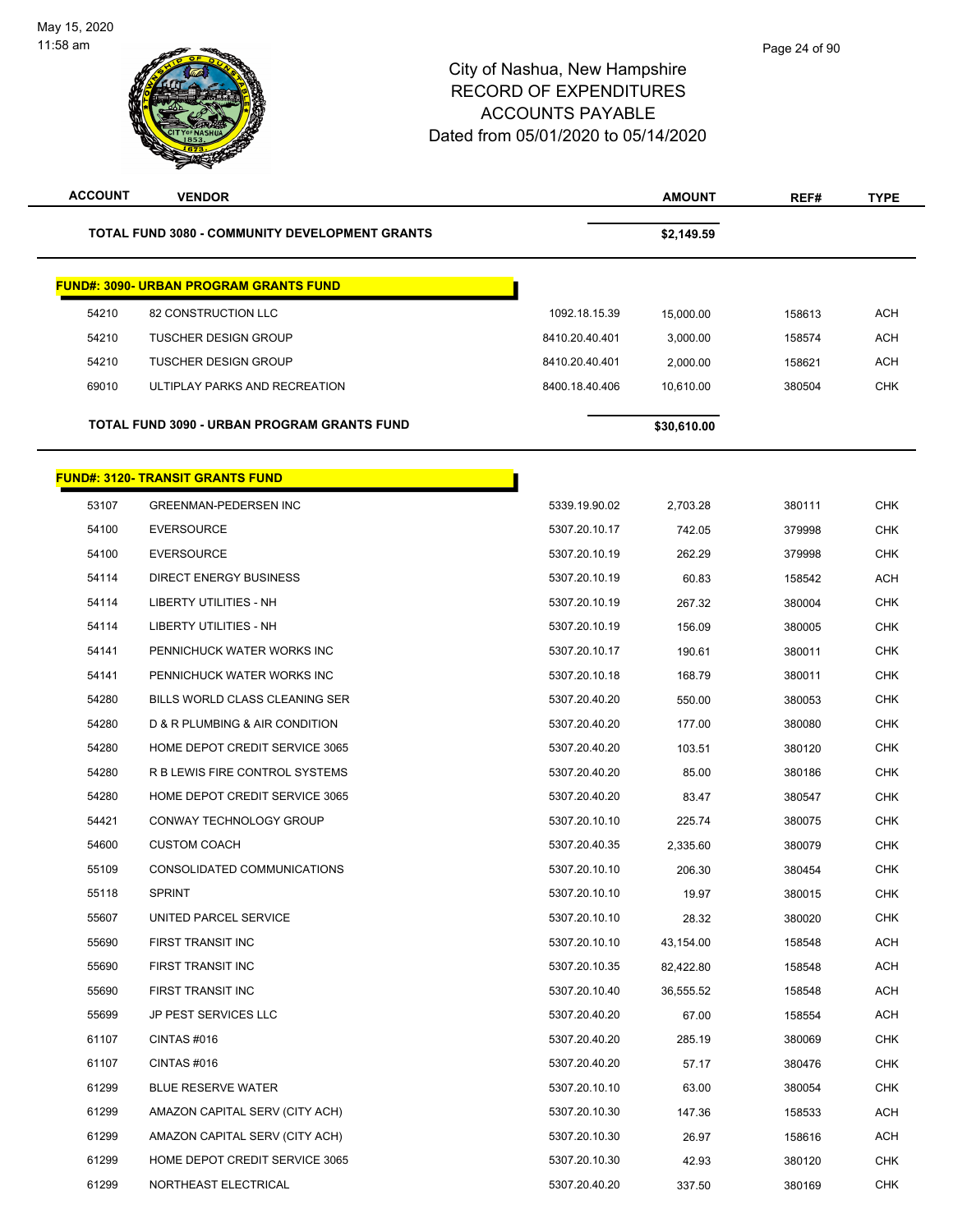# City of Nashua, New Hampshire
# RECORD OF EXPENDITURES
# ACCOUNTS PAYABLE
# Dated from 05/01/2020 to 05/14/2020

| ACCOUNT | VENDOR | | AMOUNT | REF# | TYPE |
|---|---|---|---|---|---|
| | **TOTAL FUND 3080 - COMMUNITY DEVELOPMENT GRANTS** | | **$2,149.59** | | |

**FUND#: 3090- URBAN PROGRAM GRANTS FUND**

| ACCOUNT | VENDOR | | AMOUNT | REF# | TYPE |
|---|---|---|---|---|---|
| 54210 | 82 CONSTRUCTION LLC | 1092.18.15.39 | 15,000.00 | 158613 | ACH |
| 54210 | TUSCHER DESIGN GROUP | 8410.20.40.401 | 3,000.00 | 158574 | ACH |
| 54210 | TUSCHER DESIGN GROUP | 8410.20.40.401 | 2,000.00 | 158621 | ACH |
| 69010 | ULTIPLAY PARKS AND RECREATION | 8400.18.40.406 | 10,610.00 | 380504 | CHK |
| | **TOTAL FUND 3090 - URBAN PROGRAM GRANTS FUND** | | **$30,610.00** | | |

**FUND#: 3120- TRANSIT GRANTS FUND**

| ACCOUNT | VENDOR | | AMOUNT | REF# | TYPE |
|---|---|---|---|---|---|
| 53107 | GREENMAN-PEDERSEN INC | 5339.19.90.02 | 2,703.28 | 380111 | CHK |
| 54100 | EVERSOURCE | 5307.20.10.17 | 742.05 | 379998 | CHK |
| 54100 | EVERSOURCE | 5307.20.10.19 | 262.29 | 379998 | CHK |
| 54114 | DIRECT ENERGY BUSINESS | 5307.20.10.19 | 60.83 | 158542 | ACH |
| 54114 | LIBERTY UTILITIES - NH | 5307.20.10.19 | 267.32 | 380004 | CHK |
| 54114 | LIBERTY UTILITIES - NH | 5307.20.10.19 | 156.09 | 380005 | CHK |
| 54141 | PENNICHUCK WATER WORKS INC | 5307.20.10.17 | 190.61 | 380011 | CHK |
| 54141 | PENNICHUCK WATER WORKS INC | 5307.20.10.18 | 168.79 | 380011 | CHK |
| 54280 | BILLS WORLD CLASS CLEANING SER | 5307.20.40.20 | 550.00 | 380053 | CHK |
| 54280 | D & R PLUMBING & AIR CONDITION | 5307.20.40.20 | 177.00 | 380080 | CHK |
| 54280 | HOME DEPOT CREDIT SERVICE 3065 | 5307.20.40.20 | 103.51 | 380120 | CHK |
| 54280 | R B LEWIS FIRE CONTROL SYSTEMS | 5307.20.40.20 | 85.00 | 380186 | CHK |
| 54280 | HOME DEPOT CREDIT SERVICE 3065 | 5307.20.40.20 | 83.47 | 380547 | CHK |
| 54421 | CONWAY TECHNOLOGY GROUP | 5307.20.10.10 | 225.74 | 380075 | CHK |
| 54600 | CUSTOM COACH | 5307.20.40.35 | 2,335.60 | 380079 | CHK |
| 55109 | CONSOLIDATED COMMUNICATIONS | 5307.20.10.10 | 206.30 | 380454 | CHK |
| 55118 | SPRINT | 5307.20.10.10 | 19.97 | 380015 | CHK |
| 55607 | UNITED PARCEL SERVICE | 5307.20.10.10 | 28.32 | 380020 | CHK |
| 55690 | FIRST TRANSIT INC | 5307.20.10.10 | 43,154.00 | 158548 | ACH |
| 55690 | FIRST TRANSIT INC | 5307.20.10.35 | 82,422.80 | 158548 | ACH |
| 55690 | FIRST TRANSIT INC | 5307.20.10.40 | 36,555.52 | 158548 | ACH |
| 55699 | JP PEST SERVICES LLC | 5307.20.40.20 | 67.00 | 158554 | ACH |
| 61107 | CINTAS #016 | 5307.20.40.20 | 285.19 | 380069 | CHK |
| 61107 | CINTAS #016 | 5307.20.40.20 | 57.17 | 380476 | CHK |
| 61299 | BLUE RESERVE WATER | 5307.20.10.10 | 63.00 | 380054 | CHK |
| 61299 | AMAZON CAPITAL SERV (CITY ACH) | 5307.20.10.30 | 147.36 | 158533 | ACH |
| 61299 | AMAZON CAPITAL SERV (CITY ACH) | 5307.20.10.30 | 26.97 | 158616 | ACH |
| 61299 | HOME DEPOT CREDIT SERVICE 3065 | 5307.20.10.30 | 42.93 | 380120 | CHK |
| 61299 | NORTHEAST ELECTRICAL | 5307.20.40.20 | 337.50 | 380169 | CHK |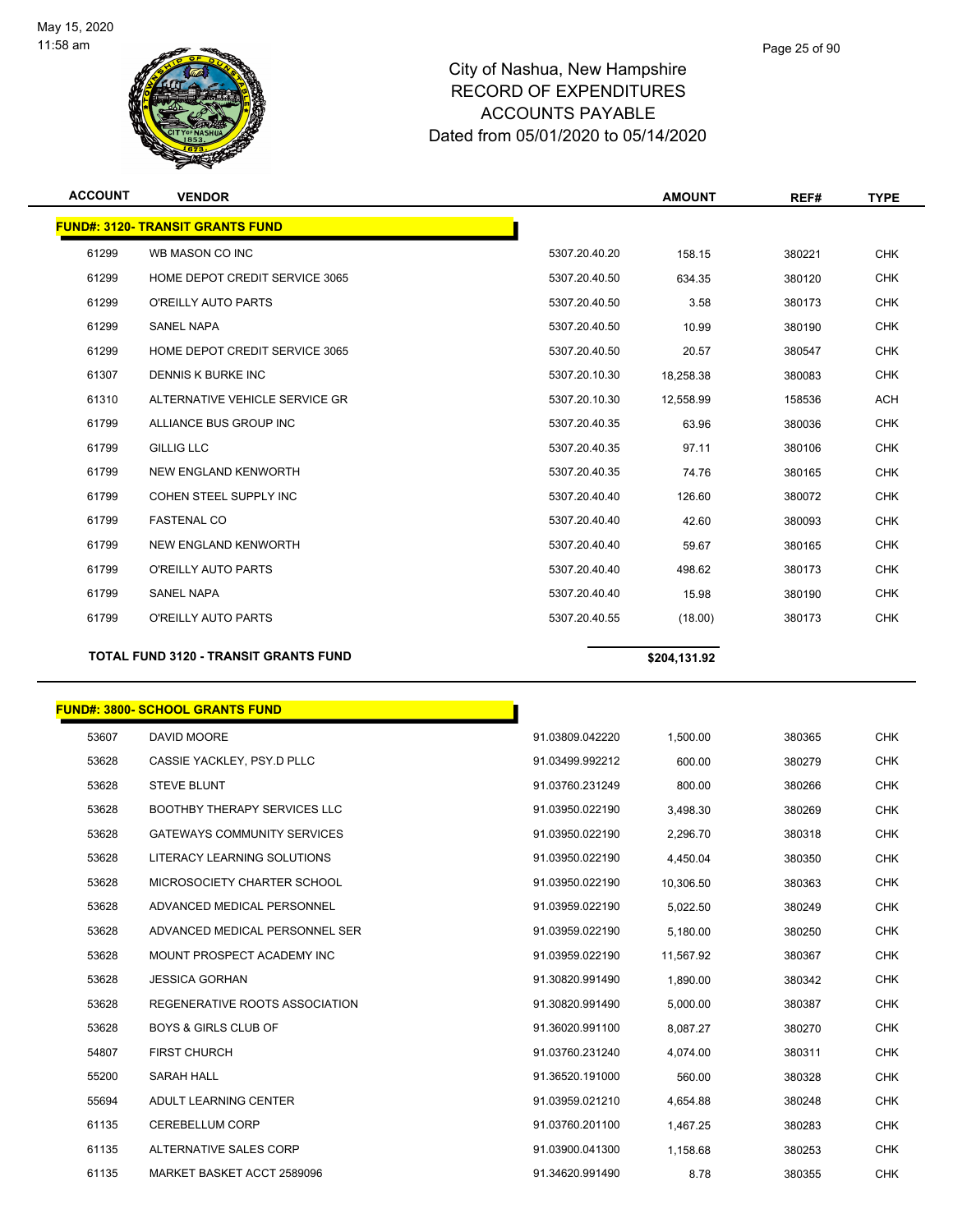# City of Nashua, New Hampshire
# RECORD OF EXPENDITURES
# ACCOUNTS PAYABLE
# Dated from 05/01/2020 to 05/14/2020

| ACCOUNT | VENDOR | | AMOUNT | REF# | TYPE |
|---|---|---|---|---|---|
| **FUND#: 3120- TRANSIT GRANTS FUND** | | | | | |
| 61299 | WB MASON CO INC | 5307.20.40.20 | 158.15 | 380221 | CHK |
| 61299 | HOME DEPOT CREDIT SERVICE 3065 | 5307.20.40.50 | 634.35 | 380120 | CHK |
| 61299 | O'REILLY AUTO PARTS | 5307.20.40.50 | 3.58 | 380173 | CHK |
| 61299 | SANEL NAPA | 5307.20.40.50 | 10.99 | 380190 | CHK |
| 61299 | HOME DEPOT CREDIT SERVICE 3065 | 5307.20.40.50 | 20.57 | 380547 | CHK |
| 61307 | DENNIS K BURKE INC | 5307.20.10.30 | 18,258.38 | 380083 | CHK |
| 61310 | ALTERNATIVE VEHICLE SERVICE GR | 5307.20.10.30 | 12,558.99 | 158536 | ACH |
| 61799 | ALLIANCE BUS GROUP INC | 5307.20.40.35 | 63.96 | 380036 | CHK |
| 61799 | GILLIG LLC | 5307.20.40.35 | 97.11 | 380106 | CHK |
| 61799 | NEW ENGLAND KENWORTH | 5307.20.40.35 | 74.76 | 380165 | CHK |
| 61799 | COHEN STEEL SUPPLY INC | 5307.20.40.40 | 126.60 | 380072 | CHK |
| 61799 | FASTENAL CO | 5307.20.40.40 | 42.60 | 380093 | CHK |
| 61799 | NEW ENGLAND KENWORTH | 5307.20.40.40 | 59.67 | 380165 | CHK |
| 61799 | O'REILLY AUTO PARTS | 5307.20.40.40 | 498.62 | 380173 | CHK |
| 61799 | SANEL NAPA | 5307.20.40.40 | 15.98 | 380190 | CHK |
| 61799 | O'REILLY AUTO PARTS | 5307.20.40.55 | (18.00) | 380173 | CHK |
| **TOTAL FUND 3120 - TRANSIT GRANTS FUND** | | | **$204,131.92** | | |

| ACCOUNT | VENDOR | | AMOUNT | REF# | TYPE |
|---|---|---|---|---|---|
| **FUND#: 3800- SCHOOL GRANTS FUND** | | | | | |
| 53607 | DAVID MOORE | 91.03809.042220 | 1,500.00 | 380365 | CHK |
| 53628 | CASSIE YACKLEY, PSY.D PLLC | 91.03499.992212 | 600.00 | 380279 | CHK |
| 53628 | STEVE BLUNT | 91.03760.231249 | 800.00 | 380266 | CHK |
| 53628 | BOOTHBY THERAPY SERVICES LLC | 91.03950.022190 | 3,498.30 | 380269 | CHK |
| 53628 | GATEWAYS COMMUNITY SERVICES | 91.03950.022190 | 2,296.70 | 380318 | CHK |
| 53628 | LITERACY LEARNING SOLUTIONS | 91.03950.022190 | 4,450.04 | 380350 | CHK |
| 53628 | MICROSOCIETY CHARTER SCHOOL | 91.03950.022190 | 10,306.50 | 380363 | CHK |
| 53628 | ADVANCED MEDICAL PERSONNEL | 91.03959.022190 | 5,022.50 | 380249 | CHK |
| 53628 | ADVANCED MEDICAL PERSONNEL SER | 91.03959.022190 | 5,180.00 | 380250 | CHK |
| 53628 | MOUNT PROSPECT ACADEMY INC | 91.03959.022190 | 11,567.92 | 380367 | CHK |
| 53628 | JESSICA GORHAN | 91.30820.991490 | 1,890.00 | 380342 | CHK |
| 53628 | REGENERATIVE ROOTS ASSOCIATION | 91.30820.991490 | 5,000.00 | 380387 | CHK |
| 53628 | BOYS & GIRLS CLUB OF | 91.36020.991100 | 8,087.27 | 380270 | CHK |
| 54807 | FIRST CHURCH | 91.03760.231240 | 4,074.00 | 380311 | CHK |
| 55200 | SARAH HALL | 91.36520.191000 | 560.00 | 380328 | CHK |
| 55694 | ADULT LEARNING CENTER | 91.03959.021210 | 4,654.88 | 380248 | CHK |
| 61135 | CEREBELLUM CORP | 91.03760.201100 | 1,467.25 | 380283 | CHK |
| 61135 | ALTERNATIVE SALES CORP | 91.03900.041300 | 1,158.68 | 380253 | CHK |
| 61135 | MARKET BASKET ACCT 2589096 | 91.34620.991490 | 8.78 | 380355 | CHK |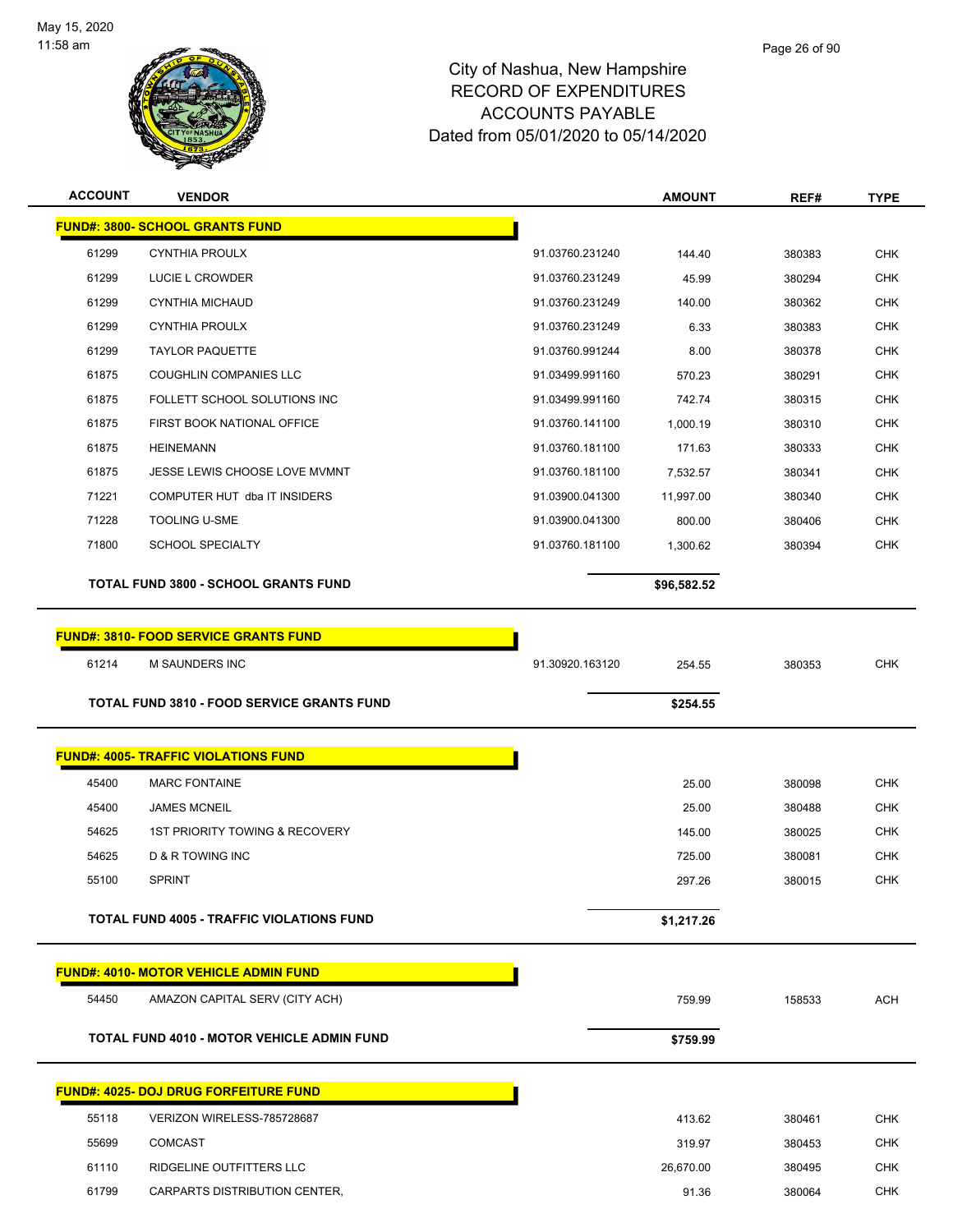City of Nashua, New Hampshire
RECORD OF EXPENDITURES
ACCOUNTS PAYABLE
Dated from 05/01/2020 to 05/14/2020

| ACCOUNT | VENDOR | | AMOUNT | REF# | TYPE |
|---|---|---|---|---|---|
| **FUND#: 3800- SCHOOL GRANTS FUND** | | | | | |
| 61299 | CYNTHIA PROULX | 91.03760.231240 | 144.40 | 380383 | CHK |
| 61299 | LUCIE L CROWDER | 91.03760.231249 | 45.99 | 380294 | CHK |
| 61299 | CYNTHIA MICHAUD | 91.03760.231249 | 140.00 | 380362 | CHK |
| 61299 | CYNTHIA PROULX | 91.03760.231249 | 6.33 | 380383 | CHK |
| 61299 | TAYLOR PAQUETTE | 91.03760.991244 | 8.00 | 380378 | CHK |
| 61875 | COUGHLIN COMPANIES LLC | 91.03499.991160 | 570.23 | 380291 | CHK |
| 61875 | FOLLETT SCHOOL SOLUTIONS INC | 91.03499.991160 | 742.74 | 380315 | CHK |
| 61875 | FIRST BOOK NATIONAL OFFICE | 91.03760.141100 | 1,000.19 | 380310 | CHK |
| 61875 | HEINEMANN | 91.03760.181100 | 171.63 | 380333 | CHK |
| 61875 | JESSE LEWIS CHOOSE LOVE MVMNT | 91.03760.181100 | 7,532.57 | 380341 | CHK |
| 71221 | COMPUTER HUT dba IT INSIDERS | 91.03900.041300 | 11,997.00 | 380340 | CHK |
| 71228 | TOOLING U-SME | 91.03900.041300 | 800.00 | 380406 | CHK |
| 71800 | SCHOOL SPECIALTY | 91.03760.181100 | 1,300.62 | 380394 | CHK |
| **TOTAL FUND 3800 - SCHOOL GRANTS FUND** | | | **$96,582.52** | | |
| **FUND#: 3810- FOOD SERVICE GRANTS FUND** | | | | | |
| 61214 | M SAUNDERS INC | 91.30920.163120 | 254.55 | 380353 | CHK |
| **TOTAL FUND 3810 - FOOD SERVICE GRANTS FUND** | | | **$254.55** | | |
| **FUND#: 4005- TRAFFIC VIOLATIONS FUND** | | | | | |
| 45400 | MARC FONTAINE | | 25.00 | 380098 | CHK |
| 45400 | JAMES MCNEIL | | 25.00 | 380488 | CHK |
| 54625 | 1ST PRIORITY TOWING & RECOVERY | | 145.00 | 380025 | CHK |
| 54625 | D & R TOWING INC | | 725.00 | 380081 | CHK |
| 55100 | SPRINT | | 297.26 | 380015 | CHK |
| **TOTAL FUND 4005 - TRAFFIC VIOLATIONS FUND** | | | **$1,217.26** | | |
| **FUND#: 4010- MOTOR VEHICLE ADMIN FUND** | | | | | |
| 54450 | AMAZON CAPITAL SERV (CITY ACH) | | 759.99 | 158533 | ACH |
| **TOTAL FUND 4010 - MOTOR VEHICLE ADMIN FUND** | | | **$759.99** | | |
| **FUND#: 4025- DOJ DRUG FORFEITURE FUND** | | | | | |
| 55118 | VERIZON WIRELESS-785728687 | | 413.62 | 380461 | CHK |
| 55699 | COMCAST | | 319.97 | 380453 | CHK |
| 61110 | RIDGELINE OUTFITTERS LLC | | 26,670.00 | 380495 | CHK |
| 61799 | CARPARTS DISTRIBUTION CENTER, | | 91.36 | 380064 | CHK |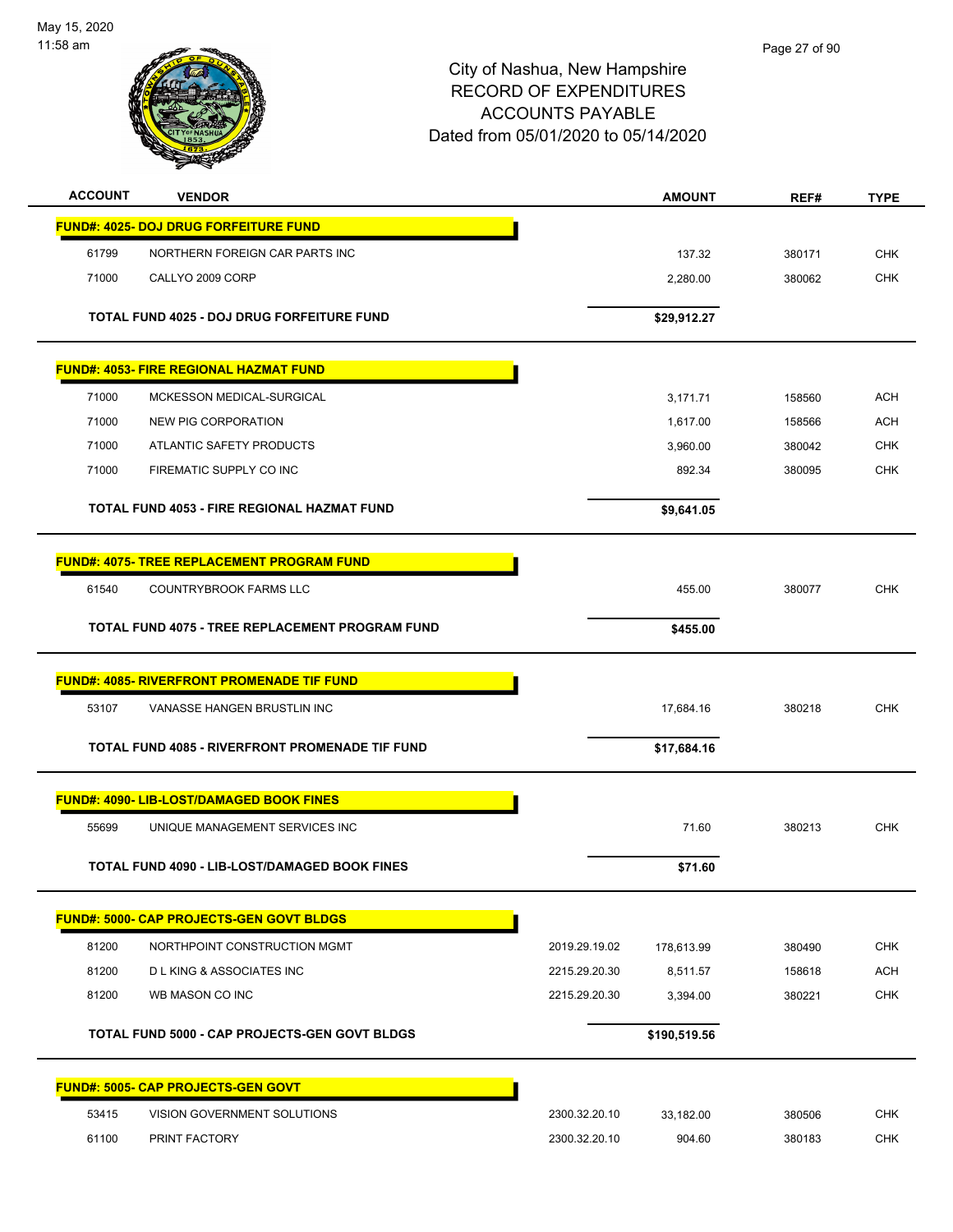City of Nashua, New Hampshire
RECORD OF EXPENDITURES
ACCOUNTS PAYABLE
Dated from 05/01/2020 to 05/14/2020

| ACCOUNT | VENDOR | | AMOUNT | REF# | TYPE |
|---|---|---|---|---|---|
| **FUND#: 4025- DOJ DRUG FORFEITURE FUND** | | | | | |
| 61799 | NORTHERN FOREIGN CAR PARTS INC | | 137.32 | 380171 | CHK |
| 71000 | CALLYO 2009 CORP | | 2,280.00 | 380062 | CHK |
| | **TOTAL FUND 4025 - DOJ DRUG FORFEITURE FUND** | | **$29,912.27** | | |
| **FUND#: 4053- FIRE REGIONAL HAZMAT FUND** | | | | | |
| 71000 | MCKESSON MEDICAL-SURGICAL | | 3,171.71 | 158560 | ACH |
| 71000 | NEW PIG CORPORATION | | 1,617.00 | 158566 | ACH |
| 71000 | ATLANTIC SAFETY PRODUCTS | | 3,960.00 | 380042 | CHK |
| 71000 | FIREMATIC SUPPLY CO INC | | 892.34 | 380095 | CHK |
| | **TOTAL FUND 4053 - FIRE REGIONAL HAZMAT FUND** | | **$9,641.05** | | |
| **FUND#: 4075- TREE REPLACEMENT PROGRAM FUND** | | | | | |
| 61540 | COUNTRYBROOK FARMS LLC | | 455.00 | 380077 | CHK |
| | **TOTAL FUND 4075 - TREE REPLACEMENT PROGRAM FUND** | | **$455.00** | | |
| **FUND#: 4085- RIVERFRONT PROMENADE TIF FUND** | | | | | |
| 53107 | VANASSE HANGEN BRUSTLIN INC | | 17,684.16 | 380218 | CHK |
| | **TOTAL FUND 4085 - RIVERFRONT PROMENADE TIF FUND** | | **$17,684.16** | | |
| **FUND#: 4090- LIB-LOST/DAMAGED BOOK FINES** | | | | | |
| 55699 | UNIQUE MANAGEMENT SERVICES INC | | 71.60 | 380213 | CHK |
| | **TOTAL FUND 4090 - LIB-LOST/DAMAGED BOOK FINES** | | **$71.60** | | |
| **FUND#: 5000- CAP PROJECTS-GEN GOVT BLDGS** | | | | | |
| 81200 | NORTHPOINT CONSTRUCTION MGMT | 2019.29.19.02 | 178,613.99 | 380490 | CHK |
| 81200 | D L KING & ASSOCIATES INC | 2215.29.20.30 | 8,511.57 | 158618 | ACH |
| 81200 | WB MASON CO INC | 2215.29.20.30 | 3,394.00 | 380221 | CHK |
| | **TOTAL FUND 5000 - CAP PROJECTS-GEN GOVT BLDGS** | | **$190,519.56** | | |
| **FUND#: 5005- CAP PROJECTS-GEN GOVT** | | | | | |
| 53415 | VISION GOVERNMENT SOLUTIONS | 2300.32.20.10 | 33,182.00 | 380506 | CHK |
| 61100 | PRINT FACTORY | 2300.32.20.10 | 904.60 | 380183 | CHK |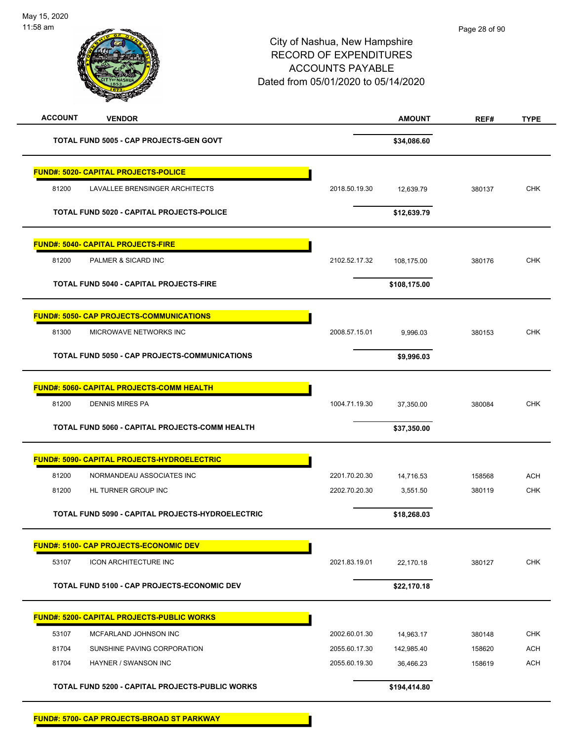May 15, 2020
11:58 am

City of Nashua, New Hampshire
RECORD OF EXPENDITURES
ACCOUNTS PAYABLE
Dated from 05/01/2020 to 05/14/2020

| ACCOUNT | VENDOR | | AMOUNT | REF# | TYPE |
|---|---|---|---|---|---|
| | **TOTAL FUND 5005 - CAP PROJECTS-GEN GOVT** | | **$34,086.60** | | |
| **FUND#: 5020- CAPITAL PROJECTS-POLICE** | | | | | |
| 81200 | LAVALLEE BRENSINGER ARCHITECTS | 2018.50.19.30 | 12,639.79 | 380137 | CHK |
| | **TOTAL FUND 5020 - CAPITAL PROJECTS-POLICE** | | **$12,639.79** | | |
| **FUND#: 5040- CAPITAL PROJECTS-FIRE** | | | | | |
| 81200 | PALMER & SICARD INC | 2102.52.17.32 | 108,175.00 | 380176 | CHK |
| | **TOTAL FUND 5040 - CAPITAL PROJECTS-FIRE** | | **$108,175.00** | | |
| **FUND#: 5050- CAP PROJECTS-COMMUNICATIONS** | | | | | |
| 81300 | MICROWAVE NETWORKS INC | 2008.57.15.01 | 9,996.03 | 380153 | CHK |
| | **TOTAL FUND 5050 - CAP PROJECTS-COMMUNICATIONS** | | **$9,996.03** | | |
| **FUND#: 5060- CAPITAL PROJECTS-COMM HEALTH** | | | | | |
| 81200 | DENNIS MIRES PA | 1004.71.19.30 | 37,350.00 | 380084 | CHK |
| | **TOTAL FUND 5060 - CAPITAL PROJECTS-COMM HEALTH** | | **$37,350.00** | | |
| **FUND#: 5090- CAPITAL PROJECTS-HYDROELECTRIC** | | | | | |
| 81200 | NORMANDEAU ASSOCIATES INC | 2201.70.20.30 | 14,716.53 | 158568 | ACH |
| 81200 | HL TURNER GROUP INC | 2202.70.20.30 | 3,551.50 | 380119 | CHK |
| | **TOTAL FUND 5090 - CAPITAL PROJECTS-HYDROELECTRIC** | | **$18,268.03** | | |
| **FUND#: 5100- CAP PROJECTS-ECONOMIC DEV** | | | | | |
| 53107 | ICON ARCHITECTURE INC | 2021.83.19.01 | 22,170.18 | 380127 | CHK |
| | **TOTAL FUND 5100 - CAP PROJECTS-ECONOMIC DEV** | | **$22,170.18** | | |
| **FUND#: 5200- CAPITAL PROJECTS-PUBLIC WORKS** | | | | | |
| 53107 | MCFARLAND JOHNSON INC | 2002.60.01.30 | 14,963.17 | 380148 | CHK |
| 81704 | SUNSHINE PAVING CORPORATION | 2055.60.17.30 | 142,985.40 | 158620 | ACH |
| 81704 | HAYNER / SWANSON INC | 2055.60.19.30 | 36,466.23 | 158619 | ACH |
| | **TOTAL FUND 5200 - CAPITAL PROJECTS-PUBLIC WORKS** | | **$194,414.80** | | |
| **FUND#: 5700- CAP PROJECTS-BROAD ST PARKWAY** | | | | | |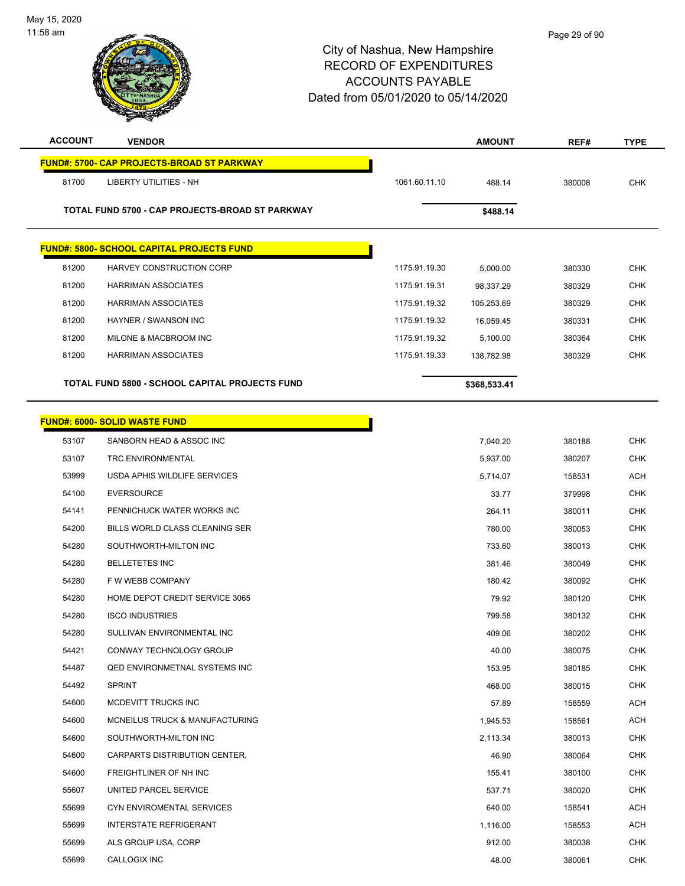May 15, 2020
11:58 am

# City of Nashua, New Hampshire
## RECORD OF EXPENDITURES
## ACCOUNTS PAYABLE
## Dated from 05/01/2020 to 05/14/2020

| ACCOUNT | VENDOR | | AMOUNT | REF# | TYPE |
|---|---|---|---|---|---|
| **FUND#: 5700- CAP PROJECTS-BROAD ST PARKWAY** | | | | | |
| 81700 | LIBERTY UTILITIES - NH | 1061.60.11.10 | 488.14 | 380008 | CHK |
| **TOTAL FUND 5700 - CAP PROJECTS-BROAD ST PARKWAY** | | | **$488.14** | | |
| **FUND#: 5800- SCHOOL CAPITAL PROJECTS FUND** | | | | | |
| 81200 | HARVEY CONSTRUCTION CORP | 1175.91.19.30 | 5,000.00 | 380330 | CHK |
| 81200 | HARRIMAN ASSOCIATES | 1175.91.19.31 | 98,337.29 | 380329 | CHK |
| 81200 | HARRIMAN ASSOCIATES | 1175.91.19.32 | 105,253.69 | 380329 | CHK |
| 81200 | HAYNER / SWANSON INC | 1175.91.19.32 | 16,059.45 | 380331 | CHK |
| 81200 | MILONE & MACBROOM INC | 1175.91.19.32 | 5,100.00 | 380364 | CHK |
| 81200 | HARRIMAN ASSOCIATES | 1175.91.19.33 | 138,782.98 | 380329 | CHK |
| **TOTAL FUND 5800 - SCHOOL CAPITAL PROJECTS FUND** | | | **$368,533.41** | | |
| **FUND#: 6000- SOLID WASTE FUND** | | | | | |
| 53107 | SANBORN HEAD & ASSOC INC | | 7,040.20 | 380188 | CHK |
| 53107 | TRC ENVIRONMENTAL | | 5,937.00 | 380207 | CHK |
| 53999 | USDA APHIS WILDLIFE SERVICES | | 5,714.07 | 158531 | ACH |
| 54100 | EVERSOURCE | | 33.77 | 379998 | CHK |
| 54141 | PENNICHUCK WATER WORKS INC | | 264.11 | 380011 | CHK |
| 54200 | BILLS WORLD CLASS CLEANING SER | | 780.00 | 380053 | CHK |
| 54280 | SOUTHWORTH-MILTON INC | | 733.60 | 380013 | CHK |
| 54280 | BELLETETES INC | | 381.46 | 380049 | CHK |
| 54280 | F W WEBB COMPANY | | 180.42 | 380092 | CHK |
| 54280 | HOME DEPOT CREDIT SERVICE 3065 | | 79.92 | 380120 | CHK |
| 54280 | ISCO INDUSTRIES | | 799.58 | 380132 | CHK |
| 54280 | SULLIVAN ENVIRONMENTAL INC | | 409.06 | 380202 | CHK |
| 54421 | CONWAY TECHNOLOGY GROUP | | 40.00 | 380075 | CHK |
| 54487 | QED ENVIRONMETNAL SYSTEMS INC | | 153.95 | 380185 | CHK |
| 54492 | SPRINT | | 468.00 | 380015 | CHK |
| 54600 | MCDEVITT TRUCKS INC | | 57.89 | 158559 | ACH |
| 54600 | MCNEILUS TRUCK & MANUFACTURING | | 1,945.53 | 158561 | ACH |
| 54600 | SOUTHWORTH-MILTON INC | | 2,113.34 | 380013 | CHK |
| 54600 | CARPARTS DISTRIBUTION CENTER, | | 46.90 | 380064 | CHK |
| 54600 | FREIGHTLINER OF NH INC | | 155.41 | 380100 | CHK |
| 55607 | UNITED PARCEL SERVICE | | 537.71 | 380020 | CHK |
| 55699 | CYN ENVIROMENTAL SERVICES | | 640.00 | 158541 | ACH |
| 55699 | INTERSTATE REFRIGERANT | | 1,116.00 | 158553 | ACH |
| 55699 | ALS GROUP USA, CORP | | 912.00 | 380038 | CHK |
| 55699 | CALLOGIX INC | | 48.00 | 380061 | CHK |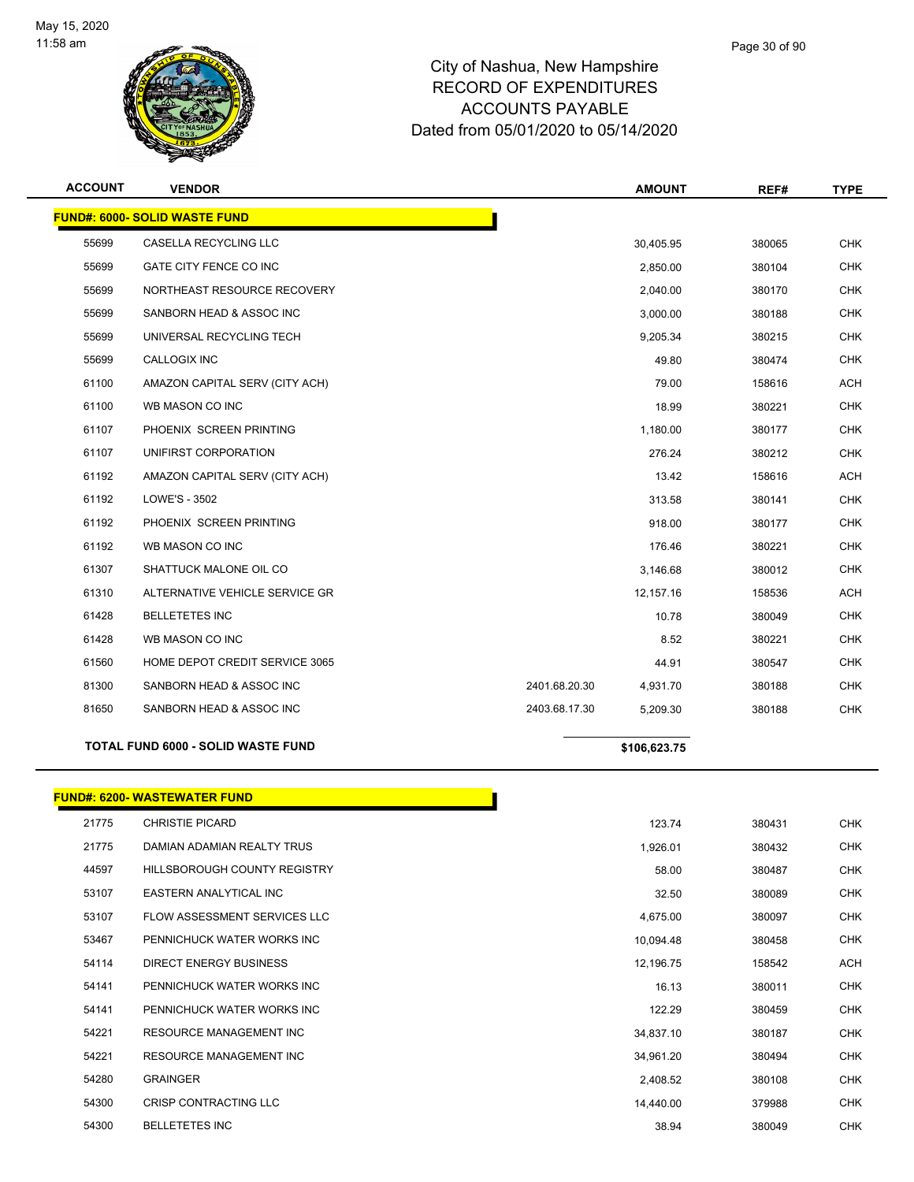# City of Nashua, New Hampshire
# RECORD OF EXPENDITURES
# ACCOUNTS PAYABLE
# Dated from 05/01/2020 to 05/14/2020

| ACCOUNT | VENDOR | | AMOUNT | REF# | TYPE |
|---|---|---|---|---|---|
| **FUND#: 6000- SOLID WASTE FUND** | | | | | |
| 55699 | CASELLA RECYCLING LLC | | 30,405.95 | 380065 | CHK |
| 55699 | GATE CITY FENCE CO INC | | 2,850.00 | 380104 | CHK |
| 55699 | NORTHEAST RESOURCE RECOVERY | | 2,040.00 | 380170 | CHK |
| 55699 | SANBORN HEAD & ASSOC INC | | 3,000.00 | 380188 | CHK |
| 55699 | UNIVERSAL RECYCLING TECH | | 9,205.34 | 380215 | CHK |
| 55699 | CALLOGIX INC | | 49.80 | 380474 | CHK |
| 61100 | AMAZON CAPITAL SERV (CITY ACH) | | 79.00 | 158616 | ACH |
| 61100 | WB MASON CO INC | | 18.99 | 380221 | CHK |
| 61107 | PHOENIX SCREEN PRINTING | | 1,180.00 | 380177 | CHK |
| 61107 | UNIFIRST CORPORATION | | 276.24 | 380212 | CHK |
| 61192 | AMAZON CAPITAL SERV (CITY ACH) | | 13.42 | 158616 | ACH |
| 61192 | LOWE'S - 3502 | | 313.58 | 380141 | CHK |
| 61192 | PHOENIX SCREEN PRINTING | | 918.00 | 380177 | CHK |
| 61192 | WB MASON CO INC | | 176.46 | 380221 | CHK |
| 61307 | SHATTUCK MALONE OIL CO | | 3,146.68 | 380012 | CHK |
| 61310 | ALTERNATIVE VEHICLE SERVICE GR | | 12,157.16 | 158536 | ACH |
| 61428 | BELLETETES INC | | 10.78 | 380049 | CHK |
| 61428 | WB MASON CO INC | | 8.52 | 380221 | CHK |
| 61560 | HOME DEPOT CREDIT SERVICE 3065 | | 44.91 | 380547 | CHK |
| 81300 | SANBORN HEAD & ASSOC INC | 2401.68.20.30 | 4,931.70 | 380188 | CHK |
| 81650 | SANBORN HEAD & ASSOC INC | 2403.68.17.30 | 5,209.30 | 380188 | CHK |
| **TOTAL FUND 6000 - SOLID WASTE FUND** | | | **$106,623.75** | | |

| ACCOUNT | VENDOR | AMOUNT | REF# | TYPE |
|---|---|---|---|---|
| **FUND#: 6200- WASTEWATER FUND** | | | | |
| 21775 | CHRISTIE PICARD | 123.74 | 380431 | CHK |
| 21775 | DAMIAN ADAMIAN REALTY TRUS | 1,926.01 | 380432 | CHK |
| 44597 | HILLSBOROUGH COUNTY REGISTRY | 58.00 | 380487 | CHK |
| 53107 | EASTERN ANALYTICAL INC | 32.50 | 380089 | CHK |
| 53107 | FLOW ASSESSMENT SERVICES LLC | 4,675.00 | 380097 | CHK |
| 53467 | PENNICHUCK WATER WORKS INC | 10,094.48 | 380458 | CHK |
| 54114 | DIRECT ENERGY BUSINESS | 12,196.75 | 158542 | ACH |
| 54141 | PENNICHUCK WATER WORKS INC | 16.13 | 380011 | CHK |
| 54141 | PENNICHUCK WATER WORKS INC | 122.29 | 380459 | CHK |
| 54221 | RESOURCE MANAGEMENT INC | 34,837.10 | 380187 | CHK |
| 54221 | RESOURCE MANAGEMENT INC | 34,961.20 | 380494 | CHK |
| 54280 | GRAINGER | 2,408.52 | 380108 | CHK |
| 54300 | CRISP CONTRACTING LLC | 14,440.00 | 379988 | CHK |
| 54300 | BELLETETES INC | 38.94 | 380049 | CHK |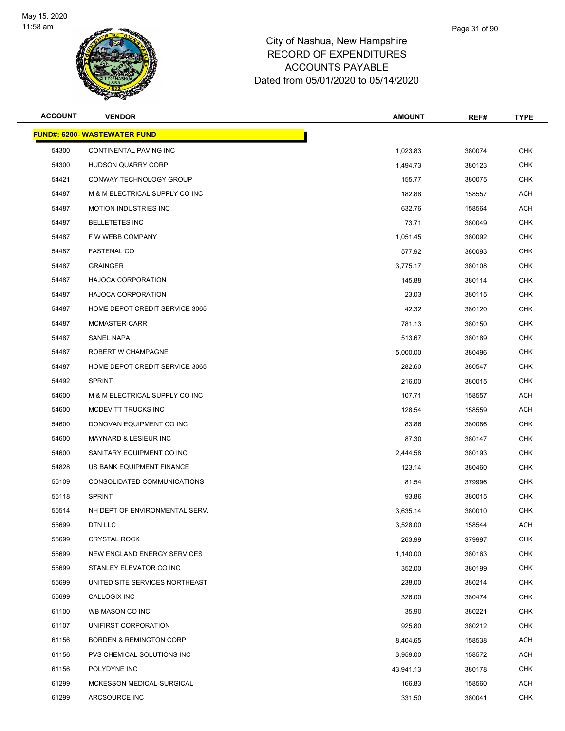City of Nashua, New Hampshire
RECORD OF EXPENDITURES
ACCOUNTS PAYABLE
Dated from 05/01/2020 to 05/14/2020

| ACCOUNT | VENDOR | AMOUNT | REF# | TYPE |
|---|---|---|---|---|
| **FUND#: 6200- WASTEWATER FUND** | | | | |
| 54300 | CONTINENTAL PAVING INC | 1,023.83 | 380074 | CHK |
| 54300 | HUDSON QUARRY CORP | 1,494.73 | 380123 | CHK |
| 54421 | CONWAY TECHNOLOGY GROUP | 155.77 | 380075 | CHK |
| 54487 | M & M ELECTRICAL SUPPLY CO INC | 182.88 | 158557 | ACH |
| 54487 | MOTION INDUSTRIES INC | 632.76 | 158564 | ACH |
| 54487 | BELLETETES INC | 73.71 | 380049 | CHK |
| 54487 | F W WEBB COMPANY | 1,051.45 | 380092 | CHK |
| 54487 | FASTENAL CO | 577.92 | 380093 | CHK |
| 54487 | GRAINGER | 3,775.17 | 380108 | CHK |
| 54487 | HAJOCA CORPORATION | 145.88 | 380114 | CHK |
| 54487 | HAJOCA CORPORATION | 23.03 | 380115 | CHK |
| 54487 | HOME DEPOT CREDIT SERVICE 3065 | 42.32 | 380120 | CHK |
| 54487 | MCMASTER-CARR | 781.13 | 380150 | CHK |
| 54487 | SANEL NAPA | 513.67 | 380189 | CHK |
| 54487 | ROBERT W CHAMPAGNE | 5,000.00 | 380496 | CHK |
| 54487 | HOME DEPOT CREDIT SERVICE 3065 | 282.60 | 380547 | CHK |
| 54492 | SPRINT | 216.00 | 380015 | CHK |
| 54600 | M & M ELECTRICAL SUPPLY CO INC | 107.71 | 158557 | ACH |
| 54600 | MCDEVITT TRUCKS INC | 128.54 | 158559 | ACH |
| 54600 | DONOVAN EQUIPMENT CO INC | 83.86 | 380086 | CHK |
| 54600 | MAYNARD & LESIEUR INC | 87.30 | 380147 | CHK |
| 54600 | SANITARY EQUIPMENT CO INC | 2,444.58 | 380193 | CHK |
| 54828 | US BANK EQUIPMENT FINANCE | 123.14 | 380460 | CHK |
| 55109 | CONSOLIDATED COMMUNICATIONS | 81.54 | 379996 | CHK |
| 55118 | SPRINT | 93.86 | 380015 | CHK |
| 55514 | NH DEPT OF ENVIRONMENTAL SERV. | 3,635.14 | 380010 | CHK |
| 55699 | DTN LLC | 3,528.00 | 158544 | ACH |
| 55699 | CRYSTAL ROCK | 263.99 | 379997 | CHK |
| 55699 | NEW ENGLAND ENERGY SERVICES | 1,140.00 | 380163 | CHK |
| 55699 | STANLEY ELEVATOR CO INC | 352.00 | 380199 | CHK |
| 55699 | UNITED SITE SERVICES NORTHEAST | 238.00 | 380214 | CHK |
| 55699 | CALLOGIX INC | 326.00 | 380474 | CHK |
| 61100 | WB MASON CO INC | 35.90 | 380221 | CHK |
| 61107 | UNIFIRST CORPORATION | 925.80 | 380212 | CHK |
| 61156 | BORDEN & REMINGTON CORP | 8,404.65 | 158538 | ACH |
| 61156 | PVS CHEMICAL SOLUTIONS INC | 3,959.00 | 158572 | ACH |
| 61156 | POLYDYNE INC | 43,941.13 | 380178 | CHK |
| 61299 | MCKESSON MEDICAL-SURGICAL | 166.83 | 158560 | ACH |
| 61299 | ARCSOURCE INC | 331.50 | 380041 | CHK |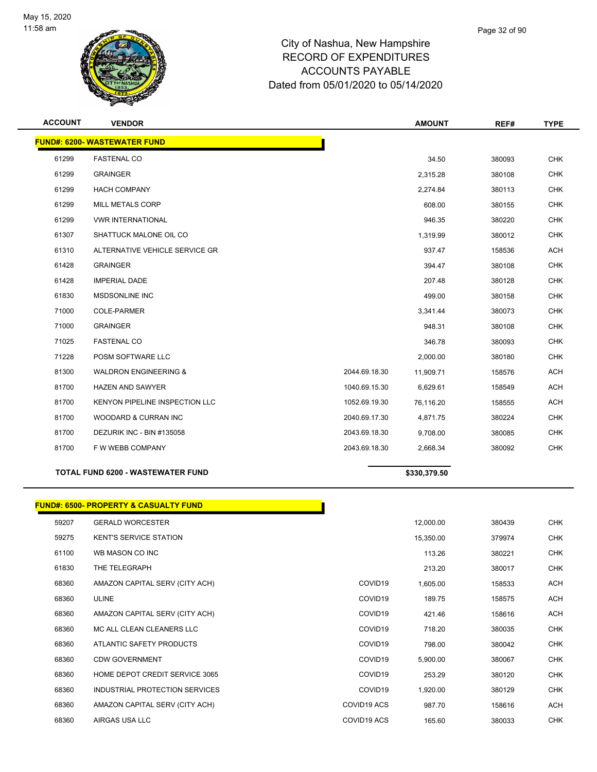# City of Nashua, New Hampshire
## RECORD OF EXPENDITURES
## ACCOUNTS PAYABLE
## Dated from 05/01/2020 to 05/14/2020

| ACCOUNT | VENDOR | | AMOUNT | REF# | TYPE |
|---|---|---|---|---|---|
| **FUND#: 6200- WASTEWATER FUND** | | | | | |
| 61299 | FASTENAL CO | | 34.50 | 380093 | CHK |
| 61299 | GRAINGER | | 2,315.28 | 380108 | CHK |
| 61299 | HACH COMPANY | | 2,274.84 | 380113 | CHK |
| 61299 | MILL METALS CORP | | 608.00 | 380155 | CHK |
| 61299 | VWR INTERNATIONAL | | 946.35 | 380220 | CHK |
| 61307 | SHATTUCK MALONE OIL CO | | 1,319.99 | 380012 | CHK |
| 61310 | ALTERNATIVE VEHICLE SERVICE GR | | 937.47 | 158536 | ACH |
| 61428 | GRAINGER | | 394.47 | 380108 | CHK |
| 61428 | IMPERIAL DADE | | 207.48 | 380128 | CHK |
| 61830 | MSDSONLINE INC | | 499.00 | 380158 | CHK |
| 71000 | COLE-PARMER | | 3,341.44 | 380073 | CHK |
| 71000 | GRAINGER | | 948.31 | 380108 | CHK |
| 71025 | FASTENAL CO | | 346.78 | 380093 | CHK |
| 71228 | POSM SOFTWARE LLC | | 2,000.00 | 380180 | CHK |
| 81300 | WALDRON ENGINEERING & | 2044.69.18.30 | 11,909.71 | 158576 | ACH |
| 81700 | HAZEN AND SAWYER | 1040.69.15.30 | 6,629.61 | 158549 | ACH |
| 81700 | KENYON PIPELINE INSPECTION LLC | 1052.69.19.30 | 76,116.20 | 158555 | ACH |
| 81700 | WOODARD & CURRAN INC | 2040.69.17.30 | 4,871.75 | 380224 | CHK |
| 81700 | DEZURIK INC - BIN #135058 | 2043.69.18.30 | 9,708.00 | 380085 | CHK |
| 81700 | F W WEBB COMPANY | 2043.69.18.30 | 2,668.34 | 380092 | CHK |
| **TOTAL FUND 6200 - WASTEWATER FUND** | | | **$330,379.50** | | |

| ACCOUNT | VENDOR | | AMOUNT | REF# | TYPE |
|---|---|---|---|---|---|
| **FUND#: 6500- PROPERTY & CASUALTY FUND** | | | | | |
| 59207 | GERALD WORCESTER | | 12,000.00 | 380439 | CHK |
| 59275 | KENT'S SERVICE STATION | | 15,350.00 | 379974 | CHK |
| 61100 | WB MASON CO INC | | 113.26 | 380221 | CHK |
| 61830 | THE TELEGRAPH | | 213.20 | 380017 | CHK |
| 68360 | AMAZON CAPITAL SERV (CITY ACH) | COVID19 | 1,605.00 | 158533 | ACH |
| 68360 | ULINE | COVID19 | 189.75 | 158575 | ACH |
| 68360 | AMAZON CAPITAL SERV (CITY ACH) | COVID19 | 421.46 | 158616 | ACH |
| 68360 | MC ALL CLEAN CLEANERS LLC | COVID19 | 718.20 | 380035 | CHK |
| 68360 | ATLANTIC SAFETY PRODUCTS | COVID19 | 798.00 | 380042 | CHK |
| 68360 | CDW GOVERNMENT | COVID19 | 5,900.00 | 380067 | CHK |
| 68360 | HOME DEPOT CREDIT SERVICE 3065 | COVID19 | 253.29 | 380120 | CHK |
| 68360 | INDUSTRIAL PROTECTION SERVICES | COVID19 | 1,920.00 | 380129 | CHK |
| 68360 | AMAZON CAPITAL SERV (CITY ACH) | COVID19 ACS | 987.70 | 158616 | ACH |
| 68360 | AIRGAS USA LLC | COVID19 ACS | 165.60 | 380033 | CHK |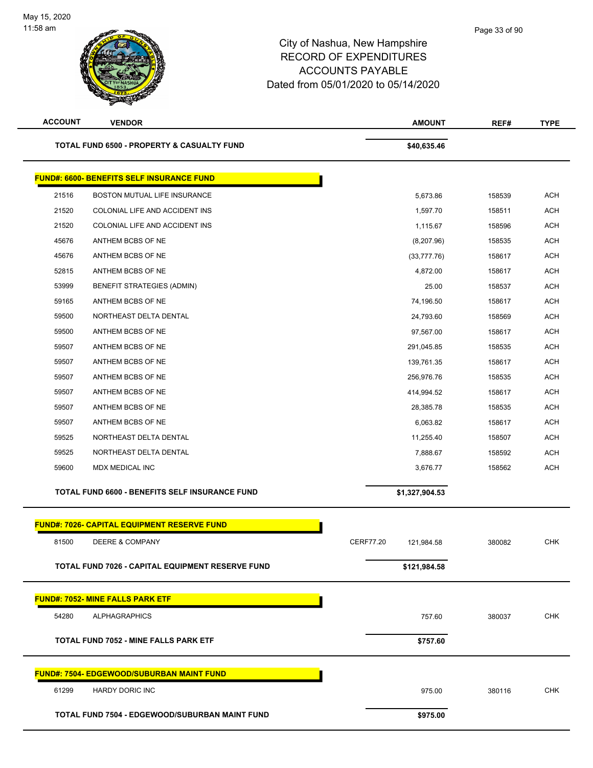City of Nashua, New Hampshire
RECORD OF EXPENDITURES
ACCOUNTS PAYABLE
Dated from 05/01/2020 to 05/14/2020

| ACCOUNT | VENDOR | | AMOUNT | REF# | TYPE |
|---|---|---|---|---|---|
| | **TOTAL FUND 6500 - PROPERTY & CASUALTY FUND** | | **$40,635.46** | | |
| | **FUND#: 6600- BENEFITS SELF INSURANCE FUND** | | | | |
| 21516 | BOSTON MUTUAL LIFE INSURANCE | | 5,673.86 | 158539 | ACH |
| 21520 | COLONIAL LIFE AND ACCIDENT INS | | 1,597.70 | 158511 | ACH |
| 21520 | COLONIAL LIFE AND ACCIDENT INS | | 1,115.67 | 158596 | ACH |
| 45676 | ANTHEM BCBS OF NE | | (8,207.96) | 158535 | ACH |
| 45676 | ANTHEM BCBS OF NE | | (33,777.76) | 158617 | ACH |
| 52815 | ANTHEM BCBS OF NE | | 4,872.00 | 158617 | ACH |
| 53999 | BENEFIT STRATEGIES (ADMIN) | | 25.00 | 158537 | ACH |
| 59165 | ANTHEM BCBS OF NE | | 74,196.50 | 158617 | ACH |
| 59500 | NORTHEAST DELTA DENTAL | | 24,793.60 | 158569 | ACH |
| 59500 | ANTHEM BCBS OF NE | | 97,567.00 | 158617 | ACH |
| 59507 | ANTHEM BCBS OF NE | | 291,045.85 | 158535 | ACH |
| 59507 | ANTHEM BCBS OF NE | | 139,761.35 | 158617 | ACH |
| 59507 | ANTHEM BCBS OF NE | | 256,976.76 | 158535 | ACH |
| 59507 | ANTHEM BCBS OF NE | | 414,994.52 | 158617 | ACH |
| 59507 | ANTHEM BCBS OF NE | | 28,385.78 | 158535 | ACH |
| 59507 | ANTHEM BCBS OF NE | | 6,063.82 | 158617 | ACH |
| 59525 | NORTHEAST DELTA DENTAL | | 11,255.40 | 158507 | ACH |
| 59525 | NORTHEAST DELTA DENTAL | | 7,888.67 | 158592 | ACH |
| 59600 | MDX MEDICAL INC | | 3,676.77 | 158562 | ACH |
| | **TOTAL FUND 6600 - BENEFITS SELF INSURANCE FUND** | | **$1,327,904.53** | | |
| | **FUND#: 7026- CAPITAL EQUIPMENT RESERVE FUND** | | | | |
| 81500 | DEERE & COMPANY | CERF77.20 | 121,984.58 | 380082 | CHK |
| | **TOTAL FUND 7026 - CAPITAL EQUIPMENT RESERVE FUND** | | **$121,984.58** | | |
| | **FUND#: 7052- MINE FALLS PARK ETF** | | | | |
| 54280 | ALPHAGRAPHICS | | 757.60 | 380037 | CHK |
| | **TOTAL FUND 7052 - MINE FALLS PARK ETF** | | **$757.60** | | |
| | **FUND#: 7504- EDGEWOOD/SUBURBAN MAINT FUND** | | | | |
| 61299 | HARDY DORIC INC | | 975.00 | 380116 | CHK |
| | **TOTAL FUND 7504 - EDGEWOOD/SUBURBAN MAINT FUND** | | **$975.00** | | |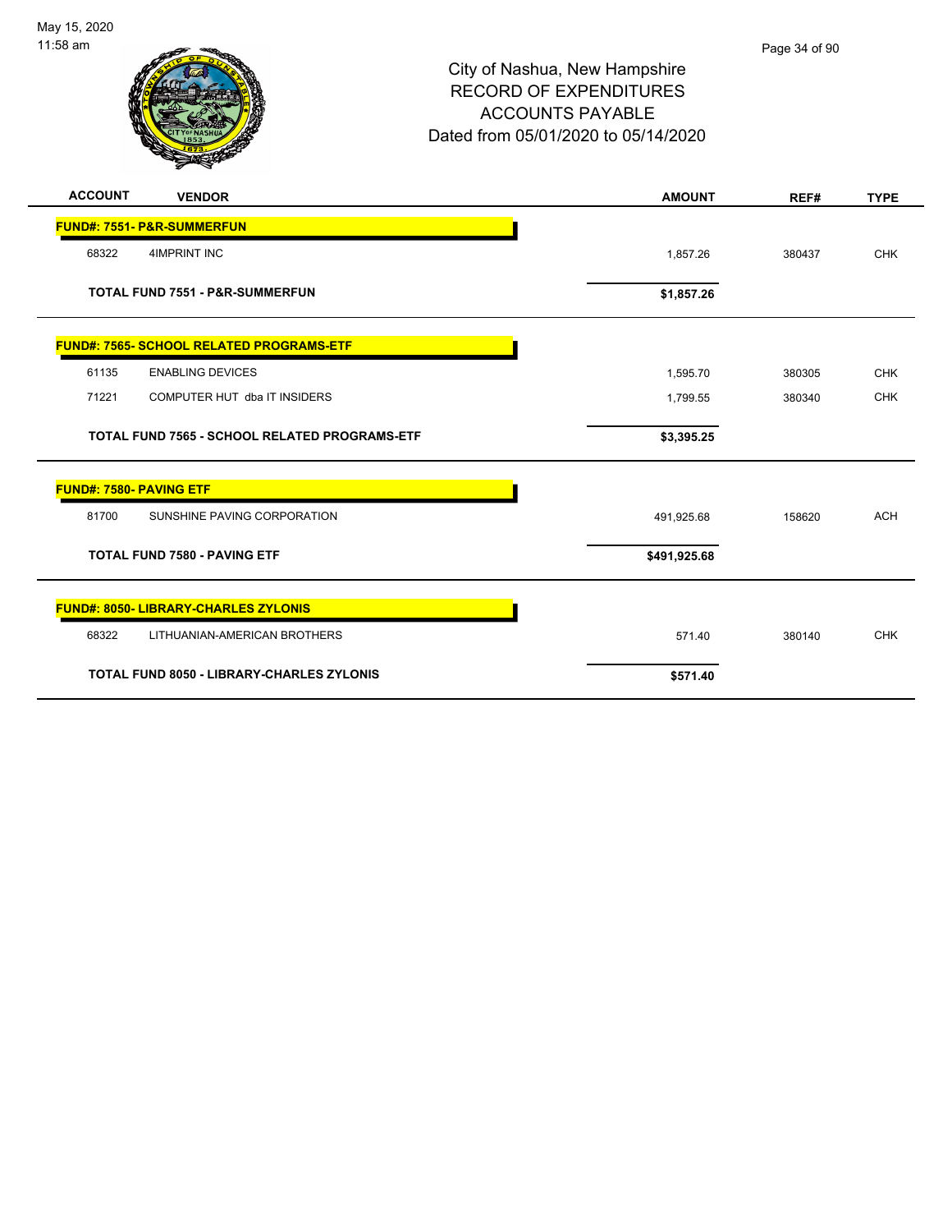City of Nashua, New Hampshire
RECORD OF EXPENDITURES
ACCOUNTS PAYABLE
Dated from 05/01/2020 to 05/14/2020

| ACCOUNT | VENDOR | AMOUNT | REF# | TYPE |
|---|---|---|---|---|
| **FUND#: 7551- P&R-SUMMERFUN** | | | | |
| 68322 | 4IMPRINT INC | 1,857.26 | 380437 | CHK |
| | **TOTAL FUND 7551 - P&R-SUMMERFUN** | **$1,857.26** | | |
| **FUND#: 7565- SCHOOL RELATED PROGRAMS-ETF** | | | | |
| 61135 | ENABLING DEVICES | 1,595.70 | 380305 | CHK |
| 71221 | COMPUTER HUT dba IT INSIDERS | 1,799.55 | 380340 | CHK |
| | **TOTAL FUND 7565 - SCHOOL RELATED PROGRAMS-ETF** | **$3,395.25** | | |
| **FUND#: 7580- PAVING ETF** | | | | |
| 81700 | SUNSHINE PAVING CORPORATION | 491,925.68 | 158620 | ACH |
| | **TOTAL FUND 7580 - PAVING ETF** | **$491,925.68** | | |
| **FUND#: 8050- LIBRARY-CHARLES ZYLONIS** | | | | |
| 68322 | LITHUANIAN-AMERICAN BROTHERS | 571.40 | 380140 | CHK |
| | **TOTAL FUND 8050 - LIBRARY-CHARLES ZYLONIS** | **$571.40** | | |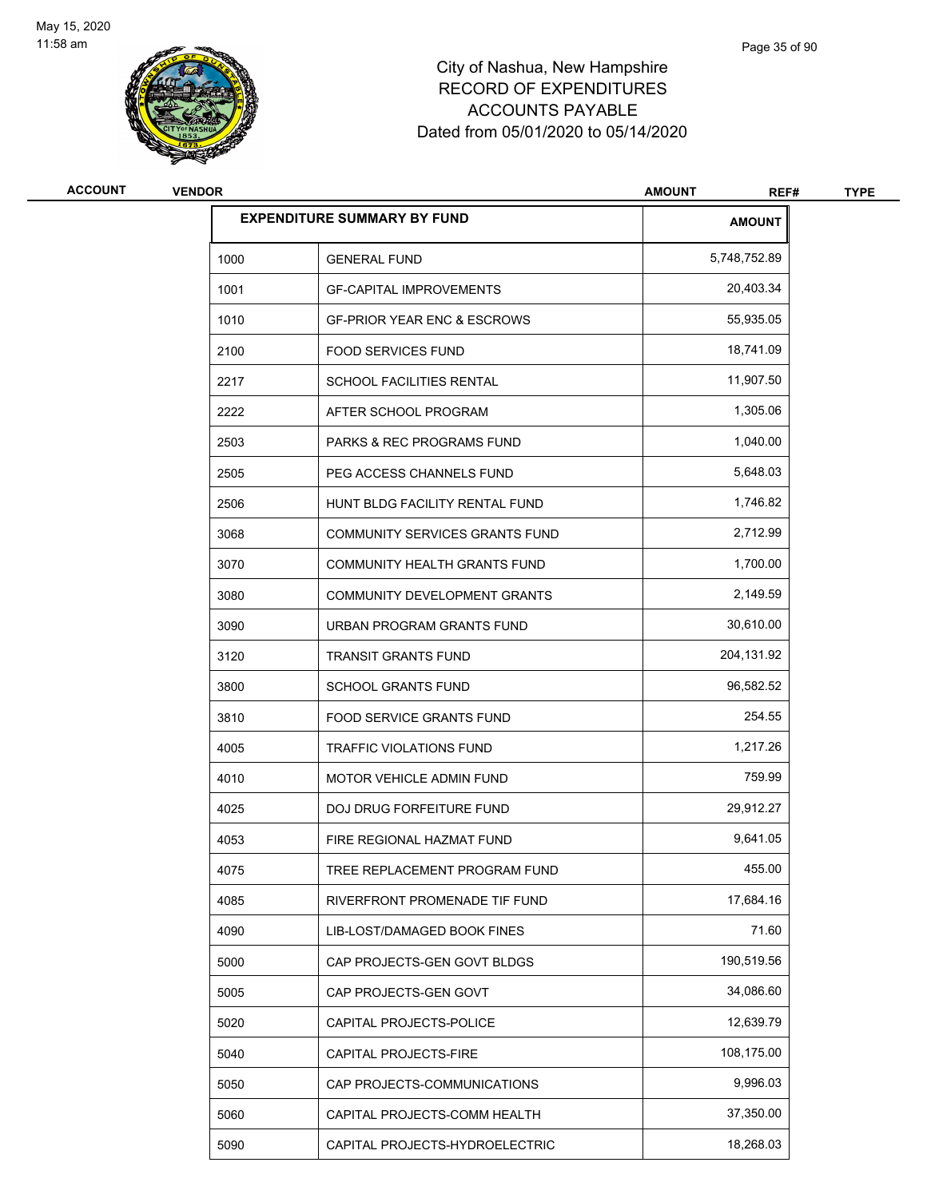# City of Nashua, New Hampshire
## RECORD OF EXPENDITURES
## ACCOUNTS PAYABLE
## Dated from 05/01/2020 to 05/14/2020

| ACCOUNT | VENDOR | AMOUNT | REF# | TYPE |
|---|---|---|---|---|

| EXPENDITURE SUMMARY BY FUND | | AMOUNT |
|---|---|---|
| 1000 | GENERAL FUND | 5,748,752.89 |
| 1001 | GF-CAPITAL IMPROVEMENTS | 20,403.34 |
| 1010 | GF-PRIOR YEAR ENC & ESCROWS | 55,935.05 |
| 2100 | FOOD SERVICES FUND | 18,741.09 |
| 2217 | SCHOOL FACILITIES RENTAL | 11,907.50 |
| 2222 | AFTER SCHOOL PROGRAM | 1,305.06 |
| 2503 | PARKS & REC PROGRAMS FUND | 1,040.00 |
| 2505 | PEG ACCESS CHANNELS FUND | 5,648.03 |
| 2506 | HUNT BLDG FACILITY RENTAL FUND | 1,746.82 |
| 3068 | COMMUNITY SERVICES GRANTS FUND | 2,712.99 |
| 3070 | COMMUNITY HEALTH GRANTS FUND | 1,700.00 |
| 3080 | COMMUNITY DEVELOPMENT GRANTS | 2,149.59 |
| 3090 | URBAN PROGRAM GRANTS FUND | 30,610.00 |
| 3120 | TRANSIT GRANTS FUND | 204,131.92 |
| 3800 | SCHOOL GRANTS FUND | 96,582.52 |
| 3810 | FOOD SERVICE GRANTS FUND | 254.55 |
| 4005 | TRAFFIC VIOLATIONS FUND | 1,217.26 |
| 4010 | MOTOR VEHICLE ADMIN FUND | 759.99 |
| 4025 | DOJ DRUG FORFEITURE FUND | 29,912.27 |
| 4053 | FIRE REGIONAL HAZMAT FUND | 9,641.05 |
| 4075 | TREE REPLACEMENT PROGRAM FUND | 455.00 |
| 4085 | RIVERFRONT PROMENADE TIF FUND | 17,684.16 |
| 4090 | LIB-LOST/DAMAGED BOOK FINES | 71.60 |
| 5000 | CAP PROJECTS-GEN GOVT BLDGS | 190,519.56 |
| 5005 | CAP PROJECTS-GEN GOVT | 34,086.60 |
| 5020 | CAPITAL PROJECTS-POLICE | 12,639.79 |
| 5040 | CAPITAL PROJECTS-FIRE | 108,175.00 |
| 5050 | CAP PROJECTS-COMMUNICATIONS | 9,996.03 |
| 5060 | CAPITAL PROJECTS-COMM HEALTH | 37,350.00 |
| 5090 | CAPITAL PROJECTS-HYDROELECTRIC | 18,268.03 |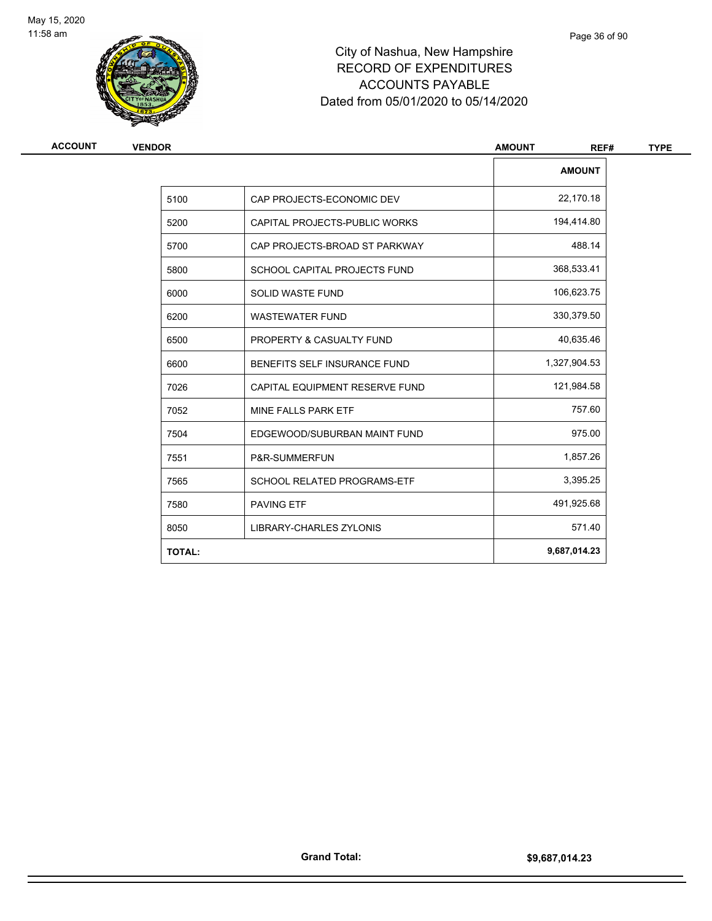# City of Nashua, New Hampshire
## RECORD OF EXPENDITURES
## ACCOUNTS PAYABLE
## Dated from 05/01/2020 to 05/14/2020

| ACCOUNT | VENDOR | AMOUNT | REF# | TYPE |
|---|---|---|---|---|

| | | AMOUNT |
|---|---|---|
| 5100 | CAP PROJECTS-ECONOMIC DEV | 22,170.18 |
| 5200 | CAPITAL PROJECTS-PUBLIC WORKS | 194,414.80 |
| 5700 | CAP PROJECTS-BROAD ST PARKWAY | 488.14 |
| 5800 | SCHOOL CAPITAL PROJECTS FUND | 368,533.41 |
| 6000 | SOLID WASTE FUND | 106,623.75 |
| 6200 | WASTEWATER FUND | 330,379.50 |
| 6500 | PROPERTY & CASUALTY FUND | 40,635.46 |
| 6600 | BENEFITS SELF INSURANCE FUND | 1,327,904.53 |
| 7026 | CAPITAL EQUIPMENT RESERVE FUND | 121,984.58 |
| 7052 | MINE FALLS PARK ETF | 757.60 |
| 7504 | EDGEWOOD/SUBURBAN MAINT FUND | 975.00 |
| 7551 | P&R-SUMMERFUN | 1,857.26 |
| 7565 | SCHOOL RELATED PROGRAMS-ETF | 3,395.25 |
| 7580 | PAVING ETF | 491,925.68 |
| 8050 | LIBRARY-CHARLES ZYLONIS | 571.40 |
| **TOTAL:** | | **9,687,014.23** |

**Grand Total:** **$9,687,014.23**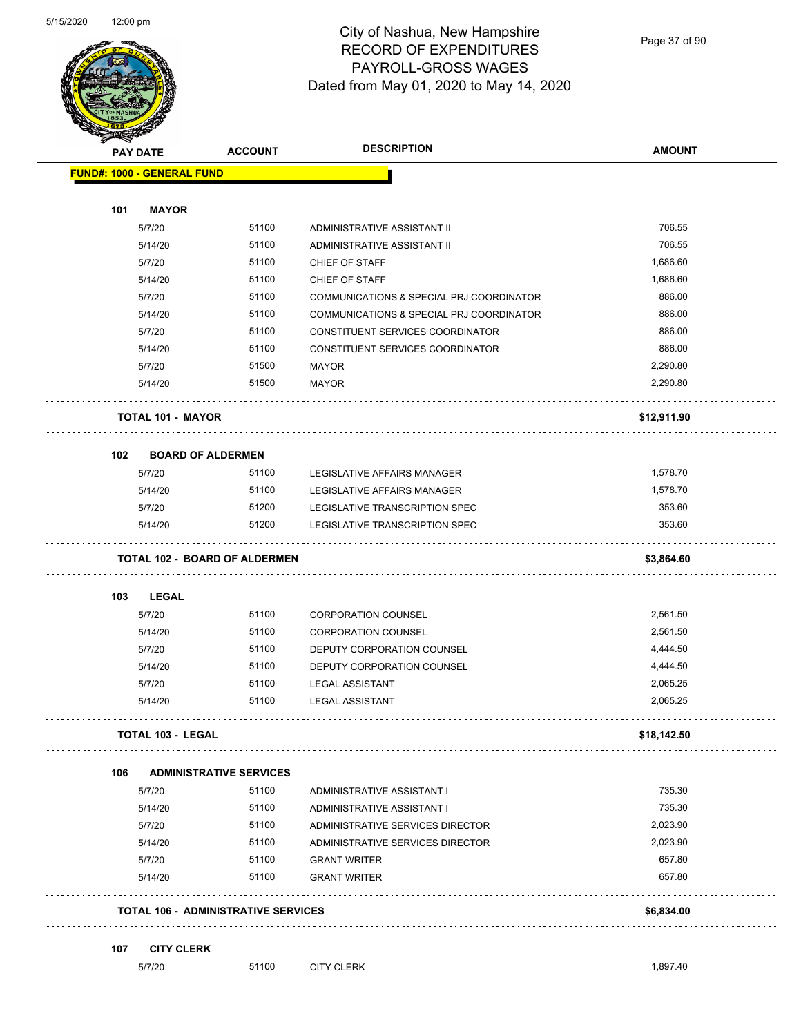# City of Nashua, New Hampshire
## RECORD OF EXPENDITURES
## PAYROLL-GROSS WAGES
## Dated from May 01, 2020 to May 14, 2020

| PAY DATE | ACCOUNT | DESCRIPTION | AMOUNT |
|---|---|---|---|
| **FUND#: 1000 - GENERAL FUND** | | | |
| **101 MAYOR** | | | |
| 5/7/20 | 51100 | ADMINISTRATIVE ASSISTANT II | 706.55 |
| 5/14/20 | 51100 | ADMINISTRATIVE ASSISTANT II | 706.55 |
| 5/7/20 | 51100 | CHIEF OF STAFF | 1,686.60 |
| 5/14/20 | 51100 | CHIEF OF STAFF | 1,686.60 |
| 5/7/20 | 51100 | COMMUNICATIONS & SPECIAL PRJ COORDINATOR | 886.00 |
| 5/14/20 | 51100 | COMMUNICATIONS & SPECIAL PRJ COORDINATOR | 886.00 |
| 5/7/20 | 51100 | CONSTITUENT SERVICES COORDINATOR | 886.00 |
| 5/14/20 | 51100 | CONSTITUENT SERVICES COORDINATOR | 886.00 |
| 5/7/20 | 51500 | MAYOR | 2,290.80 |
| 5/14/20 | 51500 | MAYOR | 2,290.80 |
| **TOTAL 101 - MAYOR** | | | **$12,911.90** |
| **102 BOARD OF ALDERMEN** | | | |
| 5/7/20 | 51100 | LEGISLATIVE AFFAIRS MANAGER | 1,578.70 |
| 5/14/20 | 51100 | LEGISLATIVE AFFAIRS MANAGER | 1,578.70 |
| 5/7/20 | 51200 | LEGISLATIVE TRANSCRIPTION SPEC | 353.60 |
| 5/14/20 | 51200 | LEGISLATIVE TRANSCRIPTION SPEC | 353.60 |
| **TOTAL 102 - BOARD OF ALDERMEN** | | | **$3,864.60** |
| **103 LEGAL** | | | |
| 5/7/20 | 51100 | CORPORATION COUNSEL | 2,561.50 |
| 5/14/20 | 51100 | CORPORATION COUNSEL | 2,561.50 |
| 5/7/20 | 51100 | DEPUTY CORPORATION COUNSEL | 4,444.50 |
| 5/14/20 | 51100 | DEPUTY CORPORATION COUNSEL | 4,444.50 |
| 5/7/20 | 51100 | LEGAL ASSISTANT | 2,065.25 |
| 5/14/20 | 51100 | LEGAL ASSISTANT | 2,065.25 |
| **TOTAL 103 - LEGAL** | | | **$18,142.50** |
| **106 ADMINISTRATIVE SERVICES** | | | |
| 5/7/20 | 51100 | ADMINISTRATIVE ASSISTANT I | 735.30 |
| 5/14/20 | 51100 | ADMINISTRATIVE ASSISTANT I | 735.30 |
| 5/7/20 | 51100 | ADMINISTRATIVE SERVICES DIRECTOR | 2,023.90 |
| 5/14/20 | 51100 | ADMINISTRATIVE SERVICES DIRECTOR | 2,023.90 |
| 5/7/20 | 51100 | GRANT WRITER | 657.80 |
| 5/14/20 | 51100 | GRANT WRITER | 657.80 |
| **TOTAL 106 - ADMINISTRATIVE SERVICES** | | | **$6,834.00** |
| **107 CITY CLERK** | | | |
| 5/7/20 | 51100 | CITY CLERK | 1,897.40 |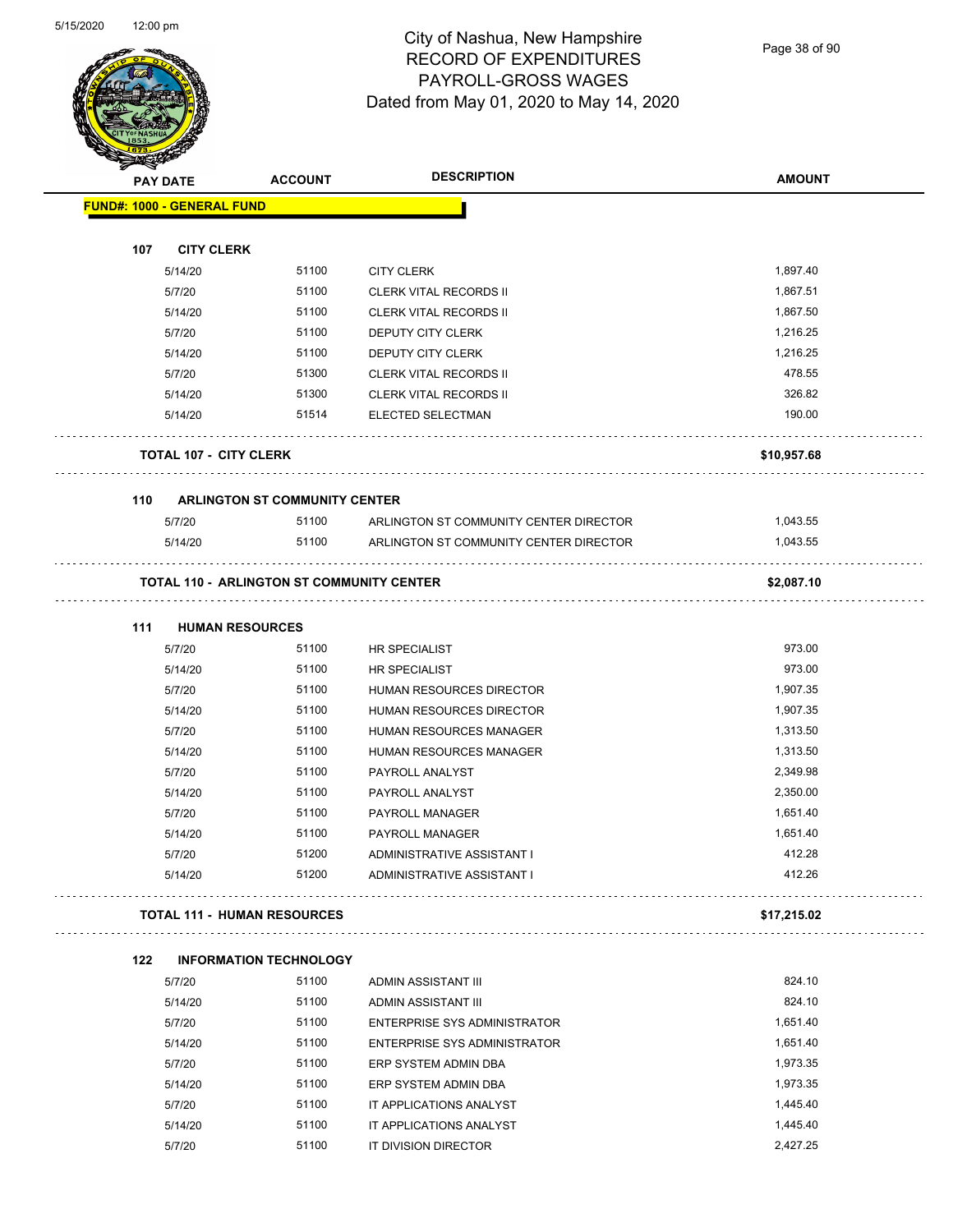# City of Nashua, New Hampshire
## RECORD OF EXPENDITURES
## PAYROLL-GROSS WAGES
### Dated from May 01, 2020 to May 14, 2020

| PAY DATE | ACCOUNT | DESCRIPTION | AMOUNT |
|---|---|---|---|
| **FUND#: 1000 - GENERAL FUND** | | | |
| **107 CITY CLERK** | | | |
| 5/14/20 | 51100 | CITY CLERK | 1,897.40 |
| 5/7/20 | 51100 | CLERK VITAL RECORDS II | 1,867.51 |
| 5/14/20 | 51100 | CLERK VITAL RECORDS II | 1,867.50 |
| 5/7/20 | 51100 | DEPUTY CITY CLERK | 1,216.25 |
| 5/14/20 | 51100 | DEPUTY CITY CLERK | 1,216.25 |
| 5/7/20 | 51300 | CLERK VITAL RECORDS II | 478.55 |
| 5/14/20 | 51300 | CLERK VITAL RECORDS II | 326.82 |
| 5/14/20 | 51514 | ELECTED SELECTMAN | 190.00 |
| **TOTAL 107 - CITY CLERK** | | | **$10,957.68** |
| **110 ARLINGTON ST COMMUNITY CENTER** | | | |
| 5/7/20 | 51100 | ARLINGTON ST COMMUNITY CENTER DIRECTOR | 1,043.55 |
| 5/14/20 | 51100 | ARLINGTON ST COMMUNITY CENTER DIRECTOR | 1,043.55 |
| **TOTAL 110 - ARLINGTON ST COMMUNITY CENTER** | | | **$2,087.10** |
| **111 HUMAN RESOURCES** | | | |
| 5/7/20 | 51100 | HR SPECIALIST | 973.00 |
| 5/14/20 | 51100 | HR SPECIALIST | 973.00 |
| 5/7/20 | 51100 | HUMAN RESOURCES DIRECTOR | 1,907.35 |
| 5/14/20 | 51100 | HUMAN RESOURCES DIRECTOR | 1,907.35 |
| 5/7/20 | 51100 | HUMAN RESOURCES MANAGER | 1,313.50 |
| 5/14/20 | 51100 | HUMAN RESOURCES MANAGER | 1,313.50 |
| 5/7/20 | 51100 | PAYROLL ANALYST | 2,349.98 |
| 5/14/20 | 51100 | PAYROLL ANALYST | 2,350.00 |
| 5/7/20 | 51100 | PAYROLL MANAGER | 1,651.40 |
| 5/14/20 | 51100 | PAYROLL MANAGER | 1,651.40 |
| 5/7/20 | 51200 | ADMINISTRATIVE ASSISTANT I | 412.28 |
| 5/14/20 | 51200 | ADMINISTRATIVE ASSISTANT I | 412.26 |
| **TOTAL 111 - HUMAN RESOURCES** | | | **$17,215.02** |
| **122 INFORMATION TECHNOLOGY** | | | |
| 5/7/20 | 51100 | ADMIN ASSISTANT III | 824.10 |
| 5/14/20 | 51100 | ADMIN ASSISTANT III | 824.10 |
| 5/7/20 | 51100 | ENTERPRISE SYS ADMINISTRATOR | 1,651.40 |
| 5/14/20 | 51100 | ENTERPRISE SYS ADMINISTRATOR | 1,651.40 |
| 5/7/20 | 51100 | ERP SYSTEM ADMIN DBA | 1,973.35 |
| 5/14/20 | 51100 | ERP SYSTEM ADMIN DBA | 1,973.35 |
| 5/7/20 | 51100 | IT APPLICATIONS ANALYST | 1,445.40 |
| 5/14/20 | 51100 | IT APPLICATIONS ANALYST | 1,445.40 |
| 5/7/20 | 51100 | IT DIVISION DIRECTOR | 2,427.25 |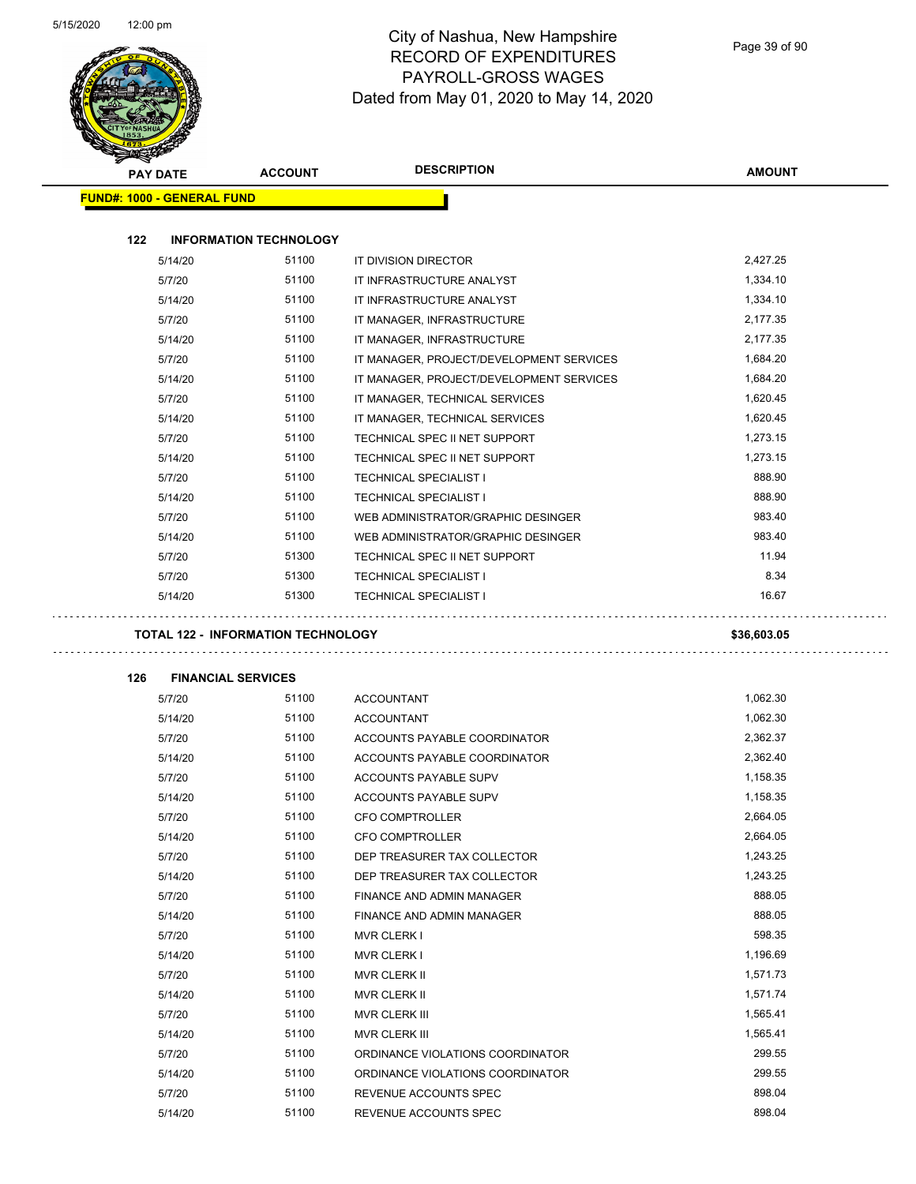# City of Nashua, New Hampshire
## RECORD OF EXPENDITURES
## PAYROLL-GROSS WAGES
### Dated from May 01, 2020 to May 14, 2020

**FUND#: 1000 - GENERAL FUND**

### 122 INFORMATION TECHNOLOGY

| PAY DATE | ACCOUNT | DESCRIPTION | AMOUNT |
|---|---|---|---|
| 5/14/20 | 51100 | IT DIVISION DIRECTOR | 2,427.25 |
| 5/7/20 | 51100 | IT INFRASTRUCTURE ANALYST | 1,334.10 |
| 5/14/20 | 51100 | IT INFRASTRUCTURE ANALYST | 1,334.10 |
| 5/7/20 | 51100 | IT MANAGER, INFRASTRUCTURE | 2,177.35 |
| 5/14/20 | 51100 | IT MANAGER, INFRASTRUCTURE | 2,177.35 |
| 5/7/20 | 51100 | IT MANAGER, PROJECT/DEVELOPMENT SERVICES | 1,684.20 |
| 5/14/20 | 51100 | IT MANAGER, PROJECT/DEVELOPMENT SERVICES | 1,684.20 |
| 5/7/20 | 51100 | IT MANAGER, TECHNICAL SERVICES | 1,620.45 |
| 5/14/20 | 51100 | IT MANAGER, TECHNICAL SERVICES | 1,620.45 |
| 5/7/20 | 51100 | TECHNICAL SPEC II NET SUPPORT | 1,273.15 |
| 5/14/20 | 51100 | TECHNICAL SPEC II NET SUPPORT | 1,273.15 |
| 5/7/20 | 51100 | TECHNICAL SPECIALIST I | 888.90 |
| 5/14/20 | 51100 | TECHNICAL SPECIALIST I | 888.90 |
| 5/7/20 | 51100 | WEB ADMINISTRATOR/GRAPHIC DESINGER | 983.40 |
| 5/14/20 | 51100 | WEB ADMINISTRATOR/GRAPHIC DESINGER | 983.40 |
| 5/7/20 | 51300 | TECHNICAL SPEC II NET SUPPORT | 11.94 |
| 5/7/20 | 51300 | TECHNICAL SPECIALIST I | 8.34 |
| 5/14/20 | 51300 | TECHNICAL SPECIALIST I | 16.67 |

**TOTAL 122 - INFORMATION TECHNOLOGY** **$36,603.05**

### 126 FINANCIAL SERVICES

| PAY DATE | ACCOUNT | DESCRIPTION | AMOUNT |
|---|---|---|---|
| 5/7/20 | 51100 | ACCOUNTANT | 1,062.30 |
| 5/14/20 | 51100 | ACCOUNTANT | 1,062.30 |
| 5/7/20 | 51100 | ACCOUNTS PAYABLE COORDINATOR | 2,362.37 |
| 5/14/20 | 51100 | ACCOUNTS PAYABLE COORDINATOR | 2,362.40 |
| 5/7/20 | 51100 | ACCOUNTS PAYABLE SUPV | 1,158.35 |
| 5/14/20 | 51100 | ACCOUNTS PAYABLE SUPV | 1,158.35 |
| 5/7/20 | 51100 | CFO COMPTROLLER | 2,664.05 |
| 5/14/20 | 51100 | CFO COMPTROLLER | 2,664.05 |
| 5/7/20 | 51100 | DEP TREASURER TAX COLLECTOR | 1,243.25 |
| 5/14/20 | 51100 | DEP TREASURER TAX COLLECTOR | 1,243.25 |
| 5/7/20 | 51100 | FINANCE AND ADMIN MANAGER | 888.05 |
| 5/14/20 | 51100 | FINANCE AND ADMIN MANAGER | 888.05 |
| 5/7/20 | 51100 | MVR CLERK I | 598.35 |
| 5/14/20 | 51100 | MVR CLERK I | 1,196.69 |
| 5/7/20 | 51100 | MVR CLERK II | 1,571.73 |
| 5/14/20 | 51100 | MVR CLERK II | 1,571.74 |
| 5/7/20 | 51100 | MVR CLERK III | 1,565.41 |
| 5/14/20 | 51100 | MVR CLERK III | 1,565.41 |
| 5/7/20 | 51100 | ORDINANCE VIOLATIONS COORDINATOR | 299.55 |
| 5/14/20 | 51100 | ORDINANCE VIOLATIONS COORDINATOR | 299.55 |
| 5/7/20 | 51100 | REVENUE ACCOUNTS SPEC | 898.04 |
| 5/14/20 | 51100 | REVENUE ACCOUNTS SPEC | 898.04 |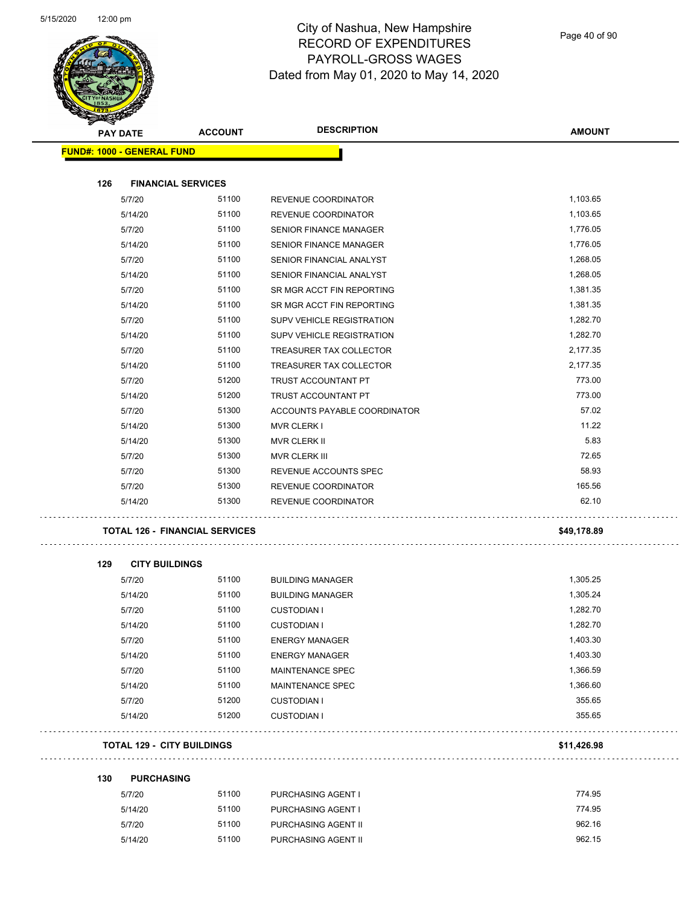# City of Nashua, New Hampshire
## RECORD OF EXPENDITURES
## PAYROLL-GROSS WAGES
## Dated from May 01, 2020 to May 14, 2020

| PAY DATE | ACCOUNT | DESCRIPTION | AMOUNT |
|---|---|---|---|
| **FUND#: 1000 - GENERAL FUND** | | | |
| **126 FINANCIAL SERVICES** | | | |
| 5/7/20 | 51100 | REVENUE COORDINATOR | 1,103.65 |
| 5/14/20 | 51100 | REVENUE COORDINATOR | 1,103.65 |
| 5/7/20 | 51100 | SENIOR FINANCE MANAGER | 1,776.05 |
| 5/14/20 | 51100 | SENIOR FINANCE MANAGER | 1,776.05 |
| 5/7/20 | 51100 | SENIOR FINANCIAL ANALYST | 1,268.05 |
| 5/14/20 | 51100 | SENIOR FINANCIAL ANALYST | 1,268.05 |
| 5/7/20 | 51100 | SR MGR ACCT FIN REPORTING | 1,381.35 |
| 5/14/20 | 51100 | SR MGR ACCT FIN REPORTING | 1,381.35 |
| 5/7/20 | 51100 | SUPV VEHICLE REGISTRATION | 1,282.70 |
| 5/14/20 | 51100 | SUPV VEHICLE REGISTRATION | 1,282.70 |
| 5/7/20 | 51100 | TREASURER TAX COLLECTOR | 2,177.35 |
| 5/14/20 | 51100 | TREASURER TAX COLLECTOR | 2,177.35 |
| 5/7/20 | 51200 | TRUST ACCOUNTANT PT | 773.00 |
| 5/14/20 | 51200 | TRUST ACCOUNTANT PT | 773.00 |
| 5/7/20 | 51300 | ACCOUNTS PAYABLE COORDINATOR | 57.02 |
| 5/14/20 | 51300 | MVR CLERK I | 11.22 |
| 5/14/20 | 51300 | MVR CLERK II | 5.83 |
| 5/7/20 | 51300 | MVR CLERK III | 72.65 |
| 5/7/20 | 51300 | REVENUE ACCOUNTS SPEC | 58.93 |
| 5/7/20 | 51300 | REVENUE COORDINATOR | 165.56 |
| 5/14/20 | 51300 | REVENUE COORDINATOR | 62.10 |
| **TOTAL 126 - FINANCIAL SERVICES** | | | **$49,178.89** |
| **129 CITY BUILDINGS** | | | |
| 5/7/20 | 51100 | BUILDING MANAGER | 1,305.25 |
| 5/14/20 | 51100 | BUILDING MANAGER | 1,305.24 |
| 5/7/20 | 51100 | CUSTODIAN I | 1,282.70 |
| 5/14/20 | 51100 | CUSTODIAN I | 1,282.70 |
| 5/7/20 | 51100 | ENERGY MANAGER | 1,403.30 |
| 5/14/20 | 51100 | ENERGY MANAGER | 1,403.30 |
| 5/7/20 | 51100 | MAINTENANCE SPEC | 1,366.59 |
| 5/14/20 | 51100 | MAINTENANCE SPEC | 1,366.60 |
| 5/7/20 | 51200 | CUSTODIAN I | 355.65 |
| 5/14/20 | 51200 | CUSTODIAN I | 355.65 |
| **TOTAL 129 - CITY BUILDINGS** | | | **$11,426.98** |
| **130 PURCHASING** | | | |
| 5/7/20 | 51100 | PURCHASING AGENT I | 774.95 |
| 5/14/20 | 51100 | PURCHASING AGENT I | 774.95 |
| 5/7/20 | 51100 | PURCHASING AGENT II | 962.16 |
| 5/14/20 | 51100 | PURCHASING AGENT II | 962.15 |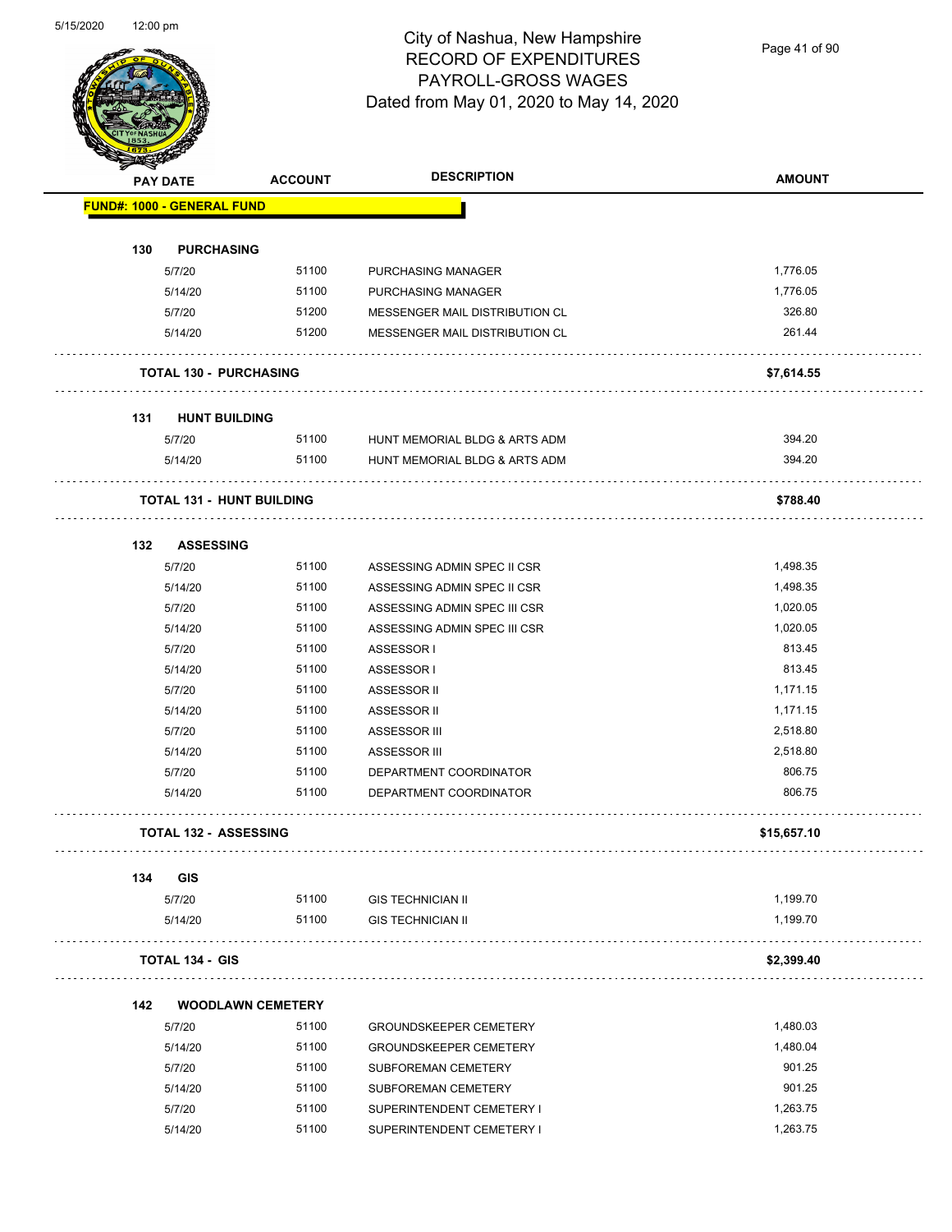# City of Nashua, New Hampshire
## RECORD OF EXPENDITURES
## PAYROLL-GROSS WAGES
## Dated from May 01, 2020 to May 14, 2020

| PAY DATE | ACCOUNT | DESCRIPTION | AMOUNT |
|---|---|---|---|
| **FUND#: 1000 - GENERAL FUND** | | | |
| **130 PURCHASING** | | | |
| 5/7/20 | 51100 | PURCHASING MANAGER | 1,776.05 |
| 5/14/20 | 51100 | PURCHASING MANAGER | 1,776.05 |
| 5/7/20 | 51200 | MESSENGER MAIL DISTRIBUTION CL | 326.80 |
| 5/14/20 | 51200 | MESSENGER MAIL DISTRIBUTION CL | 261.44 |
| **TOTAL 130 - PURCHASING** | | | **$7,614.55** |
| **131 HUNT BUILDING** | | | |
| 5/7/20 | 51100 | HUNT MEMORIAL BLDG & ARTS ADM | 394.20 |
| 5/14/20 | 51100 | HUNT MEMORIAL BLDG & ARTS ADM | 394.20 |
| **TOTAL 131 - HUNT BUILDING** | | | **$788.40** |
| **132 ASSESSING** | | | |
| 5/7/20 | 51100 | ASSESSING ADMIN SPEC II CSR | 1,498.35 |
| 5/14/20 | 51100 | ASSESSING ADMIN SPEC II CSR | 1,498.35 |
| 5/7/20 | 51100 | ASSESSING ADMIN SPEC III CSR | 1,020.05 |
| 5/14/20 | 51100 | ASSESSING ADMIN SPEC III CSR | 1,020.05 |
| 5/7/20 | 51100 | ASSESSOR I | 813.45 |
| 5/14/20 | 51100 | ASSESSOR I | 813.45 |
| 5/7/20 | 51100 | ASSESSOR II | 1,171.15 |
| 5/14/20 | 51100 | ASSESSOR II | 1,171.15 |
| 5/7/20 | 51100 | ASSESSOR III | 2,518.80 |
| 5/14/20 | 51100 | ASSESSOR III | 2,518.80 |
| 5/7/20 | 51100 | DEPARTMENT COORDINATOR | 806.75 |
| 5/14/20 | 51100 | DEPARTMENT COORDINATOR | 806.75 |
| **TOTAL 132 - ASSESSING** | | | **$15,657.10** |
| **134 GIS** | | | |
| 5/7/20 | 51100 | GIS TECHNICIAN II | 1,199.70 |
| 5/14/20 | 51100 | GIS TECHNICIAN II | 1,199.70 |
| **TOTAL 134 - GIS** | | | **$2,399.40** |
| **142 WOODLAWN CEMETERY** | | | |
| 5/7/20 | 51100 | GROUNDSKEEPER CEMETERY | 1,480.03 |
| 5/14/20 | 51100 | GROUNDSKEEPER CEMETERY | 1,480.04 |
| 5/7/20 | 51100 | SUBFOREMAN CEMETERY | 901.25 |
| 5/14/20 | 51100 | SUBFOREMAN CEMETERY | 901.25 |
| 5/7/20 | 51100 | SUPERINTENDENT CEMETERY I | 1,263.75 |
| 5/14/20 | 51100 | SUPERINTENDENT CEMETERY I | 1,263.75 |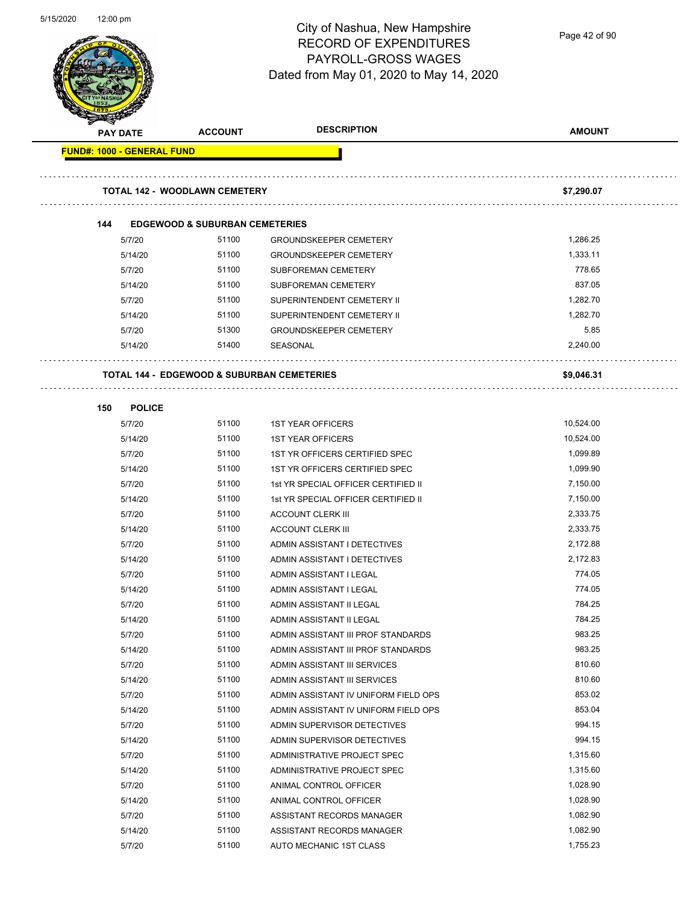# City of Nashua, New Hampshire
# RECORD OF EXPENDITURES
# PAYROLL-GROSS WAGES
# Dated from May 01, 2020 to May 14, 2020

| PAY DATE | ACCOUNT | DESCRIPTION | AMOUNT |
|---|---|---|---|
| **FUND#: 1000 - GENERAL FUND** | | | |
| **TOTAL 142 - WOODLAWN CEMETERY** | | | **$7,290.07** |
| **144 EDGEWOOD & SUBURBAN CEMETERIES** | | | |
| 5/7/20 | 51100 | GROUNDSKEEPER CEMETERY | 1,286.25 |
| 5/14/20 | 51100 | GROUNDSKEEPER CEMETERY | 1,333.11 |
| 5/7/20 | 51100 | SUBFOREMAN CEMETERY | 778.65 |
| 5/14/20 | 51100 | SUBFOREMAN CEMETERY | 837.05 |
| 5/7/20 | 51100 | SUPERINTENDENT CEMETERY II | 1,282.70 |
| 5/14/20 | 51100 | SUPERINTENDENT CEMETERY II | 1,282.70 |
| 5/7/20 | 51300 | GROUNDSKEEPER CEMETERY | 5.85 |
| 5/14/20 | 51400 | SEASONAL | 2,240.00 |
| **TOTAL 144 - EDGEWOOD & SUBURBAN CEMETERIES** | | | **$9,046.31** |
| **150 POLICE** | | | |
| 5/7/20 | 51100 | 1ST YEAR OFFICERS | 10,524.00 |
| 5/14/20 | 51100 | 1ST YEAR OFFICERS | 10,524.00 |
| 5/7/20 | 51100 | 1ST YR OFFICERS CERTIFIED SPEC | 1,099.89 |
| 5/14/20 | 51100 | 1ST YR OFFICERS CERTIFIED SPEC | 1,099.90 |
| 5/7/20 | 51100 | 1st YR SPECIAL OFFICER CERTIFIED II | 7,150.00 |
| 5/14/20 | 51100 | 1st YR SPECIAL OFFICER CERTIFIED II | 7,150.00 |
| 5/7/20 | 51100 | ACCOUNT CLERK III | 2,333.75 |
| 5/14/20 | 51100 | ACCOUNT CLERK III | 2,333.75 |
| 5/7/20 | 51100 | ADMIN ASSISTANT I DETECTIVES | 2,172.88 |
| 5/14/20 | 51100 | ADMIN ASSISTANT I DETECTIVES | 2,172.83 |
| 5/7/20 | 51100 | ADMIN ASSISTANT I LEGAL | 774.05 |
| 5/14/20 | 51100 | ADMIN ASSISTANT I LEGAL | 774.05 |
| 5/7/20 | 51100 | ADMIN ASSISTANT II LEGAL | 784.25 |
| 5/14/20 | 51100 | ADMIN ASSISTANT II LEGAL | 784.25 |
| 5/7/20 | 51100 | ADMIN ASSISTANT III PROF STANDARDS | 983.25 |
| 5/14/20 | 51100 | ADMIN ASSISTANT III PROF STANDARDS | 983.25 |
| 5/7/20 | 51100 | ADMIN ASSISTANT III SERVICES | 810.60 |
| 5/14/20 | 51100 | ADMIN ASSISTANT III SERVICES | 810.60 |
| 5/7/20 | 51100 | ADMIN ASSISTANT IV UNIFORM FIELD OPS | 853.02 |
| 5/14/20 | 51100 | ADMIN ASSISTANT IV UNIFORM FIELD OPS | 853.04 |
| 5/7/20 | 51100 | ADMIN SUPERVISOR DETECTIVES | 994.15 |
| 5/14/20 | 51100 | ADMIN SUPERVISOR DETECTIVES | 994.15 |
| 5/7/20 | 51100 | ADMINISTRATIVE PROJECT SPEC | 1,315.60 |
| 5/14/20 | 51100 | ADMINISTRATIVE PROJECT SPEC | 1,315.60 |
| 5/7/20 | 51100 | ANIMAL CONTROL OFFICER | 1,028.90 |
| 5/14/20 | 51100 | ANIMAL CONTROL OFFICER | 1,028.90 |
| 5/7/20 | 51100 | ASSISTANT RECORDS MANAGER | 1,082.90 |
| 5/14/20 | 51100 | ASSISTANT RECORDS MANAGER | 1,082.90 |
| 5/7/20 | 51100 | AUTO MECHANIC 1ST CLASS | 1,755.23 |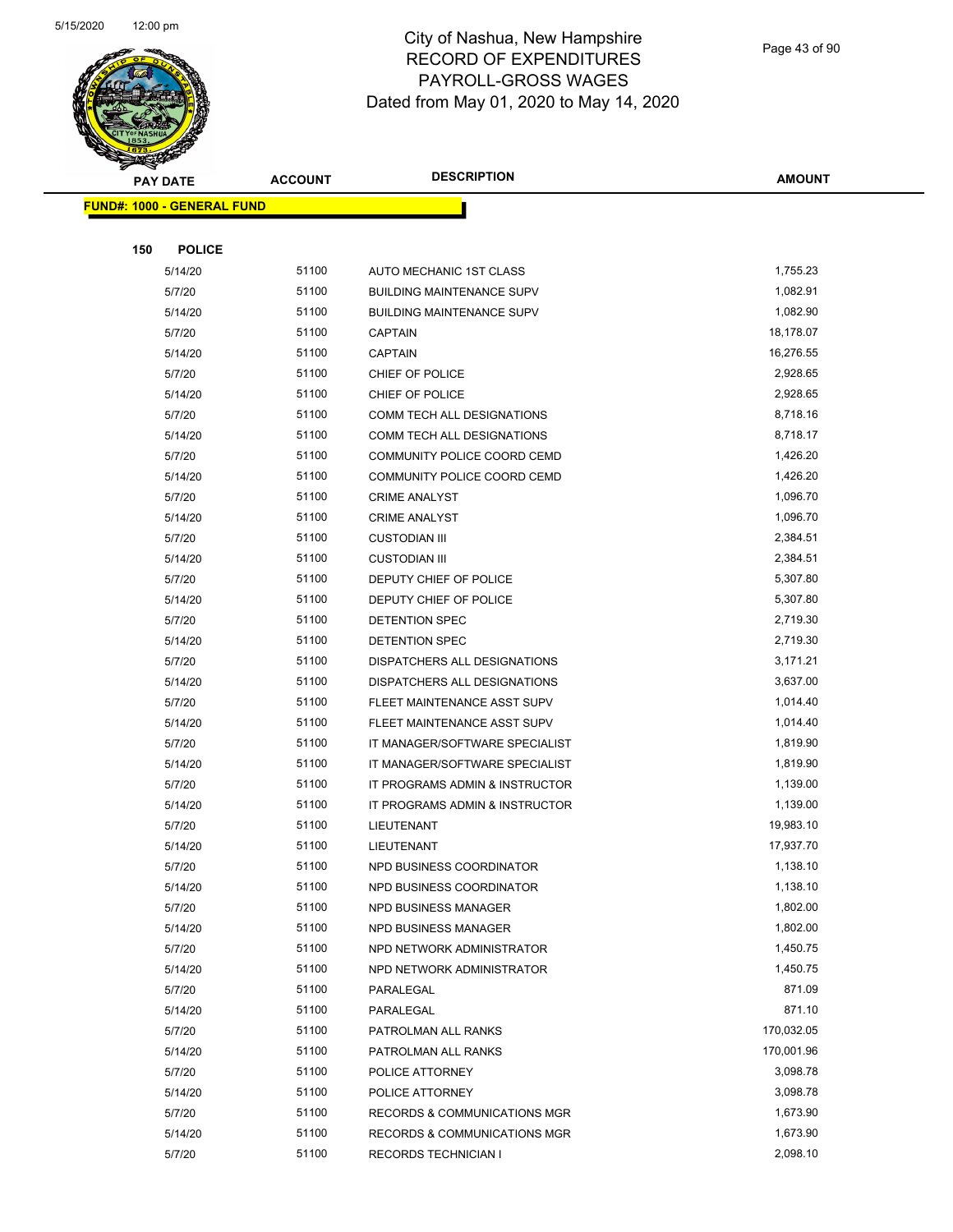# City of Nashua, New Hampshire
## RECORD OF EXPENDITURES
## PAYROLL-GROSS WAGES
## Dated from May 01, 2020 to May 14, 2020

| PAY DATE | ACCOUNT | DESCRIPTION | AMOUNT |
|---|---|---|---|
| **FUND#: 1000 - GENERAL FUND** | | | |
| **150 POLICE** | | | |
| 5/14/20 | 51100 | AUTO MECHANIC 1ST CLASS | 1,755.23 |
| 5/7/20 | 51100 | BUILDING MAINTENANCE SUPV | 1,082.91 |
| 5/14/20 | 51100 | BUILDING MAINTENANCE SUPV | 1,082.90 |
| 5/7/20 | 51100 | CAPTAIN | 18,178.07 |
| 5/14/20 | 51100 | CAPTAIN | 16,276.55 |
| 5/7/20 | 51100 | CHIEF OF POLICE | 2,928.65 |
| 5/14/20 | 51100 | CHIEF OF POLICE | 2,928.65 |
| 5/7/20 | 51100 | COMM TECH ALL DESIGNATIONS | 8,718.16 |
| 5/14/20 | 51100 | COMM TECH ALL DESIGNATIONS | 8,718.17 |
| 5/7/20 | 51100 | COMMUNITY POLICE COORD CEMD | 1,426.20 |
| 5/14/20 | 51100 | COMMUNITY POLICE COORD CEMD | 1,426.20 |
| 5/7/20 | 51100 | CRIME ANALYST | 1,096.70 |
| 5/14/20 | 51100 | CRIME ANALYST | 1,096.70 |
| 5/7/20 | 51100 | CUSTODIAN III | 2,384.51 |
| 5/14/20 | 51100 | CUSTODIAN III | 2,384.51 |
| 5/7/20 | 51100 | DEPUTY CHIEF OF POLICE | 5,307.80 |
| 5/14/20 | 51100 | DEPUTY CHIEF OF POLICE | 5,307.80 |
| 5/7/20 | 51100 | DETENTION SPEC | 2,719.30 |
| 5/14/20 | 51100 | DETENTION SPEC | 2,719.30 |
| 5/7/20 | 51100 | DISPATCHERS ALL DESIGNATIONS | 3,171.21 |
| 5/14/20 | 51100 | DISPATCHERS ALL DESIGNATIONS | 3,637.00 |
| 5/7/20 | 51100 | FLEET MAINTENANCE ASST SUPV | 1,014.40 |
| 5/14/20 | 51100 | FLEET MAINTENANCE ASST SUPV | 1,014.40 |
| 5/7/20 | 51100 | IT MANAGER/SOFTWARE SPECIALIST | 1,819.90 |
| 5/14/20 | 51100 | IT MANAGER/SOFTWARE SPECIALIST | 1,819.90 |
| 5/7/20 | 51100 | IT PROGRAMS ADMIN & INSTRUCTOR | 1,139.00 |
| 5/14/20 | 51100 | IT PROGRAMS ADMIN & INSTRUCTOR | 1,139.00 |
| 5/7/20 | 51100 | LIEUTENANT | 19,983.10 |
| 5/14/20 | 51100 | LIEUTENANT | 17,937.70 |
| 5/7/20 | 51100 | NPD BUSINESS COORDINATOR | 1,138.10 |
| 5/14/20 | 51100 | NPD BUSINESS COORDINATOR | 1,138.10 |
| 5/7/20 | 51100 | NPD BUSINESS MANAGER | 1,802.00 |
| 5/14/20 | 51100 | NPD BUSINESS MANAGER | 1,802.00 |
| 5/7/20 | 51100 | NPD NETWORK ADMINISTRATOR | 1,450.75 |
| 5/14/20 | 51100 | NPD NETWORK ADMINISTRATOR | 1,450.75 |
| 5/7/20 | 51100 | PARALEGAL | 871.09 |
| 5/14/20 | 51100 | PARALEGAL | 871.10 |
| 5/7/20 | 51100 | PATROLMAN ALL RANKS | 170,032.05 |
| 5/14/20 | 51100 | PATROLMAN ALL RANKS | 170,001.96 |
| 5/7/20 | 51100 | POLICE ATTORNEY | 3,098.78 |
| 5/14/20 | 51100 | POLICE ATTORNEY | 3,098.78 |
| 5/7/20 | 51100 | RECORDS & COMMUNICATIONS MGR | 1,673.90 |
| 5/14/20 | 51100 | RECORDS & COMMUNICATIONS MGR | 1,673.90 |
| 5/7/20 | 51100 | RECORDS TECHNICIAN I | 2,098.10 |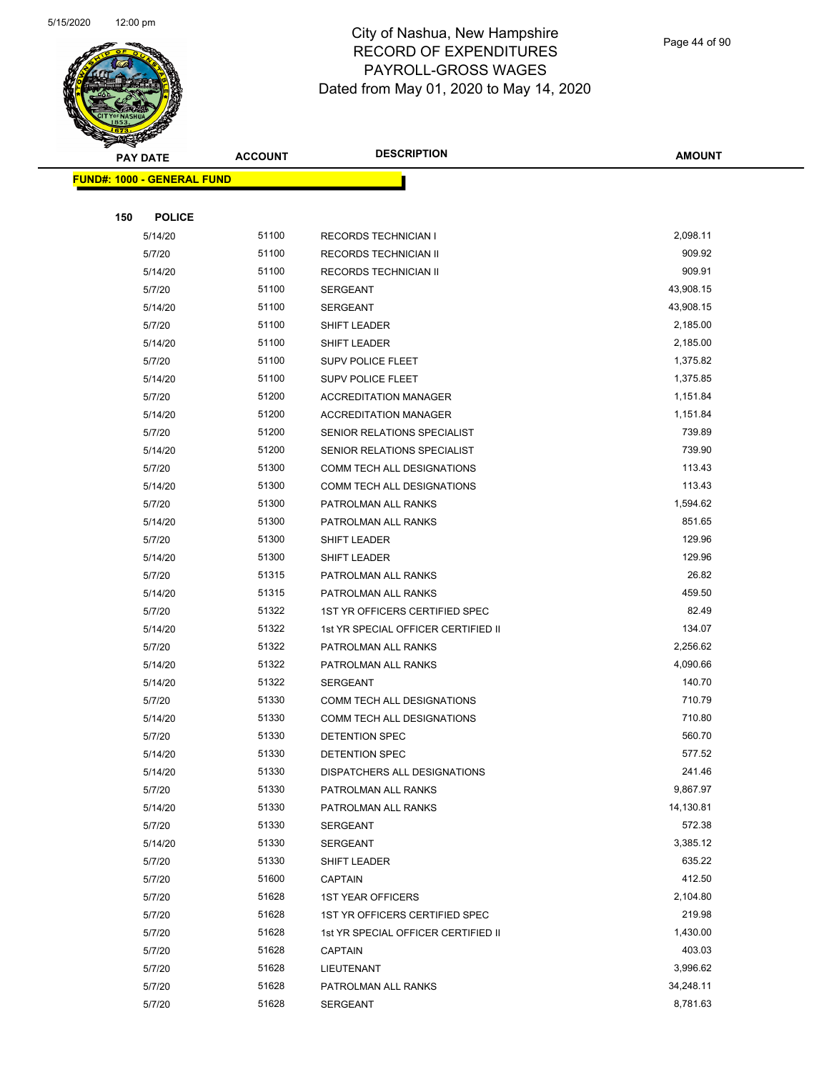City of Nashua, New Hampshire
RECORD OF EXPENDITURES
PAYROLL-GROSS WAGES
Dated from May 01, 2020 to May 14, 2020

| PAY DATE | ACCOUNT | DESCRIPTION | AMOUNT |
|---|---|---|---|

**FUND#: 1000 - GENERAL FUND**

**150 POLICE**

| PAY DATE | ACCOUNT | DESCRIPTION | AMOUNT |
|---|---|---|---|
| 5/14/20 | 51100 | RECORDS TECHNICIAN I | 2,098.11 |
| 5/7/20 | 51100 | RECORDS TECHNICIAN II | 909.92 |
| 5/14/20 | 51100 | RECORDS TECHNICIAN II | 909.91 |
| 5/7/20 | 51100 | SERGEANT | 43,908.15 |
| 5/14/20 | 51100 | SERGEANT | 43,908.15 |
| 5/7/20 | 51100 | SHIFT LEADER | 2,185.00 |
| 5/14/20 | 51100 | SHIFT LEADER | 2,185.00 |
| 5/7/20 | 51100 | SUPV POLICE FLEET | 1,375.82 |
| 5/14/20 | 51100 | SUPV POLICE FLEET | 1,375.85 |
| 5/7/20 | 51200 | ACCREDITATION MANAGER | 1,151.84 |
| 5/14/20 | 51200 | ACCREDITATION MANAGER | 1,151.84 |
| 5/7/20 | 51200 | SENIOR RELATIONS SPECIALIST | 739.89 |
| 5/14/20 | 51200 | SENIOR RELATIONS SPECIALIST | 739.90 |
| 5/7/20 | 51300 | COMM TECH ALL DESIGNATIONS | 113.43 |
| 5/14/20 | 51300 | COMM TECH ALL DESIGNATIONS | 113.43 |
| 5/7/20 | 51300 | PATROLMAN ALL RANKS | 1,594.62 |
| 5/14/20 | 51300 | PATROLMAN ALL RANKS | 851.65 |
| 5/7/20 | 51300 | SHIFT LEADER | 129.96 |
| 5/14/20 | 51300 | SHIFT LEADER | 129.96 |
| 5/7/20 | 51315 | PATROLMAN ALL RANKS | 26.82 |
| 5/14/20 | 51315 | PATROLMAN ALL RANKS | 459.50 |
| 5/7/20 | 51322 | 1ST YR OFFICERS CERTIFIED SPEC | 82.49 |
| 5/14/20 | 51322 | 1st YR SPECIAL OFFICER CERTIFIED II | 134.07 |
| 5/7/20 | 51322 | PATROLMAN ALL RANKS | 2,256.62 |
| 5/14/20 | 51322 | PATROLMAN ALL RANKS | 4,090.66 |
| 5/14/20 | 51322 | SERGEANT | 140.70 |
| 5/7/20 | 51330 | COMM TECH ALL DESIGNATIONS | 710.79 |
| 5/14/20 | 51330 | COMM TECH ALL DESIGNATIONS | 710.80 |
| 5/7/20 | 51330 | DETENTION SPEC | 560.70 |
| 5/14/20 | 51330 | DETENTION SPEC | 577.52 |
| 5/14/20 | 51330 | DISPATCHERS ALL DESIGNATIONS | 241.46 |
| 5/7/20 | 51330 | PATROLMAN ALL RANKS | 9,867.97 |
| 5/14/20 | 51330 | PATROLMAN ALL RANKS | 14,130.81 |
| 5/7/20 | 51330 | SERGEANT | 572.38 |
| 5/14/20 | 51330 | SERGEANT | 3,385.12 |
| 5/7/20 | 51330 | SHIFT LEADER | 635.22 |
| 5/7/20 | 51600 | CAPTAIN | 412.50 |
| 5/7/20 | 51628 | 1ST YEAR OFFICERS | 2,104.80 |
| 5/7/20 | 51628 | 1ST YR OFFICERS CERTIFIED SPEC | 219.98 |
| 5/7/20 | 51628 | 1st YR SPECIAL OFFICER CERTIFIED II | 1,430.00 |
| 5/7/20 | 51628 | CAPTAIN | 403.03 |
| 5/7/20 | 51628 | LIEUTENANT | 3,996.62 |
| 5/7/20 | 51628 | PATROLMAN ALL RANKS | 34,248.11 |
| 5/7/20 | 51628 | SERGEANT | 8,781.63 |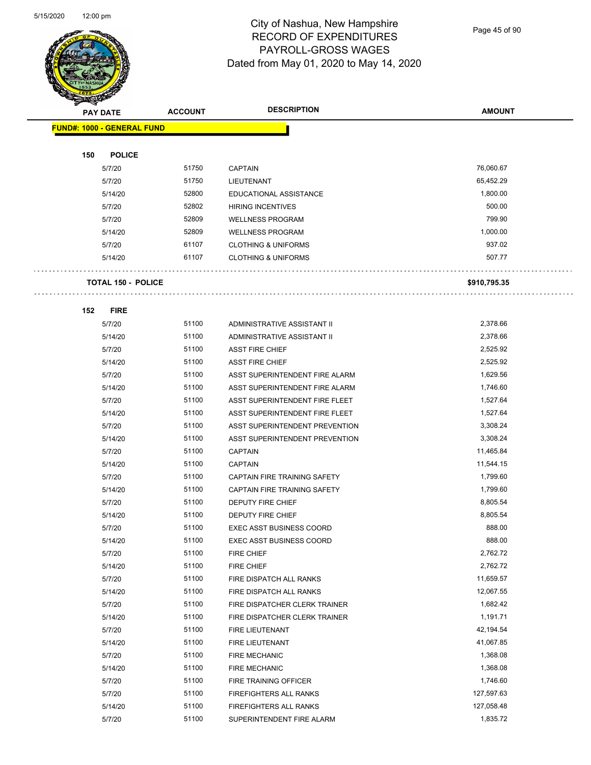City of Nashua, New Hampshire
RECORD OF EXPENDITURES
PAYROLL-GROSS WAGES
Dated from May 01, 2020 to May 14, 2020

| PAY DATE | ACCOUNT | DESCRIPTION | AMOUNT |
|---|---|---|---|
| **FUND#: 1000 - GENERAL FUND** | | | |
| **150 POLICE** | | | |
| 5/7/20 | 51750 | CAPTAIN | 76,060.67 |
| 5/7/20 | 51750 | LIEUTENANT | 65,452.29 |
| 5/14/20 | 52800 | EDUCATIONAL ASSISTANCE | 1,800.00 |
| 5/7/20 | 52802 | HIRING INCENTIVES | 500.00 |
| 5/7/20 | 52809 | WELLNESS PROGRAM | 799.90 |
| 5/14/20 | 52809 | WELLNESS PROGRAM | 1,000.00 |
| 5/7/20 | 61107 | CLOTHING & UNIFORMS | 937.02 |
| 5/14/20 | 61107 | CLOTHING & UNIFORMS | 507.77 |
| **TOTAL 150 - POLICE** | | | **$910,795.35** |
| **152 FIRE** | | | |
| 5/7/20 | 51100 | ADMINISTRATIVE ASSISTANT II | 2,378.66 |
| 5/14/20 | 51100 | ADMINISTRATIVE ASSISTANT II | 2,378.66 |
| 5/7/20 | 51100 | ASST FIRE CHIEF | 2,525.92 |
| 5/14/20 | 51100 | ASST FIRE CHIEF | 2,525.92 |
| 5/7/20 | 51100 | ASST SUPERINTENDENT FIRE ALARM | 1,629.56 |
| 5/14/20 | 51100 | ASST SUPERINTENDENT FIRE ALARM | 1,746.60 |
| 5/7/20 | 51100 | ASST SUPERINTENDENT FIRE FLEET | 1,527.64 |
| 5/14/20 | 51100 | ASST SUPERINTENDENT FIRE FLEET | 1,527.64 |
| 5/7/20 | 51100 | ASST SUPERINTENDENT PREVENTION | 3,308.24 |
| 5/14/20 | 51100 | ASST SUPERINTENDENT PREVENTION | 3,308.24 |
| 5/7/20 | 51100 | CAPTAIN | 11,465.84 |
| 5/14/20 | 51100 | CAPTAIN | 11,544.15 |
| 5/7/20 | 51100 | CAPTAIN FIRE TRAINING SAFETY | 1,799.60 |
| 5/14/20 | 51100 | CAPTAIN FIRE TRAINING SAFETY | 1,799.60 |
| 5/7/20 | 51100 | DEPUTY FIRE CHIEF | 8,805.54 |
| 5/14/20 | 51100 | DEPUTY FIRE CHIEF | 8,805.54 |
| 5/7/20 | 51100 | EXEC ASST BUSINESS COORD | 888.00 |
| 5/14/20 | 51100 | EXEC ASST BUSINESS COORD | 888.00 |
| 5/7/20 | 51100 | FIRE CHIEF | 2,762.72 |
| 5/14/20 | 51100 | FIRE CHIEF | 2,762.72 |
| 5/7/20 | 51100 | FIRE DISPATCH ALL RANKS | 11,659.57 |
| 5/14/20 | 51100 | FIRE DISPATCH ALL RANKS | 12,067.55 |
| 5/7/20 | 51100 | FIRE DISPATCHER CLERK TRAINER | 1,682.42 |
| 5/14/20 | 51100 | FIRE DISPATCHER CLERK TRAINER | 1,191.71 |
| 5/7/20 | 51100 | FIRE LIEUTENANT | 42,194.54 |
| 5/14/20 | 51100 | FIRE LIEUTENANT | 41,067.85 |
| 5/7/20 | 51100 | FIRE MECHANIC | 1,368.08 |
| 5/14/20 | 51100 | FIRE MECHANIC | 1,368.08 |
| 5/7/20 | 51100 | FIRE TRAINING OFFICER | 1,746.60 |
| 5/7/20 | 51100 | FIREFIGHTERS ALL RANKS | 127,597.63 |
| 5/14/20 | 51100 | FIREFIGHTERS ALL RANKS | 127,058.48 |
| 5/7/20 | 51100 | SUPERINTENDENT FIRE ALARM | 1,835.72 |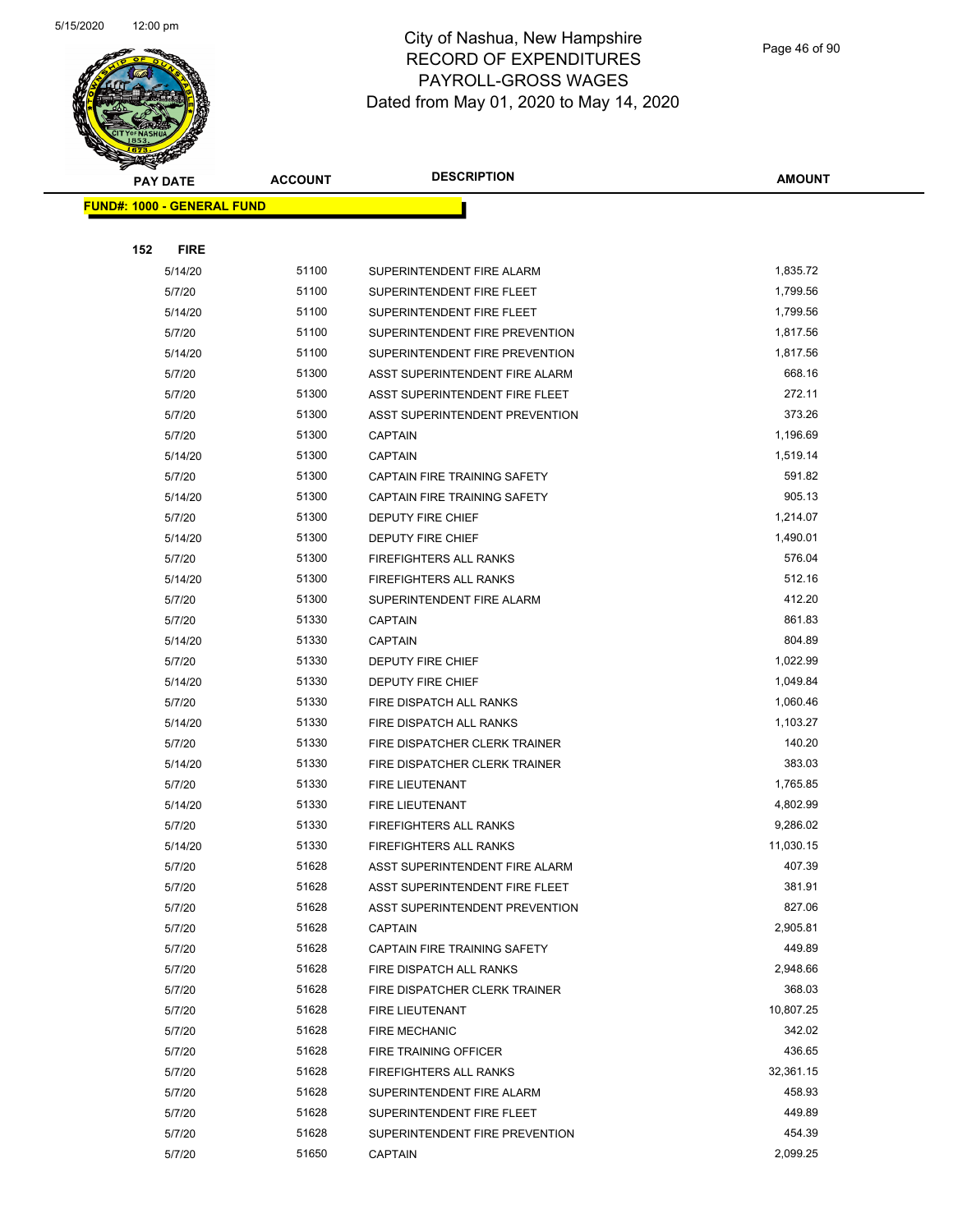City of Nashua, New Hampshire
RECORD OF EXPENDITURES
PAYROLL-GROSS WAGES
Dated from May 01, 2020 to May 14, 2020

| PAY DATE | ACCOUNT | DESCRIPTION | AMOUNT |
|---|---|---|---|

**FUND#: 1000 - GENERAL FUND**

**152 FIRE**

| PAY DATE | ACCOUNT | DESCRIPTION | AMOUNT |
|---|---|---|---|
| 5/14/20 | 51100 | SUPERINTENDENT FIRE ALARM | 1,835.72 |
| 5/7/20 | 51100 | SUPERINTENDENT FIRE FLEET | 1,799.56 |
| 5/14/20 | 51100 | SUPERINTENDENT FIRE FLEET | 1,799.56 |
| 5/7/20 | 51100 | SUPERINTENDENT FIRE PREVENTION | 1,817.56 |
| 5/14/20 | 51100 | SUPERINTENDENT FIRE PREVENTION | 1,817.56 |
| 5/7/20 | 51300 | ASST SUPERINTENDENT FIRE ALARM | 668.16 |
| 5/7/20 | 51300 | ASST SUPERINTENDENT FIRE FLEET | 272.11 |
| 5/7/20 | 51300 | ASST SUPERINTENDENT PREVENTION | 373.26 |
| 5/7/20 | 51300 | CAPTAIN | 1,196.69 |
| 5/14/20 | 51300 | CAPTAIN | 1,519.14 |
| 5/7/20 | 51300 | CAPTAIN FIRE TRAINING SAFETY | 591.82 |
| 5/14/20 | 51300 | CAPTAIN FIRE TRAINING SAFETY | 905.13 |
| 5/7/20 | 51300 | DEPUTY FIRE CHIEF | 1,214.07 |
| 5/14/20 | 51300 | DEPUTY FIRE CHIEF | 1,490.01 |
| 5/7/20 | 51300 | FIREFIGHTERS ALL RANKS | 576.04 |
| 5/14/20 | 51300 | FIREFIGHTERS ALL RANKS | 512.16 |
| 5/7/20 | 51300 | SUPERINTENDENT FIRE ALARM | 412.20 |
| 5/7/20 | 51330 | CAPTAIN | 861.83 |
| 5/14/20 | 51330 | CAPTAIN | 804.89 |
| 5/7/20 | 51330 | DEPUTY FIRE CHIEF | 1,022.99 |
| 5/14/20 | 51330 | DEPUTY FIRE CHIEF | 1,049.84 |
| 5/7/20 | 51330 | FIRE DISPATCH ALL RANKS | 1,060.46 |
| 5/14/20 | 51330 | FIRE DISPATCH ALL RANKS | 1,103.27 |
| 5/7/20 | 51330 | FIRE DISPATCHER CLERK TRAINER | 140.20 |
| 5/14/20 | 51330 | FIRE DISPATCHER CLERK TRAINER | 383.03 |
| 5/7/20 | 51330 | FIRE LIEUTENANT | 1,765.85 |
| 5/14/20 | 51330 | FIRE LIEUTENANT | 4,802.99 |
| 5/7/20 | 51330 | FIREFIGHTERS ALL RANKS | 9,286.02 |
| 5/14/20 | 51330 | FIREFIGHTERS ALL RANKS | 11,030.15 |
| 5/7/20 | 51628 | ASST SUPERINTENDENT FIRE ALARM | 407.39 |
| 5/7/20 | 51628 | ASST SUPERINTENDENT FIRE FLEET | 381.91 |
| 5/7/20 | 51628 | ASST SUPERINTENDENT PREVENTION | 827.06 |
| 5/7/20 | 51628 | CAPTAIN | 2,905.81 |
| 5/7/20 | 51628 | CAPTAIN FIRE TRAINING SAFETY | 449.89 |
| 5/7/20 | 51628 | FIRE DISPATCH ALL RANKS | 2,948.66 |
| 5/7/20 | 51628 | FIRE DISPATCHER CLERK TRAINER | 368.03 |
| 5/7/20 | 51628 | FIRE LIEUTENANT | 10,807.25 |
| 5/7/20 | 51628 | FIRE MECHANIC | 342.02 |
| 5/7/20 | 51628 | FIRE TRAINING OFFICER | 436.65 |
| 5/7/20 | 51628 | FIREFIGHTERS ALL RANKS | 32,361.15 |
| 5/7/20 | 51628 | SUPERINTENDENT FIRE ALARM | 458.93 |
| 5/7/20 | 51628 | SUPERINTENDENT FIRE FLEET | 449.89 |
| 5/7/20 | 51628 | SUPERINTENDENT FIRE PREVENTION | 454.39 |
| 5/7/20 | 51650 | CAPTAIN | 2,099.25 |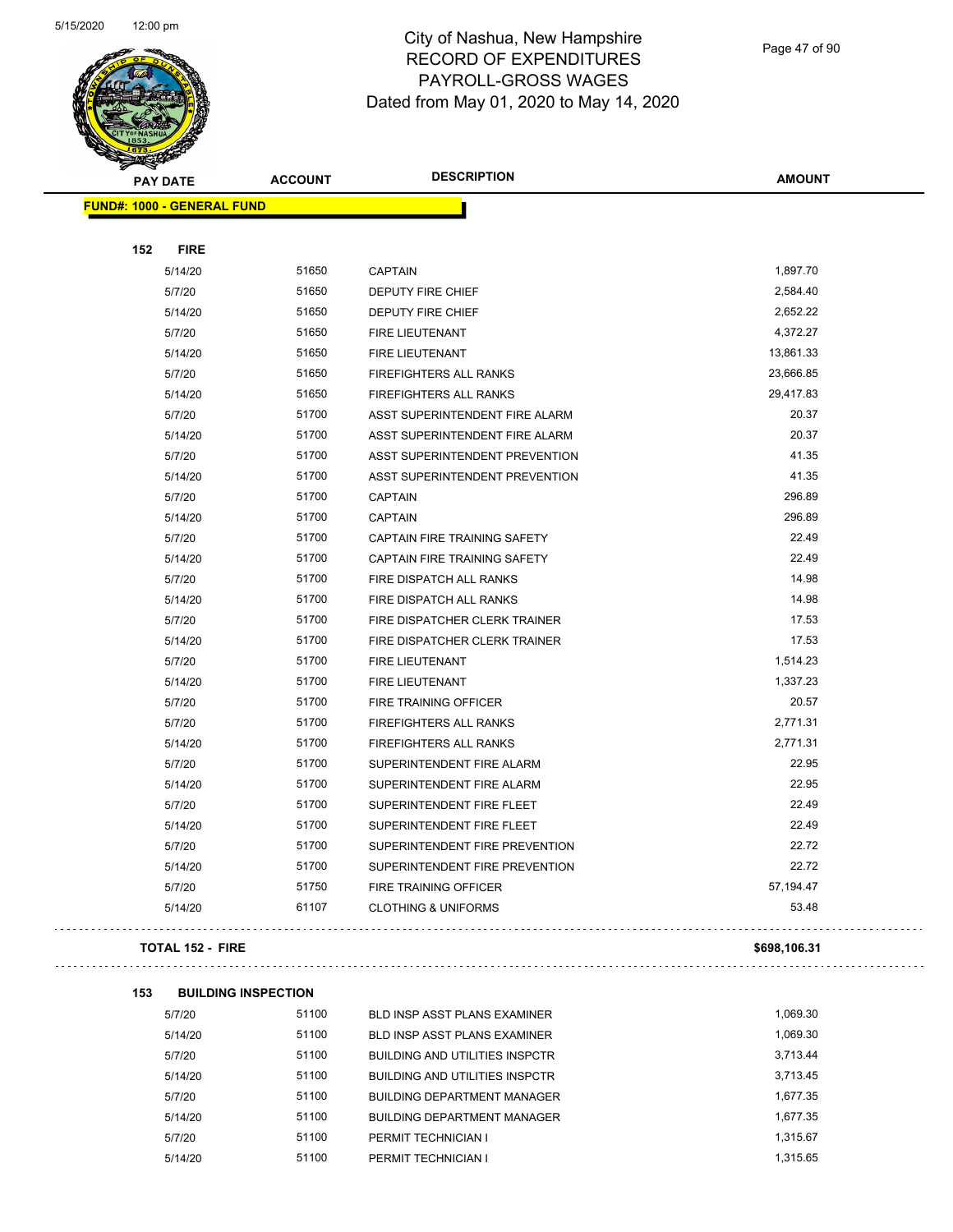# City of Nashua, New Hampshire
## RECORD OF EXPENDITURES
## PAYROLL-GROSS WAGES
## Dated from May 01, 2020 to May 14, 2020

| PAY DATE | ACCOUNT | DESCRIPTION | AMOUNT |
|---|---|---|---|
| **FUND#: 1000 - GENERAL FUND** | | | |
| **152 FIRE** | | | |
| 5/14/20 | 51650 | CAPTAIN | 1,897.70 |
| 5/7/20 | 51650 | DEPUTY FIRE CHIEF | 2,584.40 |
| 5/14/20 | 51650 | DEPUTY FIRE CHIEF | 2,652.22 |
| 5/7/20 | 51650 | FIRE LIEUTENANT | 4,372.27 |
| 5/14/20 | 51650 | FIRE LIEUTENANT | 13,861.33 |
| 5/7/20 | 51650 | FIREFIGHTERS ALL RANKS | 23,666.85 |
| 5/14/20 | 51650 | FIREFIGHTERS ALL RANKS | 29,417.83 |
| 5/7/20 | 51700 | ASST SUPERINTENDENT FIRE ALARM | 20.37 |
| 5/14/20 | 51700 | ASST SUPERINTENDENT FIRE ALARM | 20.37 |
| 5/7/20 | 51700 | ASST SUPERINTENDENT PREVENTION | 41.35 |
| 5/14/20 | 51700 | ASST SUPERINTENDENT PREVENTION | 41.35 |
| 5/7/20 | 51700 | CAPTAIN | 296.89 |
| 5/14/20 | 51700 | CAPTAIN | 296.89 |
| 5/7/20 | 51700 | CAPTAIN FIRE TRAINING SAFETY | 22.49 |
| 5/14/20 | 51700 | CAPTAIN FIRE TRAINING SAFETY | 22.49 |
| 5/7/20 | 51700 | FIRE DISPATCH ALL RANKS | 14.98 |
| 5/14/20 | 51700 | FIRE DISPATCH ALL RANKS | 14.98 |
| 5/7/20 | 51700 | FIRE DISPATCHER CLERK TRAINER | 17.53 |
| 5/14/20 | 51700 | FIRE DISPATCHER CLERK TRAINER | 17.53 |
| 5/7/20 | 51700 | FIRE LIEUTENANT | 1,514.23 |
| 5/14/20 | 51700 | FIRE LIEUTENANT | 1,337.23 |
| 5/7/20 | 51700 | FIRE TRAINING OFFICER | 20.57 |
| 5/7/20 | 51700 | FIREFIGHTERS ALL RANKS | 2,771.31 |
| 5/14/20 | 51700 | FIREFIGHTERS ALL RANKS | 2,771.31 |
| 5/7/20 | 51700 | SUPERINTENDENT FIRE ALARM | 22.95 |
| 5/14/20 | 51700 | SUPERINTENDENT FIRE ALARM | 22.95 |
| 5/7/20 | 51700 | SUPERINTENDENT FIRE FLEET | 22.49 |
| 5/14/20 | 51700 | SUPERINTENDENT FIRE FLEET | 22.49 |
| 5/7/20 | 51700 | SUPERINTENDENT FIRE PREVENTION | 22.72 |
| 5/14/20 | 51700 | SUPERINTENDENT FIRE PREVENTION | 22.72 |
| 5/7/20 | 51750 | FIRE TRAINING OFFICER | 57,194.47 |
| 5/14/20 | 61107 | CLOTHING & UNIFORMS | 53.48 |
| **TOTAL 152 - FIRE** | | | **$698,106.31** |
| **153 BUILDING INSPECTION** | | | |
| 5/7/20 | 51100 | BLD INSP ASST PLANS EXAMINER | 1,069.30 |
| 5/14/20 | 51100 | BLD INSP ASST PLANS EXAMINER | 1,069.30 |
| 5/7/20 | 51100 | BUILDING AND UTILITIES INSPCTR | 3,713.44 |
| 5/14/20 | 51100 | BUILDING AND UTILITIES INSPCTR | 3,713.45 |
| 5/7/20 | 51100 | BUILDING DEPARTMENT MANAGER | 1,677.35 |
| 5/14/20 | 51100 | BUILDING DEPARTMENT MANAGER | 1,677.35 |
| 5/7/20 | 51100 | PERMIT TECHNICIAN I | 1,315.67 |
| 5/14/20 | 51100 | PERMIT TECHNICIAN I | 1,315.65 |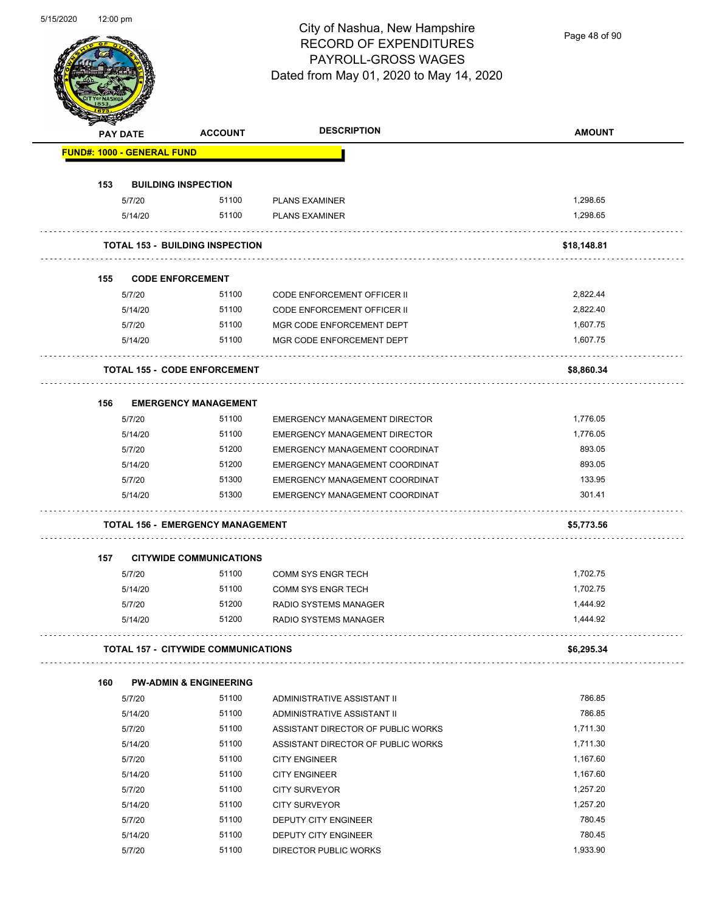# City of Nashua, New Hampshire
## RECORD OF EXPENDITURES
## PAYROLL-GROSS WAGES
## Dated from May 01, 2020 to May 14, 2020

| PAY DATE | ACCOUNT | DESCRIPTION | AMOUNT |
|---|---|---|---|
| **FUND#: 1000 - GENERAL FUND** | | | |
| **153 BUILDING INSPECTION** | | | |
| 5/7/20 | 51100 | PLANS EXAMINER | 1,298.65 |
| 5/14/20 | 51100 | PLANS EXAMINER | 1,298.65 |
| **TOTAL 153 - BUILDING INSPECTION** | | | **$18,148.81** |
| **155 CODE ENFORCEMENT** | | | |
| 5/7/20 | 51100 | CODE ENFORCEMENT OFFICER II | 2,822.44 |
| 5/14/20 | 51100 | CODE ENFORCEMENT OFFICER II | 2,822.40 |
| 5/7/20 | 51100 | MGR CODE ENFORCEMENT DEPT | 1,607.75 |
| 5/14/20 | 51100 | MGR CODE ENFORCEMENT DEPT | 1,607.75 |
| **TOTAL 155 - CODE ENFORCEMENT** | | | **$8,860.34** |
| **156 EMERGENCY MANAGEMENT** | | | |
| 5/7/20 | 51100 | EMERGENCY MANAGEMENT DIRECTOR | 1,776.05 |
| 5/14/20 | 51100 | EMERGENCY MANAGEMENT DIRECTOR | 1,776.05 |
| 5/7/20 | 51200 | EMERGENCY MANAGEMENT COORDINAT | 893.05 |
| 5/14/20 | 51200 | EMERGENCY MANAGEMENT COORDINAT | 893.05 |
| 5/7/20 | 51300 | EMERGENCY MANAGEMENT COORDINAT | 133.95 |
| 5/14/20 | 51300 | EMERGENCY MANAGEMENT COORDINAT | 301.41 |
| **TOTAL 156 - EMERGENCY MANAGEMENT** | | | **$5,773.56** |
| **157 CITYWIDE COMMUNICATIONS** | | | |
| 5/7/20 | 51100 | COMM SYS ENGR TECH | 1,702.75 |
| 5/14/20 | 51100 | COMM SYS ENGR TECH | 1,702.75 |
| 5/7/20 | 51200 | RADIO SYSTEMS MANAGER | 1,444.92 |
| 5/14/20 | 51200 | RADIO SYSTEMS MANAGER | 1,444.92 |
| **TOTAL 157 - CITYWIDE COMMUNICATIONS** | | | **$6,295.34** |
| **160 PW-ADMIN & ENGINEERING** | | | |
| 5/7/20 | 51100 | ADMINISTRATIVE ASSISTANT II | 786.85 |
| 5/14/20 | 51100 | ADMINISTRATIVE ASSISTANT II | 786.85 |
| 5/7/20 | 51100 | ASSISTANT DIRECTOR OF PUBLIC WORKS | 1,711.30 |
| 5/14/20 | 51100 | ASSISTANT DIRECTOR OF PUBLIC WORKS | 1,711.30 |
| 5/7/20 | 51100 | CITY ENGINEER | 1,167.60 |
| 5/14/20 | 51100 | CITY ENGINEER | 1,167.60 |
| 5/7/20 | 51100 | CITY SURVEYOR | 1,257.20 |
| 5/14/20 | 51100 | CITY SURVEYOR | 1,257.20 |
| 5/7/20 | 51100 | DEPUTY CITY ENGINEER | 780.45 |
| 5/14/20 | 51100 | DEPUTY CITY ENGINEER | 780.45 |
| 5/7/20 | 51100 | DIRECTOR PUBLIC WORKS | 1,933.90 |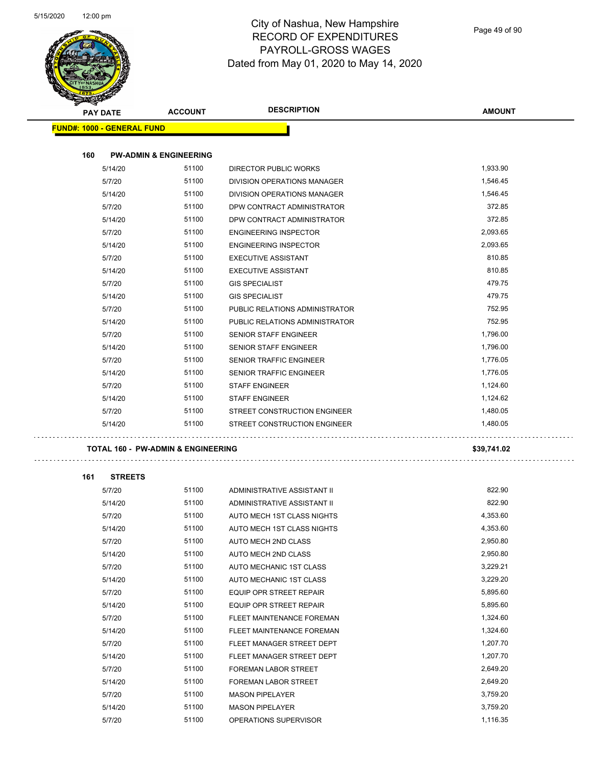# City of Nashua, New Hampshire
## RECORD OF EXPENDITURES
## PAYROLL-GROSS WAGES
## Dated from May 01, 2020 to May 14, 2020

| PAY DATE | ACCOUNT | DESCRIPTION | AMOUNT |
|---|---|---|---|
| **FUND#: 1000 - GENERAL FUND** | | | |
| **160 PW-ADMIN & ENGINEERING** | | | |
| 5/14/20 | 51100 | DIRECTOR PUBLIC WORKS | 1,933.90 |
| 5/7/20 | 51100 | DIVISION OPERATIONS MANAGER | 1,546.45 |
| 5/14/20 | 51100 | DIVISION OPERATIONS MANAGER | 1,546.45 |
| 5/7/20 | 51100 | DPW CONTRACT ADMINISTRATOR | 372.85 |
| 5/14/20 | 51100 | DPW CONTRACT ADMINISTRATOR | 372.85 |
| 5/7/20 | 51100 | ENGINEERING INSPECTOR | 2,093.65 |
| 5/14/20 | 51100 | ENGINEERING INSPECTOR | 2,093.65 |
| 5/7/20 | 51100 | EXECUTIVE ASSISTANT | 810.85 |
| 5/14/20 | 51100 | EXECUTIVE ASSISTANT | 810.85 |
| 5/7/20 | 51100 | GIS SPECIALIST | 479.75 |
| 5/14/20 | 51100 | GIS SPECIALIST | 479.75 |
| 5/7/20 | 51100 | PUBLIC RELATIONS ADMINISTRATOR | 752.95 |
| 5/14/20 | 51100 | PUBLIC RELATIONS ADMINISTRATOR | 752.95 |
| 5/7/20 | 51100 | SENIOR STAFF ENGINEER | 1,796.00 |
| 5/14/20 | 51100 | SENIOR STAFF ENGINEER | 1,796.00 |
| 5/7/20 | 51100 | SENIOR TRAFFIC ENGINEER | 1,776.05 |
| 5/14/20 | 51100 | SENIOR TRAFFIC ENGINEER | 1,776.05 |
| 5/7/20 | 51100 | STAFF ENGINEER | 1,124.60 |
| 5/14/20 | 51100 | STAFF ENGINEER | 1,124.62 |
| 5/7/20 | 51100 | STREET CONSTRUCTION ENGINEER | 1,480.05 |
| 5/14/20 | 51100 | STREET CONSTRUCTION ENGINEER | 1,480.05 |
| **TOTAL 160 - PW-ADMIN & ENGINEERING** | | | **$39,741.02** |
| **161 STREETS** | | | |
| 5/7/20 | 51100 | ADMINISTRATIVE ASSISTANT II | 822.90 |
| 5/14/20 | 51100 | ADMINISTRATIVE ASSISTANT II | 822.90 |
| 5/7/20 | 51100 | AUTO MECH 1ST CLASS NIGHTS | 4,353.60 |
| 5/14/20 | 51100 | AUTO MECH 1ST CLASS NIGHTS | 4,353.60 |
| 5/7/20 | 51100 | AUTO MECH 2ND CLASS | 2,950.80 |
| 5/14/20 | 51100 | AUTO MECH 2ND CLASS | 2,950.80 |
| 5/7/20 | 51100 | AUTO MECHANIC 1ST CLASS | 3,229.21 |
| 5/14/20 | 51100 | AUTO MECHANIC 1ST CLASS | 3,229.20 |
| 5/7/20 | 51100 | EQUIP OPR STREET REPAIR | 5,895.60 |
| 5/14/20 | 51100 | EQUIP OPR STREET REPAIR | 5,895.60 |
| 5/7/20 | 51100 | FLEET MAINTENANCE FOREMAN | 1,324.60 |
| 5/14/20 | 51100 | FLEET MAINTENANCE FOREMAN | 1,324.60 |
| 5/7/20 | 51100 | FLEET MANAGER STREET DEPT | 1,207.70 |
| 5/14/20 | 51100 | FLEET MANAGER STREET DEPT | 1,207.70 |
| 5/7/20 | 51100 | FOREMAN LABOR STREET | 2,649.20 |
| 5/14/20 | 51100 | FOREMAN LABOR STREET | 2,649.20 |
| 5/7/20 | 51100 | MASON PIPELAYER | 3,759.20 |
| 5/14/20 | 51100 | MASON PIPELAYER | 3,759.20 |
| 5/7/20 | 51100 | OPERATIONS SUPERVISOR | 1,116.35 |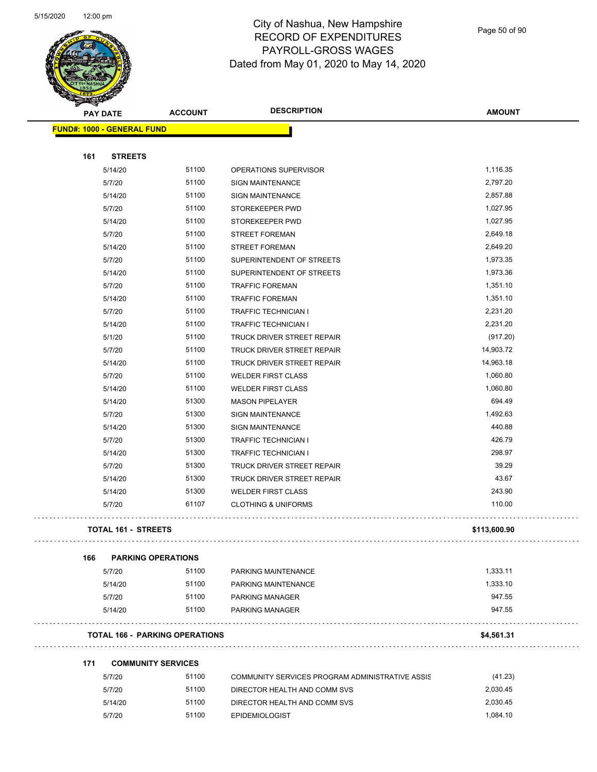# City of Nashua, New Hampshire
## RECORD OF EXPENDITURES
## PAYROLL-GROSS WAGES
### Dated from May 01, 2020 to May 14, 2020

| PAY DATE | ACCOUNT | DESCRIPTION | AMOUNT |
|---|---|---|---|
| **FUND#: 1000 - GENERAL FUND** | | | |
| **161 STREETS** | | | |
| 5/14/20 | 51100 | OPERATIONS SUPERVISOR | 1,116.35 |
| 5/7/20 | 51100 | SIGN MAINTENANCE | 2,797.20 |
| 5/14/20 | 51100 | SIGN MAINTENANCE | 2,857.88 |
| 5/7/20 | 51100 | STOREKEEPER PWD | 1,027.95 |
| 5/14/20 | 51100 | STOREKEEPER PWD | 1,027.95 |
| 5/7/20 | 51100 | STREET FOREMAN | 2,649.18 |
| 5/14/20 | 51100 | STREET FOREMAN | 2,649.20 |
| 5/7/20 | 51100 | SUPERINTENDENT OF STREETS | 1,973.35 |
| 5/14/20 | 51100 | SUPERINTENDENT OF STREETS | 1,973.36 |
| 5/7/20 | 51100 | TRAFFIC FOREMAN | 1,351.10 |
| 5/14/20 | 51100 | TRAFFIC FOREMAN | 1,351.10 |
| 5/7/20 | 51100 | TRAFFIC TECHNICIAN I | 2,231.20 |
| 5/14/20 | 51100 | TRAFFIC TECHNICIAN I | 2,231.20 |
| 5/1/20 | 51100 | TRUCK DRIVER STREET REPAIR | (917.20) |
| 5/7/20 | 51100 | TRUCK DRIVER STREET REPAIR | 14,903.72 |
| 5/14/20 | 51100 | TRUCK DRIVER STREET REPAIR | 14,963.18 |
| 5/7/20 | 51100 | WELDER FIRST CLASS | 1,060.80 |
| 5/14/20 | 51100 | WELDER FIRST CLASS | 1,060.80 |
| 5/14/20 | 51300 | MASON PIPELAYER | 694.49 |
| 5/7/20 | 51300 | SIGN MAINTENANCE | 1,492.63 |
| 5/14/20 | 51300 | SIGN MAINTENANCE | 440.88 |
| 5/7/20 | 51300 | TRAFFIC TECHNICIAN I | 426.79 |
| 5/14/20 | 51300 | TRAFFIC TECHNICIAN I | 298.97 |
| 5/7/20 | 51300 | TRUCK DRIVER STREET REPAIR | 39.29 |
| 5/14/20 | 51300 | TRUCK DRIVER STREET REPAIR | 43.67 |
| 5/14/20 | 51300 | WELDER FIRST CLASS | 243.90 |
| 5/7/20 | 61107 | CLOTHING & UNIFORMS | 110.00 |
| **TOTAL 161 - STREETS** | | | **$113,600.90** |
| **166 PARKING OPERATIONS** | | | |
| 5/7/20 | 51100 | PARKING MAINTENANCE | 1,333.11 |
| 5/14/20 | 51100 | PARKING MAINTENANCE | 1,333.10 |
| 5/7/20 | 51100 | PARKING MANAGER | 947.55 |
| 5/14/20 | 51100 | PARKING MANAGER | 947.55 |
| **TOTAL 166 - PARKING OPERATIONS** | | | **$4,561.31** |
| **171 COMMUNITY SERVICES** | | | |
| 5/7/20 | 51100 | COMMUNITY SERVICES PROGRAM ADMINISTRATIVE ASSIS | (41.23) |
| 5/7/20 | 51100 | DIRECTOR HEALTH AND COMM SVS | 2,030.45 |
| 5/14/20 | 51100 | DIRECTOR HEALTH AND COMM SVS | 2,030.45 |
| 5/7/20 | 51100 | EPIDEMIOLOGIST | 1,084.10 |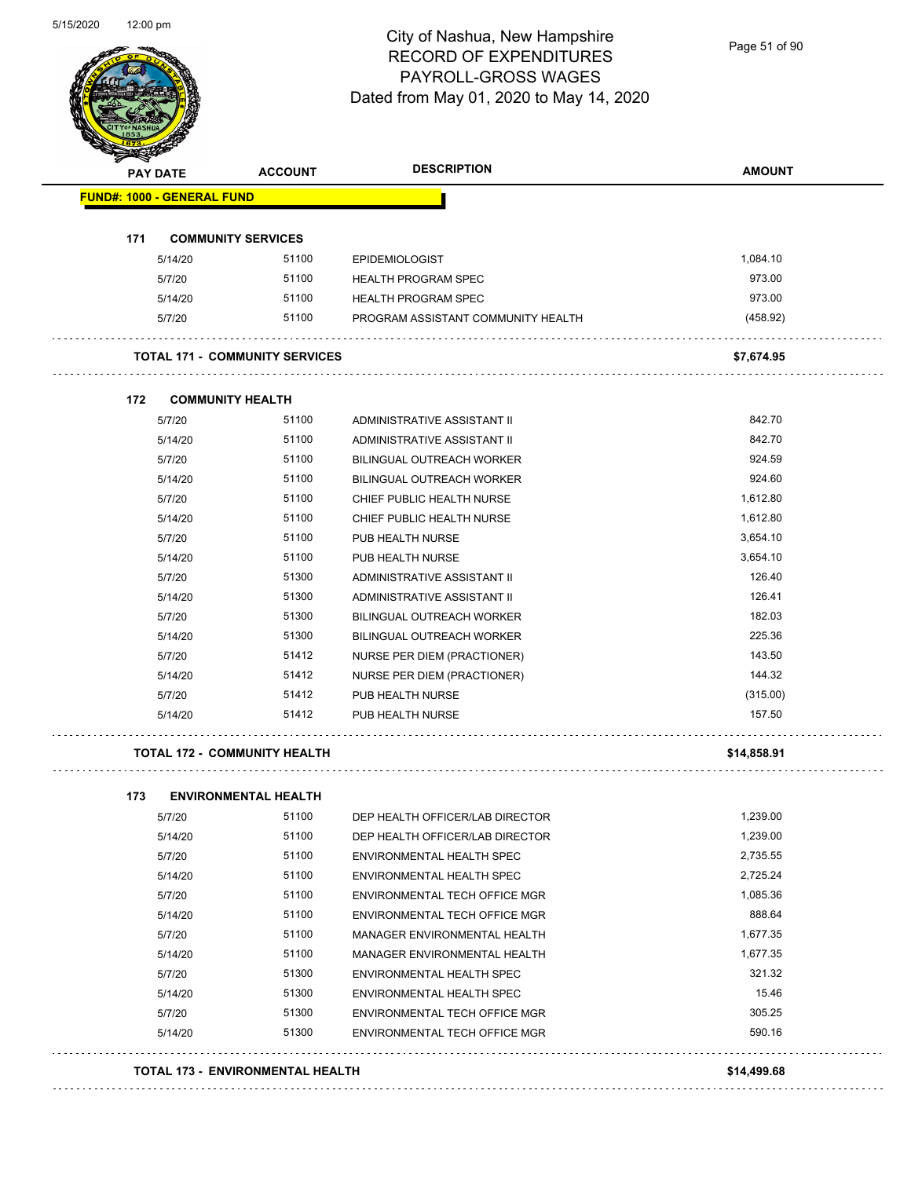# City of Nashua, New Hampshire
## RECORD OF EXPENDITURES
## PAYROLL-GROSS WAGES
## Dated from May 01, 2020 to May 14, 2020

| PAY DATE | ACCOUNT | DESCRIPTION | AMOUNT |
|---|---|---|---|
| **FUND#: 1000 - GENERAL FUND** | | | |
| **171 COMMUNITY SERVICES** | | | |
| 5/14/20 | 51100 | EPIDEMIOLOGIST | 1,084.10 |
| 5/7/20 | 51100 | HEALTH PROGRAM SPEC | 973.00 |
| 5/14/20 | 51100 | HEALTH PROGRAM SPEC | 973.00 |
| 5/7/20 | 51100 | PROGRAM ASSISTANT COMMUNITY HEALTH | (458.92) |
| **TOTAL 171 - COMMUNITY SERVICES** | | | **$7,674.95** |
| **172 COMMUNITY HEALTH** | | | |
| 5/7/20 | 51100 | ADMINISTRATIVE ASSISTANT II | 842.70 |
| 5/14/20 | 51100 | ADMINISTRATIVE ASSISTANT II | 842.70 |
| 5/7/20 | 51100 | BILINGUAL OUTREACH WORKER | 924.59 |
| 5/14/20 | 51100 | BILINGUAL OUTREACH WORKER | 924.60 |
| 5/7/20 | 51100 | CHIEF PUBLIC HEALTH NURSE | 1,612.80 |
| 5/14/20 | 51100 | CHIEF PUBLIC HEALTH NURSE | 1,612.80 |
| 5/7/20 | 51100 | PUB HEALTH NURSE | 3,654.10 |
| 5/14/20 | 51100 | PUB HEALTH NURSE | 3,654.10 |
| 5/7/20 | 51300 | ADMINISTRATIVE ASSISTANT II | 126.40 |
| 5/14/20 | 51300 | ADMINISTRATIVE ASSISTANT II | 126.41 |
| 5/7/20 | 51300 | BILINGUAL OUTREACH WORKER | 182.03 |
| 5/14/20 | 51300 | BILINGUAL OUTREACH WORKER | 225.36 |
| 5/7/20 | 51412 | NURSE PER DIEM (PRACTIONER) | 143.50 |
| 5/14/20 | 51412 | NURSE PER DIEM (PRACTIONER) | 144.32 |
| 5/7/20 | 51412 | PUB HEALTH NURSE | (315.00) |
| 5/14/20 | 51412 | PUB HEALTH NURSE | 157.50 |
| **TOTAL 172 - COMMUNITY HEALTH** | | | **$14,858.91** |
| **173 ENVIRONMENTAL HEALTH** | | | |
| 5/7/20 | 51100 | DEP HEALTH OFFICER/LAB DIRECTOR | 1,239.00 |
| 5/14/20 | 51100 | DEP HEALTH OFFICER/LAB DIRECTOR | 1,239.00 |
| 5/7/20 | 51100 | ENVIRONMENTAL HEALTH SPEC | 2,735.55 |
| 5/14/20 | 51100 | ENVIRONMENTAL HEALTH SPEC | 2,725.24 |
| 5/7/20 | 51100 | ENVIRONMENTAL TECH OFFICE MGR | 1,085.36 |
| 5/14/20 | 51100 | ENVIRONMENTAL TECH OFFICE MGR | 888.64 |
| 5/7/20 | 51100 | MANAGER ENVIRONMENTAL HEALTH | 1,677.35 |
| 5/14/20 | 51100 | MANAGER ENVIRONMENTAL HEALTH | 1,677.35 |
| 5/7/20 | 51300 | ENVIRONMENTAL HEALTH SPEC | 321.32 |
| 5/14/20 | 51300 | ENVIRONMENTAL HEALTH SPEC | 15.46 |
| 5/7/20 | 51300 | ENVIRONMENTAL TECH OFFICE MGR | 305.25 |
| 5/14/20 | 51300 | ENVIRONMENTAL TECH OFFICE MGR | 590.16 |
| **TOTAL 173 - ENVIRONMENTAL HEALTH** | | | **$14,499.68** |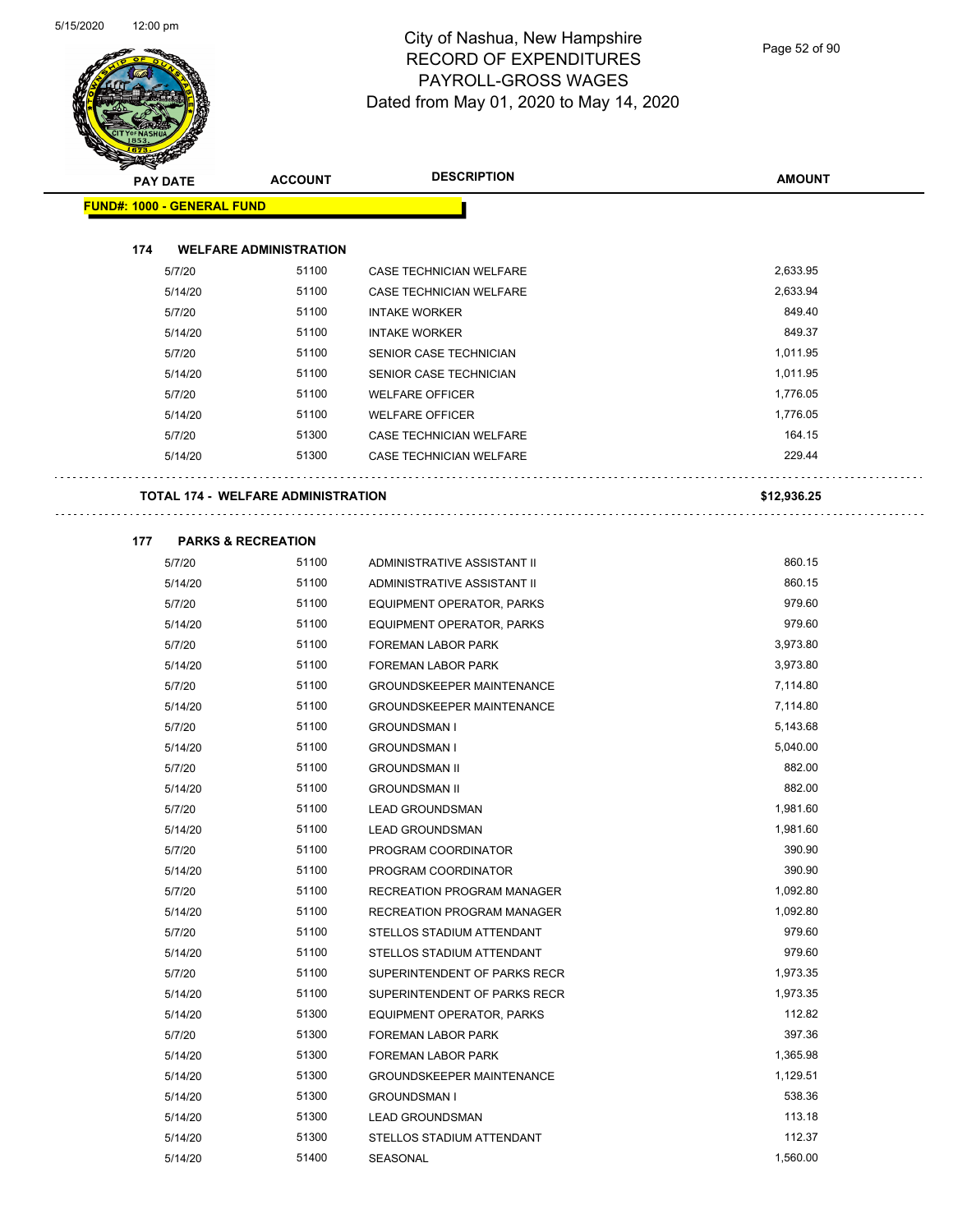# City of Nashua, New Hampshire
## RECORD OF EXPENDITURES
## PAYROLL-GROSS WAGES
## Dated from May 01, 2020 to May 14, 2020

| PAY DATE | ACCOUNT | DESCRIPTION | AMOUNT |
|---|---|---|---|
| **FUND#: 1000 - GENERAL FUND** | | | |
| **174 WELFARE ADMINISTRATION** | | | |
| 5/7/20 | 51100 | CASE TECHNICIAN WELFARE | 2,633.95 |
| 5/14/20 | 51100 | CASE TECHNICIAN WELFARE | 2,633.94 |
| 5/7/20 | 51100 | INTAKE WORKER | 849.40 |
| 5/14/20 | 51100 | INTAKE WORKER | 849.37 |
| 5/7/20 | 51100 | SENIOR CASE TECHNICIAN | 1,011.95 |
| 5/14/20 | 51100 | SENIOR CASE TECHNICIAN | 1,011.95 |
| 5/7/20 | 51100 | WELFARE OFFICER | 1,776.05 |
| 5/14/20 | 51100 | WELFARE OFFICER | 1,776.05 |
| 5/7/20 | 51300 | CASE TECHNICIAN WELFARE | 164.15 |
| 5/14/20 | 51300 | CASE TECHNICIAN WELFARE | 229.44 |
| **TOTAL 174 - WELFARE ADMINISTRATION** | | | **$12,936.25** |
| **177 PARKS & RECREATION** | | | |
| 5/7/20 | 51100 | ADMINISTRATIVE ASSISTANT II | 860.15 |
| 5/14/20 | 51100 | ADMINISTRATIVE ASSISTANT II | 860.15 |
| 5/7/20 | 51100 | EQUIPMENT OPERATOR, PARKS | 979.60 |
| 5/14/20 | 51100 | EQUIPMENT OPERATOR, PARKS | 979.60 |
| 5/7/20 | 51100 | FOREMAN LABOR PARK | 3,973.80 |
| 5/14/20 | 51100 | FOREMAN LABOR PARK | 3,973.80 |
| 5/7/20 | 51100 | GROUNDSKEEPER MAINTENANCE | 7,114.80 |
| 5/14/20 | 51100 | GROUNDSKEEPER MAINTENANCE | 7,114.80 |
| 5/7/20 | 51100 | GROUNDSMAN I | 5,143.68 |
| 5/14/20 | 51100 | GROUNDSMAN I | 5,040.00 |
| 5/7/20 | 51100 | GROUNDSMAN II | 882.00 |
| 5/14/20 | 51100 | GROUNDSMAN II | 882.00 |
| 5/7/20 | 51100 | LEAD GROUNDSMAN | 1,981.60 |
| 5/14/20 | 51100 | LEAD GROUNDSMAN | 1,981.60 |
| 5/7/20 | 51100 | PROGRAM COORDINATOR | 390.90 |
| 5/14/20 | 51100 | PROGRAM COORDINATOR | 390.90 |
| 5/7/20 | 51100 | RECREATION PROGRAM MANAGER | 1,092.80 |
| 5/14/20 | 51100 | RECREATION PROGRAM MANAGER | 1,092.80 |
| 5/7/20 | 51100 | STELLOS STADIUM ATTENDANT | 979.60 |
| 5/14/20 | 51100 | STELLOS STADIUM ATTENDANT | 979.60 |
| 5/7/20 | 51100 | SUPERINTENDENT OF PARKS RECR | 1,973.35 |
| 5/14/20 | 51100 | SUPERINTENDENT OF PARKS RECR | 1,973.35 |
| 5/14/20 | 51300 | EQUIPMENT OPERATOR, PARKS | 112.82 |
| 5/7/20 | 51300 | FOREMAN LABOR PARK | 397.36 |
| 5/14/20 | 51300 | FOREMAN LABOR PARK | 1,365.98 |
| 5/14/20 | 51300 | GROUNDSKEEPER MAINTENANCE | 1,129.51 |
| 5/14/20 | 51300 | GROUNDSMAN I | 538.36 |
| 5/14/20 | 51300 | LEAD GROUNDSMAN | 113.18 |
| 5/14/20 | 51300 | STELLOS STADIUM ATTENDANT | 112.37 |
| 5/14/20 | 51400 | SEASONAL | 1,560.00 |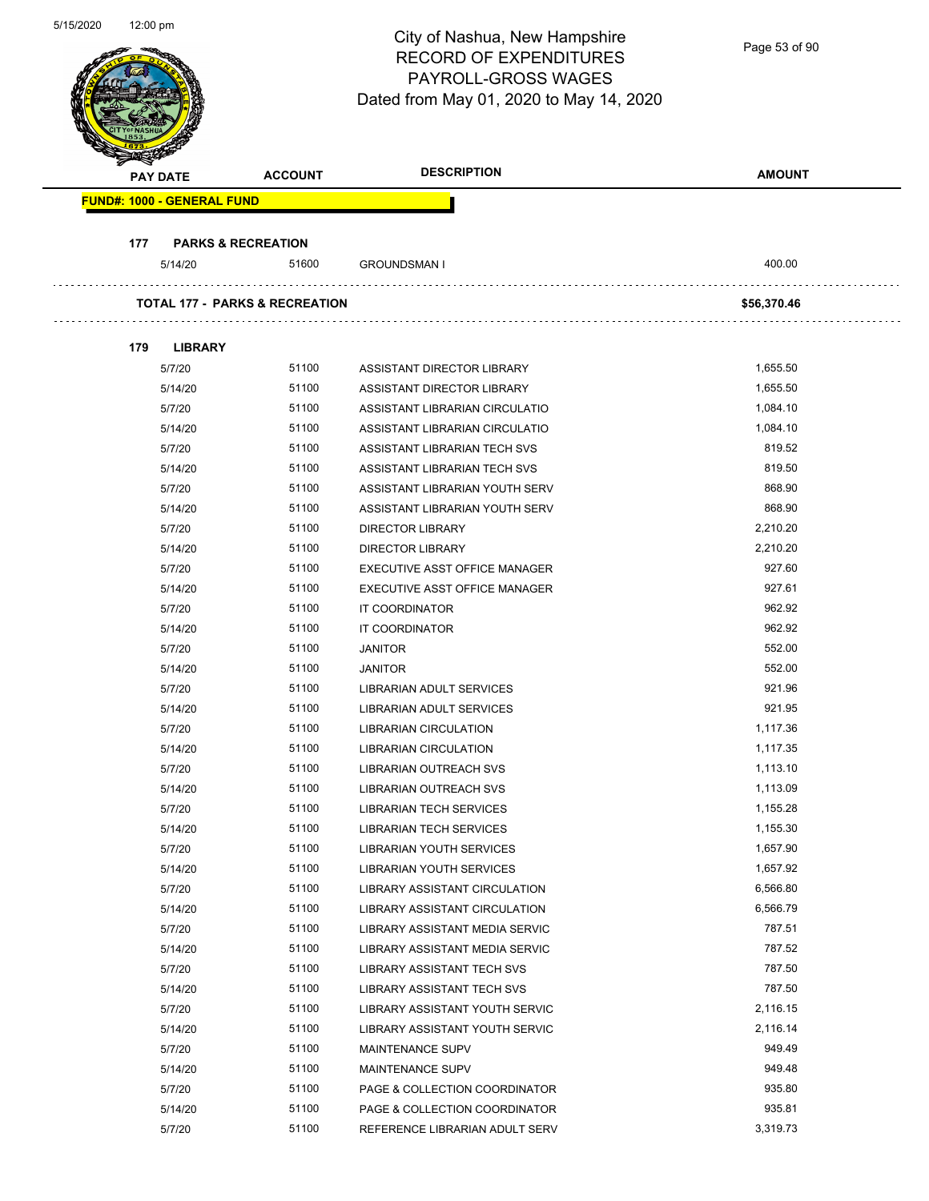# City of Nashua, New Hampshire
## RECORD OF EXPENDITURES
## PAYROLL-GROSS WAGES
## Dated from May 01, 2020 to May 14, 2020

| PAY DATE | ACCOUNT | DESCRIPTION | AMOUNT |
|---|---|---|---|
| **FUND#: 1000 - GENERAL FUND** | | | |
| **177 PARKS & RECREATION** | | | |
| 5/14/20 | 51600 | GROUNDSMAN I | 400.00 |
| **TOTAL 177 - PARKS & RECREATION** | | | **$56,370.46** |
| **179 LIBRARY** | | | |
| 5/7/20 | 51100 | ASSISTANT DIRECTOR LIBRARY | 1,655.50 |
| 5/14/20 | 51100 | ASSISTANT DIRECTOR LIBRARY | 1,655.50 |
| 5/7/20 | 51100 | ASSISTANT LIBRARIAN CIRCULATIO | 1,084.10 |
| 5/14/20 | 51100 | ASSISTANT LIBRARIAN CIRCULATIO | 1,084.10 |
| 5/7/20 | 51100 | ASSISTANT LIBRARIAN TECH SVS | 819.52 |
| 5/14/20 | 51100 | ASSISTANT LIBRARIAN TECH SVS | 819.50 |
| 5/7/20 | 51100 | ASSISTANT LIBRARIAN YOUTH SERV | 868.90 |
| 5/14/20 | 51100 | ASSISTANT LIBRARIAN YOUTH SERV | 868.90 |
| 5/7/20 | 51100 | DIRECTOR LIBRARY | 2,210.20 |
| 5/14/20 | 51100 | DIRECTOR LIBRARY | 2,210.20 |
| 5/7/20 | 51100 | EXECUTIVE ASST OFFICE MANAGER | 927.60 |
| 5/14/20 | 51100 | EXECUTIVE ASST OFFICE MANAGER | 927.61 |
| 5/7/20 | 51100 | IT COORDINATOR | 962.92 |
| 5/14/20 | 51100 | IT COORDINATOR | 962.92 |
| 5/7/20 | 51100 | JANITOR | 552.00 |
| 5/14/20 | 51100 | JANITOR | 552.00 |
| 5/7/20 | 51100 | LIBRARIAN ADULT SERVICES | 921.96 |
| 5/14/20 | 51100 | LIBRARIAN ADULT SERVICES | 921.95 |
| 5/7/20 | 51100 | LIBRARIAN CIRCULATION | 1,117.36 |
| 5/14/20 | 51100 | LIBRARIAN CIRCULATION | 1,117.35 |
| 5/7/20 | 51100 | LIBRARIAN OUTREACH SVS | 1,113.10 |
| 5/14/20 | 51100 | LIBRARIAN OUTREACH SVS | 1,113.09 |
| 5/7/20 | 51100 | LIBRARIAN TECH SERVICES | 1,155.28 |
| 5/14/20 | 51100 | LIBRARIAN TECH SERVICES | 1,155.30 |
| 5/7/20 | 51100 | LIBRARIAN YOUTH SERVICES | 1,657.90 |
| 5/14/20 | 51100 | LIBRARIAN YOUTH SERVICES | 1,657.92 |
| 5/7/20 | 51100 | LIBRARY ASSISTANT CIRCULATION | 6,566.80 |
| 5/14/20 | 51100 | LIBRARY ASSISTANT CIRCULATION | 6,566.79 |
| 5/7/20 | 51100 | LIBRARY ASSISTANT MEDIA SERVIC | 787.51 |
| 5/14/20 | 51100 | LIBRARY ASSISTANT MEDIA SERVIC | 787.52 |
| 5/7/20 | 51100 | LIBRARY ASSISTANT TECH SVS | 787.50 |
| 5/14/20 | 51100 | LIBRARY ASSISTANT TECH SVS | 787.50 |
| 5/7/20 | 51100 | LIBRARY ASSISTANT YOUTH SERVIC | 2,116.15 |
| 5/14/20 | 51100 | LIBRARY ASSISTANT YOUTH SERVIC | 2,116.14 |
| 5/7/20 | 51100 | MAINTENANCE SUPV | 949.49 |
| 5/14/20 | 51100 | MAINTENANCE SUPV | 949.48 |
| 5/7/20 | 51100 | PAGE & COLLECTION COORDINATOR | 935.80 |
| 5/14/20 | 51100 | PAGE & COLLECTION COORDINATOR | 935.81 |
| 5/7/20 | 51100 | REFERENCE LIBRARIAN ADULT SERV | 3,319.73 |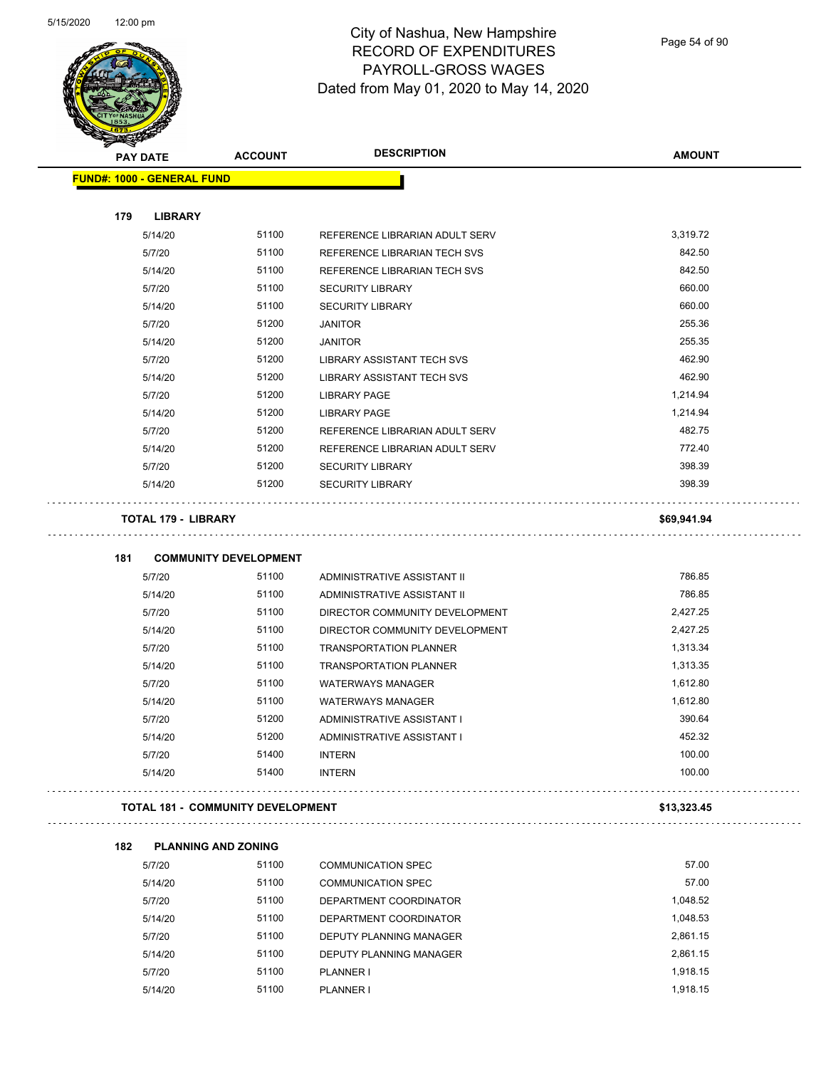# City of Nashua, New Hampshire
## RECORD OF EXPENDITURES
## PAYROLL-GROSS WAGES
## Dated from May 01, 2020 to May 14, 2020

| PAY DATE | ACCOUNT | DESCRIPTION | AMOUNT |
|---|---|---|---|
| **FUND#: 1000 - GENERAL FUND** | | | |
| **179 LIBRARY** | | | |
| 5/14/20 | 51100 | REFERENCE LIBRARIAN ADULT SERV | 3,319.72 |
| 5/7/20 | 51100 | REFERENCE LIBRARIAN TECH SVS | 842.50 |
| 5/14/20 | 51100 | REFERENCE LIBRARIAN TECH SVS | 842.50 |
| 5/7/20 | 51100 | SECURITY LIBRARY | 660.00 |
| 5/14/20 | 51100 | SECURITY LIBRARY | 660.00 |
| 5/7/20 | 51200 | JANITOR | 255.36 |
| 5/14/20 | 51200 | JANITOR | 255.35 |
| 5/7/20 | 51200 | LIBRARY ASSISTANT TECH SVS | 462.90 |
| 5/14/20 | 51200 | LIBRARY ASSISTANT TECH SVS | 462.90 |
| 5/7/20 | 51200 | LIBRARY PAGE | 1,214.94 |
| 5/14/20 | 51200 | LIBRARY PAGE | 1,214.94 |
| 5/7/20 | 51200 | REFERENCE LIBRARIAN ADULT SERV | 482.75 |
| 5/14/20 | 51200 | REFERENCE LIBRARIAN ADULT SERV | 772.40 |
| 5/7/20 | 51200 | SECURITY LIBRARY | 398.39 |
| 5/14/20 | 51200 | SECURITY LIBRARY | 398.39 |
| **TOTAL 179 - LIBRARY** | | | **$69,941.94** |
| **181 COMMUNITY DEVELOPMENT** | | | |
| 5/7/20 | 51100 | ADMINISTRATIVE ASSISTANT II | 786.85 |
| 5/14/20 | 51100 | ADMINISTRATIVE ASSISTANT II | 786.85 |
| 5/7/20 | 51100 | DIRECTOR COMMUNITY DEVELOPMENT | 2,427.25 |
| 5/14/20 | 51100 | DIRECTOR COMMUNITY DEVELOPMENT | 2,427.25 |
| 5/7/20 | 51100 | TRANSPORTATION PLANNER | 1,313.34 |
| 5/14/20 | 51100 | TRANSPORTATION PLANNER | 1,313.35 |
| 5/7/20 | 51100 | WATERWAYS MANAGER | 1,612.80 |
| 5/14/20 | 51100 | WATERWAYS MANAGER | 1,612.80 |
| 5/7/20 | 51200 | ADMINISTRATIVE ASSISTANT I | 390.64 |
| 5/14/20 | 51200 | ADMINISTRATIVE ASSISTANT I | 452.32 |
| 5/7/20 | 51400 | INTERN | 100.00 |
| 5/14/20 | 51400 | INTERN | 100.00 |
| **TOTAL 181 - COMMUNITY DEVELOPMENT** | | | **$13,323.45** |
| **182 PLANNING AND ZONING** | | | |
| 5/7/20 | 51100 | COMMUNICATION SPEC | 57.00 |
| 5/14/20 | 51100 | COMMUNICATION SPEC | 57.00 |
| 5/7/20 | 51100 | DEPARTMENT COORDINATOR | 1,048.52 |
| 5/14/20 | 51100 | DEPARTMENT COORDINATOR | 1,048.53 |
| 5/7/20 | 51100 | DEPUTY PLANNING MANAGER | 2,861.15 |
| 5/14/20 | 51100 | DEPUTY PLANNING MANAGER | 2,861.15 |
| 5/7/20 | 51100 | PLANNER I | 1,918.15 |
| 5/14/20 | 51100 | PLANNER I | 1,918.15 |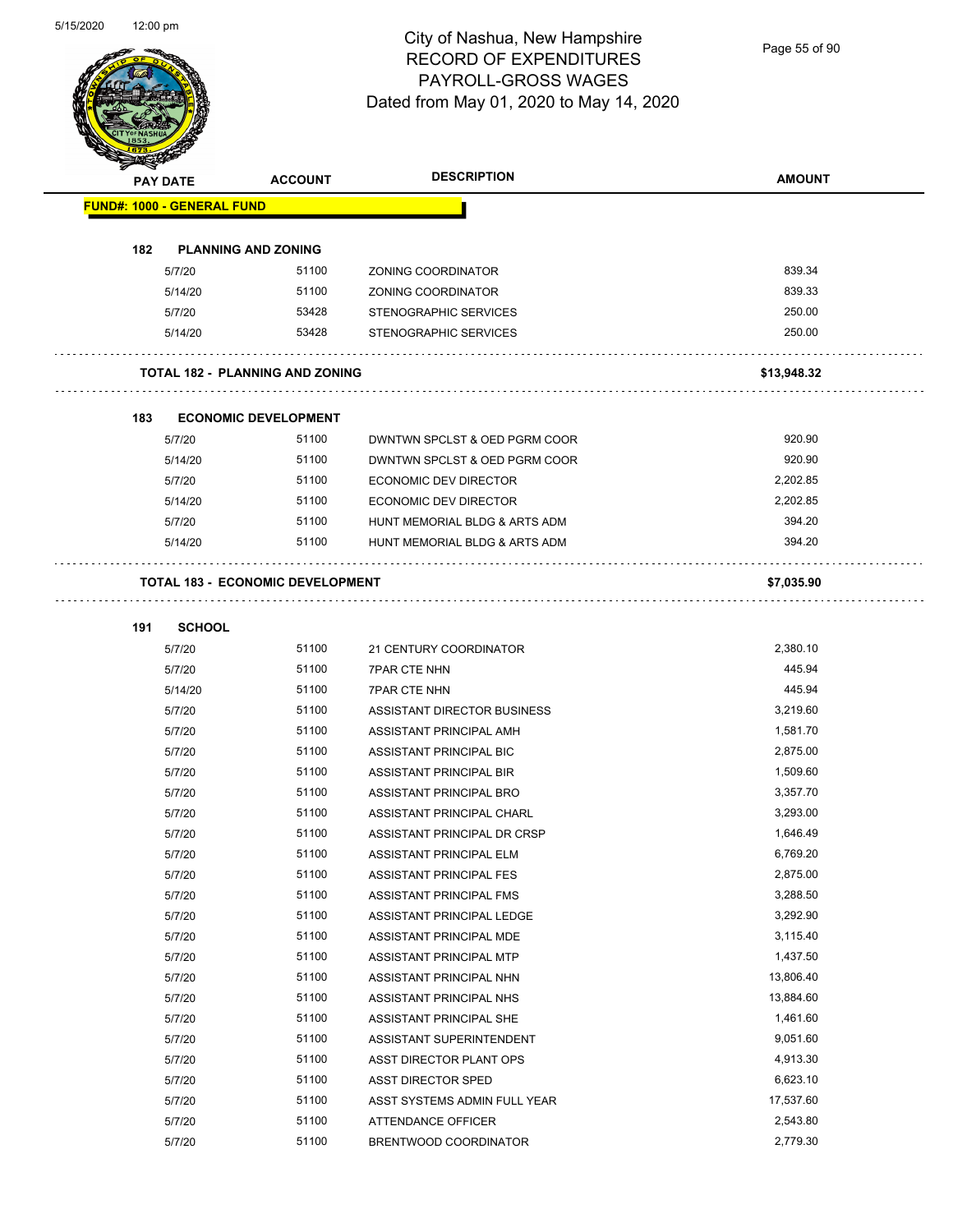City of Nashua, New Hampshire
RECORD OF EXPENDITURES
PAYROLL-GROSS WAGES
Dated from May 01, 2020 to May 14, 2020

| PAY DATE | ACCOUNT | DESCRIPTION | AMOUNT |
|---|---|---|---|
| **FUND#: 1000 - GENERAL FUND** | | | |
| **182 PLANNING AND ZONING** | | | |
| 5/7/20 | 51100 | ZONING COORDINATOR | 839.34 |
| 5/14/20 | 51100 | ZONING COORDINATOR | 839.33 |
| 5/7/20 | 53428 | STENOGRAPHIC SERVICES | 250.00 |
| 5/14/20 | 53428 | STENOGRAPHIC SERVICES | 250.00 |
| **TOTAL 182 - PLANNING AND ZONING** | | | **$13,948.32** |
| **183 ECONOMIC DEVELOPMENT** | | | |
| 5/7/20 | 51100 | DWNTWN SPCLST & OED PGRM COOR | 920.90 |
| 5/14/20 | 51100 | DWNTWN SPCLST & OED PGRM COOR | 920.90 |
| 5/7/20 | 51100 | ECONOMIC DEV DIRECTOR | 2,202.85 |
| 5/14/20 | 51100 | ECONOMIC DEV DIRECTOR | 2,202.85 |
| 5/7/20 | 51100 | HUNT MEMORIAL BLDG & ARTS ADM | 394.20 |
| 5/14/20 | 51100 | HUNT MEMORIAL BLDG & ARTS ADM | 394.20 |
| **TOTAL 183 - ECONOMIC DEVELOPMENT** | | | **$7,035.90** |
| **191 SCHOOL** | | | |
| 5/7/20 | 51100 | 21 CENTURY COORDINATOR | 2,380.10 |
| 5/7/20 | 51100 | 7PAR CTE NHN | 445.94 |
| 5/14/20 | 51100 | 7PAR CTE NHN | 445.94 |
| 5/7/20 | 51100 | ASSISTANT DIRECTOR BUSINESS | 3,219.60 |
| 5/7/20 | 51100 | ASSISTANT PRINCIPAL AMH | 1,581.70 |
| 5/7/20 | 51100 | ASSISTANT PRINCIPAL BIC | 2,875.00 |
| 5/7/20 | 51100 | ASSISTANT PRINCIPAL BIR | 1,509.60 |
| 5/7/20 | 51100 | ASSISTANT PRINCIPAL BRO | 3,357.70 |
| 5/7/20 | 51100 | ASSISTANT PRINCIPAL CHARL | 3,293.00 |
| 5/7/20 | 51100 | ASSISTANT PRINCIPAL DR CRSP | 1,646.49 |
| 5/7/20 | 51100 | ASSISTANT PRINCIPAL ELM | 6,769.20 |
| 5/7/20 | 51100 | ASSISTANT PRINCIPAL FES | 2,875.00 |
| 5/7/20 | 51100 | ASSISTANT PRINCIPAL FMS | 3,288.50 |
| 5/7/20 | 51100 | ASSISTANT PRINCIPAL LEDGE | 3,292.90 |
| 5/7/20 | 51100 | ASSISTANT PRINCIPAL MDE | 3,115.40 |
| 5/7/20 | 51100 | ASSISTANT PRINCIPAL MTP | 1,437.50 |
| 5/7/20 | 51100 | ASSISTANT PRINCIPAL NHN | 13,806.40 |
| 5/7/20 | 51100 | ASSISTANT PRINCIPAL NHS | 13,884.60 |
| 5/7/20 | 51100 | ASSISTANT PRINCIPAL SHE | 1,461.60 |
| 5/7/20 | 51100 | ASSISTANT SUPERINTENDENT | 9,051.60 |
| 5/7/20 | 51100 | ASST DIRECTOR PLANT OPS | 4,913.30 |
| 5/7/20 | 51100 | ASST DIRECTOR SPED | 6,623.10 |
| 5/7/20 | 51100 | ASST SYSTEMS ADMIN FULL YEAR | 17,537.60 |
| 5/7/20 | 51100 | ATTENDANCE OFFICER | 2,543.80 |
| 5/7/20 | 51100 | BRENTWOOD COORDINATOR | 2,779.30 |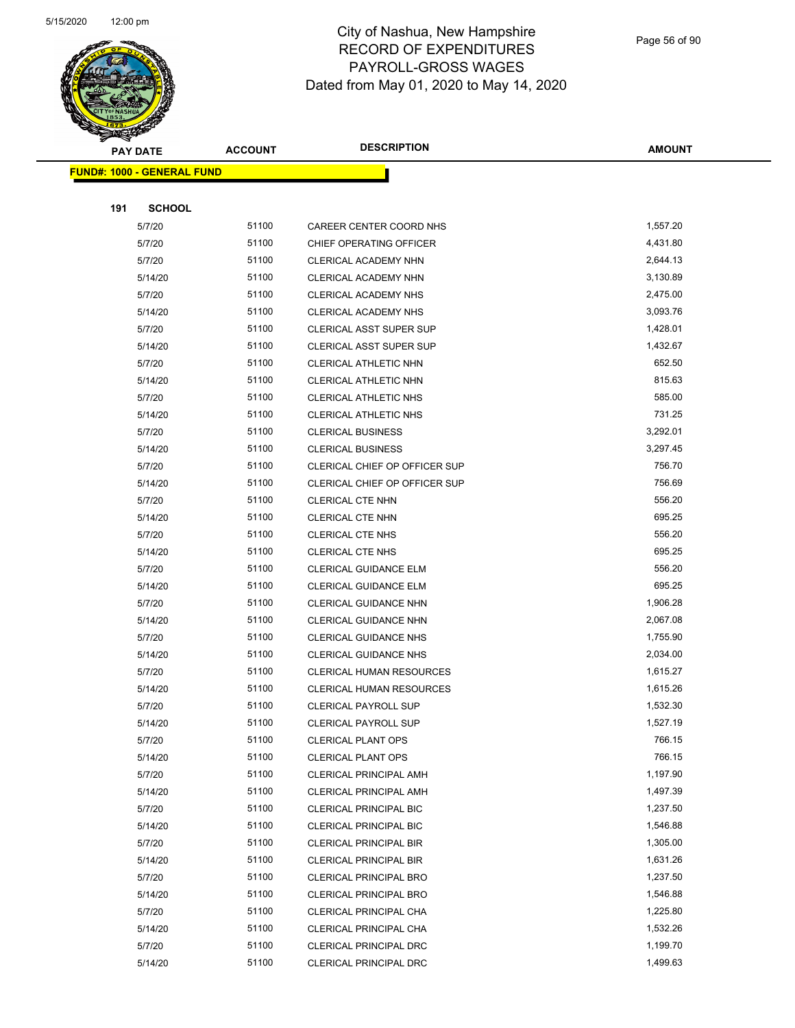# City of Nashua, New Hampshire
# RECORD OF EXPENDITURES
# PAYROLL-GROSS WAGES
# Dated from May 01, 2020 to May 14, 2020

| PAY DATE | ACCOUNT | DESCRIPTION | AMOUNT |
|---|---|---|---|

**FUND#: 1000 - GENERAL FUND**

**191 SCHOOL**

| PAY DATE | ACCOUNT | DESCRIPTION | AMOUNT |
|---|---|---|---|
| 5/7/20 | 51100 | CAREER CENTER COORD NHS | 1,557.20 |
| 5/7/20 | 51100 | CHIEF OPERATING OFFICER | 4,431.80 |
| 5/7/20 | 51100 | CLERICAL ACADEMY NHN | 2,644.13 |
| 5/14/20 | 51100 | CLERICAL ACADEMY NHN | 3,130.89 |
| 5/7/20 | 51100 | CLERICAL ACADEMY NHS | 2,475.00 |
| 5/14/20 | 51100 | CLERICAL ACADEMY NHS | 3,093.76 |
| 5/7/20 | 51100 | CLERICAL ASST SUPER SUP | 1,428.01 |
| 5/14/20 | 51100 | CLERICAL ASST SUPER SUP | 1,432.67 |
| 5/7/20 | 51100 | CLERICAL ATHLETIC NHN | 652.50 |
| 5/14/20 | 51100 | CLERICAL ATHLETIC NHN | 815.63 |
| 5/7/20 | 51100 | CLERICAL ATHLETIC NHS | 585.00 |
| 5/14/20 | 51100 | CLERICAL ATHLETIC NHS | 731.25 |
| 5/7/20 | 51100 | CLERICAL BUSINESS | 3,292.01 |
| 5/14/20 | 51100 | CLERICAL BUSINESS | 3,297.45 |
| 5/7/20 | 51100 | CLERICAL CHIEF OP OFFICER SUP | 756.70 |
| 5/14/20 | 51100 | CLERICAL CHIEF OP OFFICER SUP | 756.69 |
| 5/7/20 | 51100 | CLERICAL CTE NHN | 556.20 |
| 5/14/20 | 51100 | CLERICAL CTE NHN | 695.25 |
| 5/7/20 | 51100 | CLERICAL CTE NHS | 556.20 |
| 5/14/20 | 51100 | CLERICAL CTE NHS | 695.25 |
| 5/7/20 | 51100 | CLERICAL GUIDANCE ELM | 556.20 |
| 5/14/20 | 51100 | CLERICAL GUIDANCE ELM | 695.25 |
| 5/7/20 | 51100 | CLERICAL GUIDANCE NHN | 1,906.28 |
| 5/14/20 | 51100 | CLERICAL GUIDANCE NHN | 2,067.08 |
| 5/7/20 | 51100 | CLERICAL GUIDANCE NHS | 1,755.90 |
| 5/14/20 | 51100 | CLERICAL GUIDANCE NHS | 2,034.00 |
| 5/7/20 | 51100 | CLERICAL HUMAN RESOURCES | 1,615.27 |
| 5/14/20 | 51100 | CLERICAL HUMAN RESOURCES | 1,615.26 |
| 5/7/20 | 51100 | CLERICAL PAYROLL SUP | 1,532.30 |
| 5/14/20 | 51100 | CLERICAL PAYROLL SUP | 1,527.19 |
| 5/7/20 | 51100 | CLERICAL PLANT OPS | 766.15 |
| 5/14/20 | 51100 | CLERICAL PLANT OPS | 766.15 |
| 5/7/20 | 51100 | CLERICAL PRINCIPAL AMH | 1,197.90 |
| 5/14/20 | 51100 | CLERICAL PRINCIPAL AMH | 1,497.39 |
| 5/7/20 | 51100 | CLERICAL PRINCIPAL BIC | 1,237.50 |
| 5/14/20 | 51100 | CLERICAL PRINCIPAL BIC | 1,546.88 |
| 5/7/20 | 51100 | CLERICAL PRINCIPAL BIR | 1,305.00 |
| 5/14/20 | 51100 | CLERICAL PRINCIPAL BIR | 1,631.26 |
| 5/7/20 | 51100 | CLERICAL PRINCIPAL BRO | 1,237.50 |
| 5/14/20 | 51100 | CLERICAL PRINCIPAL BRO | 1,546.88 |
| 5/7/20 | 51100 | CLERICAL PRINCIPAL CHA | 1,225.80 |
| 5/14/20 | 51100 | CLERICAL PRINCIPAL CHA | 1,532.26 |
| 5/7/20 | 51100 | CLERICAL PRINCIPAL DRC | 1,199.70 |
| 5/14/20 | 51100 | CLERICAL PRINCIPAL DRC | 1,499.63 |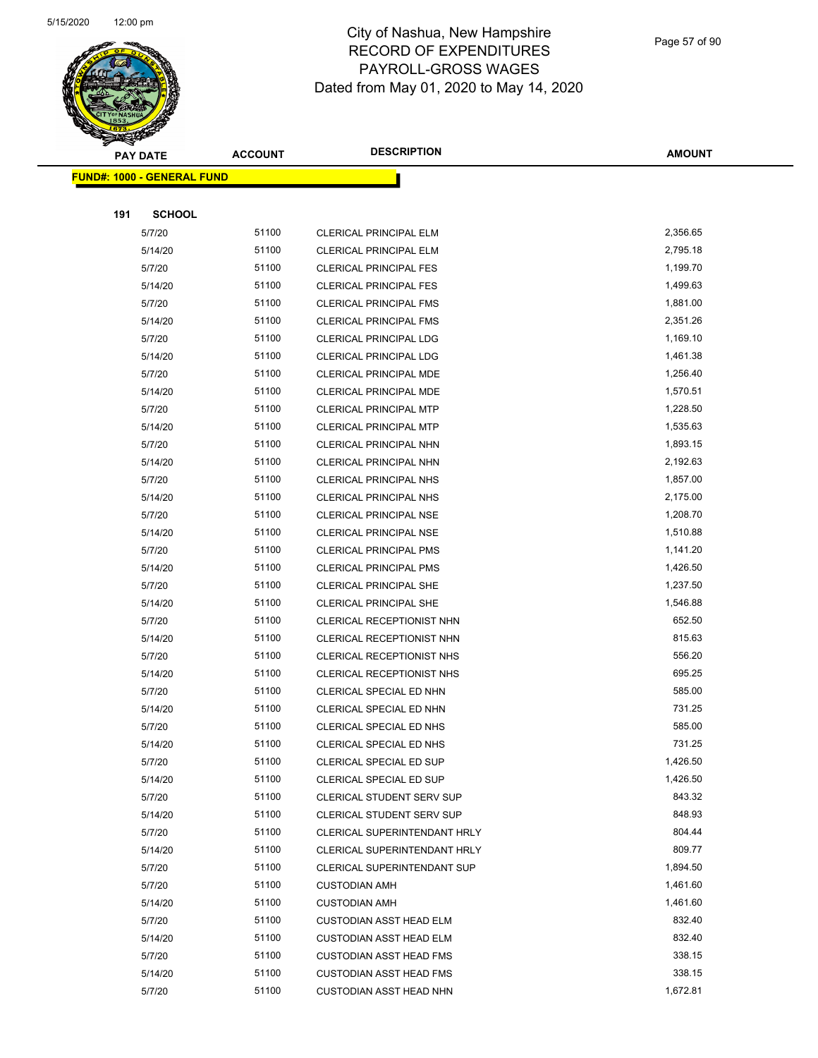# City of Nashua, New Hampshire
## RECORD OF EXPENDITURES
## PAYROLL-GROSS WAGES
### Dated from May 01, 2020 to May 14, 2020

| PAY DATE | ACCOUNT | DESCRIPTION | AMOUNT |
|---|---|---|---|
| **FUND#: 1000 - GENERAL FUND** | | | |
| **191 SCHOOL** | | | |
| 5/7/20 | 51100 | CLERICAL PRINCIPAL ELM | 2,356.65 |
| 5/14/20 | 51100 | CLERICAL PRINCIPAL ELM | 2,795.18 |
| 5/7/20 | 51100 | CLERICAL PRINCIPAL FES | 1,199.70 |
| 5/14/20 | 51100 | CLERICAL PRINCIPAL FES | 1,499.63 |
| 5/7/20 | 51100 | CLERICAL PRINCIPAL FMS | 1,881.00 |
| 5/14/20 | 51100 | CLERICAL PRINCIPAL FMS | 2,351.26 |
| 5/7/20 | 51100 | CLERICAL PRINCIPAL LDG | 1,169.10 |
| 5/14/20 | 51100 | CLERICAL PRINCIPAL LDG | 1,461.38 |
| 5/7/20 | 51100 | CLERICAL PRINCIPAL MDE | 1,256.40 |
| 5/14/20 | 51100 | CLERICAL PRINCIPAL MDE | 1,570.51 |
| 5/7/20 | 51100 | CLERICAL PRINCIPAL MTP | 1,228.50 |
| 5/14/20 | 51100 | CLERICAL PRINCIPAL MTP | 1,535.63 |
| 5/7/20 | 51100 | CLERICAL PRINCIPAL NHN | 1,893.15 |
| 5/14/20 | 51100 | CLERICAL PRINCIPAL NHN | 2,192.63 |
| 5/7/20 | 51100 | CLERICAL PRINCIPAL NHS | 1,857.00 |
| 5/14/20 | 51100 | CLERICAL PRINCIPAL NHS | 2,175.00 |
| 5/7/20 | 51100 | CLERICAL PRINCIPAL NSE | 1,208.70 |
| 5/14/20 | 51100 | CLERICAL PRINCIPAL NSE | 1,510.88 |
| 5/7/20 | 51100 | CLERICAL PRINCIPAL PMS | 1,141.20 |
| 5/14/20 | 51100 | CLERICAL PRINCIPAL PMS | 1,426.50 |
| 5/7/20 | 51100 | CLERICAL PRINCIPAL SHE | 1,237.50 |
| 5/14/20 | 51100 | CLERICAL PRINCIPAL SHE | 1,546.88 |
| 5/7/20 | 51100 | CLERICAL RECEPTIONIST NHN | 652.50 |
| 5/14/20 | 51100 | CLERICAL RECEPTIONIST NHN | 815.63 |
| 5/7/20 | 51100 | CLERICAL RECEPTIONIST NHS | 556.20 |
| 5/14/20 | 51100 | CLERICAL RECEPTIONIST NHS | 695.25 |
| 5/7/20 | 51100 | CLERICAL SPECIAL ED NHN | 585.00 |
| 5/14/20 | 51100 | CLERICAL SPECIAL ED NHN | 731.25 |
| 5/7/20 | 51100 | CLERICAL SPECIAL ED NHS | 585.00 |
| 5/14/20 | 51100 | CLERICAL SPECIAL ED NHS | 731.25 |
| 5/7/20 | 51100 | CLERICAL SPECIAL ED SUP | 1,426.50 |
| 5/14/20 | 51100 | CLERICAL SPECIAL ED SUP | 1,426.50 |
| 5/7/20 | 51100 | CLERICAL STUDENT SERV SUP | 843.32 |
| 5/14/20 | 51100 | CLERICAL STUDENT SERV SUP | 848.93 |
| 5/7/20 | 51100 | CLERICAL SUPERINTENDANT HRLY | 804.44 |
| 5/14/20 | 51100 | CLERICAL SUPERINTENDANT HRLY | 809.77 |
| 5/7/20 | 51100 | CLERICAL SUPERINTENDANT SUP | 1,894.50 |
| 5/7/20 | 51100 | CUSTODIAN AMH | 1,461.60 |
| 5/14/20 | 51100 | CUSTODIAN AMH | 1,461.60 |
| 5/7/20 | 51100 | CUSTODIAN ASST HEAD ELM | 832.40 |
| 5/14/20 | 51100 | CUSTODIAN ASST HEAD ELM | 832.40 |
| 5/7/20 | 51100 | CUSTODIAN ASST HEAD FMS | 338.15 |
| 5/14/20 | 51100 | CUSTODIAN ASST HEAD FMS | 338.15 |
| 5/7/20 | 51100 | CUSTODIAN ASST HEAD NHN | 1,672.81 |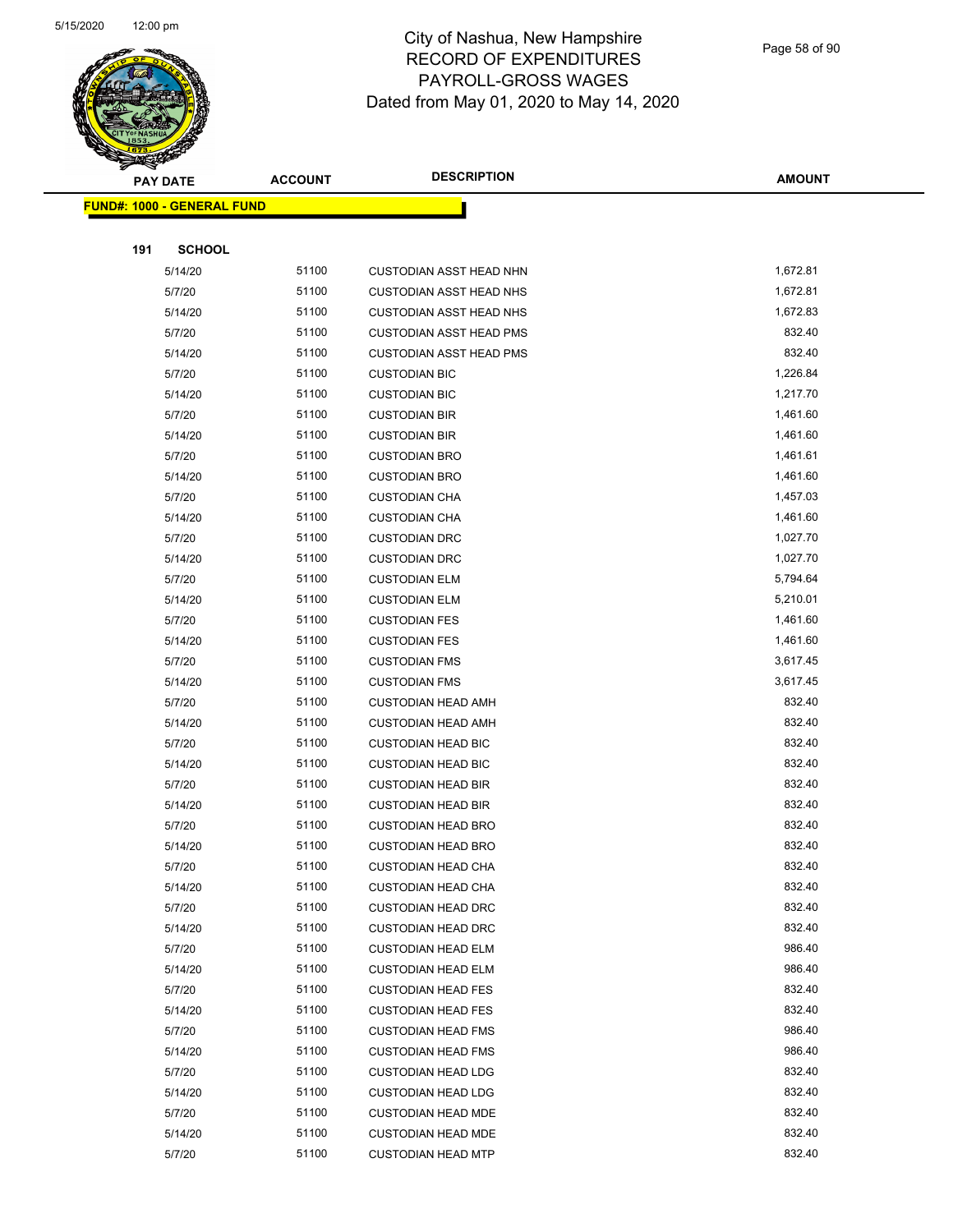City of Nashua, New Hampshire
RECORD OF EXPENDITURES
PAYROLL-GROSS WAGES
Dated from May 01, 2020 to May 14, 2020

| PAY DATE | ACCOUNT | DESCRIPTION | AMOUNT |
|---|---|---|---|

**FUND#: 1000 - GENERAL FUND**

**191 SCHOOL**

| PAY DATE | ACCOUNT | DESCRIPTION | AMOUNT |
|---|---|---|---|
| 5/14/20 | 51100 | CUSTODIAN ASST HEAD NHN | 1,672.81 |
| 5/7/20 | 51100 | CUSTODIAN ASST HEAD NHS | 1,672.81 |
| 5/14/20 | 51100 | CUSTODIAN ASST HEAD NHS | 1,672.83 |
| 5/7/20 | 51100 | CUSTODIAN ASST HEAD PMS | 832.40 |
| 5/14/20 | 51100 | CUSTODIAN ASST HEAD PMS | 832.40 |
| 5/7/20 | 51100 | CUSTODIAN BIC | 1,226.84 |
| 5/14/20 | 51100 | CUSTODIAN BIC | 1,217.70 |
| 5/7/20 | 51100 | CUSTODIAN BIR | 1,461.60 |
| 5/14/20 | 51100 | CUSTODIAN BIR | 1,461.60 |
| 5/7/20 | 51100 | CUSTODIAN BRO | 1,461.61 |
| 5/14/20 | 51100 | CUSTODIAN BRO | 1,461.60 |
| 5/7/20 | 51100 | CUSTODIAN CHA | 1,457.03 |
| 5/14/20 | 51100 | CUSTODIAN CHA | 1,461.60 |
| 5/7/20 | 51100 | CUSTODIAN DRC | 1,027.70 |
| 5/14/20 | 51100 | CUSTODIAN DRC | 1,027.70 |
| 5/7/20 | 51100 | CUSTODIAN ELM | 5,794.64 |
| 5/14/20 | 51100 | CUSTODIAN ELM | 5,210.01 |
| 5/7/20 | 51100 | CUSTODIAN FES | 1,461.60 |
| 5/14/20 | 51100 | CUSTODIAN FES | 1,461.60 |
| 5/7/20 | 51100 | CUSTODIAN FMS | 3,617.45 |
| 5/14/20 | 51100 | CUSTODIAN FMS | 3,617.45 |
| 5/7/20 | 51100 | CUSTODIAN HEAD AMH | 832.40 |
| 5/14/20 | 51100 | CUSTODIAN HEAD AMH | 832.40 |
| 5/7/20 | 51100 | CUSTODIAN HEAD BIC | 832.40 |
| 5/14/20 | 51100 | CUSTODIAN HEAD BIC | 832.40 |
| 5/7/20 | 51100 | CUSTODIAN HEAD BIR | 832.40 |
| 5/14/20 | 51100 | CUSTODIAN HEAD BIR | 832.40 |
| 5/7/20 | 51100 | CUSTODIAN HEAD BRO | 832.40 |
| 5/14/20 | 51100 | CUSTODIAN HEAD BRO | 832.40 |
| 5/7/20 | 51100 | CUSTODIAN HEAD CHA | 832.40 |
| 5/14/20 | 51100 | CUSTODIAN HEAD CHA | 832.40 |
| 5/7/20 | 51100 | CUSTODIAN HEAD DRC | 832.40 |
| 5/14/20 | 51100 | CUSTODIAN HEAD DRC | 832.40 |
| 5/7/20 | 51100 | CUSTODIAN HEAD ELM | 986.40 |
| 5/14/20 | 51100 | CUSTODIAN HEAD ELM | 986.40 |
| 5/7/20 | 51100 | CUSTODIAN HEAD FES | 832.40 |
| 5/14/20 | 51100 | CUSTODIAN HEAD FES | 832.40 |
| 5/7/20 | 51100 | CUSTODIAN HEAD FMS | 986.40 |
| 5/14/20 | 51100 | CUSTODIAN HEAD FMS | 986.40 |
| 5/7/20 | 51100 | CUSTODIAN HEAD LDG | 832.40 |
| 5/14/20 | 51100 | CUSTODIAN HEAD LDG | 832.40 |
| 5/7/20 | 51100 | CUSTODIAN HEAD MDE | 832.40 |
| 5/14/20 | 51100 | CUSTODIAN HEAD MDE | 832.40 |
| 5/7/20 | 51100 | CUSTODIAN HEAD MTP | 832.40 |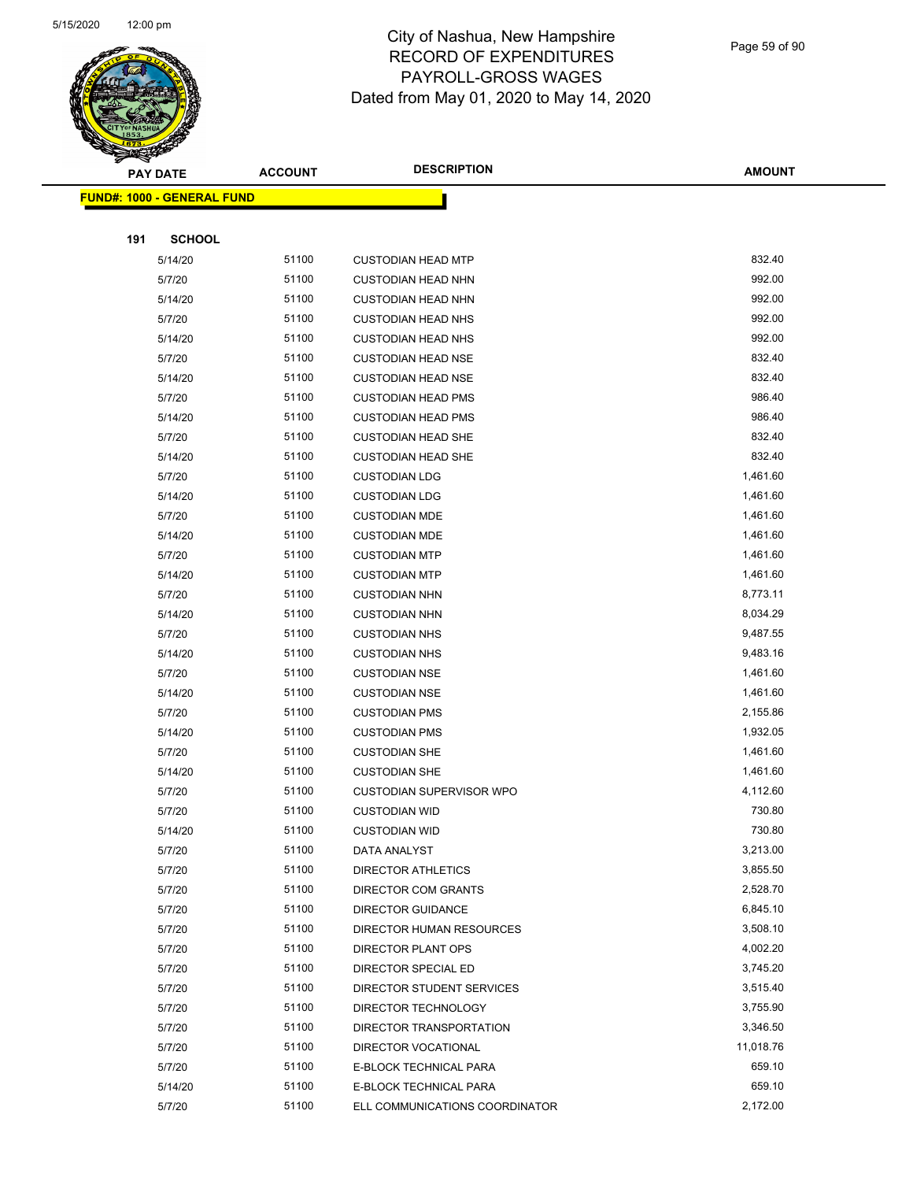# City of Nashua, New Hampshire
## RECORD OF EXPENDITURES
## PAYROLL-GROSS WAGES
## Dated from May 01, 2020 to May 14, 2020

| PAY DATE | ACCOUNT | DESCRIPTION | AMOUNT |
|---|---|---|---|
| **FUND#: 1000 - GENERAL FUND** | | | |
| **191 SCHOOL** | | | |
| 5/14/20 | 51100 | CUSTODIAN HEAD MTP | 832.40 |
| 5/7/20 | 51100 | CUSTODIAN HEAD NHN | 992.00 |
| 5/14/20 | 51100 | CUSTODIAN HEAD NHN | 992.00 |
| 5/7/20 | 51100 | CUSTODIAN HEAD NHS | 992.00 |
| 5/14/20 | 51100 | CUSTODIAN HEAD NHS | 992.00 |
| 5/7/20 | 51100 | CUSTODIAN HEAD NSE | 832.40 |
| 5/14/20 | 51100 | CUSTODIAN HEAD NSE | 832.40 |
| 5/7/20 | 51100 | CUSTODIAN HEAD PMS | 986.40 |
| 5/14/20 | 51100 | CUSTODIAN HEAD PMS | 986.40 |
| 5/7/20 | 51100 | CUSTODIAN HEAD SHE | 832.40 |
| 5/14/20 | 51100 | CUSTODIAN HEAD SHE | 832.40 |
| 5/7/20 | 51100 | CUSTODIAN LDG | 1,461.60 |
| 5/14/20 | 51100 | CUSTODIAN LDG | 1,461.60 |
| 5/7/20 | 51100 | CUSTODIAN MDE | 1,461.60 |
| 5/14/20 | 51100 | CUSTODIAN MDE | 1,461.60 |
| 5/7/20 | 51100 | CUSTODIAN MTP | 1,461.60 |
| 5/14/20 | 51100 | CUSTODIAN MTP | 1,461.60 |
| 5/7/20 | 51100 | CUSTODIAN NHN | 8,773.11 |
| 5/14/20 | 51100 | CUSTODIAN NHN | 8,034.29 |
| 5/7/20 | 51100 | CUSTODIAN NHS | 9,487.55 |
| 5/14/20 | 51100 | CUSTODIAN NHS | 9,483.16 |
| 5/7/20 | 51100 | CUSTODIAN NSE | 1,461.60 |
| 5/14/20 | 51100 | CUSTODIAN NSE | 1,461.60 |
| 5/7/20 | 51100 | CUSTODIAN PMS | 2,155.86 |
| 5/14/20 | 51100 | CUSTODIAN PMS | 1,932.05 |
| 5/7/20 | 51100 | CUSTODIAN SHE | 1,461.60 |
| 5/14/20 | 51100 | CUSTODIAN SHE | 1,461.60 |
| 5/7/20 | 51100 | CUSTODIAN SUPERVISOR WPO | 4,112.60 |
| 5/7/20 | 51100 | CUSTODIAN WID | 730.80 |
| 5/14/20 | 51100 | CUSTODIAN WID | 730.80 |
| 5/7/20 | 51100 | DATA ANALYST | 3,213.00 |
| 5/7/20 | 51100 | DIRECTOR ATHLETICS | 3,855.50 |
| 5/7/20 | 51100 | DIRECTOR COM GRANTS | 2,528.70 |
| 5/7/20 | 51100 | DIRECTOR GUIDANCE | 6,845.10 |
| 5/7/20 | 51100 | DIRECTOR HUMAN RESOURCES | 3,508.10 |
| 5/7/20 | 51100 | DIRECTOR PLANT OPS | 4,002.20 |
| 5/7/20 | 51100 | DIRECTOR SPECIAL ED | 3,745.20 |
| 5/7/20 | 51100 | DIRECTOR STUDENT SERVICES | 3,515.40 |
| 5/7/20 | 51100 | DIRECTOR TECHNOLOGY | 3,755.90 |
| 5/7/20 | 51100 | DIRECTOR TRANSPORTATION | 3,346.50 |
| 5/7/20 | 51100 | DIRECTOR VOCATIONAL | 11,018.76 |
| 5/7/20 | 51100 | E-BLOCK TECHNICAL PARA | 659.10 |
| 5/14/20 | 51100 | E-BLOCK TECHNICAL PARA | 659.10 |
| 5/7/20 | 51100 | ELL COMMUNICATIONS COORDINATOR | 2,172.00 |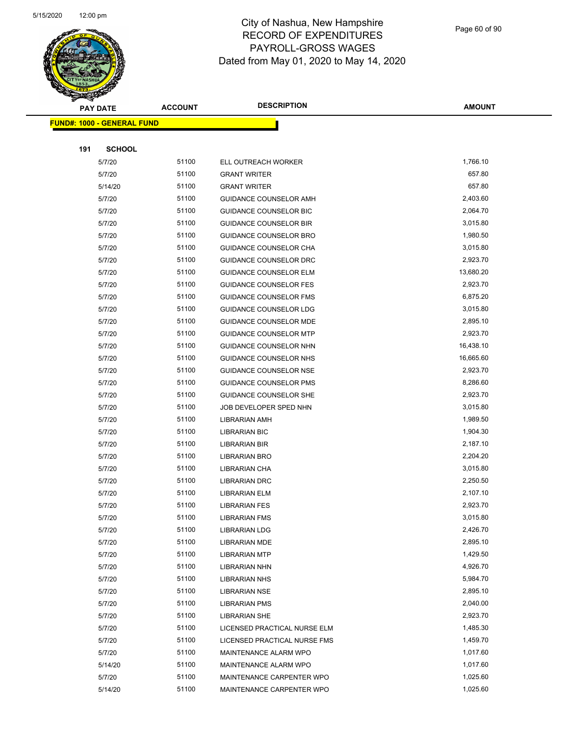# City of Nashua, New Hampshire
# RECORD OF EXPENDITURES
# PAYROLL-GROSS WAGES
# Dated from May 01, 2020 to May 14, 2020

| PAY DATE | ACCOUNT | DESCRIPTION | AMOUNT |
|---|---|---|---|

**FUND#: 1000 - GENERAL FUND**

**191 SCHOOL**

| PAY DATE | ACCOUNT | DESCRIPTION | AMOUNT |
|---|---|---|---|
| 5/7/20 | 51100 | ELL OUTREACH WORKER | 1,766.10 |
| 5/7/20 | 51100 | GRANT WRITER | 657.80 |
| 5/14/20 | 51100 | GRANT WRITER | 657.80 |
| 5/7/20 | 51100 | GUIDANCE COUNSELOR AMH | 2,403.60 |
| 5/7/20 | 51100 | GUIDANCE COUNSELOR BIC | 2,064.70 |
| 5/7/20 | 51100 | GUIDANCE COUNSELOR BIR | 3,015.80 |
| 5/7/20 | 51100 | GUIDANCE COUNSELOR BRO | 1,980.50 |
| 5/7/20 | 51100 | GUIDANCE COUNSELOR CHA | 3,015.80 |
| 5/7/20 | 51100 | GUIDANCE COUNSELOR DRC | 2,923.70 |
| 5/7/20 | 51100 | GUIDANCE COUNSELOR ELM | 13,680.20 |
| 5/7/20 | 51100 | GUIDANCE COUNSELOR FES | 2,923.70 |
| 5/7/20 | 51100 | GUIDANCE COUNSELOR FMS | 6,875.20 |
| 5/7/20 | 51100 | GUIDANCE COUNSELOR LDG | 3,015.80 |
| 5/7/20 | 51100 | GUIDANCE COUNSELOR MDE | 2,895.10 |
| 5/7/20 | 51100 | GUIDANCE COUNSELOR MTP | 2,923.70 |
| 5/7/20 | 51100 | GUIDANCE COUNSELOR NHN | 16,438.10 |
| 5/7/20 | 51100 | GUIDANCE COUNSELOR NHS | 16,665.60 |
| 5/7/20 | 51100 | GUIDANCE COUNSELOR NSE | 2,923.70 |
| 5/7/20 | 51100 | GUIDANCE COUNSELOR PMS | 8,286.60 |
| 5/7/20 | 51100 | GUIDANCE COUNSELOR SHE | 2,923.70 |
| 5/7/20 | 51100 | JOB DEVELOPER SPED NHN | 3,015.80 |
| 5/7/20 | 51100 | LIBRARIAN AMH | 1,989.50 |
| 5/7/20 | 51100 | LIBRARIAN BIC | 1,904.30 |
| 5/7/20 | 51100 | LIBRARIAN BIR | 2,187.10 |
| 5/7/20 | 51100 | LIBRARIAN BRO | 2,204.20 |
| 5/7/20 | 51100 | LIBRARIAN CHA | 3,015.80 |
| 5/7/20 | 51100 | LIBRARIAN DRC | 2,250.50 |
| 5/7/20 | 51100 | LIBRARIAN ELM | 2,107.10 |
| 5/7/20 | 51100 | LIBRARIAN FES | 2,923.70 |
| 5/7/20 | 51100 | LIBRARIAN FMS | 3,015.80 |
| 5/7/20 | 51100 | LIBRARIAN LDG | 2,426.70 |
| 5/7/20 | 51100 | LIBRARIAN MDE | 2,895.10 |
| 5/7/20 | 51100 | LIBRARIAN MTP | 1,429.50 |
| 5/7/20 | 51100 | LIBRARIAN NHN | 4,926.70 |
| 5/7/20 | 51100 | LIBRARIAN NHS | 5,984.70 |
| 5/7/20 | 51100 | LIBRARIAN NSE | 2,895.10 |
| 5/7/20 | 51100 | LIBRARIAN PMS | 2,040.00 |
| 5/7/20 | 51100 | LIBRARIAN SHE | 2,923.70 |
| 5/7/20 | 51100 | LICENSED PRACTICAL NURSE ELM | 1,485.30 |
| 5/7/20 | 51100 | LICENSED PRACTICAL NURSE FMS | 1,459.70 |
| 5/7/20 | 51100 | MAINTENANCE ALARM WPO | 1,017.60 |
| 5/14/20 | 51100 | MAINTENANCE ALARM WPO | 1,017.60 |
| 5/7/20 | 51100 | MAINTENANCE CARPENTER WPO | 1,025.60 |
| 5/14/20 | 51100 | MAINTENANCE CARPENTER WPO | 1,025.60 |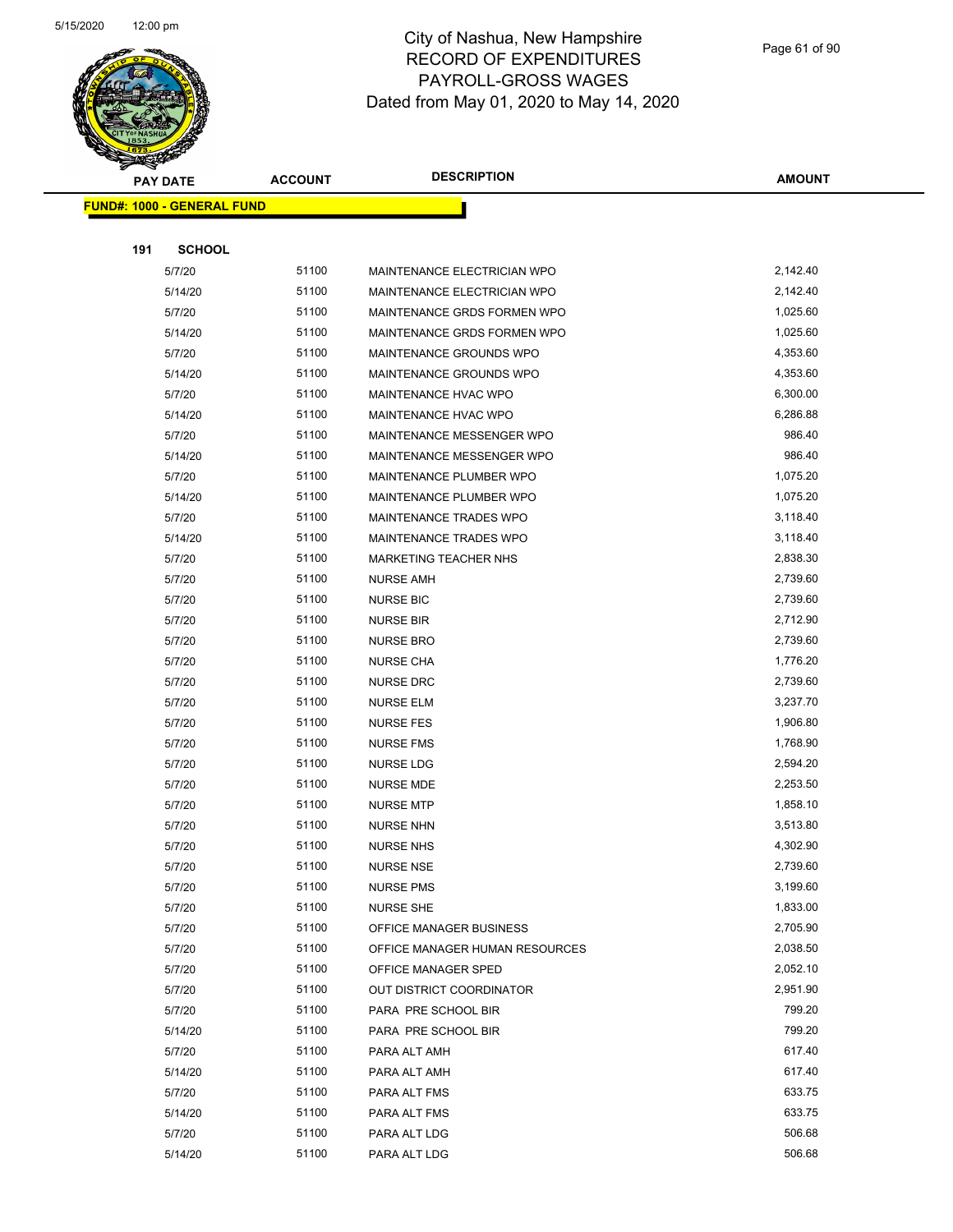# City of Nashua, New Hampshire
## RECORD OF EXPENDITURES
## PAYROLL-GROSS WAGES
## Dated from May 01, 2020 to May 14, 2020

| PAY DATE | ACCOUNT | DESCRIPTION | AMOUNT |
|---|---|---|---|
| **FUND#: 1000 - GENERAL FUND** | | | |
| **191 SCHOOL** | | | |
| 5/7/20 | 51100 | MAINTENANCE ELECTRICIAN WPO | 2,142.40 |
| 5/14/20 | 51100 | MAINTENANCE ELECTRICIAN WPO | 2,142.40 |
| 5/7/20 | 51100 | MAINTENANCE GRDS FORMEN WPO | 1,025.60 |
| 5/14/20 | 51100 | MAINTENANCE GRDS FORMEN WPO | 1,025.60 |
| 5/7/20 | 51100 | MAINTENANCE GROUNDS WPO | 4,353.60 |
| 5/14/20 | 51100 | MAINTENANCE GROUNDS WPO | 4,353.60 |
| 5/7/20 | 51100 | MAINTENANCE HVAC WPO | 6,300.00 |
| 5/14/20 | 51100 | MAINTENANCE HVAC WPO | 6,286.88 |
| 5/7/20 | 51100 | MAINTENANCE MESSENGER WPO | 986.40 |
| 5/14/20 | 51100 | MAINTENANCE MESSENGER WPO | 986.40 |
| 5/7/20 | 51100 | MAINTENANCE PLUMBER WPO | 1,075.20 |
| 5/14/20 | 51100 | MAINTENANCE PLUMBER WPO | 1,075.20 |
| 5/7/20 | 51100 | MAINTENANCE TRADES WPO | 3,118.40 |
| 5/14/20 | 51100 | MAINTENANCE TRADES WPO | 3,118.40 |
| 5/7/20 | 51100 | MARKETING TEACHER NHS | 2,838.30 |
| 5/7/20 | 51100 | NURSE AMH | 2,739.60 |
| 5/7/20 | 51100 | NURSE BIC | 2,739.60 |
| 5/7/20 | 51100 | NURSE BIR | 2,712.90 |
| 5/7/20 | 51100 | NURSE BRO | 2,739.60 |
| 5/7/20 | 51100 | NURSE CHA | 1,776.20 |
| 5/7/20 | 51100 | NURSE DRC | 2,739.60 |
| 5/7/20 | 51100 | NURSE ELM | 3,237.70 |
| 5/7/20 | 51100 | NURSE FES | 1,906.80 |
| 5/7/20 | 51100 | NURSE FMS | 1,768.90 |
| 5/7/20 | 51100 | NURSE LDG | 2,594.20 |
| 5/7/20 | 51100 | NURSE MDE | 2,253.50 |
| 5/7/20 | 51100 | NURSE MTP | 1,858.10 |
| 5/7/20 | 51100 | NURSE NHN | 3,513.80 |
| 5/7/20 | 51100 | NURSE NHS | 4,302.90 |
| 5/7/20 | 51100 | NURSE NSE | 2,739.60 |
| 5/7/20 | 51100 | NURSE PMS | 3,199.60 |
| 5/7/20 | 51100 | NURSE SHE | 1,833.00 |
| 5/7/20 | 51100 | OFFICE MANAGER BUSINESS | 2,705.90 |
| 5/7/20 | 51100 | OFFICE MANAGER HUMAN RESOURCES | 2,038.50 |
| 5/7/20 | 51100 | OFFICE MANAGER SPED | 2,052.10 |
| 5/7/20 | 51100 | OUT DISTRICT COORDINATOR | 2,951.90 |
| 5/7/20 | 51100 | PARA PRE SCHOOL BIR | 799.20 |
| 5/14/20 | 51100 | PARA PRE SCHOOL BIR | 799.20 |
| 5/7/20 | 51100 | PARA ALT AMH | 617.40 |
| 5/14/20 | 51100 | PARA ALT AMH | 617.40 |
| 5/7/20 | 51100 | PARA ALT FMS | 633.75 |
| 5/14/20 | 51100 | PARA ALT FMS | 633.75 |
| 5/7/20 | 51100 | PARA ALT LDG | 506.68 |
| 5/14/20 | 51100 | PARA ALT LDG | 506.68 |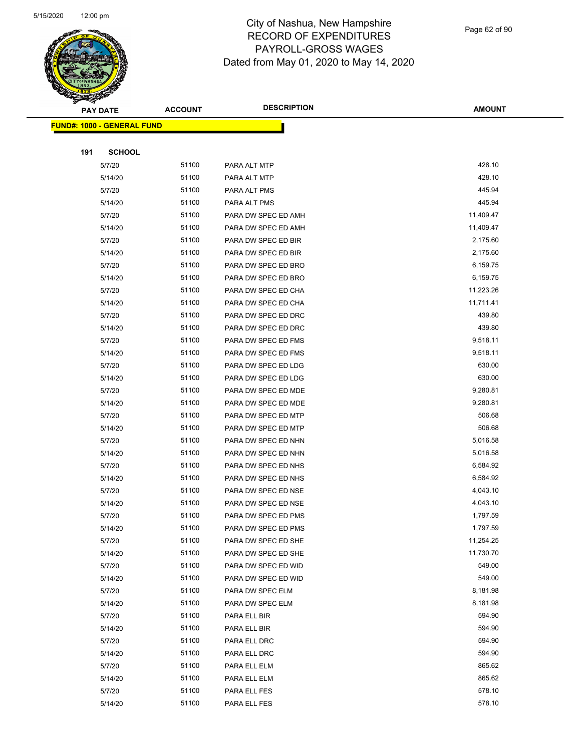# City of Nashua, New Hampshire
## RECORD OF EXPENDITURES
## PAYROLL-GROSS WAGES
## Dated from May 01, 2020 to May 14, 2020

**FUND#: 1000 - GENERAL FUND**

**191 SCHOOL**

| PAY DATE | ACCOUNT | DESCRIPTION | AMOUNT |
|---|---|---|---|
| 5/7/20 | 51100 | PARA ALT MTP | 428.10 |
| 5/14/20 | 51100 | PARA ALT MTP | 428.10 |
| 5/7/20 | 51100 | PARA ALT PMS | 445.94 |
| 5/14/20 | 51100 | PARA ALT PMS | 445.94 |
| 5/7/20 | 51100 | PARA DW SPEC ED AMH | 11,409.47 |
| 5/14/20 | 51100 | PARA DW SPEC ED AMH | 11,409.47 |
| 5/7/20 | 51100 | PARA DW SPEC ED BIR | 2,175.60 |
| 5/14/20 | 51100 | PARA DW SPEC ED BIR | 2,175.60 |
| 5/7/20 | 51100 | PARA DW SPEC ED BRO | 6,159.75 |
| 5/14/20 | 51100 | PARA DW SPEC ED BRO | 6,159.75 |
| 5/7/20 | 51100 | PARA DW SPEC ED CHA | 11,223.26 |
| 5/14/20 | 51100 | PARA DW SPEC ED CHA | 11,711.41 |
| 5/7/20 | 51100 | PARA DW SPEC ED DRC | 439.80 |
| 5/14/20 | 51100 | PARA DW SPEC ED DRC | 439.80 |
| 5/7/20 | 51100 | PARA DW SPEC ED FMS | 9,518.11 |
| 5/14/20 | 51100 | PARA DW SPEC ED FMS | 9,518.11 |
| 5/7/20 | 51100 | PARA DW SPEC ED LDG | 630.00 |
| 5/14/20 | 51100 | PARA DW SPEC ED LDG | 630.00 |
| 5/7/20 | 51100 | PARA DW SPEC ED MDE | 9,280.81 |
| 5/14/20 | 51100 | PARA DW SPEC ED MDE | 9,280.81 |
| 5/7/20 | 51100 | PARA DW SPEC ED MTP | 506.68 |
| 5/14/20 | 51100 | PARA DW SPEC ED MTP | 506.68 |
| 5/7/20 | 51100 | PARA DW SPEC ED NHN | 5,016.58 |
| 5/14/20 | 51100 | PARA DW SPEC ED NHN | 5,016.58 |
| 5/7/20 | 51100 | PARA DW SPEC ED NHS | 6,584.92 |
| 5/14/20 | 51100 | PARA DW SPEC ED NHS | 6,584.92 |
| 5/7/20 | 51100 | PARA DW SPEC ED NSE | 4,043.10 |
| 5/14/20 | 51100 | PARA DW SPEC ED NSE | 4,043.10 |
| 5/7/20 | 51100 | PARA DW SPEC ED PMS | 1,797.59 |
| 5/14/20 | 51100 | PARA DW SPEC ED PMS | 1,797.59 |
| 5/7/20 | 51100 | PARA DW SPEC ED SHE | 11,254.25 |
| 5/14/20 | 51100 | PARA DW SPEC ED SHE | 11,730.70 |
| 5/7/20 | 51100 | PARA DW SPEC ED WID | 549.00 |
| 5/14/20 | 51100 | PARA DW SPEC ED WID | 549.00 |
| 5/7/20 | 51100 | PARA DW SPEC ELM | 8,181.98 |
| 5/14/20 | 51100 | PARA DW SPEC ELM | 8,181.98 |
| 5/7/20 | 51100 | PARA ELL BIR | 594.90 |
| 5/14/20 | 51100 | PARA ELL BIR | 594.90 |
| 5/7/20 | 51100 | PARA ELL DRC | 594.90 |
| 5/14/20 | 51100 | PARA ELL DRC | 594.90 |
| 5/7/20 | 51100 | PARA ELL ELM | 865.62 |
| 5/14/20 | 51100 | PARA ELL ELM | 865.62 |
| 5/7/20 | 51100 | PARA ELL FES | 578.10 |
| 5/14/20 | 51100 | PARA ELL FES | 578.10 |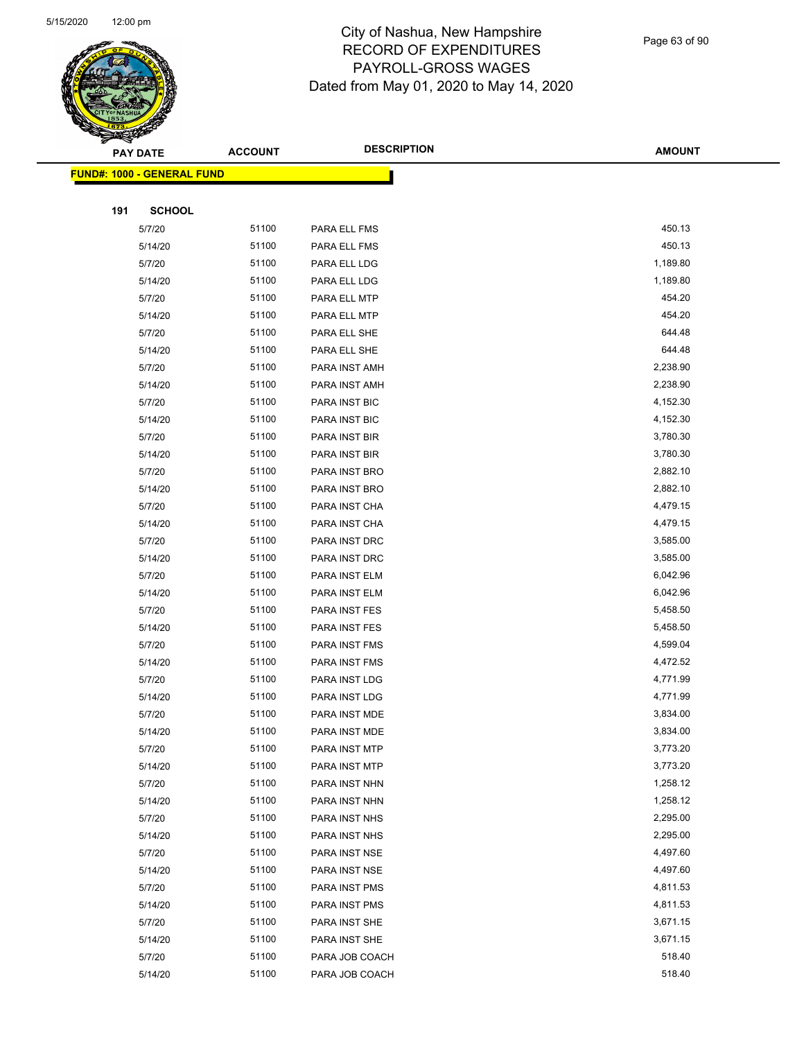# City of Nashua, New Hampshire
## RECORD OF EXPENDITURES
## PAYROLL-GROSS WAGES
## Dated from May 01, 2020 to May 14, 2020

**FUND#: 1000 - GENERAL FUND**

**191 SCHOOL**

| PAY DATE | ACCOUNT | DESCRIPTION | AMOUNT |
|---|---|---|---|
| 5/7/20 | 51100 | PARA ELL FMS | 450.13 |
| 5/14/20 | 51100 | PARA ELL FMS | 450.13 |
| 5/7/20 | 51100 | PARA ELL LDG | 1,189.80 |
| 5/14/20 | 51100 | PARA ELL LDG | 1,189.80 |
| 5/7/20 | 51100 | PARA ELL MTP | 454.20 |
| 5/14/20 | 51100 | PARA ELL MTP | 454.20 |
| 5/7/20 | 51100 | PARA ELL SHE | 644.48 |
| 5/14/20 | 51100 | PARA ELL SHE | 644.48 |
| 5/7/20 | 51100 | PARA INST AMH | 2,238.90 |
| 5/14/20 | 51100 | PARA INST AMH | 2,238.90 |
| 5/7/20 | 51100 | PARA INST BIC | 4,152.30 |
| 5/14/20 | 51100 | PARA INST BIC | 4,152.30 |
| 5/7/20 | 51100 | PARA INST BIR | 3,780.30 |
| 5/14/20 | 51100 | PARA INST BIR | 3,780.30 |
| 5/7/20 | 51100 | PARA INST BRO | 2,882.10 |
| 5/14/20 | 51100 | PARA INST BRO | 2,882.10 |
| 5/7/20 | 51100 | PARA INST CHA | 4,479.15 |
| 5/14/20 | 51100 | PARA INST CHA | 4,479.15 |
| 5/7/20 | 51100 | PARA INST DRC | 3,585.00 |
| 5/14/20 | 51100 | PARA INST DRC | 3,585.00 |
| 5/7/20 | 51100 | PARA INST ELM | 6,042.96 |
| 5/14/20 | 51100 | PARA INST ELM | 6,042.96 |
| 5/7/20 | 51100 | PARA INST FES | 5,458.50 |
| 5/14/20 | 51100 | PARA INST FES | 5,458.50 |
| 5/7/20 | 51100 | PARA INST FMS | 4,599.04 |
| 5/14/20 | 51100 | PARA INST FMS | 4,472.52 |
| 5/7/20 | 51100 | PARA INST LDG | 4,771.99 |
| 5/14/20 | 51100 | PARA INST LDG | 4,771.99 |
| 5/7/20 | 51100 | PARA INST MDE | 3,834.00 |
| 5/14/20 | 51100 | PARA INST MDE | 3,834.00 |
| 5/7/20 | 51100 | PARA INST MTP | 3,773.20 |
| 5/14/20 | 51100 | PARA INST MTP | 3,773.20 |
| 5/7/20 | 51100 | PARA INST NHN | 1,258.12 |
| 5/14/20 | 51100 | PARA INST NHN | 1,258.12 |
| 5/7/20 | 51100 | PARA INST NHS | 2,295.00 |
| 5/14/20 | 51100 | PARA INST NHS | 2,295.00 |
| 5/7/20 | 51100 | PARA INST NSE | 4,497.60 |
| 5/14/20 | 51100 | PARA INST NSE | 4,497.60 |
| 5/7/20 | 51100 | PARA INST PMS | 4,811.53 |
| 5/14/20 | 51100 | PARA INST PMS | 4,811.53 |
| 5/7/20 | 51100 | PARA INST SHE | 3,671.15 |
| 5/14/20 | 51100 | PARA INST SHE | 3,671.15 |
| 5/7/20 | 51100 | PARA JOB COACH | 518.40 |
| 5/14/20 | 51100 | PARA JOB COACH | 518.40 |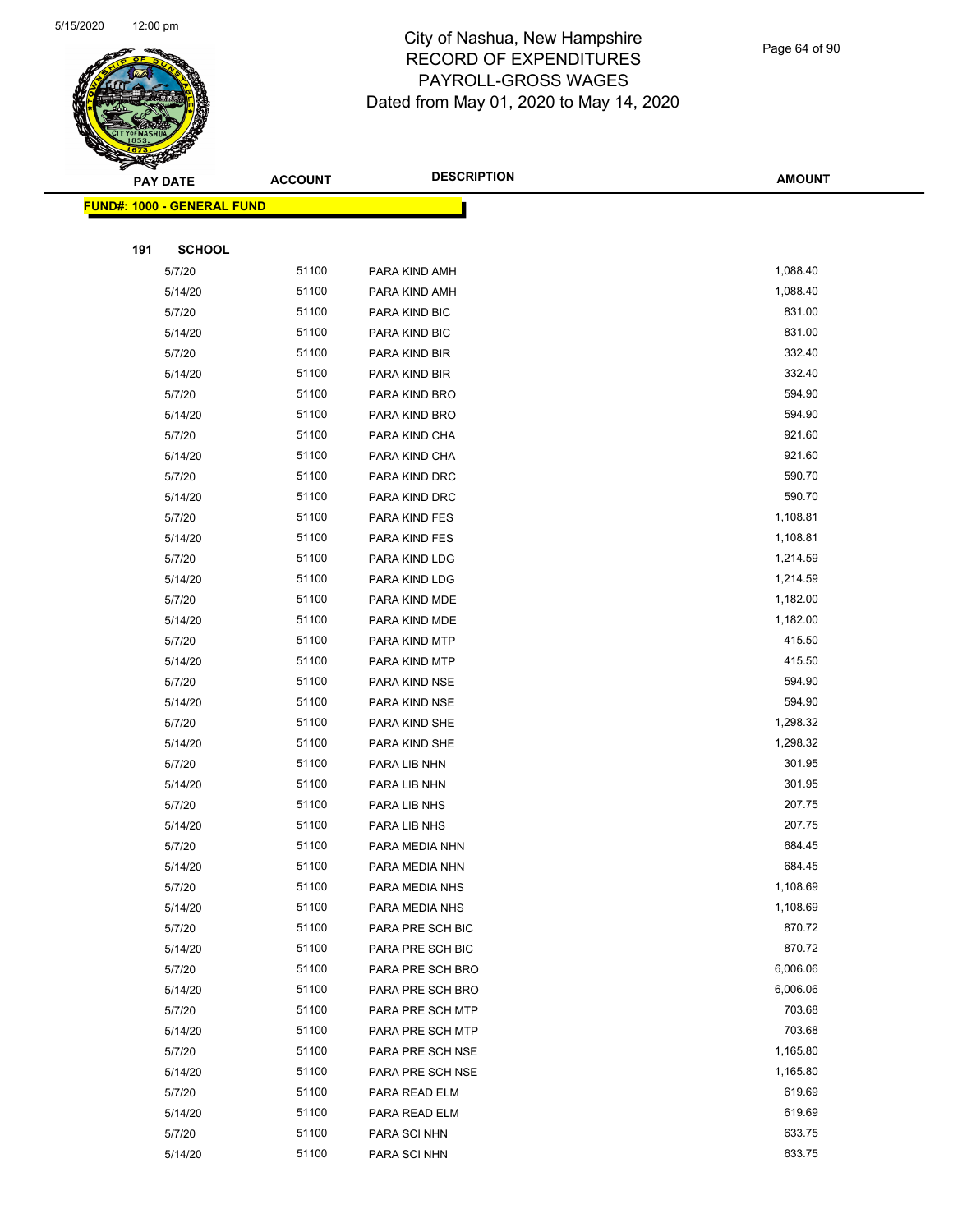City of Nashua, New Hampshire
RECORD OF EXPENDITURES
PAYROLL-GROSS WAGES
Dated from May 01, 2020 to May 14, 2020

**FUND#: 1000 - GENERAL FUND**

**191 SCHOOL**

| PAY DATE | ACCOUNT | DESCRIPTION | AMOUNT |
|---|---|---|---|
| 5/7/20 | 51100 | PARA KIND AMH | 1,088.40 |
| 5/14/20 | 51100 | PARA KIND AMH | 1,088.40 |
| 5/7/20 | 51100 | PARA KIND BIC | 831.00 |
| 5/14/20 | 51100 | PARA KIND BIC | 831.00 |
| 5/7/20 | 51100 | PARA KIND BIR | 332.40 |
| 5/14/20 | 51100 | PARA KIND BIR | 332.40 |
| 5/7/20 | 51100 | PARA KIND BRO | 594.90 |
| 5/14/20 | 51100 | PARA KIND BRO | 594.90 |
| 5/7/20 | 51100 | PARA KIND CHA | 921.60 |
| 5/14/20 | 51100 | PARA KIND CHA | 921.60 |
| 5/7/20 | 51100 | PARA KIND DRC | 590.70 |
| 5/14/20 | 51100 | PARA KIND DRC | 590.70 |
| 5/7/20 | 51100 | PARA KIND FES | 1,108.81 |
| 5/14/20 | 51100 | PARA KIND FES | 1,108.81 |
| 5/7/20 | 51100 | PARA KIND LDG | 1,214.59 |
| 5/14/20 | 51100 | PARA KIND LDG | 1,214.59 |
| 5/7/20 | 51100 | PARA KIND MDE | 1,182.00 |
| 5/14/20 | 51100 | PARA KIND MDE | 1,182.00 |
| 5/7/20 | 51100 | PARA KIND MTP | 415.50 |
| 5/14/20 | 51100 | PARA KIND MTP | 415.50 |
| 5/7/20 | 51100 | PARA KIND NSE | 594.90 |
| 5/14/20 | 51100 | PARA KIND NSE | 594.90 |
| 5/7/20 | 51100 | PARA KIND SHE | 1,298.32 |
| 5/14/20 | 51100 | PARA KIND SHE | 1,298.32 |
| 5/7/20 | 51100 | PARA LIB NHN | 301.95 |
| 5/14/20 | 51100 | PARA LIB NHN | 301.95 |
| 5/7/20 | 51100 | PARA LIB NHS | 207.75 |
| 5/14/20 | 51100 | PARA LIB NHS | 207.75 |
| 5/7/20 | 51100 | PARA MEDIA NHN | 684.45 |
| 5/14/20 | 51100 | PARA MEDIA NHN | 684.45 |
| 5/7/20 | 51100 | PARA MEDIA NHS | 1,108.69 |
| 5/14/20 | 51100 | PARA MEDIA NHS | 1,108.69 |
| 5/7/20 | 51100 | PARA PRE SCH BIC | 870.72 |
| 5/14/20 | 51100 | PARA PRE SCH BIC | 870.72 |
| 5/7/20 | 51100 | PARA PRE SCH BRO | 6,006.06 |
| 5/14/20 | 51100 | PARA PRE SCH BRO | 6,006.06 |
| 5/7/20 | 51100 | PARA PRE SCH MTP | 703.68 |
| 5/14/20 | 51100 | PARA PRE SCH MTP | 703.68 |
| 5/7/20 | 51100 | PARA PRE SCH NSE | 1,165.80 |
| 5/14/20 | 51100 | PARA PRE SCH NSE | 1,165.80 |
| 5/7/20 | 51100 | PARA READ ELM | 619.69 |
| 5/14/20 | 51100 | PARA READ ELM | 619.69 |
| 5/7/20 | 51100 | PARA SCI NHN | 633.75 |
| 5/14/20 | 51100 | PARA SCI NHN | 633.75 |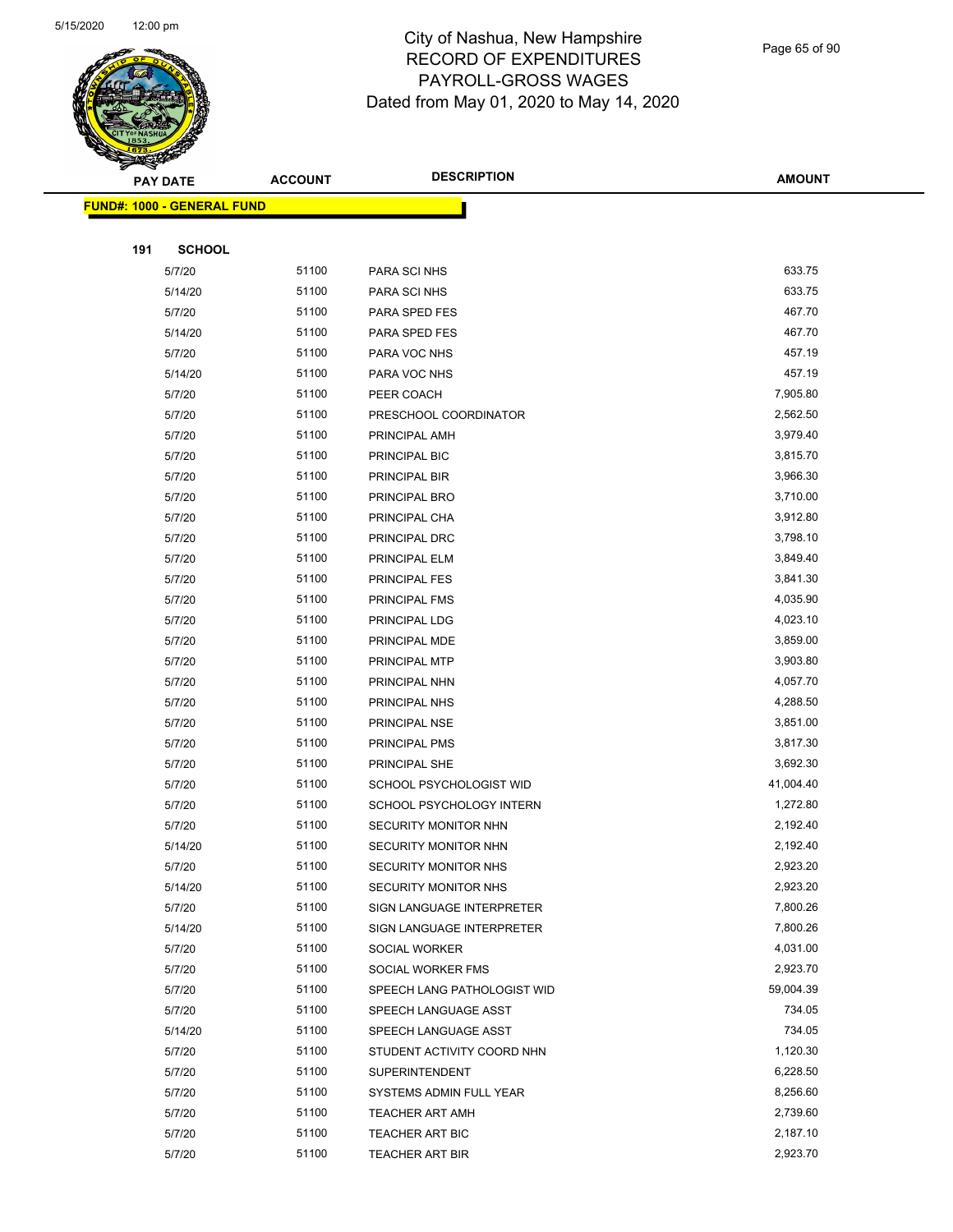# City of Nashua, New Hampshire
## RECORD OF EXPENDITURES
## PAYROLL-GROSS WAGES
## Dated from May 01, 2020 to May 14, 2020

| PAY DATE | ACCOUNT | DESCRIPTION | AMOUNT |
|---|---|---|---|

**FUND#: 1000 - GENERAL FUND**

**191 SCHOOL**

| PAY DATE | ACCOUNT | DESCRIPTION | AMOUNT |
|---|---|---|---|
| 5/7/20 | 51100 | PARA SCI NHS | 633.75 |
| 5/14/20 | 51100 | PARA SCI NHS | 633.75 |
| 5/7/20 | 51100 | PARA SPED FES | 467.70 |
| 5/14/20 | 51100 | PARA SPED FES | 467.70 |
| 5/7/20 | 51100 | PARA VOC NHS | 457.19 |
| 5/14/20 | 51100 | PARA VOC NHS | 457.19 |
| 5/7/20 | 51100 | PEER COACH | 7,905.80 |
| 5/7/20 | 51100 | PRESCHOOL COORDINATOR | 2,562.50 |
| 5/7/20 | 51100 | PRINCIPAL AMH | 3,979.40 |
| 5/7/20 | 51100 | PRINCIPAL BIC | 3,815.70 |
| 5/7/20 | 51100 | PRINCIPAL BIR | 3,966.30 |
| 5/7/20 | 51100 | PRINCIPAL BRO | 3,710.00 |
| 5/7/20 | 51100 | PRINCIPAL CHA | 3,912.80 |
| 5/7/20 | 51100 | PRINCIPAL DRC | 3,798.10 |
| 5/7/20 | 51100 | PRINCIPAL ELM | 3,849.40 |
| 5/7/20 | 51100 | PRINCIPAL FES | 3,841.30 |
| 5/7/20 | 51100 | PRINCIPAL FMS | 4,035.90 |
| 5/7/20 | 51100 | PRINCIPAL LDG | 4,023.10 |
| 5/7/20 | 51100 | PRINCIPAL MDE | 3,859.00 |
| 5/7/20 | 51100 | PRINCIPAL MTP | 3,903.80 |
| 5/7/20 | 51100 | PRINCIPAL NHN | 4,057.70 |
| 5/7/20 | 51100 | PRINCIPAL NHS | 4,288.50 |
| 5/7/20 | 51100 | PRINCIPAL NSE | 3,851.00 |
| 5/7/20 | 51100 | PRINCIPAL PMS | 3,817.30 |
| 5/7/20 | 51100 | PRINCIPAL SHE | 3,692.30 |
| 5/7/20 | 51100 | SCHOOL PSYCHOLOGIST WID | 41,004.40 |
| 5/7/20 | 51100 | SCHOOL PSYCHOLOGY INTERN | 1,272.80 |
| 5/7/20 | 51100 | SECURITY MONITOR NHN | 2,192.40 |
| 5/14/20 | 51100 | SECURITY MONITOR NHN | 2,192.40 |
| 5/7/20 | 51100 | SECURITY MONITOR NHS | 2,923.20 |
| 5/14/20 | 51100 | SECURITY MONITOR NHS | 2,923.20 |
| 5/7/20 | 51100 | SIGN LANGUAGE INTERPRETER | 7,800.26 |
| 5/14/20 | 51100 | SIGN LANGUAGE INTERPRETER | 7,800.26 |
| 5/7/20 | 51100 | SOCIAL WORKER | 4,031.00 |
| 5/7/20 | 51100 | SOCIAL WORKER FMS | 2,923.70 |
| 5/7/20 | 51100 | SPEECH LANG PATHOLOGIST WID | 59,004.39 |
| 5/7/20 | 51100 | SPEECH LANGUAGE ASST | 734.05 |
| 5/14/20 | 51100 | SPEECH LANGUAGE ASST | 734.05 |
| 5/7/20 | 51100 | STUDENT ACTIVITY COORD NHN | 1,120.30 |
| 5/7/20 | 51100 | SUPERINTENDENT | 6,228.50 |
| 5/7/20 | 51100 | SYSTEMS ADMIN FULL YEAR | 8,256.60 |
| 5/7/20 | 51100 | TEACHER ART AMH | 2,739.60 |
| 5/7/20 | 51100 | TEACHER ART BIC | 2,187.10 |
| 5/7/20 | 51100 | TEACHER ART BIR | 2,923.70 |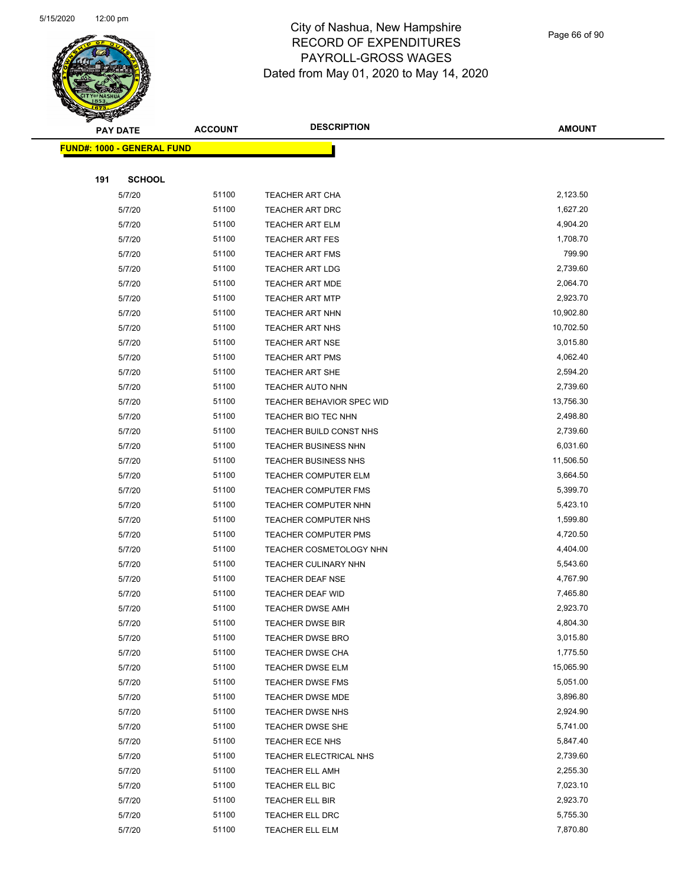# City of Nashua, New Hampshire
## RECORD OF EXPENDITURES
## PAYROLL-GROSS WAGES
## Dated from May 01, 2020 to May 14, 2020

| PAY DATE | ACCOUNT | DESCRIPTION | AMOUNT |
|---|---|---|---|

**FUND#: 1000 - GENERAL FUND**

**191 SCHOOL**

| PAY DATE | ACCOUNT | DESCRIPTION | AMOUNT |
|---|---|---|---|
| 5/7/20 | 51100 | TEACHER ART CHA | 2,123.50 |
| 5/7/20 | 51100 | TEACHER ART DRC | 1,627.20 |
| 5/7/20 | 51100 | TEACHER ART ELM | 4,904.20 |
| 5/7/20 | 51100 | TEACHER ART FES | 1,708.70 |
| 5/7/20 | 51100 | TEACHER ART FMS | 799.90 |
| 5/7/20 | 51100 | TEACHER ART LDG | 2,739.60 |
| 5/7/20 | 51100 | TEACHER ART MDE | 2,064.70 |
| 5/7/20 | 51100 | TEACHER ART MTP | 2,923.70 |
| 5/7/20 | 51100 | TEACHER ART NHN | 10,902.80 |
| 5/7/20 | 51100 | TEACHER ART NHS | 10,702.50 |
| 5/7/20 | 51100 | TEACHER ART NSE | 3,015.80 |
| 5/7/20 | 51100 | TEACHER ART PMS | 4,062.40 |
| 5/7/20 | 51100 | TEACHER ART SHE | 2,594.20 |
| 5/7/20 | 51100 | TEACHER AUTO NHN | 2,739.60 |
| 5/7/20 | 51100 | TEACHER BEHAVIOR SPEC WID | 13,756.30 |
| 5/7/20 | 51100 | TEACHER BIO TEC NHN | 2,498.80 |
| 5/7/20 | 51100 | TEACHER BUILD CONST NHS | 2,739.60 |
| 5/7/20 | 51100 | TEACHER BUSINESS NHN | 6,031.60 |
| 5/7/20 | 51100 | TEACHER BUSINESS NHS | 11,506.50 |
| 5/7/20 | 51100 | TEACHER COMPUTER ELM | 3,664.50 |
| 5/7/20 | 51100 | TEACHER COMPUTER FMS | 5,399.70 |
| 5/7/20 | 51100 | TEACHER COMPUTER NHN | 5,423.10 |
| 5/7/20 | 51100 | TEACHER COMPUTER NHS | 1,599.80 |
| 5/7/20 | 51100 | TEACHER COMPUTER PMS | 4,720.50 |
| 5/7/20 | 51100 | TEACHER COSMETOLOGY NHN | 4,404.00 |
| 5/7/20 | 51100 | TEACHER CULINARY NHN | 5,543.60 |
| 5/7/20 | 51100 | TEACHER DEAF NSE | 4,767.90 |
| 5/7/20 | 51100 | TEACHER DEAF WID | 7,465.80 |
| 5/7/20 | 51100 | TEACHER DWSE AMH | 2,923.70 |
| 5/7/20 | 51100 | TEACHER DWSE BIR | 4,804.30 |
| 5/7/20 | 51100 | TEACHER DWSE BRO | 3,015.80 |
| 5/7/20 | 51100 | TEACHER DWSE CHA | 1,775.50 |
| 5/7/20 | 51100 | TEACHER DWSE ELM | 15,065.90 |
| 5/7/20 | 51100 | TEACHER DWSE FMS | 5,051.00 |
| 5/7/20 | 51100 | TEACHER DWSE MDE | 3,896.80 |
| 5/7/20 | 51100 | TEACHER DWSE NHS | 2,924.90 |
| 5/7/20 | 51100 | TEACHER DWSE SHE | 5,741.00 |
| 5/7/20 | 51100 | TEACHER ECE NHS | 5,847.40 |
| 5/7/20 | 51100 | TEACHER ELECTRICAL NHS | 2,739.60 |
| 5/7/20 | 51100 | TEACHER ELL AMH | 2,255.30 |
| 5/7/20 | 51100 | TEACHER ELL BIC | 7,023.10 |
| 5/7/20 | 51100 | TEACHER ELL BIR | 2,923.70 |
| 5/7/20 | 51100 | TEACHER ELL DRC | 5,755.30 |
| 5/7/20 | 51100 | TEACHER ELL ELM | 7,870.80 |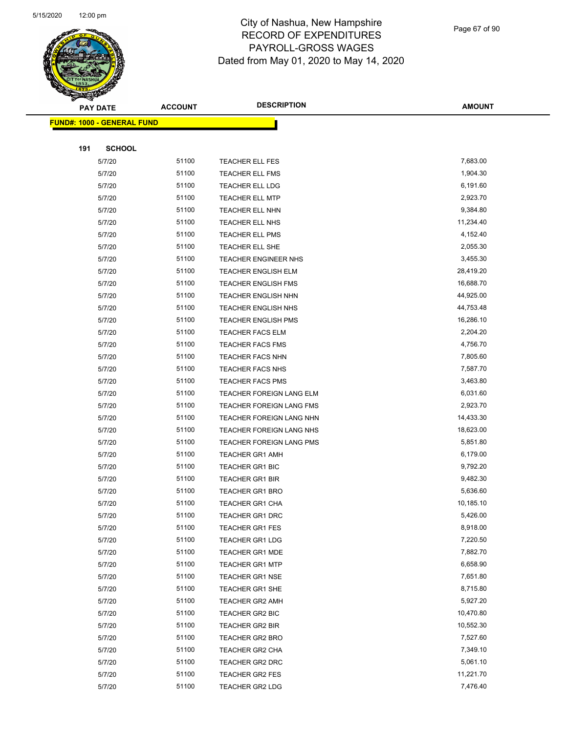# City of Nashua, New Hampshire
## RECORD OF EXPENDITURES
## PAYROLL-GROSS WAGES
## Dated from May 01, 2020 to May 14, 2020

**FUND#: 1000 - GENERAL FUND**

**191 SCHOOL**

| PAY DATE | ACCOUNT | DESCRIPTION | AMOUNT |
|---|---|---|---|
| 5/7/20 | 51100 | TEACHER ELL FES | 7,683.00 |
| 5/7/20 | 51100 | TEACHER ELL FMS | 1,904.30 |
| 5/7/20 | 51100 | TEACHER ELL LDG | 6,191.60 |
| 5/7/20 | 51100 | TEACHER ELL MTP | 2,923.70 |
| 5/7/20 | 51100 | TEACHER ELL NHN | 9,384.80 |
| 5/7/20 | 51100 | TEACHER ELL NHS | 11,234.40 |
| 5/7/20 | 51100 | TEACHER ELL PMS | 4,152.40 |
| 5/7/20 | 51100 | TEACHER ELL SHE | 2,055.30 |
| 5/7/20 | 51100 | TEACHER ENGINEER NHS | 3,455.30 |
| 5/7/20 | 51100 | TEACHER ENGLISH ELM | 28,419.20 |
| 5/7/20 | 51100 | TEACHER ENGLISH FMS | 16,688.70 |
| 5/7/20 | 51100 | TEACHER ENGLISH NHN | 44,925.00 |
| 5/7/20 | 51100 | TEACHER ENGLISH NHS | 44,753.48 |
| 5/7/20 | 51100 | TEACHER ENGLISH PMS | 16,286.10 |
| 5/7/20 | 51100 | TEACHER FACS ELM | 2,204.20 |
| 5/7/20 | 51100 | TEACHER FACS FMS | 4,756.70 |
| 5/7/20 | 51100 | TEACHER FACS NHN | 7,805.60 |
| 5/7/20 | 51100 | TEACHER FACS NHS | 7,587.70 |
| 5/7/20 | 51100 | TEACHER FACS PMS | 3,463.80 |
| 5/7/20 | 51100 | TEACHER FOREIGN LANG ELM | 6,031.60 |
| 5/7/20 | 51100 | TEACHER FOREIGN LANG FMS | 2,923.70 |
| 5/7/20 | 51100 | TEACHER FOREIGN LANG NHN | 14,433.30 |
| 5/7/20 | 51100 | TEACHER FOREIGN LANG NHS | 18,623.00 |
| 5/7/20 | 51100 | TEACHER FOREIGN LANG PMS | 5,851.80 |
| 5/7/20 | 51100 | TEACHER GR1 AMH | 6,179.00 |
| 5/7/20 | 51100 | TEACHER GR1 BIC | 9,792.20 |
| 5/7/20 | 51100 | TEACHER GR1 BIR | 9,482.30 |
| 5/7/20 | 51100 | TEACHER GR1 BRO | 5,636.60 |
| 5/7/20 | 51100 | TEACHER GR1 CHA | 10,185.10 |
| 5/7/20 | 51100 | TEACHER GR1 DRC | 5,426.00 |
| 5/7/20 | 51100 | TEACHER GR1 FES | 8,918.00 |
| 5/7/20 | 51100 | TEACHER GR1 LDG | 7,220.50 |
| 5/7/20 | 51100 | TEACHER GR1 MDE | 7,882.70 |
| 5/7/20 | 51100 | TEACHER GR1 MTP | 6,658.90 |
| 5/7/20 | 51100 | TEACHER GR1 NSE | 7,651.80 |
| 5/7/20 | 51100 | TEACHER GR1 SHE | 8,715.80 |
| 5/7/20 | 51100 | TEACHER GR2 AMH | 5,927.20 |
| 5/7/20 | 51100 | TEACHER GR2 BIC | 10,470.80 |
| 5/7/20 | 51100 | TEACHER GR2 BIR | 10,552.30 |
| 5/7/20 | 51100 | TEACHER GR2 BRO | 7,527.60 |
| 5/7/20 | 51100 | TEACHER GR2 CHA | 7,349.10 |
| 5/7/20 | 51100 | TEACHER GR2 DRC | 5,061.10 |
| 5/7/20 | 51100 | TEACHER GR2 FES | 11,221.70 |
| 5/7/20 | 51100 | TEACHER GR2 LDG | 7,476.40 |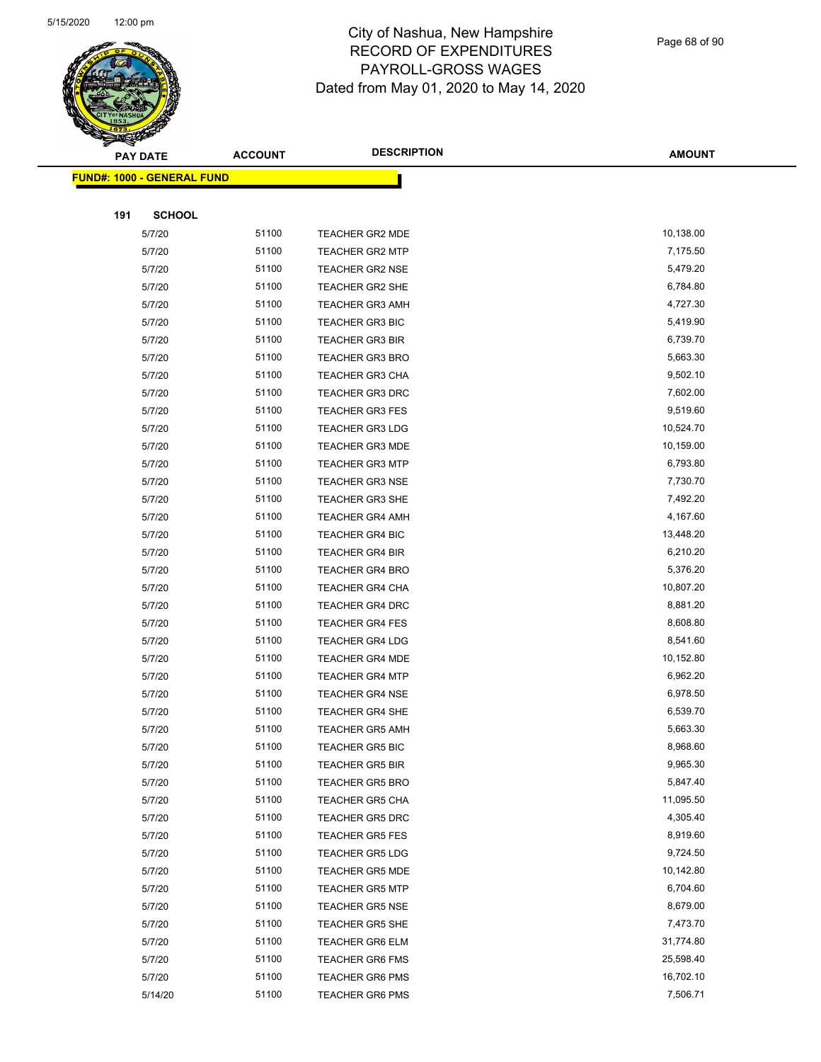# City of Nashua, New Hampshire
## RECORD OF EXPENDITURES
## PAYROLL-GROSS WAGES
## Dated from May 01, 2020 to May 14, 2020

| PAY DATE | ACCOUNT | DESCRIPTION | AMOUNT |
|---|---|---|---|
| **FUND#: 1000 - GENERAL FUND** | | | |
| **191 SCHOOL** | | | |
| 5/7/20 | 51100 | TEACHER GR2 MDE | 10,138.00 |
| 5/7/20 | 51100 | TEACHER GR2 MTP | 7,175.50 |
| 5/7/20 | 51100 | TEACHER GR2 NSE | 5,479.20 |
| 5/7/20 | 51100 | TEACHER GR2 SHE | 6,784.80 |
| 5/7/20 | 51100 | TEACHER GR3 AMH | 4,727.30 |
| 5/7/20 | 51100 | TEACHER GR3 BIC | 5,419.90 |
| 5/7/20 | 51100 | TEACHER GR3 BIR | 6,739.70 |
| 5/7/20 | 51100 | TEACHER GR3 BRO | 5,663.30 |
| 5/7/20 | 51100 | TEACHER GR3 CHA | 9,502.10 |
| 5/7/20 | 51100 | TEACHER GR3 DRC | 7,602.00 |
| 5/7/20 | 51100 | TEACHER GR3 FES | 9,519.60 |
| 5/7/20 | 51100 | TEACHER GR3 LDG | 10,524.70 |
| 5/7/20 | 51100 | TEACHER GR3 MDE | 10,159.00 |
| 5/7/20 | 51100 | TEACHER GR3 MTP | 6,793.80 |
| 5/7/20 | 51100 | TEACHER GR3 NSE | 7,730.70 |
| 5/7/20 | 51100 | TEACHER GR3 SHE | 7,492.20 |
| 5/7/20 | 51100 | TEACHER GR4 AMH | 4,167.60 |
| 5/7/20 | 51100 | TEACHER GR4 BIC | 13,448.20 |
| 5/7/20 | 51100 | TEACHER GR4 BIR | 6,210.20 |
| 5/7/20 | 51100 | TEACHER GR4 BRO | 5,376.20 |
| 5/7/20 | 51100 | TEACHER GR4 CHA | 10,807.20 |
| 5/7/20 | 51100 | TEACHER GR4 DRC | 8,881.20 |
| 5/7/20 | 51100 | TEACHER GR4 FES | 8,608.80 |
| 5/7/20 | 51100 | TEACHER GR4 LDG | 8,541.60 |
| 5/7/20 | 51100 | TEACHER GR4 MDE | 10,152.80 |
| 5/7/20 | 51100 | TEACHER GR4 MTP | 6,962.20 |
| 5/7/20 | 51100 | TEACHER GR4 NSE | 6,978.50 |
| 5/7/20 | 51100 | TEACHER GR4 SHE | 6,539.70 |
| 5/7/20 | 51100 | TEACHER GR5 AMH | 5,663.30 |
| 5/7/20 | 51100 | TEACHER GR5 BIC | 8,968.60 |
| 5/7/20 | 51100 | TEACHER GR5 BIR | 9,965.30 |
| 5/7/20 | 51100 | TEACHER GR5 BRO | 5,847.40 |
| 5/7/20 | 51100 | TEACHER GR5 CHA | 11,095.50 |
| 5/7/20 | 51100 | TEACHER GR5 DRC | 4,305.40 |
| 5/7/20 | 51100 | TEACHER GR5 FES | 8,919.60 |
| 5/7/20 | 51100 | TEACHER GR5 LDG | 9,724.50 |
| 5/7/20 | 51100 | TEACHER GR5 MDE | 10,142.80 |
| 5/7/20 | 51100 | TEACHER GR5 MTP | 6,704.60 |
| 5/7/20 | 51100 | TEACHER GR5 NSE | 8,679.00 |
| 5/7/20 | 51100 | TEACHER GR5 SHE | 7,473.70 |
| 5/7/20 | 51100 | TEACHER GR6 ELM | 31,774.80 |
| 5/7/20 | 51100 | TEACHER GR6 FMS | 25,598.40 |
| 5/7/20 | 51100 | TEACHER GR6 PMS | 16,702.10 |
| 5/14/20 | 51100 | TEACHER GR6 PMS | 7,506.71 |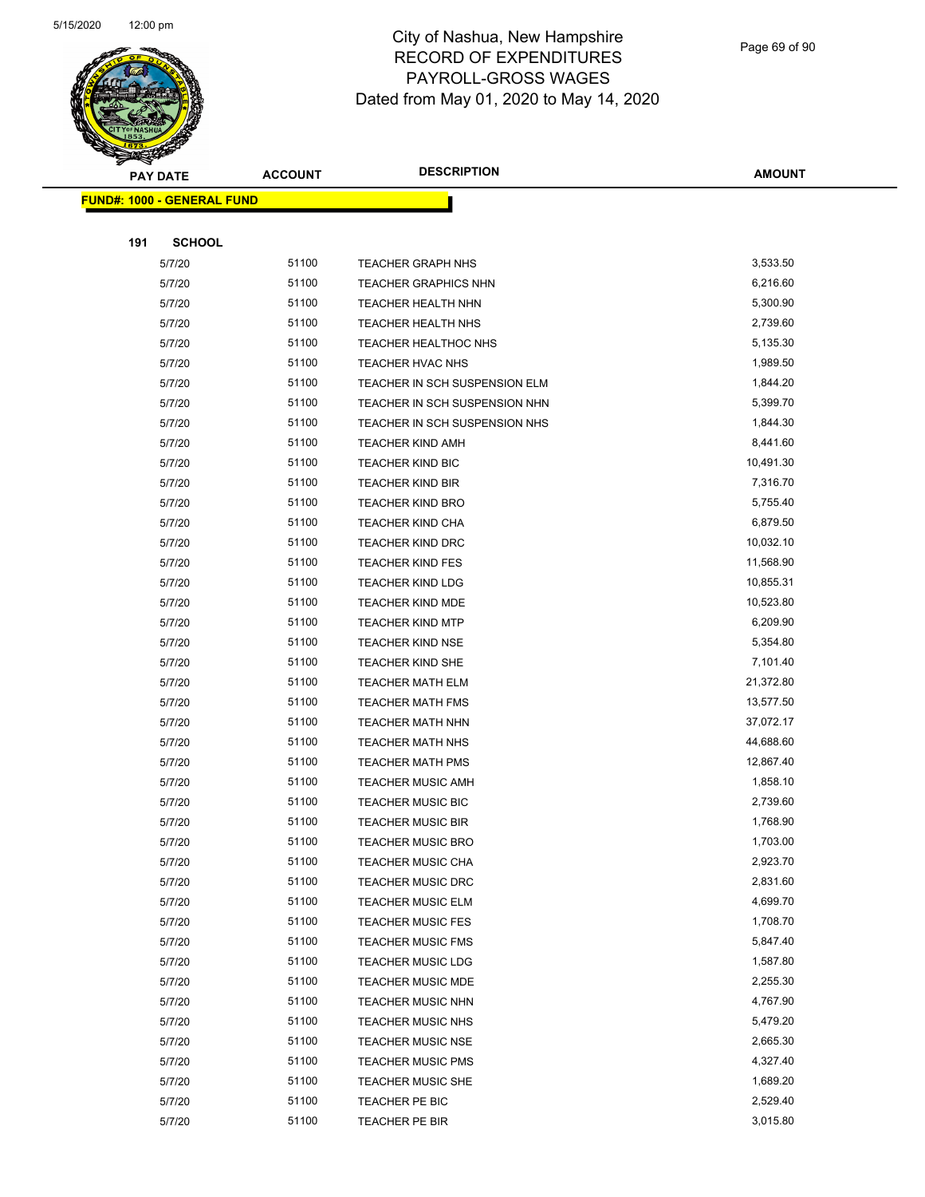# City of Nashua, New Hampshire
## RECORD OF EXPENDITURES
## PAYROLL-GROSS WAGES
## Dated from May 01, 2020 to May 14, 2020

| PAY DATE | ACCOUNT | DESCRIPTION | AMOUNT |
|---|---|---|---|

**FUND#: 1000 - GENERAL FUND**

**191 SCHOOL**

| PAY DATE | ACCOUNT | DESCRIPTION | AMOUNT |
|---|---|---|---|
| 5/7/20 | 51100 | TEACHER GRAPH NHS | 3,533.50 |
| 5/7/20 | 51100 | TEACHER GRAPHICS NHN | 6,216.60 |
| 5/7/20 | 51100 | TEACHER HEALTH NHN | 5,300.90 |
| 5/7/20 | 51100 | TEACHER HEALTH NHS | 2,739.60 |
| 5/7/20 | 51100 | TEACHER HEALTHOC NHS | 5,135.30 |
| 5/7/20 | 51100 | TEACHER HVAC NHS | 1,989.50 |
| 5/7/20 | 51100 | TEACHER IN SCH SUSPENSION ELM | 1,844.20 |
| 5/7/20 | 51100 | TEACHER IN SCH SUSPENSION NHN | 5,399.70 |
| 5/7/20 | 51100 | TEACHER IN SCH SUSPENSION NHS | 1,844.30 |
| 5/7/20 | 51100 | TEACHER KIND AMH | 8,441.60 |
| 5/7/20 | 51100 | TEACHER KIND BIC | 10,491.30 |
| 5/7/20 | 51100 | TEACHER KIND BIR | 7,316.70 |
| 5/7/20 | 51100 | TEACHER KIND BRO | 5,755.40 |
| 5/7/20 | 51100 | TEACHER KIND CHA | 6,879.50 |
| 5/7/20 | 51100 | TEACHER KIND DRC | 10,032.10 |
| 5/7/20 | 51100 | TEACHER KIND FES | 11,568.90 |
| 5/7/20 | 51100 | TEACHER KIND LDG | 10,855.31 |
| 5/7/20 | 51100 | TEACHER KIND MDE | 10,523.80 |
| 5/7/20 | 51100 | TEACHER KIND MTP | 6,209.90 |
| 5/7/20 | 51100 | TEACHER KIND NSE | 5,354.80 |
| 5/7/20 | 51100 | TEACHER KIND SHE | 7,101.40 |
| 5/7/20 | 51100 | TEACHER MATH ELM | 21,372.80 |
| 5/7/20 | 51100 | TEACHER MATH FMS | 13,577.50 |
| 5/7/20 | 51100 | TEACHER MATH NHN | 37,072.17 |
| 5/7/20 | 51100 | TEACHER MATH NHS | 44,688.60 |
| 5/7/20 | 51100 | TEACHER MATH PMS | 12,867.40 |
| 5/7/20 | 51100 | TEACHER MUSIC AMH | 1,858.10 |
| 5/7/20 | 51100 | TEACHER MUSIC BIC | 2,739.60 |
| 5/7/20 | 51100 | TEACHER MUSIC BIR | 1,768.90 |
| 5/7/20 | 51100 | TEACHER MUSIC BRO | 1,703.00 |
| 5/7/20 | 51100 | TEACHER MUSIC CHA | 2,923.70 |
| 5/7/20 | 51100 | TEACHER MUSIC DRC | 2,831.60 |
| 5/7/20 | 51100 | TEACHER MUSIC ELM | 4,699.70 |
| 5/7/20 | 51100 | TEACHER MUSIC FES | 1,708.70 |
| 5/7/20 | 51100 | TEACHER MUSIC FMS | 5,847.40 |
| 5/7/20 | 51100 | TEACHER MUSIC LDG | 1,587.80 |
| 5/7/20 | 51100 | TEACHER MUSIC MDE | 2,255.30 |
| 5/7/20 | 51100 | TEACHER MUSIC NHN | 4,767.90 |
| 5/7/20 | 51100 | TEACHER MUSIC NHS | 5,479.20 |
| 5/7/20 | 51100 | TEACHER MUSIC NSE | 2,665.30 |
| 5/7/20 | 51100 | TEACHER MUSIC PMS | 4,327.40 |
| 5/7/20 | 51100 | TEACHER MUSIC SHE | 1,689.20 |
| 5/7/20 | 51100 | TEACHER PE BIC | 2,529.40 |
| 5/7/20 | 51100 | TEACHER PE BIR | 3,015.80 |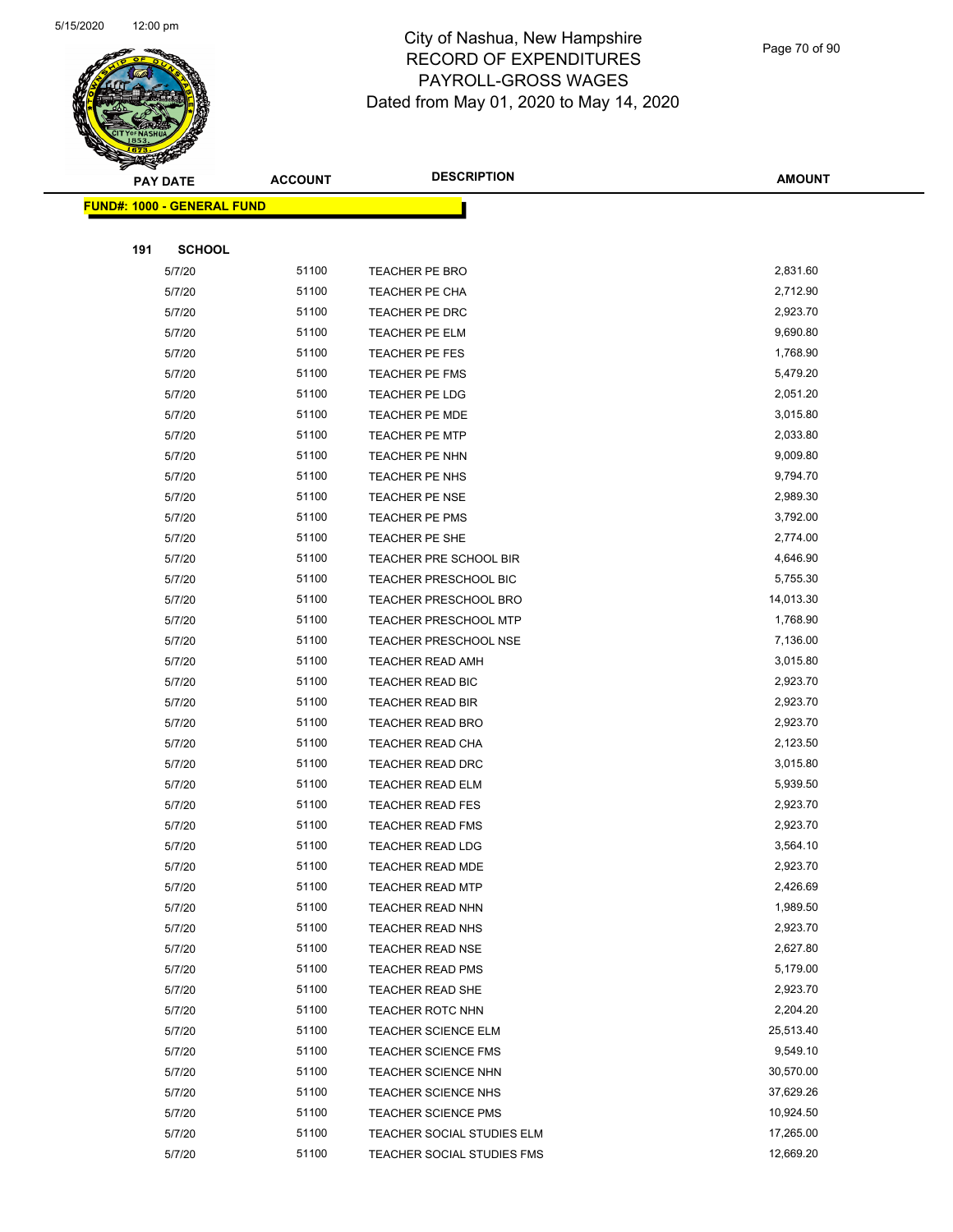# City of Nashua, New Hampshire
## RECORD OF EXPENDITURES
## PAYROLL-GROSS WAGES
## Dated from May 01, 2020 to May 14, 2020

**FUND#: 1000 - GENERAL FUND**

**191 SCHOOL**

| PAY DATE | ACCOUNT | DESCRIPTION | AMOUNT |
|---|---|---|---|
| 5/7/20 | 51100 | TEACHER PE BRO | 2,831.60 |
| 5/7/20 | 51100 | TEACHER PE CHA | 2,712.90 |
| 5/7/20 | 51100 | TEACHER PE DRC | 2,923.70 |
| 5/7/20 | 51100 | TEACHER PE ELM | 9,690.80 |
| 5/7/20 | 51100 | TEACHER PE FES | 1,768.90 |
| 5/7/20 | 51100 | TEACHER PE FMS | 5,479.20 |
| 5/7/20 | 51100 | TEACHER PE LDG | 2,051.20 |
| 5/7/20 | 51100 | TEACHER PE MDE | 3,015.80 |
| 5/7/20 | 51100 | TEACHER PE MTP | 2,033.80 |
| 5/7/20 | 51100 | TEACHER PE NHN | 9,009.80 |
| 5/7/20 | 51100 | TEACHER PE NHS | 9,794.70 |
| 5/7/20 | 51100 | TEACHER PE NSE | 2,989.30 |
| 5/7/20 | 51100 | TEACHER PE PMS | 3,792.00 |
| 5/7/20 | 51100 | TEACHER PE SHE | 2,774.00 |
| 5/7/20 | 51100 | TEACHER PRE SCHOOL BIR | 4,646.90 |
| 5/7/20 | 51100 | TEACHER PRESCHOOL BIC | 5,755.30 |
| 5/7/20 | 51100 | TEACHER PRESCHOOL BRO | 14,013.30 |
| 5/7/20 | 51100 | TEACHER PRESCHOOL MTP | 1,768.90 |
| 5/7/20 | 51100 | TEACHER PRESCHOOL NSE | 7,136.00 |
| 5/7/20 | 51100 | TEACHER READ AMH | 3,015.80 |
| 5/7/20 | 51100 | TEACHER READ BIC | 2,923.70 |
| 5/7/20 | 51100 | TEACHER READ BIR | 2,923.70 |
| 5/7/20 | 51100 | TEACHER READ BRO | 2,923.70 |
| 5/7/20 | 51100 | TEACHER READ CHA | 2,123.50 |
| 5/7/20 | 51100 | TEACHER READ DRC | 3,015.80 |
| 5/7/20 | 51100 | TEACHER READ ELM | 5,939.50 |
| 5/7/20 | 51100 | TEACHER READ FES | 2,923.70 |
| 5/7/20 | 51100 | TEACHER READ FMS | 2,923.70 |
| 5/7/20 | 51100 | TEACHER READ LDG | 3,564.10 |
| 5/7/20 | 51100 | TEACHER READ MDE | 2,923.70 |
| 5/7/20 | 51100 | TEACHER READ MTP | 2,426.69 |
| 5/7/20 | 51100 | TEACHER READ NHN | 1,989.50 |
| 5/7/20 | 51100 | TEACHER READ NHS | 2,923.70 |
| 5/7/20 | 51100 | TEACHER READ NSE | 2,627.80 |
| 5/7/20 | 51100 | TEACHER READ PMS | 5,179.00 |
| 5/7/20 | 51100 | TEACHER READ SHE | 2,923.70 |
| 5/7/20 | 51100 | TEACHER ROTC NHN | 2,204.20 |
| 5/7/20 | 51100 | TEACHER SCIENCE ELM | 25,513.40 |
| 5/7/20 | 51100 | TEACHER SCIENCE FMS | 9,549.10 |
| 5/7/20 | 51100 | TEACHER SCIENCE NHN | 30,570.00 |
| 5/7/20 | 51100 | TEACHER SCIENCE NHS | 37,629.26 |
| 5/7/20 | 51100 | TEACHER SCIENCE PMS | 10,924.50 |
| 5/7/20 | 51100 | TEACHER SOCIAL STUDIES ELM | 17,265.00 |
| 5/7/20 | 51100 | TEACHER SOCIAL STUDIES FMS | 12,669.20 |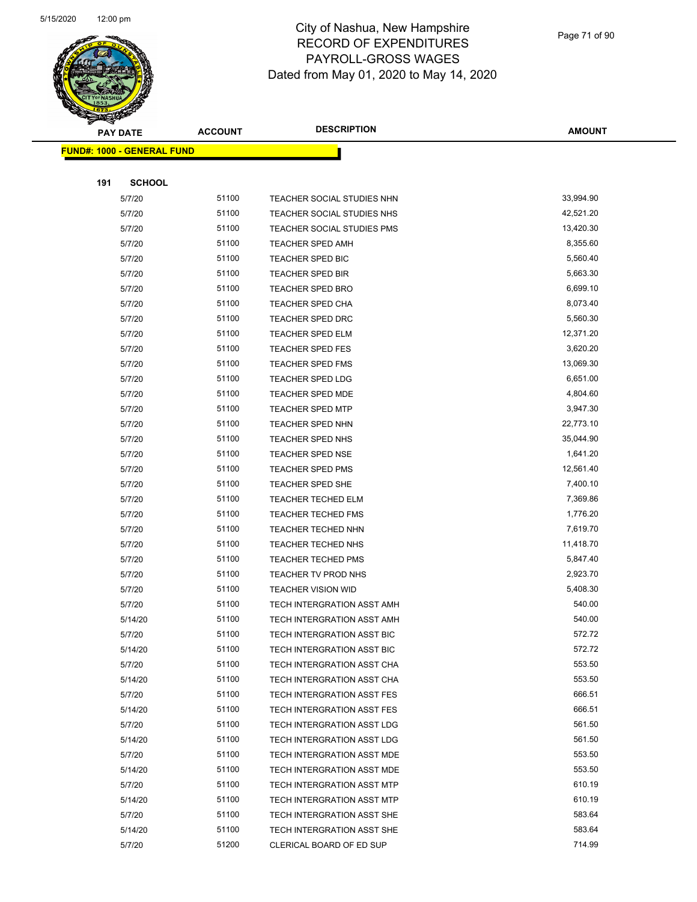# City of Nashua, New Hampshire
# RECORD OF EXPENDITURES
# PAYROLL-GROSS WAGES
# Dated from May 01, 2020 to May 14, 2020

| PAY DATE | ACCOUNT | DESCRIPTION | AMOUNT |
|---|---|---|---|

**FUND#: 1000 - GENERAL FUND**

**191 SCHOOL**

| PAY DATE | ACCOUNT | DESCRIPTION | AMOUNT |
|---|---|---|---|
| 5/7/20 | 51100 | TEACHER SOCIAL STUDIES NHN | 33,994.90 |
| 5/7/20 | 51100 | TEACHER SOCIAL STUDIES NHS | 42,521.20 |
| 5/7/20 | 51100 | TEACHER SOCIAL STUDIES PMS | 13,420.30 |
| 5/7/20 | 51100 | TEACHER SPED AMH | 8,355.60 |
| 5/7/20 | 51100 | TEACHER SPED BIC | 5,560.40 |
| 5/7/20 | 51100 | TEACHER SPED BIR | 5,663.30 |
| 5/7/20 | 51100 | TEACHER SPED BRO | 6,699.10 |
| 5/7/20 | 51100 | TEACHER SPED CHA | 8,073.40 |
| 5/7/20 | 51100 | TEACHER SPED DRC | 5,560.30 |
| 5/7/20 | 51100 | TEACHER SPED ELM | 12,371.20 |
| 5/7/20 | 51100 | TEACHER SPED FES | 3,620.20 |
| 5/7/20 | 51100 | TEACHER SPED FMS | 13,069.30 |
| 5/7/20 | 51100 | TEACHER SPED LDG | 6,651.00 |
| 5/7/20 | 51100 | TEACHER SPED MDE | 4,804.60 |
| 5/7/20 | 51100 | TEACHER SPED MTP | 3,947.30 |
| 5/7/20 | 51100 | TEACHER SPED NHN | 22,773.10 |
| 5/7/20 | 51100 | TEACHER SPED NHS | 35,044.90 |
| 5/7/20 | 51100 | TEACHER SPED NSE | 1,641.20 |
| 5/7/20 | 51100 | TEACHER SPED PMS | 12,561.40 |
| 5/7/20 | 51100 | TEACHER SPED SHE | 7,400.10 |
| 5/7/20 | 51100 | TEACHER TECHED ELM | 7,369.86 |
| 5/7/20 | 51100 | TEACHER TECHED FMS | 1,776.20 |
| 5/7/20 | 51100 | TEACHER TECHED NHN | 7,619.70 |
| 5/7/20 | 51100 | TEACHER TECHED NHS | 11,418.70 |
| 5/7/20 | 51100 | TEACHER TECHED PMS | 5,847.40 |
| 5/7/20 | 51100 | TEACHER TV PROD NHS | 2,923.70 |
| 5/7/20 | 51100 | TEACHER VISION WID | 5,408.30 |
| 5/7/20 | 51100 | TECH INTERGRATION ASST AMH | 540.00 |
| 5/14/20 | 51100 | TECH INTERGRATION ASST AMH | 540.00 |
| 5/7/20 | 51100 | TECH INTERGRATION ASST BIC | 572.72 |
| 5/14/20 | 51100 | TECH INTERGRATION ASST BIC | 572.72 |
| 5/7/20 | 51100 | TECH INTERGRATION ASST CHA | 553.50 |
| 5/14/20 | 51100 | TECH INTERGRATION ASST CHA | 553.50 |
| 5/7/20 | 51100 | TECH INTERGRATION ASST FES | 666.51 |
| 5/14/20 | 51100 | TECH INTERGRATION ASST FES | 666.51 |
| 5/7/20 | 51100 | TECH INTERGRATION ASST LDG | 561.50 |
| 5/14/20 | 51100 | TECH INTERGRATION ASST LDG | 561.50 |
| 5/7/20 | 51100 | TECH INTERGRATION ASST MDE | 553.50 |
| 5/14/20 | 51100 | TECH INTERGRATION ASST MDE | 553.50 |
| 5/7/20 | 51100 | TECH INTERGRATION ASST MTP | 610.19 |
| 5/14/20 | 51100 | TECH INTERGRATION ASST MTP | 610.19 |
| 5/7/20 | 51100 | TECH INTERGRATION ASST SHE | 583.64 |
| 5/14/20 | 51100 | TECH INTERGRATION ASST SHE | 583.64 |
| 5/7/20 | 51200 | CLERICAL BOARD OF ED SUP | 714.99 |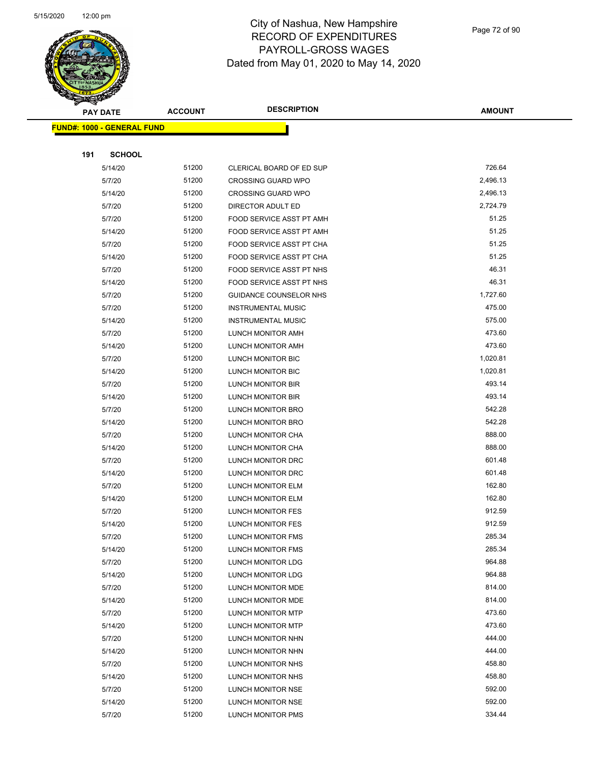# City of Nashua, New Hampshire
## RECORD OF EXPENDITURES
## PAYROLL-GROSS WAGES
## Dated from May 01, 2020 to May 14, 2020

| PAY DATE | ACCOUNT | DESCRIPTION | AMOUNT |
|---|---|---|---|
| **FUND#: 1000 - GENERAL FUND** | | | |
| **191 SCHOOL** | | | |
| 5/14/20 | 51200 | CLERICAL BOARD OF ED SUP | 726.64 |
| 5/7/20 | 51200 | CROSSING GUARD WPO | 2,496.13 |
| 5/14/20 | 51200 | CROSSING GUARD WPO | 2,496.13 |
| 5/7/20 | 51200 | DIRECTOR ADULT ED | 2,724.79 |
| 5/7/20 | 51200 | FOOD SERVICE ASST PT AMH | 51.25 |
| 5/14/20 | 51200 | FOOD SERVICE ASST PT AMH | 51.25 |
| 5/7/20 | 51200 | FOOD SERVICE ASST PT CHA | 51.25 |
| 5/14/20 | 51200 | FOOD SERVICE ASST PT CHA | 51.25 |
| 5/7/20 | 51200 | FOOD SERVICE ASST PT NHS | 46.31 |
| 5/14/20 | 51200 | FOOD SERVICE ASST PT NHS | 46.31 |
| 5/7/20 | 51200 | GUIDANCE COUNSELOR NHS | 1,727.60 |
| 5/7/20 | 51200 | INSTRUMENTAL MUSIC | 475.00 |
| 5/14/20 | 51200 | INSTRUMENTAL MUSIC | 575.00 |
| 5/7/20 | 51200 | LUNCH MONITOR AMH | 473.60 |
| 5/14/20 | 51200 | LUNCH MONITOR AMH | 473.60 |
| 5/7/20 | 51200 | LUNCH MONITOR BIC | 1,020.81 |
| 5/14/20 | 51200 | LUNCH MONITOR BIC | 1,020.81 |
| 5/7/20 | 51200 | LUNCH MONITOR BIR | 493.14 |
| 5/14/20 | 51200 | LUNCH MONITOR BIR | 493.14 |
| 5/7/20 | 51200 | LUNCH MONITOR BRO | 542.28 |
| 5/14/20 | 51200 | LUNCH MONITOR BRO | 542.28 |
| 5/7/20 | 51200 | LUNCH MONITOR CHA | 888.00 |
| 5/14/20 | 51200 | LUNCH MONITOR CHA | 888.00 |
| 5/7/20 | 51200 | LUNCH MONITOR DRC | 601.48 |
| 5/14/20 | 51200 | LUNCH MONITOR DRC | 601.48 |
| 5/7/20 | 51200 | LUNCH MONITOR ELM | 162.80 |
| 5/14/20 | 51200 | LUNCH MONITOR ELM | 162.80 |
| 5/7/20 | 51200 | LUNCH MONITOR FES | 912.59 |
| 5/14/20 | 51200 | LUNCH MONITOR FES | 912.59 |
| 5/7/20 | 51200 | LUNCH MONITOR FMS | 285.34 |
| 5/14/20 | 51200 | LUNCH MONITOR FMS | 285.34 |
| 5/7/20 | 51200 | LUNCH MONITOR LDG | 964.88 |
| 5/14/20 | 51200 | LUNCH MONITOR LDG | 964.88 |
| 5/7/20 | 51200 | LUNCH MONITOR MDE | 814.00 |
| 5/14/20 | 51200 | LUNCH MONITOR MDE | 814.00 |
| 5/7/20 | 51200 | LUNCH MONITOR MTP | 473.60 |
| 5/14/20 | 51200 | LUNCH MONITOR MTP | 473.60 |
| 5/7/20 | 51200 | LUNCH MONITOR NHN | 444.00 |
| 5/14/20 | 51200 | LUNCH MONITOR NHN | 444.00 |
| 5/7/20 | 51200 | LUNCH MONITOR NHS | 458.80 |
| 5/14/20 | 51200 | LUNCH MONITOR NHS | 458.80 |
| 5/7/20 | 51200 | LUNCH MONITOR NSE | 592.00 |
| 5/14/20 | 51200 | LUNCH MONITOR NSE | 592.00 |
| 5/7/20 | 51200 | LUNCH MONITOR PMS | 334.44 |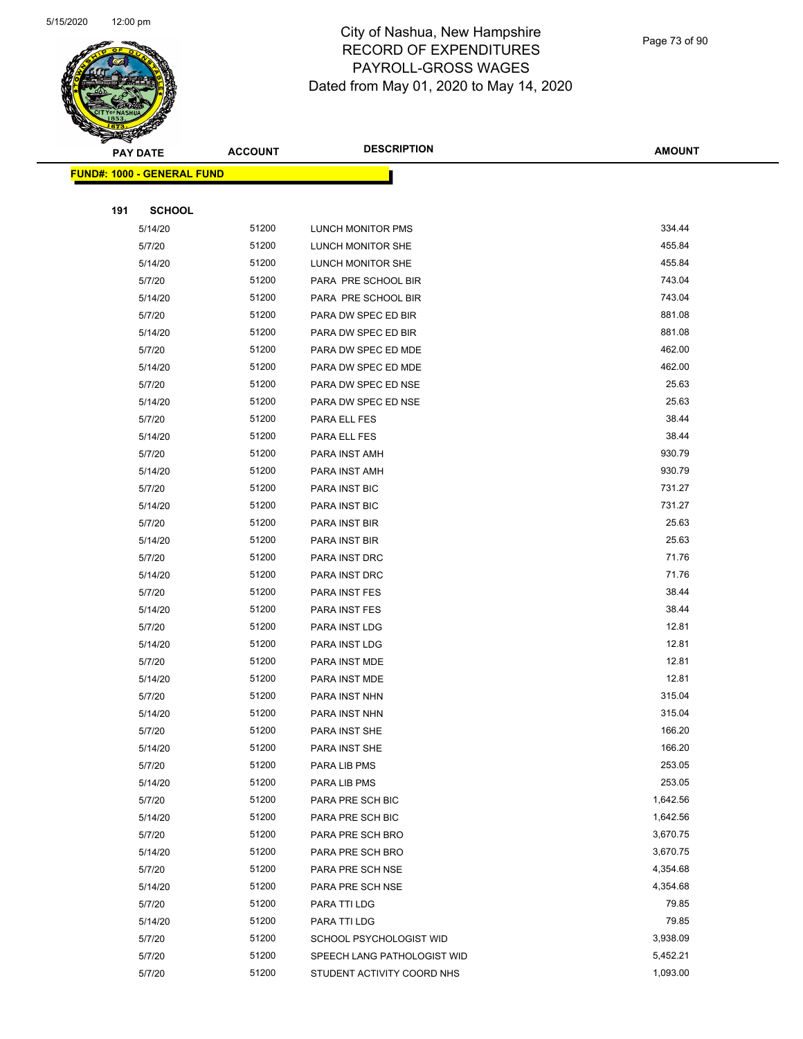# City of Nashua, New Hampshire
## RECORD OF EXPENDITURES
## PAYROLL-GROSS WAGES
## Dated from May 01, 2020 to May 14, 2020

| PAY DATE | ACCOUNT | DESCRIPTION | AMOUNT |
|---|---|---|---|
| **FUND#: 1000 - GENERAL FUND** | | | |
| **191 SCHOOL** | | | |
| 5/14/20 | 51200 | LUNCH MONITOR PMS | 334.44 |
| 5/7/20 | 51200 | LUNCH MONITOR SHE | 455.84 |
| 5/14/20 | 51200 | LUNCH MONITOR SHE | 455.84 |
| 5/7/20 | 51200 | PARA PRE SCHOOL BIR | 743.04 |
| 5/14/20 | 51200 | PARA PRE SCHOOL BIR | 743.04 |
| 5/7/20 | 51200 | PARA DW SPEC ED BIR | 881.08 |
| 5/14/20 | 51200 | PARA DW SPEC ED BIR | 881.08 |
| 5/7/20 | 51200 | PARA DW SPEC ED MDE | 462.00 |
| 5/14/20 | 51200 | PARA DW SPEC ED MDE | 462.00 |
| 5/7/20 | 51200 | PARA DW SPEC ED NSE | 25.63 |
| 5/14/20 | 51200 | PARA DW SPEC ED NSE | 25.63 |
| 5/7/20 | 51200 | PARA ELL FES | 38.44 |
| 5/14/20 | 51200 | PARA ELL FES | 38.44 |
| 5/7/20 | 51200 | PARA INST AMH | 930.79 |
| 5/14/20 | 51200 | PARA INST AMH | 930.79 |
| 5/7/20 | 51200 | PARA INST BIC | 731.27 |
| 5/14/20 | 51200 | PARA INST BIC | 731.27 |
| 5/7/20 | 51200 | PARA INST BIR | 25.63 |
| 5/14/20 | 51200 | PARA INST BIR | 25.63 |
| 5/7/20 | 51200 | PARA INST DRC | 71.76 |
| 5/14/20 | 51200 | PARA INST DRC | 71.76 |
| 5/7/20 | 51200 | PARA INST FES | 38.44 |
| 5/14/20 | 51200 | PARA INST FES | 38.44 |
| 5/7/20 | 51200 | PARA INST LDG | 12.81 |
| 5/14/20 | 51200 | PARA INST LDG | 12.81 |
| 5/7/20 | 51200 | PARA INST MDE | 12.81 |
| 5/14/20 | 51200 | PARA INST MDE | 12.81 |
| 5/7/20 | 51200 | PARA INST NHN | 315.04 |
| 5/14/20 | 51200 | PARA INST NHN | 315.04 |
| 5/7/20 | 51200 | PARA INST SHE | 166.20 |
| 5/14/20 | 51200 | PARA INST SHE | 166.20 |
| 5/7/20 | 51200 | PARA LIB PMS | 253.05 |
| 5/14/20 | 51200 | PARA LIB PMS | 253.05 |
| 5/7/20 | 51200 | PARA PRE SCH BIC | 1,642.56 |
| 5/14/20 | 51200 | PARA PRE SCH BIC | 1,642.56 |
| 5/7/20 | 51200 | PARA PRE SCH BRO | 3,670.75 |
| 5/14/20 | 51200 | PARA PRE SCH BRO | 3,670.75 |
| 5/7/20 | 51200 | PARA PRE SCH NSE | 4,354.68 |
| 5/14/20 | 51200 | PARA PRE SCH NSE | 4,354.68 |
| 5/7/20 | 51200 | PARA TTI LDG | 79.85 |
| 5/14/20 | 51200 | PARA TTI LDG | 79.85 |
| 5/7/20 | 51200 | SCHOOL PSYCHOLOGIST WID | 3,938.09 |
| 5/7/20 | 51200 | SPEECH LANG PATHOLOGIST WID | 5,452.21 |
| 5/7/20 | 51200 | STUDENT ACTIVITY COORD NHS | 1,093.00 |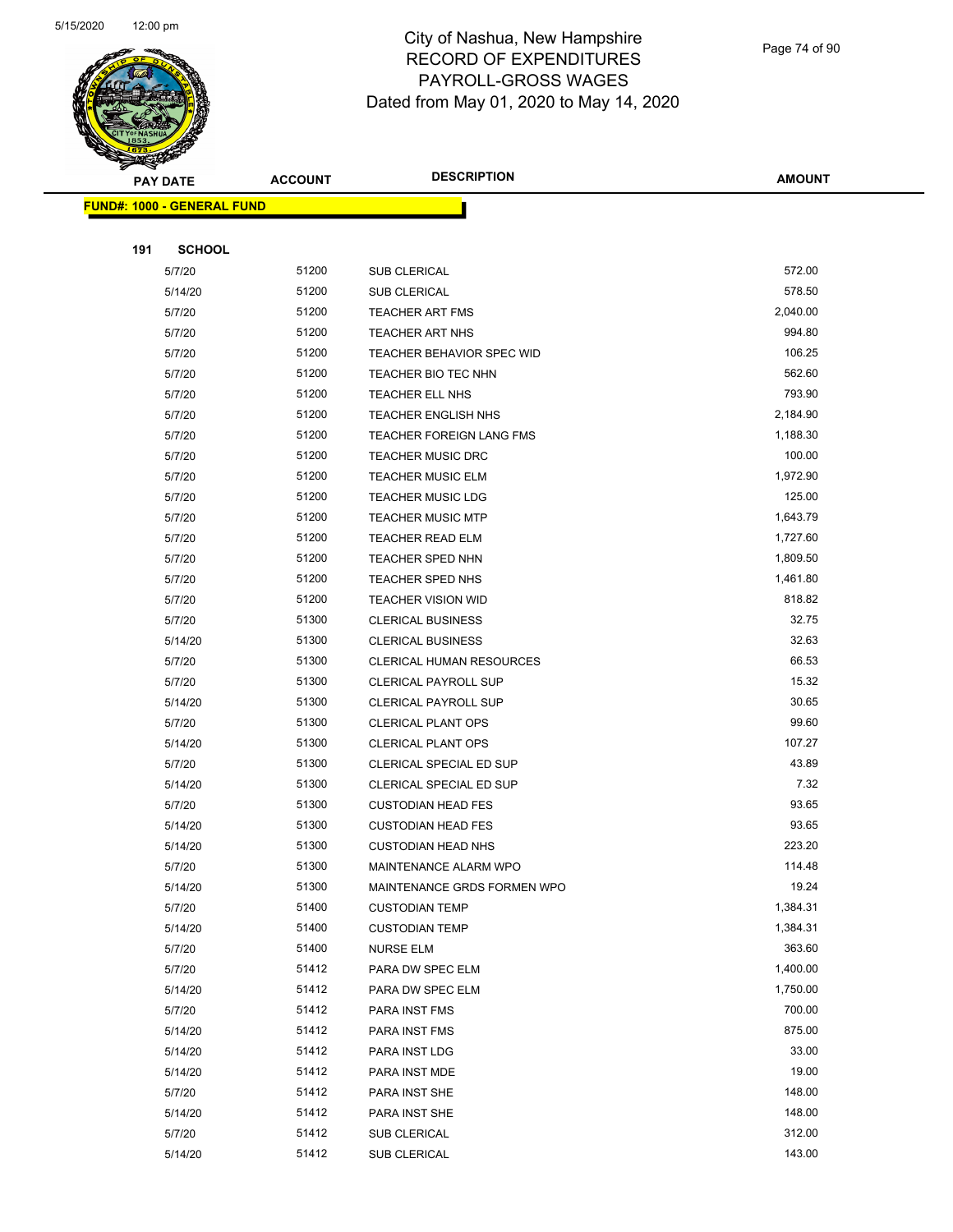# City of Nashua, New Hampshire
## RECORD OF EXPENDITURES
## PAYROLL-GROSS WAGES
## Dated from May 01, 2020 to May 14, 2020

| PAY DATE | ACCOUNT | DESCRIPTION | AMOUNT |
|---|---|---|---|
| **FUND#: 1000 - GENERAL FUND** | | | |
| **191 SCHOOL** | | | |
| 5/7/20 | 51200 | SUB CLERICAL | 572.00 |
| 5/14/20 | 51200 | SUB CLERICAL | 578.50 |
| 5/7/20 | 51200 | TEACHER ART FMS | 2,040.00 |
| 5/7/20 | 51200 | TEACHER ART NHS | 994.80 |
| 5/7/20 | 51200 | TEACHER BEHAVIOR SPEC WID | 106.25 |
| 5/7/20 | 51200 | TEACHER BIO TEC NHN | 562.60 |
| 5/7/20 | 51200 | TEACHER ELL NHS | 793.90 |
| 5/7/20 | 51200 | TEACHER ENGLISH NHS | 2,184.90 |
| 5/7/20 | 51200 | TEACHER FOREIGN LANG FMS | 1,188.30 |
| 5/7/20 | 51200 | TEACHER MUSIC DRC | 100.00 |
| 5/7/20 | 51200 | TEACHER MUSIC ELM | 1,972.90 |
| 5/7/20 | 51200 | TEACHER MUSIC LDG | 125.00 |
| 5/7/20 | 51200 | TEACHER MUSIC MTP | 1,643.79 |
| 5/7/20 | 51200 | TEACHER READ ELM | 1,727.60 |
| 5/7/20 | 51200 | TEACHER SPED NHN | 1,809.50 |
| 5/7/20 | 51200 | TEACHER SPED NHS | 1,461.80 |
| 5/7/20 | 51200 | TEACHER VISION WID | 818.82 |
| 5/7/20 | 51300 | CLERICAL BUSINESS | 32.75 |
| 5/14/20 | 51300 | CLERICAL BUSINESS | 32.63 |
| 5/7/20 | 51300 | CLERICAL HUMAN RESOURCES | 66.53 |
| 5/7/20 | 51300 | CLERICAL PAYROLL SUP | 15.32 |
| 5/14/20 | 51300 | CLERICAL PAYROLL SUP | 30.65 |
| 5/7/20 | 51300 | CLERICAL PLANT OPS | 99.60 |
| 5/14/20 | 51300 | CLERICAL PLANT OPS | 107.27 |
| 5/7/20 | 51300 | CLERICAL SPECIAL ED SUP | 43.89 |
| 5/14/20 | 51300 | CLERICAL SPECIAL ED SUP | 7.32 |
| 5/7/20 | 51300 | CUSTODIAN HEAD FES | 93.65 |
| 5/14/20 | 51300 | CUSTODIAN HEAD FES | 93.65 |
| 5/14/20 | 51300 | CUSTODIAN HEAD NHS | 223.20 |
| 5/7/20 | 51300 | MAINTENANCE ALARM WPO | 114.48 |
| 5/14/20 | 51300 | MAINTENANCE GRDS FORMEN WPO | 19.24 |
| 5/7/20 | 51400 | CUSTODIAN TEMP | 1,384.31 |
| 5/14/20 | 51400 | CUSTODIAN TEMP | 1,384.31 |
| 5/7/20 | 51400 | NURSE ELM | 363.60 |
| 5/7/20 | 51412 | PARA DW SPEC ELM | 1,400.00 |
| 5/14/20 | 51412 | PARA DW SPEC ELM | 1,750.00 |
| 5/7/20 | 51412 | PARA INST FMS | 700.00 |
| 5/14/20 | 51412 | PARA INST FMS | 875.00 |
| 5/14/20 | 51412 | PARA INST LDG | 33.00 |
| 5/14/20 | 51412 | PARA INST MDE | 19.00 |
| 5/7/20 | 51412 | PARA INST SHE | 148.00 |
| 5/14/20 | 51412 | PARA INST SHE | 148.00 |
| 5/7/20 | 51412 | SUB CLERICAL | 312.00 |
| 5/14/20 | 51412 | SUB CLERICAL | 143.00 |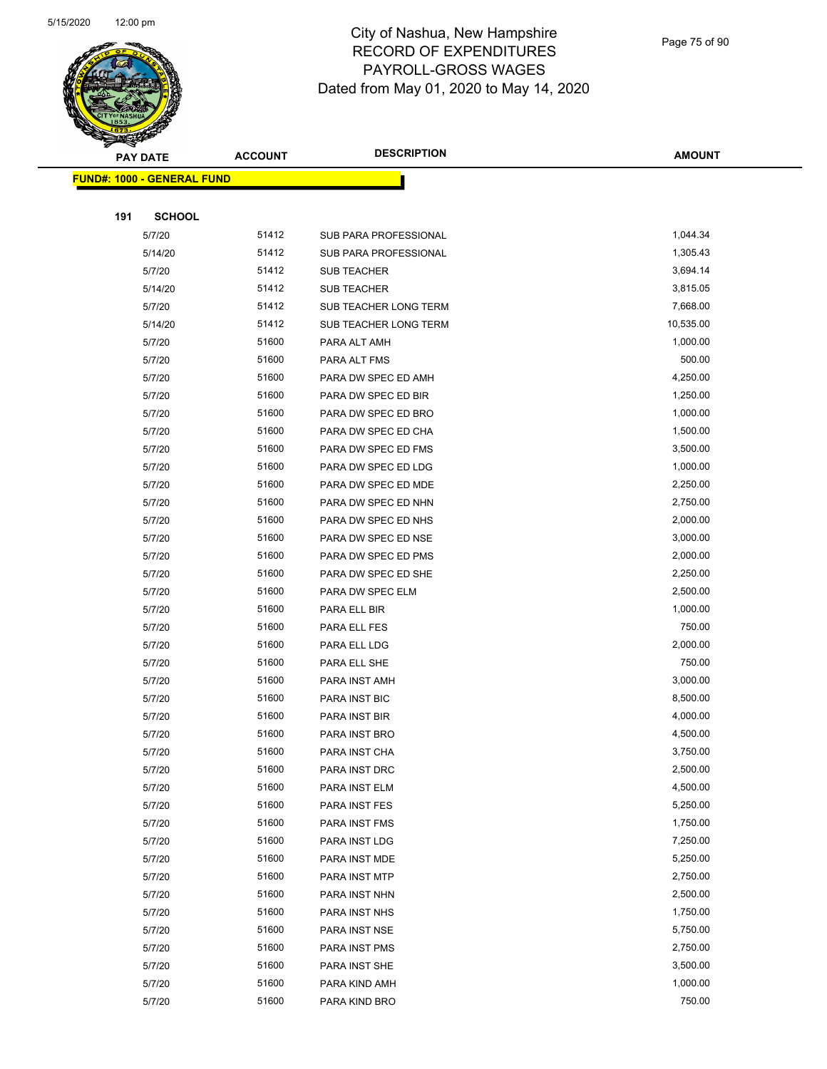# City of Nashua, New Hampshire
## RECORD OF EXPENDITURES
## PAYROLL-GROSS WAGES
## Dated from May 01, 2020 to May 14, 2020

**FUND#: 1000 - GENERAL FUND**

**191 SCHOOL**

| PAY DATE | ACCOUNT | DESCRIPTION | AMOUNT |
|---|---|---|---|
| 5/7/20 | 51412 | SUB PARA PROFESSIONAL | 1,044.34 |
| 5/14/20 | 51412 | SUB PARA PROFESSIONAL | 1,305.43 |
| 5/7/20 | 51412 | SUB TEACHER | 3,694.14 |
| 5/14/20 | 51412 | SUB TEACHER | 3,815.05 |
| 5/7/20 | 51412 | SUB TEACHER LONG TERM | 7,668.00 |
| 5/14/20 | 51412 | SUB TEACHER LONG TERM | 10,535.00 |
| 5/7/20 | 51600 | PARA ALT AMH | 1,000.00 |
| 5/7/20 | 51600 | PARA ALT FMS | 500.00 |
| 5/7/20 | 51600 | PARA DW SPEC ED AMH | 4,250.00 |
| 5/7/20 | 51600 | PARA DW SPEC ED BIR | 1,250.00 |
| 5/7/20 | 51600 | PARA DW SPEC ED BRO | 1,000.00 |
| 5/7/20 | 51600 | PARA DW SPEC ED CHA | 1,500.00 |
| 5/7/20 | 51600 | PARA DW SPEC ED FMS | 3,500.00 |
| 5/7/20 | 51600 | PARA DW SPEC ED LDG | 1,000.00 |
| 5/7/20 | 51600 | PARA DW SPEC ED MDE | 2,250.00 |
| 5/7/20 | 51600 | PARA DW SPEC ED NHN | 2,750.00 |
| 5/7/20 | 51600 | PARA DW SPEC ED NHS | 2,000.00 |
| 5/7/20 | 51600 | PARA DW SPEC ED NSE | 3,000.00 |
| 5/7/20 | 51600 | PARA DW SPEC ED PMS | 2,000.00 |
| 5/7/20 | 51600 | PARA DW SPEC ED SHE | 2,250.00 |
| 5/7/20 | 51600 | PARA DW SPEC ELM | 2,500.00 |
| 5/7/20 | 51600 | PARA ELL BIR | 1,000.00 |
| 5/7/20 | 51600 | PARA ELL FES | 750.00 |
| 5/7/20 | 51600 | PARA ELL LDG | 2,000.00 |
| 5/7/20 | 51600 | PARA ELL SHE | 750.00 |
| 5/7/20 | 51600 | PARA INST AMH | 3,000.00 |
| 5/7/20 | 51600 | PARA INST BIC | 8,500.00 |
| 5/7/20 | 51600 | PARA INST BIR | 4,000.00 |
| 5/7/20 | 51600 | PARA INST BRO | 4,500.00 |
| 5/7/20 | 51600 | PARA INST CHA | 3,750.00 |
| 5/7/20 | 51600 | PARA INST DRC | 2,500.00 |
| 5/7/20 | 51600 | PARA INST ELM | 4,500.00 |
| 5/7/20 | 51600 | PARA INST FES | 5,250.00 |
| 5/7/20 | 51600 | PARA INST FMS | 1,750.00 |
| 5/7/20 | 51600 | PARA INST LDG | 7,250.00 |
| 5/7/20 | 51600 | PARA INST MDE | 5,250.00 |
| 5/7/20 | 51600 | PARA INST MTP | 2,750.00 |
| 5/7/20 | 51600 | PARA INST NHN | 2,500.00 |
| 5/7/20 | 51600 | PARA INST NHS | 1,750.00 |
| 5/7/20 | 51600 | PARA INST NSE | 5,750.00 |
| 5/7/20 | 51600 | PARA INST PMS | 2,750.00 |
| 5/7/20 | 51600 | PARA INST SHE | 3,500.00 |
| 5/7/20 | 51600 | PARA KIND AMH | 1,000.00 |
| 5/7/20 | 51600 | PARA KIND BRO | 750.00 |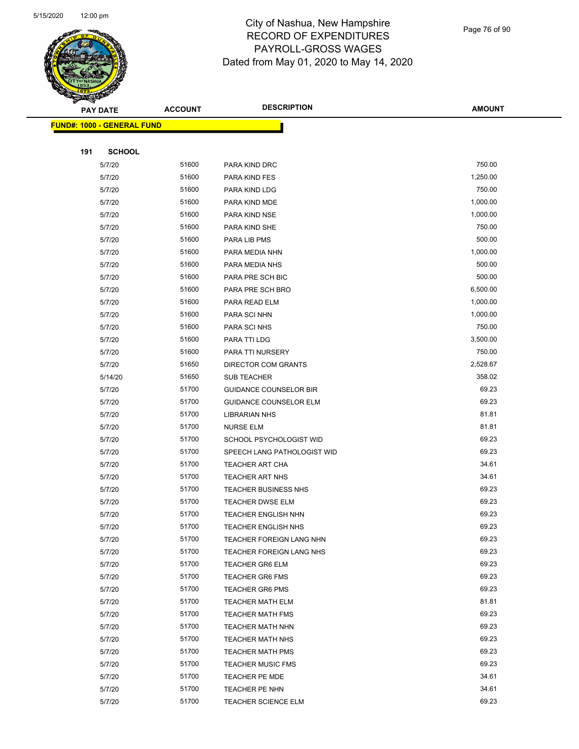# City of Nashua, New Hampshire
## RECORD OF EXPENDITURES
## PAYROLL-GROSS WAGES
## Dated from May 01, 2020 to May 14, 2020

| PAY DATE | ACCOUNT | DESCRIPTION | AMOUNT |
|---|---|---|---|

**FUND#: 1000 - GENERAL FUND**

**191 SCHOOL**

| PAY DATE | ACCOUNT | DESCRIPTION | AMOUNT |
|---|---|---|---|
| 5/7/20 | 51600 | PARA KIND DRC | 750.00 |
| 5/7/20 | 51600 | PARA KIND FES | 1,250.00 |
| 5/7/20 | 51600 | PARA KIND LDG | 750.00 |
| 5/7/20 | 51600 | PARA KIND MDE | 1,000.00 |
| 5/7/20 | 51600 | PARA KIND NSE | 1,000.00 |
| 5/7/20 | 51600 | PARA KIND SHE | 750.00 |
| 5/7/20 | 51600 | PARA LIB PMS | 500.00 |
| 5/7/20 | 51600 | PARA MEDIA NHN | 1,000.00 |
| 5/7/20 | 51600 | PARA MEDIA NHS | 500.00 |
| 5/7/20 | 51600 | PARA PRE SCH BIC | 500.00 |
| 5/7/20 | 51600 | PARA PRE SCH BRO | 6,500.00 |
| 5/7/20 | 51600 | PARA READ ELM | 1,000.00 |
| 5/7/20 | 51600 | PARA SCI NHN | 1,000.00 |
| 5/7/20 | 51600 | PARA SCI NHS | 750.00 |
| 5/7/20 | 51600 | PARA TTI LDG | 3,500.00 |
| 5/7/20 | 51600 | PARA TTI NURSERY | 750.00 |
| 5/7/20 | 51650 | DIRECTOR COM GRANTS | 2,528.67 |
| 5/14/20 | 51650 | SUB TEACHER | 358.02 |
| 5/7/20 | 51700 | GUIDANCE COUNSELOR BIR | 69.23 |
| 5/7/20 | 51700 | GUIDANCE COUNSELOR ELM | 69.23 |
| 5/7/20 | 51700 | LIBRARIAN NHS | 81.81 |
| 5/7/20 | 51700 | NURSE ELM | 81.81 |
| 5/7/20 | 51700 | SCHOOL PSYCHOLOGIST WID | 69.23 |
| 5/7/20 | 51700 | SPEECH LANG PATHOLOGIST WID | 69.23 |
| 5/7/20 | 51700 | TEACHER ART CHA | 34.61 |
| 5/7/20 | 51700 | TEACHER ART NHS | 34.61 |
| 5/7/20 | 51700 | TEACHER BUSINESS NHS | 69.23 |
| 5/7/20 | 51700 | TEACHER DWSE ELM | 69.23 |
| 5/7/20 | 51700 | TEACHER ENGLISH NHN | 69.23 |
| 5/7/20 | 51700 | TEACHER ENGLISH NHS | 69.23 |
| 5/7/20 | 51700 | TEACHER FOREIGN LANG NHN | 69.23 |
| 5/7/20 | 51700 | TEACHER FOREIGN LANG NHS | 69.23 |
| 5/7/20 | 51700 | TEACHER GR6 ELM | 69.23 |
| 5/7/20 | 51700 | TEACHER GR6 FMS | 69.23 |
| 5/7/20 | 51700 | TEACHER GR6 PMS | 69.23 |
| 5/7/20 | 51700 | TEACHER MATH ELM | 81.81 |
| 5/7/20 | 51700 | TEACHER MATH FMS | 69.23 |
| 5/7/20 | 51700 | TEACHER MATH NHN | 69.23 |
| 5/7/20 | 51700 | TEACHER MATH NHS | 69.23 |
| 5/7/20 | 51700 | TEACHER MATH PMS | 69.23 |
| 5/7/20 | 51700 | TEACHER MUSIC FMS | 69.23 |
| 5/7/20 | 51700 | TEACHER PE MDE | 34.61 |
| 5/7/20 | 51700 | TEACHER PE NHN | 34.61 |
| 5/7/20 | 51700 | TEACHER SCIENCE ELM | 69.23 |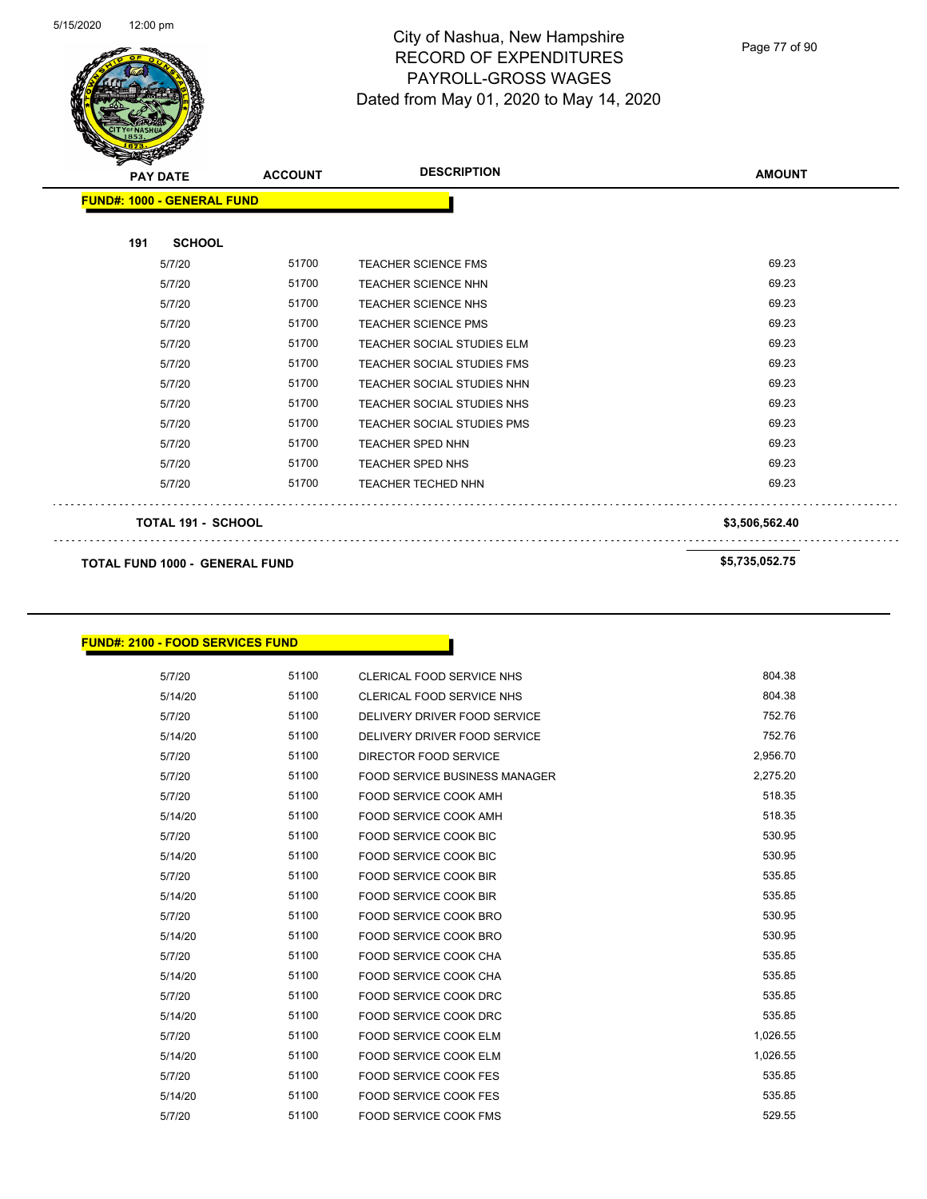# City of Nashua, New Hampshire
## RECORD OF EXPENDITURES
## PAYROLL-GROSS WAGES
### Dated from May 01, 2020 to May 14, 2020

| PAY DATE | ACCOUNT | DESCRIPTION | AMOUNT |
|---|---|---|---|
| **FUND#: 1000 - GENERAL FUND** | | | |
| **191 SCHOOL** | | | |
| 5/7/20 | 51700 | TEACHER SCIENCE FMS | 69.23 |
| 5/7/20 | 51700 | TEACHER SCIENCE NHN | 69.23 |
| 5/7/20 | 51700 | TEACHER SCIENCE NHS | 69.23 |
| 5/7/20 | 51700 | TEACHER SCIENCE PMS | 69.23 |
| 5/7/20 | 51700 | TEACHER SOCIAL STUDIES ELM | 69.23 |
| 5/7/20 | 51700 | TEACHER SOCIAL STUDIES FMS | 69.23 |
| 5/7/20 | 51700 | TEACHER SOCIAL STUDIES NHN | 69.23 |
| 5/7/20 | 51700 | TEACHER SOCIAL STUDIES NHS | 69.23 |
| 5/7/20 | 51700 | TEACHER SOCIAL STUDIES PMS | 69.23 |
| 5/7/20 | 51700 | TEACHER SPED NHN | 69.23 |
| 5/7/20 | 51700 | TEACHER SPED NHS | 69.23 |
| 5/7/20 | 51700 | TEACHER TECHED NHN | 69.23 |
| **TOTAL 191 - SCHOOL** | | | **$3,506,562.40** |
| **TOTAL FUND 1000 - GENERAL FUND** | | | **$5,735,052.75** |

| PAY DATE | ACCOUNT | DESCRIPTION | AMOUNT |
|---|---|---|---|
| **FUND#: 2100 - FOOD SERVICES FUND** | | | |
| 5/7/20 | 51100 | CLERICAL FOOD SERVICE NHS | 804.38 |
| 5/14/20 | 51100 | CLERICAL FOOD SERVICE NHS | 804.38 |
| 5/7/20 | 51100 | DELIVERY DRIVER FOOD SERVICE | 752.76 |
| 5/14/20 | 51100 | DELIVERY DRIVER FOOD SERVICE | 752.76 |
| 5/7/20 | 51100 | DIRECTOR FOOD SERVICE | 2,956.70 |
| 5/7/20 | 51100 | FOOD SERVICE BUSINESS MANAGER | 2,275.20 |
| 5/7/20 | 51100 | FOOD SERVICE COOK AMH | 518.35 |
| 5/14/20 | 51100 | FOOD SERVICE COOK AMH | 518.35 |
| 5/7/20 | 51100 | FOOD SERVICE COOK BIC | 530.95 |
| 5/14/20 | 51100 | FOOD SERVICE COOK BIC | 530.95 |
| 5/7/20 | 51100 | FOOD SERVICE COOK BIR | 535.85 |
| 5/14/20 | 51100 | FOOD SERVICE COOK BIR | 535.85 |
| 5/7/20 | 51100 | FOOD SERVICE COOK BRO | 530.95 |
| 5/14/20 | 51100 | FOOD SERVICE COOK BRO | 530.95 |
| 5/7/20 | 51100 | FOOD SERVICE COOK CHA | 535.85 |
| 5/14/20 | 51100 | FOOD SERVICE COOK CHA | 535.85 |
| 5/7/20 | 51100 | FOOD SERVICE COOK DRC | 535.85 |
| 5/14/20 | 51100 | FOOD SERVICE COOK DRC | 535.85 |
| 5/7/20 | 51100 | FOOD SERVICE COOK ELM | 1,026.55 |
| 5/14/20 | 51100 | FOOD SERVICE COOK ELM | 1,026.55 |
| 5/7/20 | 51100 | FOOD SERVICE COOK FES | 535.85 |
| 5/14/20 | 51100 | FOOD SERVICE COOK FES | 535.85 |
| 5/7/20 | 51100 | FOOD SERVICE COOK FMS | 529.55 |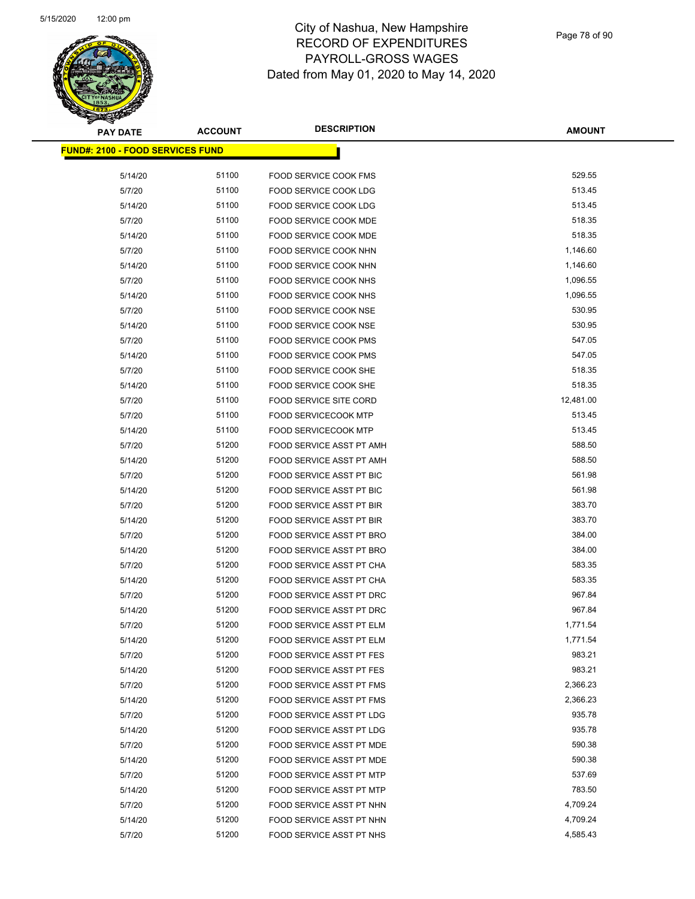# City of Nashua, New Hampshire
# RECORD OF EXPENDITURES
# PAYROLL-GROSS WAGES
# Dated from May 01, 2020 to May 14, 2020

**FUND#: 2100 - FOOD SERVICES FUND**

| PAY DATE | ACCOUNT | DESCRIPTION | AMOUNT |
|---|---|---|---|
| 5/14/20 | 51100 | FOOD SERVICE COOK FMS | 529.55 |
| 5/7/20 | 51100 | FOOD SERVICE COOK LDG | 513.45 |
| 5/14/20 | 51100 | FOOD SERVICE COOK LDG | 513.45 |
| 5/7/20 | 51100 | FOOD SERVICE COOK MDE | 518.35 |
| 5/14/20 | 51100 | FOOD SERVICE COOK MDE | 518.35 |
| 5/7/20 | 51100 | FOOD SERVICE COOK NHN | 1,146.60 |
| 5/14/20 | 51100 | FOOD SERVICE COOK NHN | 1,146.60 |
| 5/7/20 | 51100 | FOOD SERVICE COOK NHS | 1,096.55 |
| 5/14/20 | 51100 | FOOD SERVICE COOK NHS | 1,096.55 |
| 5/7/20 | 51100 | FOOD SERVICE COOK NSE | 530.95 |
| 5/14/20 | 51100 | FOOD SERVICE COOK NSE | 530.95 |
| 5/7/20 | 51100 | FOOD SERVICE COOK PMS | 547.05 |
| 5/14/20 | 51100 | FOOD SERVICE COOK PMS | 547.05 |
| 5/7/20 | 51100 | FOOD SERVICE COOK SHE | 518.35 |
| 5/14/20 | 51100 | FOOD SERVICE COOK SHE | 518.35 |
| 5/7/20 | 51100 | FOOD SERVICE SITE CORD | 12,481.00 |
| 5/7/20 | 51100 | FOOD SERVICECOOK MTP | 513.45 |
| 5/14/20 | 51100 | FOOD SERVICECOOK MTP | 513.45 |
| 5/7/20 | 51200 | FOOD SERVICE ASST PT AMH | 588.50 |
| 5/14/20 | 51200 | FOOD SERVICE ASST PT AMH | 588.50 |
| 5/7/20 | 51200 | FOOD SERVICE ASST PT BIC | 561.98 |
| 5/14/20 | 51200 | FOOD SERVICE ASST PT BIC | 561.98 |
| 5/7/20 | 51200 | FOOD SERVICE ASST PT BIR | 383.70 |
| 5/14/20 | 51200 | FOOD SERVICE ASST PT BIR | 383.70 |
| 5/7/20 | 51200 | FOOD SERVICE ASST PT BRO | 384.00 |
| 5/14/20 | 51200 | FOOD SERVICE ASST PT BRO | 384.00 |
| 5/7/20 | 51200 | FOOD SERVICE ASST PT CHA | 583.35 |
| 5/14/20 | 51200 | FOOD SERVICE ASST PT CHA | 583.35 |
| 5/7/20 | 51200 | FOOD SERVICE ASST PT DRC | 967.84 |
| 5/14/20 | 51200 | FOOD SERVICE ASST PT DRC | 967.84 |
| 5/7/20 | 51200 | FOOD SERVICE ASST PT ELM | 1,771.54 |
| 5/14/20 | 51200 | FOOD SERVICE ASST PT ELM | 1,771.54 |
| 5/7/20 | 51200 | FOOD SERVICE ASST PT FES | 983.21 |
| 5/14/20 | 51200 | FOOD SERVICE ASST PT FES | 983.21 |
| 5/7/20 | 51200 | FOOD SERVICE ASST PT FMS | 2,366.23 |
| 5/14/20 | 51200 | FOOD SERVICE ASST PT FMS | 2,366.23 |
| 5/7/20 | 51200 | FOOD SERVICE ASST PT LDG | 935.78 |
| 5/14/20 | 51200 | FOOD SERVICE ASST PT LDG | 935.78 |
| 5/7/20 | 51200 | FOOD SERVICE ASST PT MDE | 590.38 |
| 5/14/20 | 51200 | FOOD SERVICE ASST PT MDE | 590.38 |
| 5/7/20 | 51200 | FOOD SERVICE ASST PT MTP | 537.69 |
| 5/14/20 | 51200 | FOOD SERVICE ASST PT MTP | 783.50 |
| 5/7/20 | 51200 | FOOD SERVICE ASST PT NHN | 4,709.24 |
| 5/14/20 | 51200 | FOOD SERVICE ASST PT NHN | 4,709.24 |
| 5/7/20 | 51200 | FOOD SERVICE ASST PT NHS | 4,585.43 |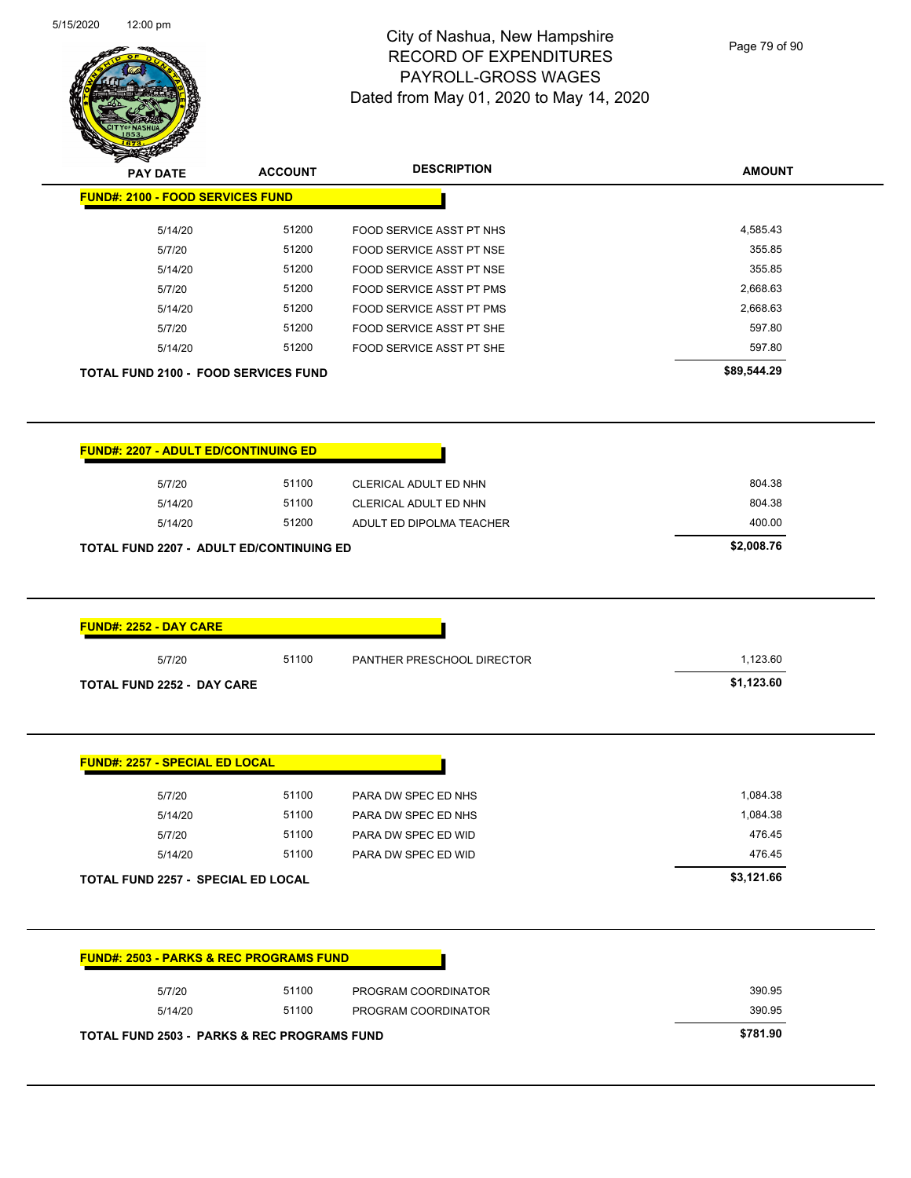# City of Nashua, New Hampshire
## RECORD OF EXPENDITURES
## PAYROLL-GROSS WAGES
### Dated from May 01, 2020 to May 14, 2020

5/15/2020 12:00 pm

| PAY DATE | ACCOUNT | DESCRIPTION | AMOUNT |
|---|---|---|---|
| **FUND#: 2100 - FOOD SERVICES FUND** | | | |
| 5/14/20 | 51200 | FOOD SERVICE ASST PT NHS | 4,585.43 |
| 5/7/20 | 51200 | FOOD SERVICE ASST PT NSE | 355.85 |
| 5/14/20 | 51200 | FOOD SERVICE ASST PT NSE | 355.85 |
| 5/7/20 | 51200 | FOOD SERVICE ASST PT PMS | 2,668.63 |
| 5/14/20 | 51200 | FOOD SERVICE ASST PT PMS | 2,668.63 |
| 5/7/20 | 51200 | FOOD SERVICE ASST PT SHE | 597.80 |
| 5/14/20 | 51200 | FOOD SERVICE ASST PT SHE | 597.80 |
| **TOTAL FUND 2100 - FOOD SERVICES FUND** | | | **$89,544.29** |

| PAY DATE | ACCOUNT | DESCRIPTION | AMOUNT |
|---|---|---|---|
| **FUND#: 2207 - ADULT ED/CONTINUING ED** | | | |
| 5/7/20 | 51100 | CLERICAL ADULT ED NHN | 804.38 |
| 5/14/20 | 51100 | CLERICAL ADULT ED NHN | 804.38 |
| 5/14/20 | 51200 | ADULT ED DIPOLMA TEACHER | 400.00 |
| **TOTAL FUND 2207 - ADULT ED/CONTINUING ED** | | | **$2,008.76** |

| PAY DATE | ACCOUNT | DESCRIPTION | AMOUNT |
|---|---|---|---|
| **FUND#: 2252 - DAY CARE** | | | |
| 5/7/20 | 51100 | PANTHER PRESCHOOL DIRECTOR | 1,123.60 |
| **TOTAL FUND 2252 - DAY CARE** | | | **$1,123.60** |

| PAY DATE | ACCOUNT | DESCRIPTION | AMOUNT |
|---|---|---|---|
| **FUND#: 2257 - SPECIAL ED LOCAL** | | | |
| 5/7/20 | 51100 | PARA DW SPEC ED NHS | 1,084.38 |
| 5/14/20 | 51100 | PARA DW SPEC ED NHS | 1,084.38 |
| 5/7/20 | 51100 | PARA DW SPEC ED WID | 476.45 |
| 5/14/20 | 51100 | PARA DW SPEC ED WID | 476.45 |
| **TOTAL FUND 2257 - SPECIAL ED LOCAL** | | | **$3,121.66** |

| PAY DATE | ACCOUNT | DESCRIPTION | AMOUNT |
|---|---|---|---|
| **FUND#: 2503 - PARKS & REC PROGRAMS FUND** | | | |
| 5/7/20 | 51100 | PROGRAM COORDINATOR | 390.95 |
| 5/14/20 | 51100 | PROGRAM COORDINATOR | 390.95 |
| **TOTAL FUND 2503 - PARKS & REC PROGRAMS FUND** | | | **$781.90** |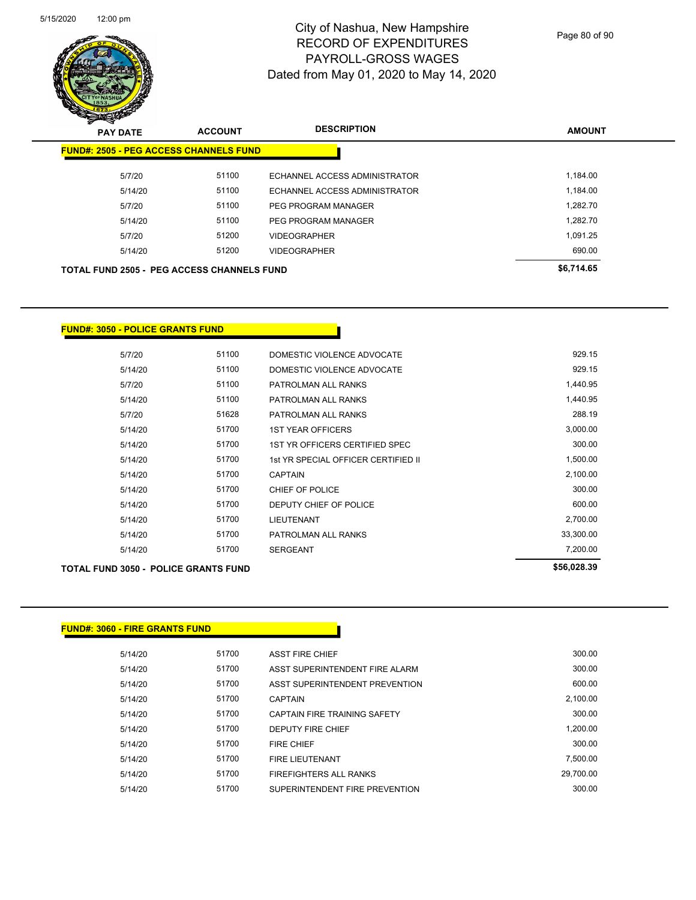# City of Nashua, New Hampshire
# RECORD OF EXPENDITURES
# PAYROLL-GROSS WAGES
## Dated from May 01, 2020 to May 14, 2020

| PAY DATE | ACCOUNT | DESCRIPTION | AMOUNT |
|---|---|---|---|
| **FUND#: 2505 - PEG ACCESS CHANNELS FUND** | | | |
| 5/7/20 | 51100 | ECHANNEL ACCESS ADMINISTRATOR | 1,184.00 |
| 5/14/20 | 51100 | ECHANNEL ACCESS ADMINISTRATOR | 1,184.00 |
| 5/7/20 | 51100 | PEG PROGRAM MANAGER | 1,282.70 |
| 5/14/20 | 51100 | PEG PROGRAM MANAGER | 1,282.70 |
| 5/7/20 | 51200 | VIDEOGRAPHER | 1,091.25 |
| 5/14/20 | 51200 | VIDEOGRAPHER | 690.00 |
| **TOTAL FUND 2505 - PEG ACCESS CHANNELS FUND** | | | **$6,714.65** |

| PAY DATE | ACCOUNT | DESCRIPTION | AMOUNT |
|---|---|---|---|
| **FUND#: 3050 - POLICE GRANTS FUND** | | | |
| 5/7/20 | 51100 | DOMESTIC VIOLENCE ADVOCATE | 929.15 |
| 5/14/20 | 51100 | DOMESTIC VIOLENCE ADVOCATE | 929.15 |
| 5/7/20 | 51100 | PATROLMAN ALL RANKS | 1,440.95 |
| 5/14/20 | 51100 | PATROLMAN ALL RANKS | 1,440.95 |
| 5/7/20 | 51628 | PATROLMAN ALL RANKS | 288.19 |
| 5/14/20 | 51700 | 1ST YEAR OFFICERS | 3,000.00 |
| 5/14/20 | 51700 | 1ST YR OFFICERS CERTIFIED SPEC | 300.00 |
| 5/14/20 | 51700 | 1st YR SPECIAL OFFICER CERTIFIED II | 1,500.00 |
| 5/14/20 | 51700 | CAPTAIN | 2,100.00 |
| 5/14/20 | 51700 | CHIEF OF POLICE | 300.00 |
| 5/14/20 | 51700 | DEPUTY CHIEF OF POLICE | 600.00 |
| 5/14/20 | 51700 | LIEUTENANT | 2,700.00 |
| 5/14/20 | 51700 | PATROLMAN ALL RANKS | 33,300.00 |
| 5/14/20 | 51700 | SERGEANT | 7,200.00 |
| **TOTAL FUND 3050 - POLICE GRANTS FUND** | | | **$56,028.39** |

| PAY DATE | ACCOUNT | DESCRIPTION | AMOUNT |
|---|---|---|---|
| **FUND#: 3060 - FIRE GRANTS FUND** | | | |
| 5/14/20 | 51700 | ASST FIRE CHIEF | 300.00 |
| 5/14/20 | 51700 | ASST SUPERINTENDENT FIRE ALARM | 300.00 |
| 5/14/20 | 51700 | ASST SUPERINTENDENT PREVENTION | 600.00 |
| 5/14/20 | 51700 | CAPTAIN | 2,100.00 |
| 5/14/20 | 51700 | CAPTAIN FIRE TRAINING SAFETY | 300.00 |
| 5/14/20 | 51700 | DEPUTY FIRE CHIEF | 1,200.00 |
| 5/14/20 | 51700 | FIRE CHIEF | 300.00 |
| 5/14/20 | 51700 | FIRE LIEUTENANT | 7,500.00 |
| 5/14/20 | 51700 | FIREFIGHTERS ALL RANKS | 29,700.00 |
| 5/14/20 | 51700 | SUPERINTENDENT FIRE PREVENTION | 300.00 |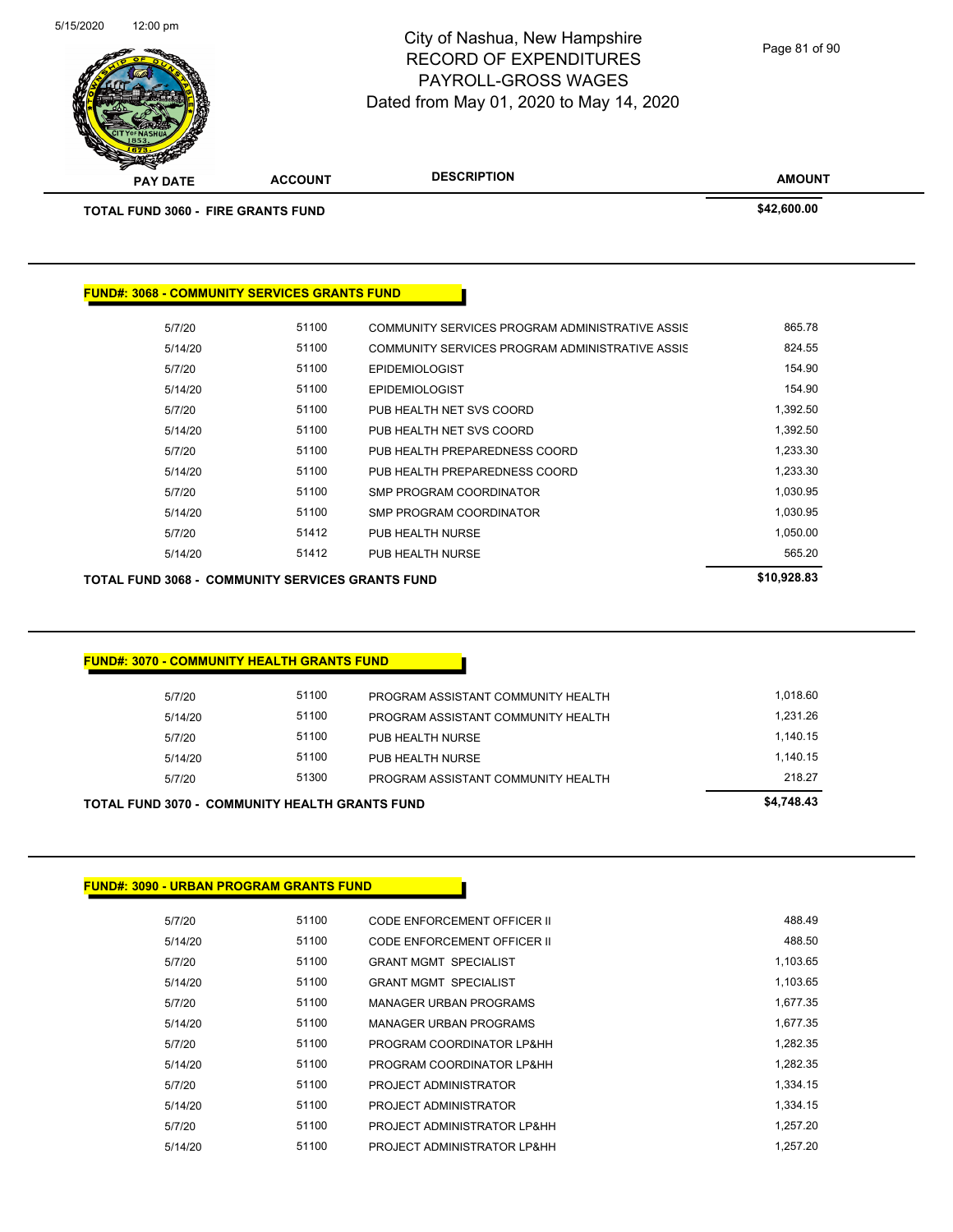| PAY DATE | ACCOUNT | DESCRIPTION | AMOUNT |
|---|---|---|---|
| **TOTAL FUND 3060 - FIRE GRANTS FUND** | | | **$42,600.00** |

**FUND#: 3068 - COMMUNITY SERVICES GRANTS FUND**

| PAY DATE | ACCOUNT | DESCRIPTION | AMOUNT |
|---|---|---|---|
| 5/7/20 | 51100 | COMMUNITY SERVICES PROGRAM ADMINISTRATIVE ASSIS | 865.78 |
| 5/14/20 | 51100 | COMMUNITY SERVICES PROGRAM ADMINISTRATIVE ASSIS | 824.55 |
| 5/7/20 | 51100 | EPIDEMIOLOGIST | 154.90 |
| 5/14/20 | 51100 | EPIDEMIOLOGIST | 154.90 |
| 5/7/20 | 51100 | PUB HEALTH NET SVS COORD | 1,392.50 |
| 5/14/20 | 51100 | PUB HEALTH NET SVS COORD | 1,392.50 |
| 5/7/20 | 51100 | PUB HEALTH PREPAREDNESS COORD | 1,233.30 |
| 5/14/20 | 51100 | PUB HEALTH PREPAREDNESS COORD | 1,233.30 |
| 5/7/20 | 51100 | SMP PROGRAM COORDINATOR | 1,030.95 |
| 5/14/20 | 51100 | SMP PROGRAM COORDINATOR | 1,030.95 |
| 5/7/20 | 51412 | PUB HEALTH NURSE | 1,050.00 |
| 5/14/20 | 51412 | PUB HEALTH NURSE | 565.20 |
| **TOTAL FUND 3068 - COMMUNITY SERVICES GRANTS FUND** | | | **$10,928.83** |

**FUND#: 3070 - COMMUNITY HEALTH GRANTS FUND**

| PAY DATE | ACCOUNT | DESCRIPTION | AMOUNT |
|---|---|---|---|
| 5/7/20 | 51100 | PROGRAM ASSISTANT COMMUNITY HEALTH | 1,018.60 |
| 5/14/20 | 51100 | PROGRAM ASSISTANT COMMUNITY HEALTH | 1,231.26 |
| 5/7/20 | 51100 | PUB HEALTH NURSE | 1,140.15 |
| 5/14/20 | 51100 | PUB HEALTH NURSE | 1,140.15 |
| 5/7/20 | 51300 | PROGRAM ASSISTANT COMMUNITY HEALTH | 218.27 |
| **TOTAL FUND 3070 - COMMUNITY HEALTH GRANTS FUND** | | | **$4,748.43** |

**FUND#: 3090 - URBAN PROGRAM GRANTS FUND**

| PAY DATE | ACCOUNT | DESCRIPTION | AMOUNT |
|---|---|---|---|
| 5/7/20 | 51100 | CODE ENFORCEMENT OFFICER II | 488.49 |
| 5/14/20 | 51100 | CODE ENFORCEMENT OFFICER II | 488.50 |
| 5/7/20 | 51100 | GRANT MGMT SPECIALIST | 1,103.65 |
| 5/14/20 | 51100 | GRANT MGMT SPECIALIST | 1,103.65 |
| 5/7/20 | 51100 | MANAGER URBAN PROGRAMS | 1,677.35 |
| 5/14/20 | 51100 | MANAGER URBAN PROGRAMS | 1,677.35 |
| 5/7/20 | 51100 | PROGRAM COORDINATOR LP&HH | 1,282.35 |
| 5/14/20 | 51100 | PROGRAM COORDINATOR LP&HH | 1,282.35 |
| 5/7/20 | 51100 | PROJECT ADMINISTRATOR | 1,334.15 |
| 5/14/20 | 51100 | PROJECT ADMINISTRATOR | 1,334.15 |
| 5/7/20 | 51100 | PROJECT ADMINISTRATOR LP&HH | 1,257.20 |
| 5/14/20 | 51100 | PROJECT ADMINISTRATOR LP&HH | 1,257.20 |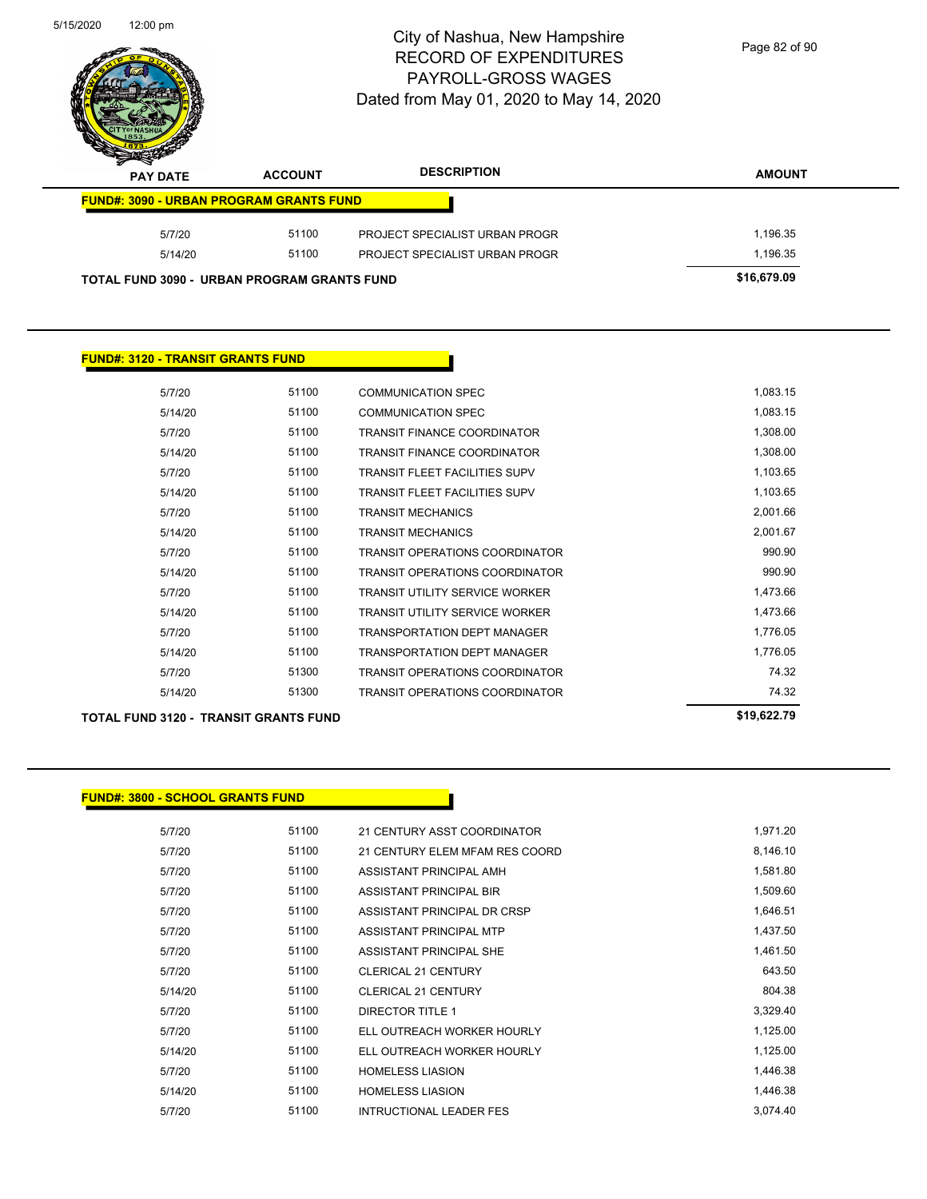# City of Nashua, New Hampshire
## RECORD OF EXPENDITURES
## PAYROLL-GROSS WAGES
### Dated from May 01, 2020 to May 14, 2020

| PAY DATE | ACCOUNT | DESCRIPTION | AMOUNT |
|---|---|---|---|
| **FUND#: 3090 - URBAN PROGRAM GRANTS FUND** | | | |
| 5/7/20 | 51100 | PROJECT SPECIALIST URBAN PROGR | 1,196.35 |
| 5/14/20 | 51100 | PROJECT SPECIALIST URBAN PROGR | 1,196.35 |
| **TOTAL FUND 3090 - URBAN PROGRAM GRANTS FUND** | | | **$16,679.09** |

**FUND#: 3120 - TRANSIT GRANTS FUND**

| PAY DATE | ACCOUNT | DESCRIPTION | AMOUNT |
|---|---|---|---|
| 5/7/20 | 51100 | COMMUNICATION SPEC | 1,083.15 |
| 5/14/20 | 51100 | COMMUNICATION SPEC | 1,083.15 |
| 5/7/20 | 51100 | TRANSIT FINANCE COORDINATOR | 1,308.00 |
| 5/14/20 | 51100 | TRANSIT FINANCE COORDINATOR | 1,308.00 |
| 5/7/20 | 51100 | TRANSIT FLEET FACILITIES SUPV | 1,103.65 |
| 5/14/20 | 51100 | TRANSIT FLEET FACILITIES SUPV | 1,103.65 |
| 5/7/20 | 51100 | TRANSIT MECHANICS | 2,001.66 |
| 5/14/20 | 51100 | TRANSIT MECHANICS | 2,001.67 |
| 5/7/20 | 51100 | TRANSIT OPERATIONS COORDINATOR | 990.90 |
| 5/14/20 | 51100 | TRANSIT OPERATIONS COORDINATOR | 990.90 |
| 5/7/20 | 51100 | TRANSIT UTILITY SERVICE WORKER | 1,473.66 |
| 5/14/20 | 51100 | TRANSIT UTILITY SERVICE WORKER | 1,473.66 |
| 5/7/20 | 51100 | TRANSPORTATION DEPT MANAGER | 1,776.05 |
| 5/14/20 | 51100 | TRANSPORTATION DEPT MANAGER | 1,776.05 |
| 5/7/20 | 51300 | TRANSIT OPERATIONS COORDINATOR | 74.32 |
| 5/14/20 | 51300 | TRANSIT OPERATIONS COORDINATOR | 74.32 |
| **TOTAL FUND 3120 - TRANSIT GRANTS FUND** | | | **$19,622.79** |

**FUND#: 3800 - SCHOOL GRANTS FUND**

| PAY DATE | ACCOUNT | DESCRIPTION | AMOUNT |
|---|---|---|---|
| 5/7/20 | 51100 | 21 CENTURY ASST COORDINATOR | 1,971.20 |
| 5/7/20 | 51100 | 21 CENTURY ELEM MFAM RES COORD | 8,146.10 |
| 5/7/20 | 51100 | ASSISTANT PRINCIPAL AMH | 1,581.80 |
| 5/7/20 | 51100 | ASSISTANT PRINCIPAL BIR | 1,509.60 |
| 5/7/20 | 51100 | ASSISTANT PRINCIPAL DR CRSP | 1,646.51 |
| 5/7/20 | 51100 | ASSISTANT PRINCIPAL MTP | 1,437.50 |
| 5/7/20 | 51100 | ASSISTANT PRINCIPAL SHE | 1,461.50 |
| 5/7/20 | 51100 | CLERICAL 21 CENTURY | 643.50 |
| 5/14/20 | 51100 | CLERICAL 21 CENTURY | 804.38 |
| 5/7/20 | 51100 | DIRECTOR TITLE 1 | 3,329.40 |
| 5/7/20 | 51100 | ELL OUTREACH WORKER HOURLY | 1,125.00 |
| 5/14/20 | 51100 | ELL OUTREACH WORKER HOURLY | 1,125.00 |
| 5/7/20 | 51100 | HOMELESS LIASION | 1,446.38 |
| 5/14/20 | 51100 | HOMELESS LIASION | 1,446.38 |
| 5/7/20 | 51100 | INTRUCTIONAL LEADER FES | 3,074.40 |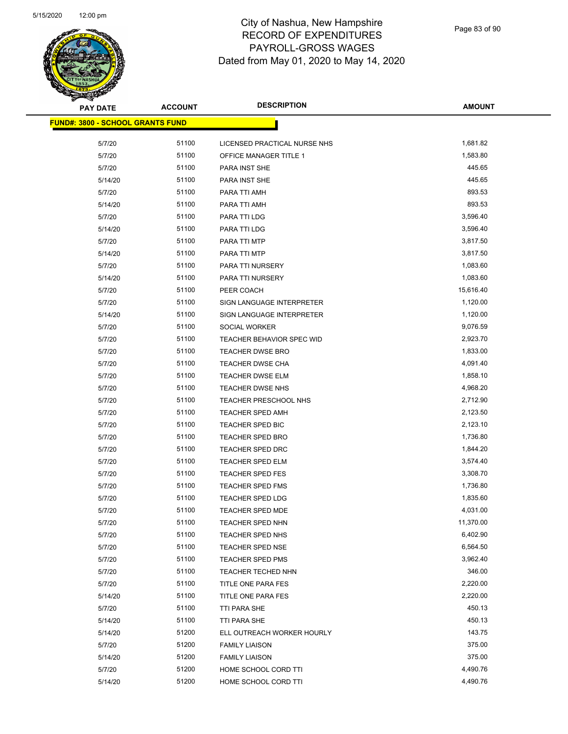City of Nashua, New Hampshire
RECORD OF EXPENDITURES
PAYROLL-GROSS WAGES
Dated from May 01, 2020 to May 14, 2020

| PAY DATE | ACCOUNT | DESCRIPTION | AMOUNT |
|---|---|---|---|
| **FUND#: 3800 - SCHOOL GRANTS FUND** | | | |
| 5/7/20 | 51100 | LICENSED PRACTICAL NURSE NHS | 1,681.82 |
| 5/7/20 | 51100 | OFFICE MANAGER TITLE 1 | 1,583.80 |
| 5/7/20 | 51100 | PARA INST SHE | 445.65 |
| 5/14/20 | 51100 | PARA INST SHE | 445.65 |
| 5/7/20 | 51100 | PARA TTI AMH | 893.53 |
| 5/14/20 | 51100 | PARA TTI AMH | 893.53 |
| 5/7/20 | 51100 | PARA TTI LDG | 3,596.40 |
| 5/14/20 | 51100 | PARA TTI LDG | 3,596.40 |
| 5/7/20 | 51100 | PARA TTI MTP | 3,817.50 |
| 5/14/20 | 51100 | PARA TTI MTP | 3,817.50 |
| 5/7/20 | 51100 | PARA TTI NURSERY | 1,083.60 |
| 5/14/20 | 51100 | PARA TTI NURSERY | 1,083.60 |
| 5/7/20 | 51100 | PEER COACH | 15,616.40 |
| 5/7/20 | 51100 | SIGN LANGUAGE INTERPRETER | 1,120.00 |
| 5/14/20 | 51100 | SIGN LANGUAGE INTERPRETER | 1,120.00 |
| 5/7/20 | 51100 | SOCIAL WORKER | 9,076.59 |
| 5/7/20 | 51100 | TEACHER BEHAVIOR SPEC WID | 2,923.70 |
| 5/7/20 | 51100 | TEACHER DWSE BRO | 1,833.00 |
| 5/7/20 | 51100 | TEACHER DWSE CHA | 4,091.40 |
| 5/7/20 | 51100 | TEACHER DWSE ELM | 1,858.10 |
| 5/7/20 | 51100 | TEACHER DWSE NHS | 4,968.20 |
| 5/7/20 | 51100 | TEACHER PRESCHOOL NHS | 2,712.90 |
| 5/7/20 | 51100 | TEACHER SPED AMH | 2,123.50 |
| 5/7/20 | 51100 | TEACHER SPED BIC | 2,123.10 |
| 5/7/20 | 51100 | TEACHER SPED BRO | 1,736.80 |
| 5/7/20 | 51100 | TEACHER SPED DRC | 1,844.20 |
| 5/7/20 | 51100 | TEACHER SPED ELM | 3,574.40 |
| 5/7/20 | 51100 | TEACHER SPED FES | 3,308.70 |
| 5/7/20 | 51100 | TEACHER SPED FMS | 1,736.80 |
| 5/7/20 | 51100 | TEACHER SPED LDG | 1,835.60 |
| 5/7/20 | 51100 | TEACHER SPED MDE | 4,031.00 |
| 5/7/20 | 51100 | TEACHER SPED NHN | 11,370.00 |
| 5/7/20 | 51100 | TEACHER SPED NHS | 6,402.90 |
| 5/7/20 | 51100 | TEACHER SPED NSE | 6,564.50 |
| 5/7/20 | 51100 | TEACHER SPED PMS | 3,962.40 |
| 5/7/20 | 51100 | TEACHER TECHED NHN | 346.00 |
| 5/7/20 | 51100 | TITLE ONE PARA FES | 2,220.00 |
| 5/14/20 | 51100 | TITLE ONE PARA FES | 2,220.00 |
| 5/7/20 | 51100 | TTI PARA SHE | 450.13 |
| 5/14/20 | 51100 | TTI PARA SHE | 450.13 |
| 5/14/20 | 51200 | ELL OUTREACH WORKER HOURLY | 143.75 |
| 5/7/20 | 51200 | FAMILY LIAISON | 375.00 |
| 5/14/20 | 51200 | FAMILY LIAISON | 375.00 |
| 5/7/20 | 51200 | HOME SCHOOL CORD TTI | 4,490.76 |
| 5/14/20 | 51200 | HOME SCHOOL CORD TTI | 4,490.76 |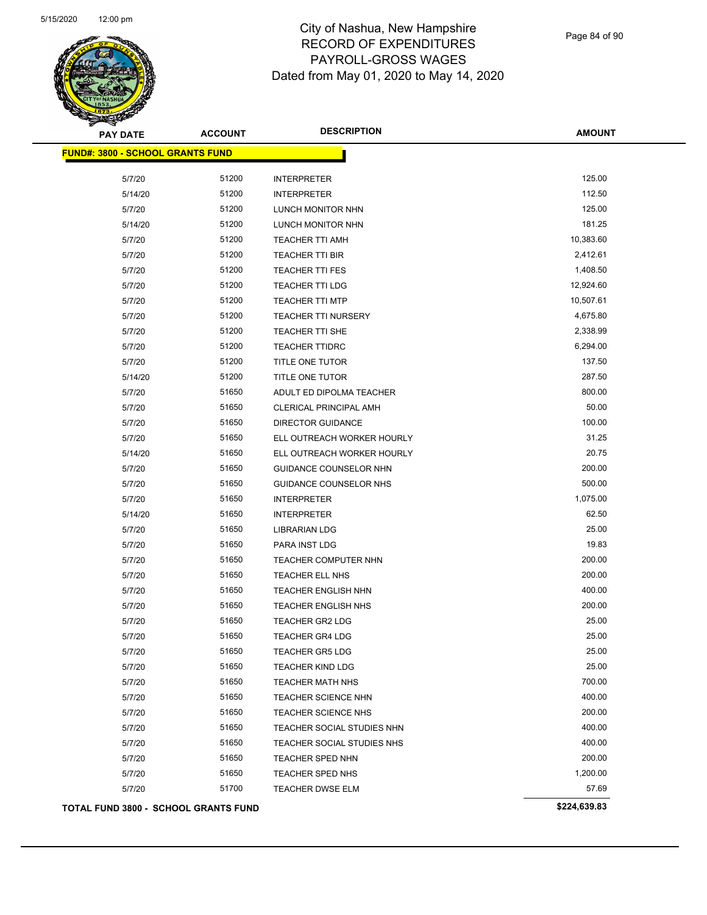# City of Nashua, New Hampshire
## RECORD OF EXPENDITURES
## PAYROLL-GROSS WAGES
## Dated from May 01, 2020 to May 14, 2020

| PAY DATE | ACCOUNT | DESCRIPTION | AMOUNT |
|---|---|---|---|
| **FUND#: 3800 - SCHOOL GRANTS FUND** | | | |
| 5/7/20 | 51200 | INTERPRETER | 125.00 |
| 5/14/20 | 51200 | INTERPRETER | 112.50 |
| 5/7/20 | 51200 | LUNCH MONITOR NHN | 125.00 |
| 5/14/20 | 51200 | LUNCH MONITOR NHN | 181.25 |
| 5/7/20 | 51200 | TEACHER TTI AMH | 10,383.60 |
| 5/7/20 | 51200 | TEACHER TTI BIR | 2,412.61 |
| 5/7/20 | 51200 | TEACHER TTI FES | 1,408.50 |
| 5/7/20 | 51200 | TEACHER TTI LDG | 12,924.60 |
| 5/7/20 | 51200 | TEACHER TTI MTP | 10,507.61 |
| 5/7/20 | 51200 | TEACHER TTI NURSERY | 4,675.80 |
| 5/7/20 | 51200 | TEACHER TTI SHE | 2,338.99 |
| 5/7/20 | 51200 | TEACHER TTIDRC | 6,294.00 |
| 5/7/20 | 51200 | TITLE ONE TUTOR | 137.50 |
| 5/14/20 | 51200 | TITLE ONE TUTOR | 287.50 |
| 5/7/20 | 51650 | ADULT ED DIPOLMA TEACHER | 800.00 |
| 5/7/20 | 51650 | CLERICAL PRINCIPAL AMH | 50.00 |
| 5/7/20 | 51650 | DIRECTOR GUIDANCE | 100.00 |
| 5/7/20 | 51650 | ELL OUTREACH WORKER HOURLY | 31.25 |
| 5/14/20 | 51650 | ELL OUTREACH WORKER HOURLY | 20.75 |
| 5/7/20 | 51650 | GUIDANCE COUNSELOR NHN | 200.00 |
| 5/7/20 | 51650 | GUIDANCE COUNSELOR NHS | 500.00 |
| 5/7/20 | 51650 | INTERPRETER | 1,075.00 |
| 5/14/20 | 51650 | INTERPRETER | 62.50 |
| 5/7/20 | 51650 | LIBRARIAN LDG | 25.00 |
| 5/7/20 | 51650 | PARA INST LDG | 19.83 |
| 5/7/20 | 51650 | TEACHER COMPUTER NHN | 200.00 |
| 5/7/20 | 51650 | TEACHER ELL NHS | 200.00 |
| 5/7/20 | 51650 | TEACHER ENGLISH NHN | 400.00 |
| 5/7/20 | 51650 | TEACHER ENGLISH NHS | 200.00 |
| 5/7/20 | 51650 | TEACHER GR2 LDG | 25.00 |
| 5/7/20 | 51650 | TEACHER GR4 LDG | 25.00 |
| 5/7/20 | 51650 | TEACHER GR5 LDG | 25.00 |
| 5/7/20 | 51650 | TEACHER KIND LDG | 25.00 |
| 5/7/20 | 51650 | TEACHER MATH NHS | 700.00 |
| 5/7/20 | 51650 | TEACHER SCIENCE NHN | 400.00 |
| 5/7/20 | 51650 | TEACHER SCIENCE NHS | 200.00 |
| 5/7/20 | 51650 | TEACHER SOCIAL STUDIES NHN | 400.00 |
| 5/7/20 | 51650 | TEACHER SOCIAL STUDIES NHS | 400.00 |
| 5/7/20 | 51650 | TEACHER SPED NHN | 200.00 |
| 5/7/20 | 51650 | TEACHER SPED NHS | 1,200.00 |
| 5/7/20 | 51700 | TEACHER DWSE ELM | 57.69 |
| **TOTAL FUND 3800 - SCHOOL GRANTS FUND** | | | **$224,639.83** |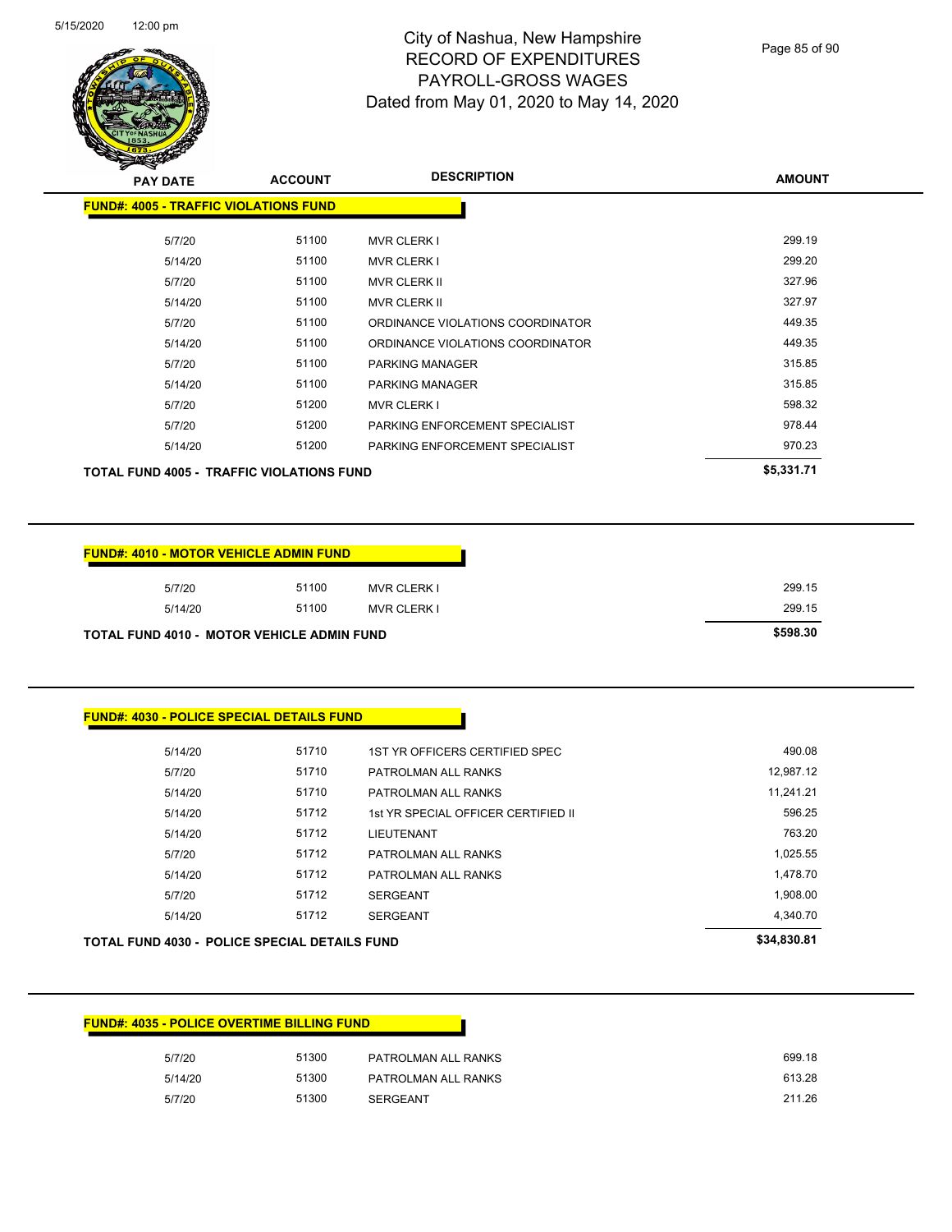# City of Nashua, New Hampshire
## RECORD OF EXPENDITURES
## PAYROLL-GROSS WAGES
### Dated from May 01, 2020 to May 14, 2020

5/15/2020 12:00 pm

| PAY DATE | ACCOUNT | DESCRIPTION | AMOUNT |
|---|---|---|---|
| **FUND#: 4005 - TRAFFIC VIOLATIONS FUND** | | | |
| 5/7/20 | 51100 | MVR CLERK I | 299.19 |
| 5/14/20 | 51100 | MVR CLERK I | 299.20 |
| 5/7/20 | 51100 | MVR CLERK II | 327.96 |
| 5/14/20 | 51100 | MVR CLERK II | 327.97 |
| 5/7/20 | 51100 | ORDINANCE VIOLATIONS COORDINATOR | 449.35 |
| 5/14/20 | 51100 | ORDINANCE VIOLATIONS COORDINATOR | 449.35 |
| 5/7/20 | 51100 | PARKING MANAGER | 315.85 |
| 5/14/20 | 51100 | PARKING MANAGER | 315.85 |
| 5/7/20 | 51200 | MVR CLERK I | 598.32 |
| 5/7/20 | 51200 | PARKING ENFORCEMENT SPECIALIST | 978.44 |
| 5/14/20 | 51200 | PARKING ENFORCEMENT SPECIALIST | 970.23 |
| **TOTAL FUND 4005 - TRAFFIC VIOLATIONS FUND** | | | **$5,331.71** |

| PAY DATE | ACCOUNT | DESCRIPTION | AMOUNT |
|---|---|---|---|
| **FUND#: 4010 - MOTOR VEHICLE ADMIN FUND** | | | |
| 5/7/20 | 51100 | MVR CLERK I | 299.15 |
| 5/14/20 | 51100 | MVR CLERK I | 299.15 |
| **TOTAL FUND 4010 - MOTOR VEHICLE ADMIN FUND** | | | **$598.30** |

| PAY DATE | ACCOUNT | DESCRIPTION | AMOUNT |
|---|---|---|---|
| **FUND#: 4030 - POLICE SPECIAL DETAILS FUND** | | | |
| 5/14/20 | 51710 | 1ST YR OFFICERS CERTIFIED SPEC | 490.08 |
| 5/7/20 | 51710 | PATROLMAN ALL RANKS | 12,987.12 |
| 5/14/20 | 51710 | PATROLMAN ALL RANKS | 11,241.21 |
| 5/14/20 | 51712 | 1st YR SPECIAL OFFICER CERTIFIED II | 596.25 |
| 5/14/20 | 51712 | LIEUTENANT | 763.20 |
| 5/7/20 | 51712 | PATROLMAN ALL RANKS | 1,025.55 |
| 5/14/20 | 51712 | PATROLMAN ALL RANKS | 1,478.70 |
| 5/7/20 | 51712 | SERGEANT | 1,908.00 |
| 5/14/20 | 51712 | SERGEANT | 4,340.70 |
| **TOTAL FUND 4030 - POLICE SPECIAL DETAILS FUND** | | | **$34,830.81** |

| PAY DATE | ACCOUNT | DESCRIPTION | AMOUNT |
|---|---|---|---|
| **FUND#: 4035 - POLICE OVERTIME BILLING FUND** | | | |
| 5/7/20 | 51300 | PATROLMAN ALL RANKS | 699.18 |
| 5/14/20 | 51300 | PATROLMAN ALL RANKS | 613.28 |
| 5/7/20 | 51300 | SERGEANT | 211.26 |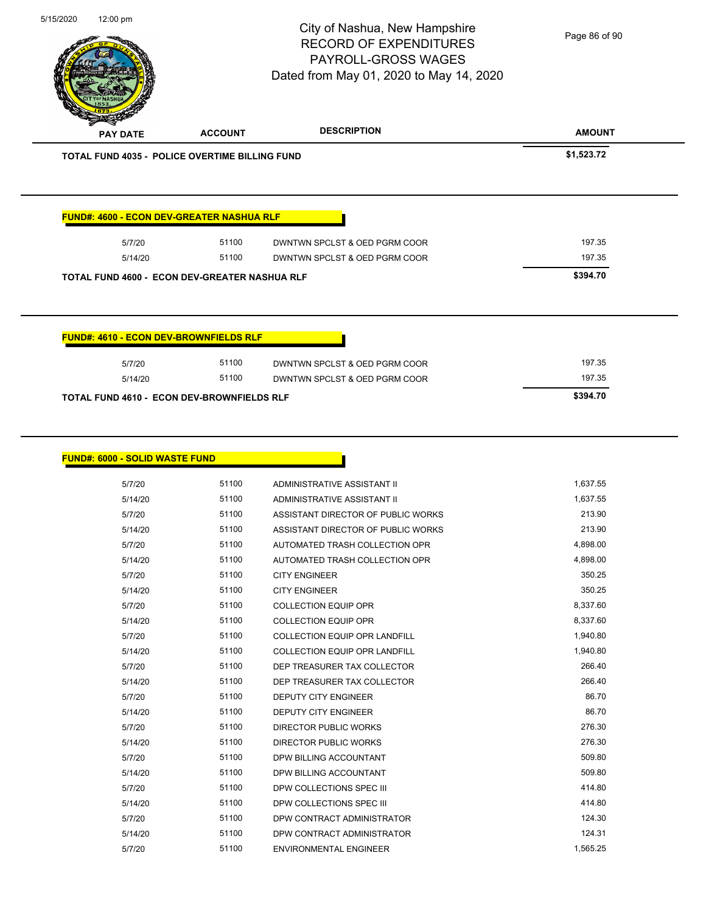# City of Nashua, New Hampshire
## RECORD OF EXPENDITURES
## PAYROLL-GROSS WAGES
## Dated from May 01, 2020 to May 14, 2020

| PAY DATE | ACCOUNT | DESCRIPTION | AMOUNT |
|---|---|---|---|
| **TOTAL FUND 4035 - POLICE OVERTIME BILLING FUND** | | | **$1,523.72** |

**FUND#: 4600 - ECON DEV-GREATER NASHUA RLF**

| PAY DATE | ACCOUNT | DESCRIPTION | AMOUNT |
|---|---|---|---|
| 5/7/20 | 51100 | DWNTWN SPCLST & OED PGRM COOR | 197.35 |
| 5/14/20 | 51100 | DWNTWN SPCLST & OED PGRM COOR | 197.35 |
| **TOTAL FUND 4600 - ECON DEV-GREATER NASHUA RLF** | | | **$394.70** |

**FUND#: 4610 - ECON DEV-BROWNFIELDS RLF**

| PAY DATE | ACCOUNT | DESCRIPTION | AMOUNT |
|---|---|---|---|
| 5/7/20 | 51100 | DWNTWN SPCLST & OED PGRM COOR | 197.35 |
| 5/14/20 | 51100 | DWNTWN SPCLST & OED PGRM COOR | 197.35 |
| **TOTAL FUND 4610 - ECON DEV-BROWNFIELDS RLF** | | | **$394.70** |

**FUND#: 6000 - SOLID WASTE FUND**

| PAY DATE | ACCOUNT | DESCRIPTION | AMOUNT |
|---|---|---|---|
| 5/7/20 | 51100 | ADMINISTRATIVE ASSISTANT II | 1,637.55 |
| 5/14/20 | 51100 | ADMINISTRATIVE ASSISTANT II | 1,637.55 |
| 5/7/20 | 51100 | ASSISTANT DIRECTOR OF PUBLIC WORKS | 213.90 |
| 5/14/20 | 51100 | ASSISTANT DIRECTOR OF PUBLIC WORKS | 213.90 |
| 5/7/20 | 51100 | AUTOMATED TRASH COLLECTION OPR | 4,898.00 |
| 5/14/20 | 51100 | AUTOMATED TRASH COLLECTION OPR | 4,898.00 |
| 5/7/20 | 51100 | CITY ENGINEER | 350.25 |
| 5/14/20 | 51100 | CITY ENGINEER | 350.25 |
| 5/7/20 | 51100 | COLLECTION EQUIP OPR | 8,337.60 |
| 5/14/20 | 51100 | COLLECTION EQUIP OPR | 8,337.60 |
| 5/7/20 | 51100 | COLLECTION EQUIP OPR LANDFILL | 1,940.80 |
| 5/14/20 | 51100 | COLLECTION EQUIP OPR LANDFILL | 1,940.80 |
| 5/7/20 | 51100 | DEP TREASURER TAX COLLECTOR | 266.40 |
| 5/14/20 | 51100 | DEP TREASURER TAX COLLECTOR | 266.40 |
| 5/7/20 | 51100 | DEPUTY CITY ENGINEER | 86.70 |
| 5/14/20 | 51100 | DEPUTY CITY ENGINEER | 86.70 |
| 5/7/20 | 51100 | DIRECTOR PUBLIC WORKS | 276.30 |
| 5/14/20 | 51100 | DIRECTOR PUBLIC WORKS | 276.30 |
| 5/7/20 | 51100 | DPW BILLING ACCOUNTANT | 509.80 |
| 5/14/20 | 51100 | DPW BILLING ACCOUNTANT | 509.80 |
| 5/7/20 | 51100 | DPW COLLECTIONS SPEC III | 414.80 |
| 5/14/20 | 51100 | DPW COLLECTIONS SPEC III | 414.80 |
| 5/7/20 | 51100 | DPW CONTRACT ADMINISTRATOR | 124.30 |
| 5/14/20 | 51100 | DPW CONTRACT ADMINISTRATOR | 124.31 |
| 5/7/20 | 51100 | ENVIRONMENTAL ENGINEER | 1,565.25 |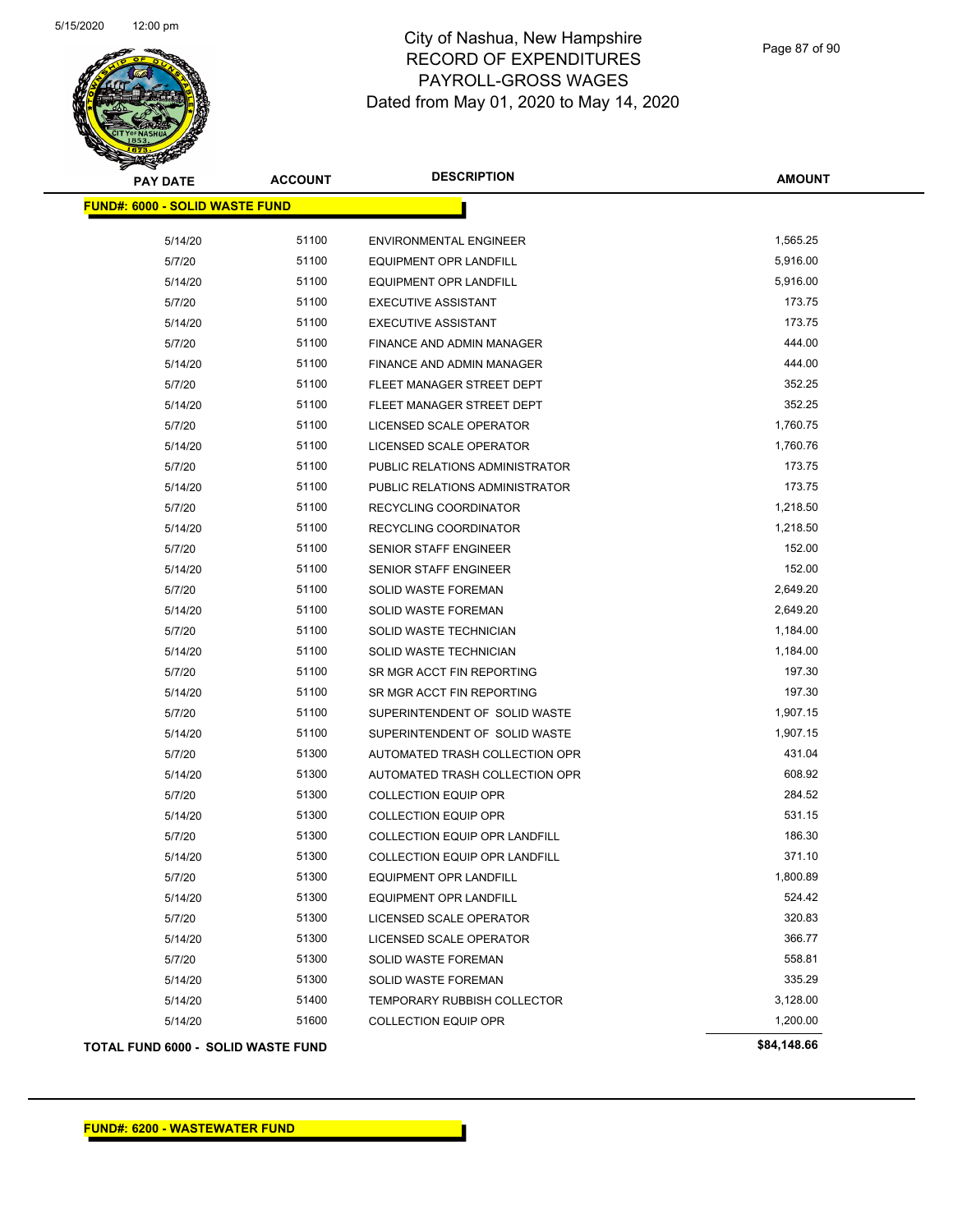# City of Nashua, New Hampshire
## RECORD OF EXPENDITURES
## PAYROLL-GROSS WAGES
### Dated from May 01, 2020 to May 14, 2020

| PAY DATE | ACCOUNT | DESCRIPTION | AMOUNT |
|---|---|---|---|
| **FUND#: 6000 - SOLID WASTE FUND** | | | |
| 5/14/20 | 51100 | ENVIRONMENTAL ENGINEER | 1,565.25 |
| 5/7/20 | 51100 | EQUIPMENT OPR LANDFILL | 5,916.00 |
| 5/14/20 | 51100 | EQUIPMENT OPR LANDFILL | 5,916.00 |
| 5/7/20 | 51100 | EXECUTIVE ASSISTANT | 173.75 |
| 5/14/20 | 51100 | EXECUTIVE ASSISTANT | 173.75 |
| 5/7/20 | 51100 | FINANCE AND ADMIN MANAGER | 444.00 |
| 5/14/20 | 51100 | FINANCE AND ADMIN MANAGER | 444.00 |
| 5/7/20 | 51100 | FLEET MANAGER STREET DEPT | 352.25 |
| 5/14/20 | 51100 | FLEET MANAGER STREET DEPT | 352.25 |
| 5/7/20 | 51100 | LICENSED SCALE OPERATOR | 1,760.75 |
| 5/14/20 | 51100 | LICENSED SCALE OPERATOR | 1,760.76 |
| 5/7/20 | 51100 | PUBLIC RELATIONS ADMINISTRATOR | 173.75 |
| 5/14/20 | 51100 | PUBLIC RELATIONS ADMINISTRATOR | 173.75 |
| 5/7/20 | 51100 | RECYCLING COORDINATOR | 1,218.50 |
| 5/14/20 | 51100 | RECYCLING COORDINATOR | 1,218.50 |
| 5/7/20 | 51100 | SENIOR STAFF ENGINEER | 152.00 |
| 5/14/20 | 51100 | SENIOR STAFF ENGINEER | 152.00 |
| 5/7/20 | 51100 | SOLID WASTE FOREMAN | 2,649.20 |
| 5/14/20 | 51100 | SOLID WASTE FOREMAN | 2,649.20 |
| 5/7/20 | 51100 | SOLID WASTE TECHNICIAN | 1,184.00 |
| 5/14/20 | 51100 | SOLID WASTE TECHNICIAN | 1,184.00 |
| 5/7/20 | 51100 | SR MGR ACCT FIN REPORTING | 197.30 |
| 5/14/20 | 51100 | SR MGR ACCT FIN REPORTING | 197.30 |
| 5/7/20 | 51100 | SUPERINTENDENT OF SOLID WASTE | 1,907.15 |
| 5/14/20 | 51100 | SUPERINTENDENT OF SOLID WASTE | 1,907.15 |
| 5/7/20 | 51300 | AUTOMATED TRASH COLLECTION OPR | 431.04 |
| 5/14/20 | 51300 | AUTOMATED TRASH COLLECTION OPR | 608.92 |
| 5/7/20 | 51300 | COLLECTION EQUIP OPR | 284.52 |
| 5/14/20 | 51300 | COLLECTION EQUIP OPR | 531.15 |
| 5/7/20 | 51300 | COLLECTION EQUIP OPR LANDFILL | 186.30 |
| 5/14/20 | 51300 | COLLECTION EQUIP OPR LANDFILL | 371.10 |
| 5/7/20 | 51300 | EQUIPMENT OPR LANDFILL | 1,800.89 |
| 5/14/20 | 51300 | EQUIPMENT OPR LANDFILL | 524.42 |
| 5/7/20 | 51300 | LICENSED SCALE OPERATOR | 320.83 |
| 5/14/20 | 51300 | LICENSED SCALE OPERATOR | 366.77 |
| 5/7/20 | 51300 | SOLID WASTE FOREMAN | 558.81 |
| 5/14/20 | 51300 | SOLID WASTE FOREMAN | 335.29 |
| 5/14/20 | 51400 | TEMPORARY RUBBISH COLLECTOR | 3,128.00 |
| 5/14/20 | 51600 | COLLECTION EQUIP OPR | 1,200.00 |
| **TOTAL FUND 6000 - SOLID WASTE FUND** | | | **$84,148.66** |

**FUND#: 6200 - WASTEWATER FUND**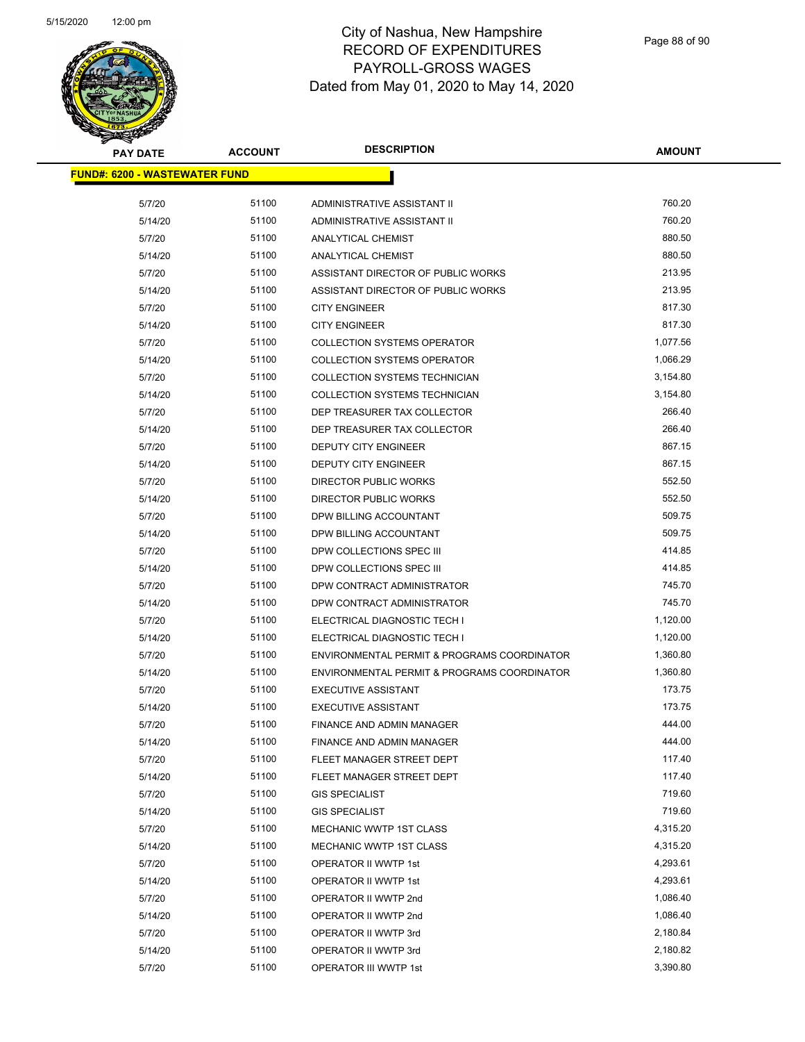# City of Nashua, New Hampshire
## RECORD OF EXPENDITURES
## PAYROLL-GROSS WAGES
### Dated from May 01, 2020 to May 14, 2020

| PAY DATE | ACCOUNT | DESCRIPTION | AMOUNT |
|---|---|---|---|
| **FUND#: 6200 - WASTEWATER FUND** | | | |
| 5/7/20 | 51100 | ADMINISTRATIVE ASSISTANT II | 760.20 |
| 5/14/20 | 51100 | ADMINISTRATIVE ASSISTANT II | 760.20 |
| 5/7/20 | 51100 | ANALYTICAL CHEMIST | 880.50 |
| 5/14/20 | 51100 | ANALYTICAL CHEMIST | 880.50 |
| 5/7/20 | 51100 | ASSISTANT DIRECTOR OF PUBLIC WORKS | 213.95 |
| 5/14/20 | 51100 | ASSISTANT DIRECTOR OF PUBLIC WORKS | 213.95 |
| 5/7/20 | 51100 | CITY ENGINEER | 817.30 |
| 5/14/20 | 51100 | CITY ENGINEER | 817.30 |
| 5/7/20 | 51100 | COLLECTION SYSTEMS OPERATOR | 1,077.56 |
| 5/14/20 | 51100 | COLLECTION SYSTEMS OPERATOR | 1,066.29 |
| 5/7/20 | 51100 | COLLECTION SYSTEMS TECHNICIAN | 3,154.80 |
| 5/14/20 | 51100 | COLLECTION SYSTEMS TECHNICIAN | 3,154.80 |
| 5/7/20 | 51100 | DEP TREASURER TAX COLLECTOR | 266.40 |
| 5/14/20 | 51100 | DEP TREASURER TAX COLLECTOR | 266.40 |
| 5/7/20 | 51100 | DEPUTY CITY ENGINEER | 867.15 |
| 5/14/20 | 51100 | DEPUTY CITY ENGINEER | 867.15 |
| 5/7/20 | 51100 | DIRECTOR PUBLIC WORKS | 552.50 |
| 5/14/20 | 51100 | DIRECTOR PUBLIC WORKS | 552.50 |
| 5/7/20 | 51100 | DPW BILLING ACCOUNTANT | 509.75 |
| 5/14/20 | 51100 | DPW BILLING ACCOUNTANT | 509.75 |
| 5/7/20 | 51100 | DPW COLLECTIONS SPEC III | 414.85 |
| 5/14/20 | 51100 | DPW COLLECTIONS SPEC III | 414.85 |
| 5/7/20 | 51100 | DPW CONTRACT ADMINISTRATOR | 745.70 |
| 5/14/20 | 51100 | DPW CONTRACT ADMINISTRATOR | 745.70 |
| 5/7/20 | 51100 | ELECTRICAL DIAGNOSTIC TECH I | 1,120.00 |
| 5/14/20 | 51100 | ELECTRICAL DIAGNOSTIC TECH I | 1,120.00 |
| 5/7/20 | 51100 | ENVIRONMENTAL PERMIT & PROGRAMS COORDINATOR | 1,360.80 |
| 5/14/20 | 51100 | ENVIRONMENTAL PERMIT & PROGRAMS COORDINATOR | 1,360.80 |
| 5/7/20 | 51100 | EXECUTIVE ASSISTANT | 173.75 |
| 5/14/20 | 51100 | EXECUTIVE ASSISTANT | 173.75 |
| 5/7/20 | 51100 | FINANCE AND ADMIN MANAGER | 444.00 |
| 5/14/20 | 51100 | FINANCE AND ADMIN MANAGER | 444.00 |
| 5/7/20 | 51100 | FLEET MANAGER STREET DEPT | 117.40 |
| 5/14/20 | 51100 | FLEET MANAGER STREET DEPT | 117.40 |
| 5/7/20 | 51100 | GIS SPECIALIST | 719.60 |
| 5/14/20 | 51100 | GIS SPECIALIST | 719.60 |
| 5/7/20 | 51100 | MECHANIC WWTP 1ST CLASS | 4,315.20 |
| 5/14/20 | 51100 | MECHANIC WWTP 1ST CLASS | 4,315.20 |
| 5/7/20 | 51100 | OPERATOR II WWTP 1st | 4,293.61 |
| 5/14/20 | 51100 | OPERATOR II WWTP 1st | 4,293.61 |
| 5/7/20 | 51100 | OPERATOR II WWTP 2nd | 1,086.40 |
| 5/14/20 | 51100 | OPERATOR II WWTP 2nd | 1,086.40 |
| 5/7/20 | 51100 | OPERATOR II WWTP 3rd | 2,180.84 |
| 5/14/20 | 51100 | OPERATOR II WWTP 3rd | 2,180.82 |
| 5/7/20 | 51100 | OPERATOR III WWTP 1st | 3,390.80 |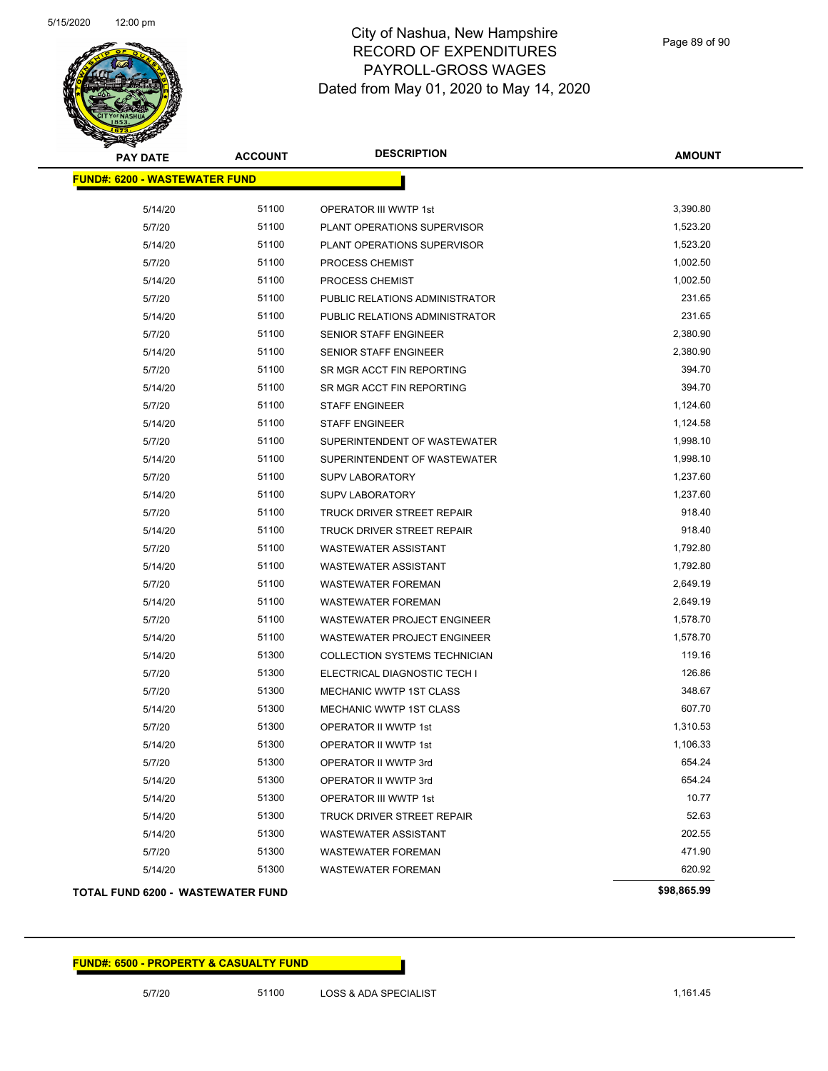City of Nashua, New Hampshire
RECORD OF EXPENDITURES
PAYROLL-GROSS WAGES
Dated from May 01, 2020 to May 14, 2020

| PAY DATE | ACCOUNT | DESCRIPTION | AMOUNT |
|---|---|---|---|
| **FUND#: 6200 - WASTEWATER FUND** | | | |
| 5/14/20 | 51100 | OPERATOR III WWTP 1st | 3,390.80 |
| 5/7/20 | 51100 | PLANT OPERATIONS SUPERVISOR | 1,523.20 |
| 5/14/20 | 51100 | PLANT OPERATIONS SUPERVISOR | 1,523.20 |
| 5/7/20 | 51100 | PROCESS CHEMIST | 1,002.50 |
| 5/14/20 | 51100 | PROCESS CHEMIST | 1,002.50 |
| 5/7/20 | 51100 | PUBLIC RELATIONS ADMINISTRATOR | 231.65 |
| 5/14/20 | 51100 | PUBLIC RELATIONS ADMINISTRATOR | 231.65 |
| 5/7/20 | 51100 | SENIOR STAFF ENGINEER | 2,380.90 |
| 5/14/20 | 51100 | SENIOR STAFF ENGINEER | 2,380.90 |
| 5/7/20 | 51100 | SR MGR ACCT FIN REPORTING | 394.70 |
| 5/14/20 | 51100 | SR MGR ACCT FIN REPORTING | 394.70 |
| 5/7/20 | 51100 | STAFF ENGINEER | 1,124.60 |
| 5/14/20 | 51100 | STAFF ENGINEER | 1,124.58 |
| 5/7/20 | 51100 | SUPERINTENDENT OF WASTEWATER | 1,998.10 |
| 5/14/20 | 51100 | SUPERINTENDENT OF WASTEWATER | 1,998.10 |
| 5/7/20 | 51100 | SUPV LABORATORY | 1,237.60 |
| 5/14/20 | 51100 | SUPV LABORATORY | 1,237.60 |
| 5/7/20 | 51100 | TRUCK DRIVER STREET REPAIR | 918.40 |
| 5/14/20 | 51100 | TRUCK DRIVER STREET REPAIR | 918.40 |
| 5/7/20 | 51100 | WASTEWATER ASSISTANT | 1,792.80 |
| 5/14/20 | 51100 | WASTEWATER ASSISTANT | 1,792.80 |
| 5/7/20 | 51100 | WASTEWATER FOREMAN | 2,649.19 |
| 5/14/20 | 51100 | WASTEWATER FOREMAN | 2,649.19 |
| 5/7/20 | 51100 | WASTEWATER PROJECT ENGINEER | 1,578.70 |
| 5/14/20 | 51100 | WASTEWATER PROJECT ENGINEER | 1,578.70 |
| 5/14/20 | 51300 | COLLECTION SYSTEMS TECHNICIAN | 119.16 |
| 5/7/20 | 51300 | ELECTRICAL DIAGNOSTIC TECH I | 126.86 |
| 5/7/20 | 51300 | MECHANIC WWTP 1ST CLASS | 348.67 |
| 5/14/20 | 51300 | MECHANIC WWTP 1ST CLASS | 607.70 |
| 5/7/20 | 51300 | OPERATOR II WWTP 1st | 1,310.53 |
| 5/14/20 | 51300 | OPERATOR II WWTP 1st | 1,106.33 |
| 5/7/20 | 51300 | OPERATOR II WWTP 3rd | 654.24 |
| 5/14/20 | 51300 | OPERATOR II WWTP 3rd | 654.24 |
| 5/14/20 | 51300 | OPERATOR III WWTP 1st | 10.77 |
| 5/14/20 | 51300 | TRUCK DRIVER STREET REPAIR | 52.63 |
| 5/14/20 | 51300 | WASTEWATER ASSISTANT | 202.55 |
| 5/7/20 | 51300 | WASTEWATER FOREMAN | 471.90 |
| 5/14/20 | 51300 | WASTEWATER FOREMAN | 620.92 |
| **TOTAL FUND 6200 - WASTEWATER FUND** | | | **$98,865.99** |

| PAY DATE | ACCOUNT | DESCRIPTION | AMOUNT |
|---|---|---|---|
| **FUND#: 6500 - PROPERTY & CASUALTY FUND** | | | |
| 5/7/20 | 51100 | LOSS & ADA SPECIALIST | 1,161.45 |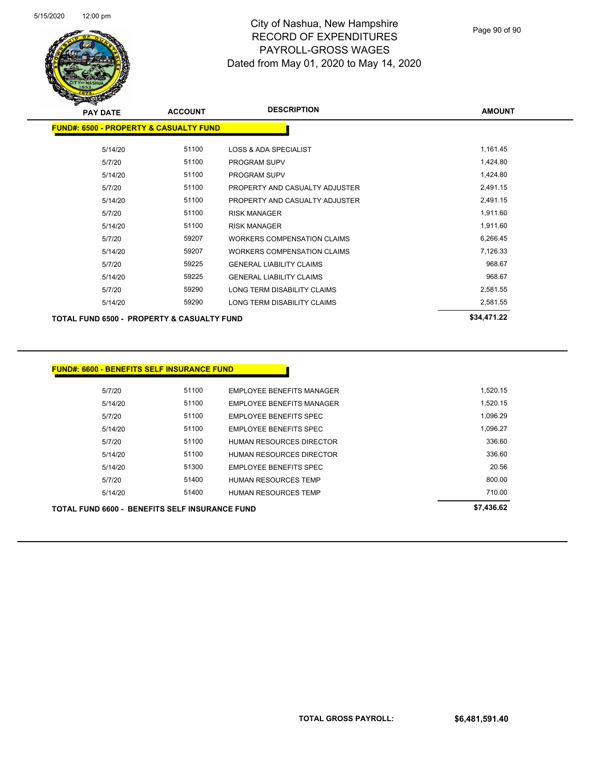# City of Nashua, New Hampshire
## RECORD OF EXPENDITURES
## PAYROLL-GROSS WAGES
## Dated from May 01, 2020 to May 14, 2020

| PAY DATE | ACCOUNT | DESCRIPTION | AMOUNT |
|---|---|---|---|
| **FUND#: 6500 - PROPERTY & CASUALTY FUND** | | | |
| 5/14/20 | 51100 | LOSS & ADA SPECIALIST | 1,161.45 |
| 5/7/20 | 51100 | PROGRAM SUPV | 1,424.80 |
| 5/14/20 | 51100 | PROGRAM SUPV | 1,424.80 |
| 5/7/20 | 51100 | PROPERTY AND CASUALTY ADJUSTER | 2,491.15 |
| 5/14/20 | 51100 | PROPERTY AND CASUALTY ADJUSTER | 2,491.15 |
| 5/7/20 | 51100 | RISK MANAGER | 1,911.60 |
| 5/14/20 | 51100 | RISK MANAGER | 1,911.60 |
| 5/7/20 | 59207 | WORKERS COMPENSATION CLAIMS | 6,266.45 |
| 5/14/20 | 59207 | WORKERS COMPENSATION CLAIMS | 7,126.33 |
| 5/7/20 | 59225 | GENERAL LIABILITY CLAIMS | 968.67 |
| 5/14/20 | 59225 | GENERAL LIABILITY CLAIMS | 968.67 |
| 5/7/20 | 59290 | LONG TERM DISABILITY CLAIMS | 2,581.55 |
| 5/14/20 | 59290 | LONG TERM DISABILITY CLAIMS | 2,581.55 |
| **TOTAL FUND 6500 - PROPERTY & CASUALTY FUND** | | | **$34,471.22** |

| PAY DATE | ACCOUNT | DESCRIPTION | AMOUNT |
|---|---|---|---|
| **FUND#: 6600 - BENEFITS SELF INSURANCE FUND** | | | |
| 5/7/20 | 51100 | EMPLOYEE BENEFITS MANAGER | 1,520.15 |
| 5/14/20 | 51100 | EMPLOYEE BENEFITS MANAGER | 1,520.15 |
| 5/7/20 | 51100 | EMPLOYEE BENEFITS SPEC | 1,096.29 |
| 5/14/20 | 51100 | EMPLOYEE BENEFITS SPEC | 1,096.27 |
| 5/7/20 | 51100 | HUMAN RESOURCES DIRECTOR | 336.60 |
| 5/14/20 | 51100 | HUMAN RESOURCES DIRECTOR | 336.60 |
| 5/14/20 | 51300 | EMPLOYEE BENEFITS SPEC | 20.56 |
| 5/7/20 | 51400 | HUMAN RESOURCES TEMP | 800.00 |
| 5/14/20 | 51400 | HUMAN RESOURCES TEMP | 710.00 |
| **TOTAL FUND 6600 - BENEFITS SELF INSURANCE FUND** | | | **$7,436.62** |

**TOTAL GROSS PAYROLL: $6,481,591.40**